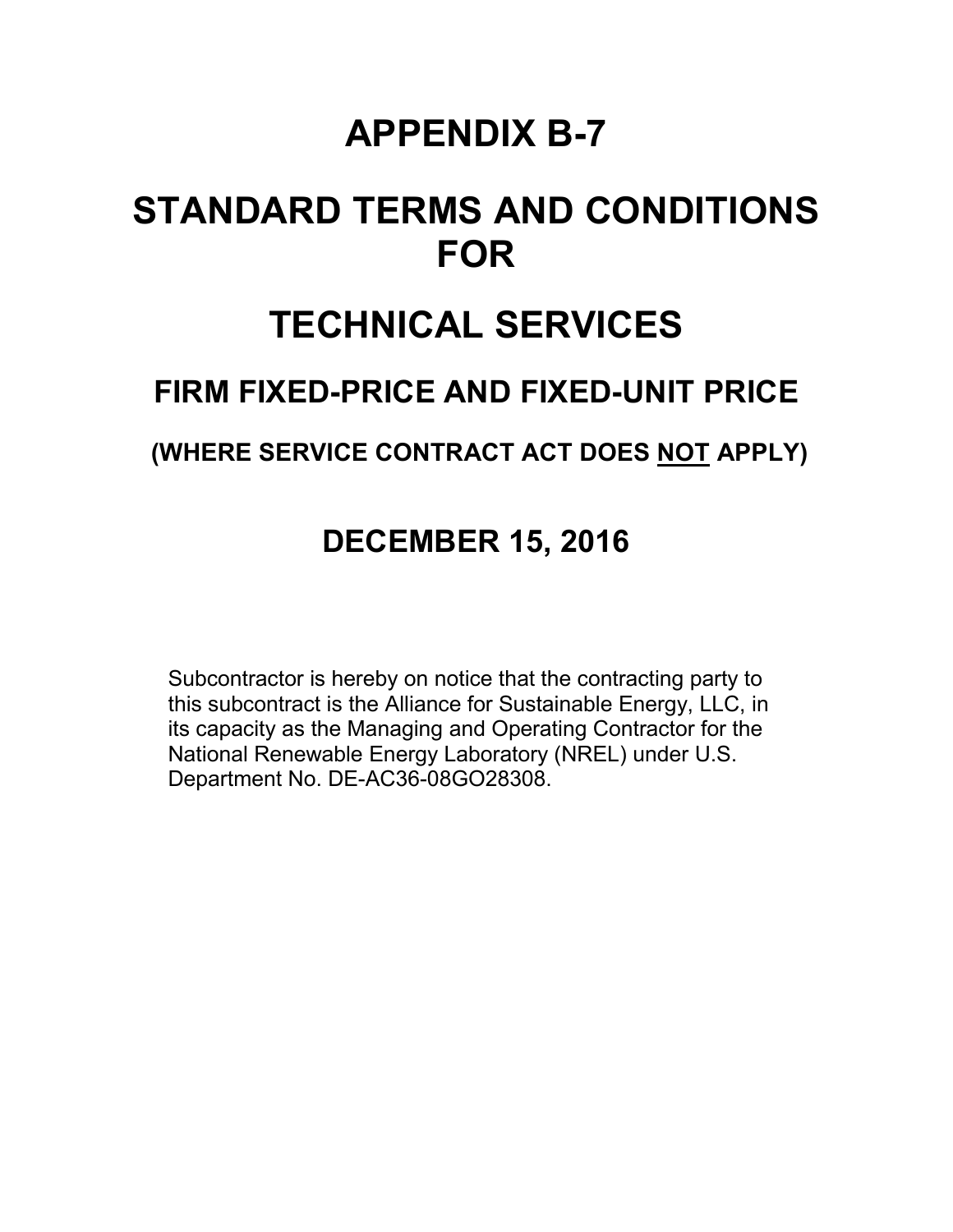# APPENDIX B-7

# STANDARD TERMS AND CONDITIONS FOR

# TECHNICAL SERVICES

## FIRM FIXED-PRICE AND FIXED-UNIT PRICE

### (WHERE SERVICE CONTRACT ACT DOES NOT APPLY)

## DECEMBER 15, 2016

Subcontractor is hereby on notice that the contracting party to this subcontract is the Alliance for Sustainable Energy, LLC, in its capacity as the Managing and Operating Contractor for the National Renewable Energy Laboratory (NREL) under U.S. Department No. DE-AC36-08GO28308.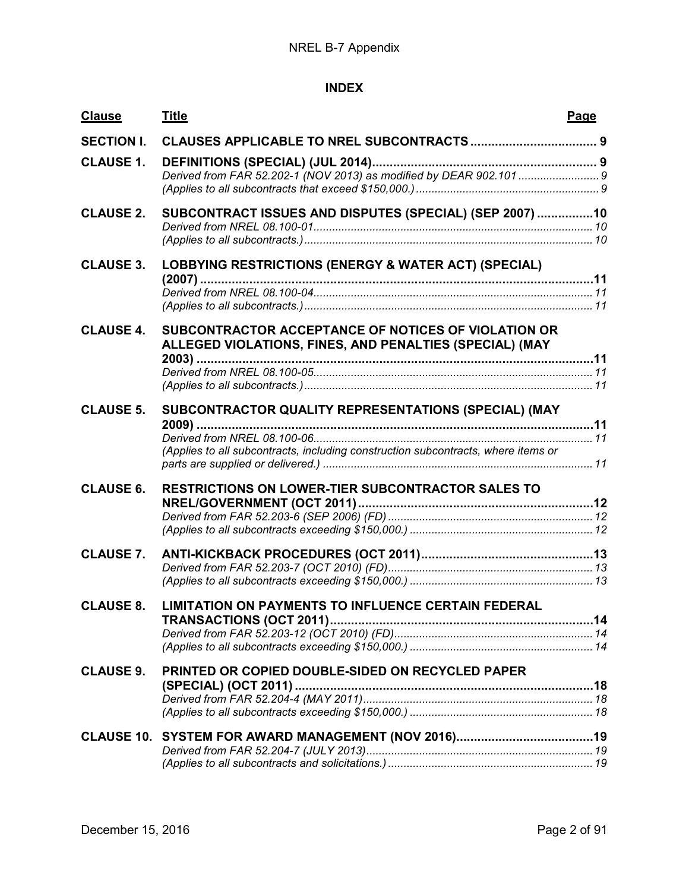**INDEX**

| Clause | Title | Page |
|---|---|---|
| **SECTION I.** | **CLAUSES APPLICABLE TO NREL SUBCONTRACTS** | **9** |
| **CLAUSE 1.** | **DEFINITIONS (SPECIAL) (JUL 2014)** | **9** |
| | *Derived from FAR 52.202-1 (NOV 2013) as modified by DEAR 902.101* | *9* |
| | *(Applies to all subcontracts that exceed $150,000.)* | *9* |
| **CLAUSE 2.** | **SUBCONTRACT ISSUES AND DISPUTES (SPECIAL) (SEP 2007)** | **10** |
| | *Derived from NREL 08.100-01* | *10* |
| | *(Applies to all subcontracts.)* | *10* |
| **CLAUSE 3.** | **LOBBYING RESTRICTIONS (ENERGY & WATER ACT) (SPECIAL) (2007)** | **11** |
| | *Derived from NREL 08.100-04* | *11* |
| | *(Applies to all subcontracts.)* | *11* |
| **CLAUSE 4.** | **SUBCONTRACTOR ACCEPTANCE OF NOTICES OF VIOLATION OR ALLEGED VIOLATIONS, FINES, AND PENALTIES (SPECIAL) (MAY 2003)** | **11** |
| | *Derived from NREL 08.100-05* | *11* |
| | *(Applies to all subcontracts.)* | *11* |
| **CLAUSE 5.** | **SUBCONTRACTOR QUALITY REPRESENTATIONS (SPECIAL) (MAY 2009)** | **11** |
| | *Derived from NREL 08.100-06* | *11* |
| | *(Applies to all subcontracts, including construction subcontracts, where items or parts are supplied or delivered.)* | *11* |
| **CLAUSE 6.** | **RESTRICTIONS ON LOWER-TIER SUBCONTRACTOR SALES TO NREL/GOVERNMENT (OCT 2011)** | **12** |
| | *Derived from FAR 52.203-6 (SEP 2006) (FD)* | *12* |
| | *(Applies to all subcontracts exceeding $150,000.)* | *12* |
| **CLAUSE 7.** | **ANTI-KICKBACK PROCEDURES (OCT 2011)** | **13** |
| | *Derived from FAR 52.203-7 (OCT 2010) (FD)* | *13* |
| | *(Applies to all subcontracts exceeding $150,000.)* | *13* |
| **CLAUSE 8.** | **LIMITATION ON PAYMENTS TO INFLUENCE CERTAIN FEDERAL TRANSACTIONS (OCT 2011)** | **14** |
| | *Derived from FAR 52.203-12 (OCT 2010) (FD)* | *14* |
| | *(Applies to all subcontracts exceeding $150,000.)* | *14* |
| **CLAUSE 9.** | **PRINTED OR COPIED DOUBLE-SIDED ON RECYCLED PAPER (SPECIAL) (OCT 2011)** | **18** |
| | *Derived from FAR 52.204-4 (MAY 2011)* | *18* |
| | *(Applies to all subcontracts exceeding $150,000.)* | *18* |
| **CLAUSE 10.** | **SYSTEM FOR AWARD MANAGEMENT (NOV 2016)** | **19** |
| | *Derived from FAR 52.204-7 (JULY 2013)* | *19* |
| | *(Applies to all subcontracts and solicitations.)* | *19* |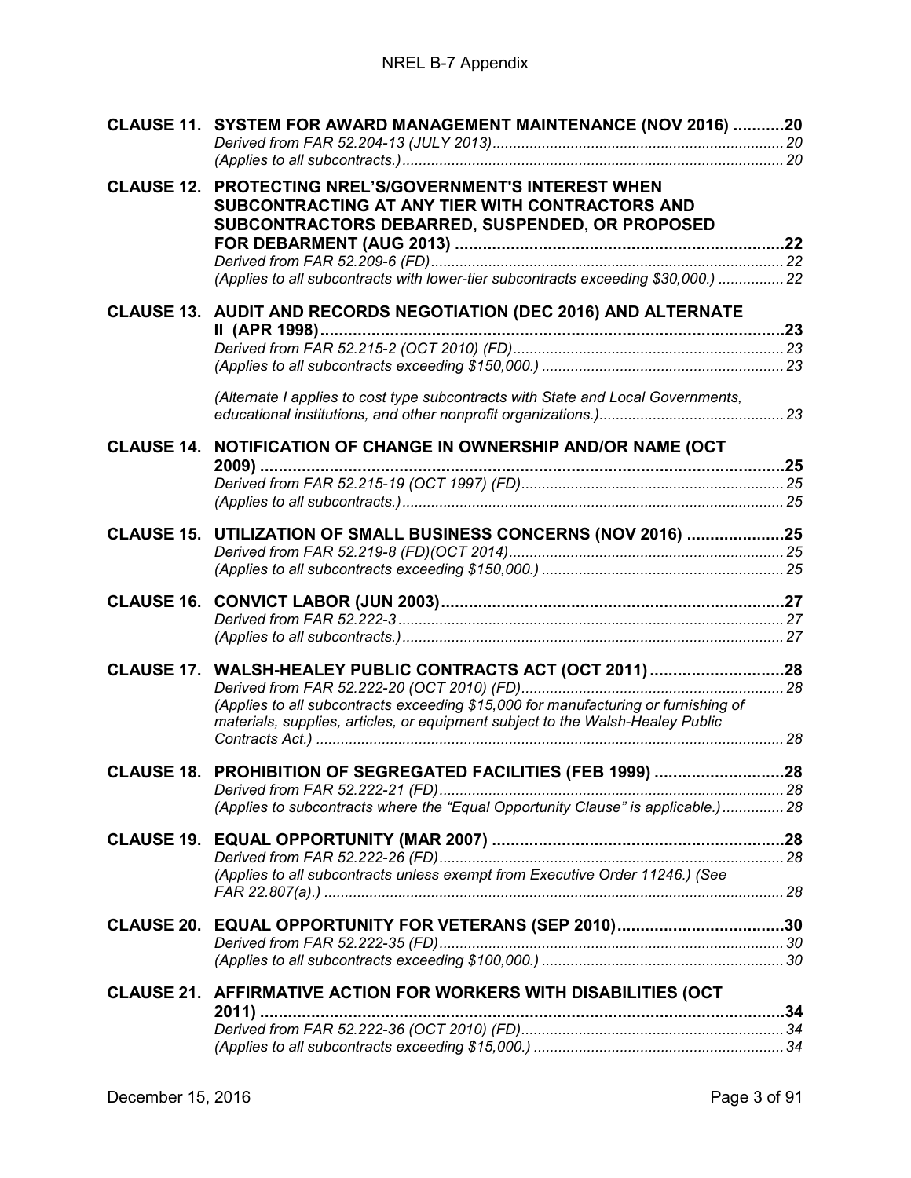**CLAUSE 11. SYSTEM FOR AWARD MANAGEMENT MAINTENANCE (NOV 2016) ...........20**
*Derived from FAR 52.204-13 (JULY 2013)...................................................................... 20*
*(Applies to all subcontracts.)............................................................................................ 20*

**CLAUSE 12. PROTECTING NREL'S/GOVERNMENT'S INTEREST WHEN SUBCONTRACTING AT ANY TIER WITH CONTRACTORS AND SUBCONTRACTORS DEBARRED, SUSPENDED, OR PROPOSED FOR DEBARMENT (AUG 2013) .......................................................................22**
*Derived from FAR 52.209-6 (FD)..................................................................................... 22*
*(Applies to all subcontracts with lower-tier subcontracts exceeding $30,000.) ................ 22*

**CLAUSE 13. AUDIT AND RECORDS NEGOTIATION (DEC 2016) AND ALTERNATE II (APR 1998)...................................................................................................23**
*Derived from FAR 52.215-2 (OCT 2010) (FD).................................................................. 23*
*(Applies to all subcontracts exceeding $150,000.) .......................................................... 23*

*(Alternate I applies to cost type subcontracts with State and Local Governments, educational institutions, and other nonprofit organizations.)............................................ 23*

**CLAUSE 14. NOTIFICATION OF CHANGE IN OWNERSHIP AND/OR NAME (OCT 2009) ..................................................................................................................25**
*Derived from FAR 52.215-19 (OCT 1997) (FD)................................................................ 25*
*(Applies to all subcontracts.)............................................................................................ 25*

**CLAUSE 15. UTILIZATION OF SMALL BUSINESS CONCERNS (NOV 2016) .....................25**
*Derived from FAR 52.219-8 (FD)(OCT 2014).................................................................. 25*
*(Applies to all subcontracts exceeding $150,000.) .......................................................... 25*

**CLAUSE 16. CONVICT LABOR (JUN 2003)..........................................................................27**
*Derived from FAR 52.222-3............................................................................................. 27*
*(Applies to all subcontracts.)............................................................................................ 27*

**CLAUSE 17. WALSH-HEALEY PUBLIC CONTRACTS ACT (OCT 2011)............................28**
*Derived from FAR 52.222-20 (OCT 2010) (FD)................................................................ 28*
*(Applies to all subcontracts exceeding $15,000 for manufacturing or furnishing of materials, supplies, articles, or equipment subject to the Walsh-Healey Public Contracts Act.) ................................................................................................................ 28*

**CLAUSE 18. PROHIBITION OF SEGREGATED FACILITIES (FEB 1999) ............................28**
*Derived from FAR 52.222-21 (FD).................................................................................... 28*
*(Applies to subcontracts where the "Equal Opportunity Clause" is applicable.)............... 28*

**CLAUSE 19. EQUAL OPPORTUNITY (MAR 2007) ...............................................................28**
*Derived from FAR 52.222-26 (FD).................................................................................... 28*
*(Applies to all subcontracts unless exempt from Executive Order 11246.) (See FAR 22.807(a).) .............................................................................................................. 28*

**CLAUSE 20. EQUAL OPPORTUNITY FOR VETERANS (SEP 2010)....................................30**
*Derived from FAR 52.222-35 (FD).................................................................................... 30*
*(Applies to all subcontracts exceeding $100,000.) .......................................................... 30*

**CLAUSE 21. AFFIRMATIVE ACTION FOR WORKERS WITH DISABILITIES (OCT 2011) ..................................................................................................................34**
*Derived from FAR 52.222-36 (OCT 2010) (FD)................................................................ 34*
*(Applies to all subcontracts exceeding $15,000.) ............................................................ 34*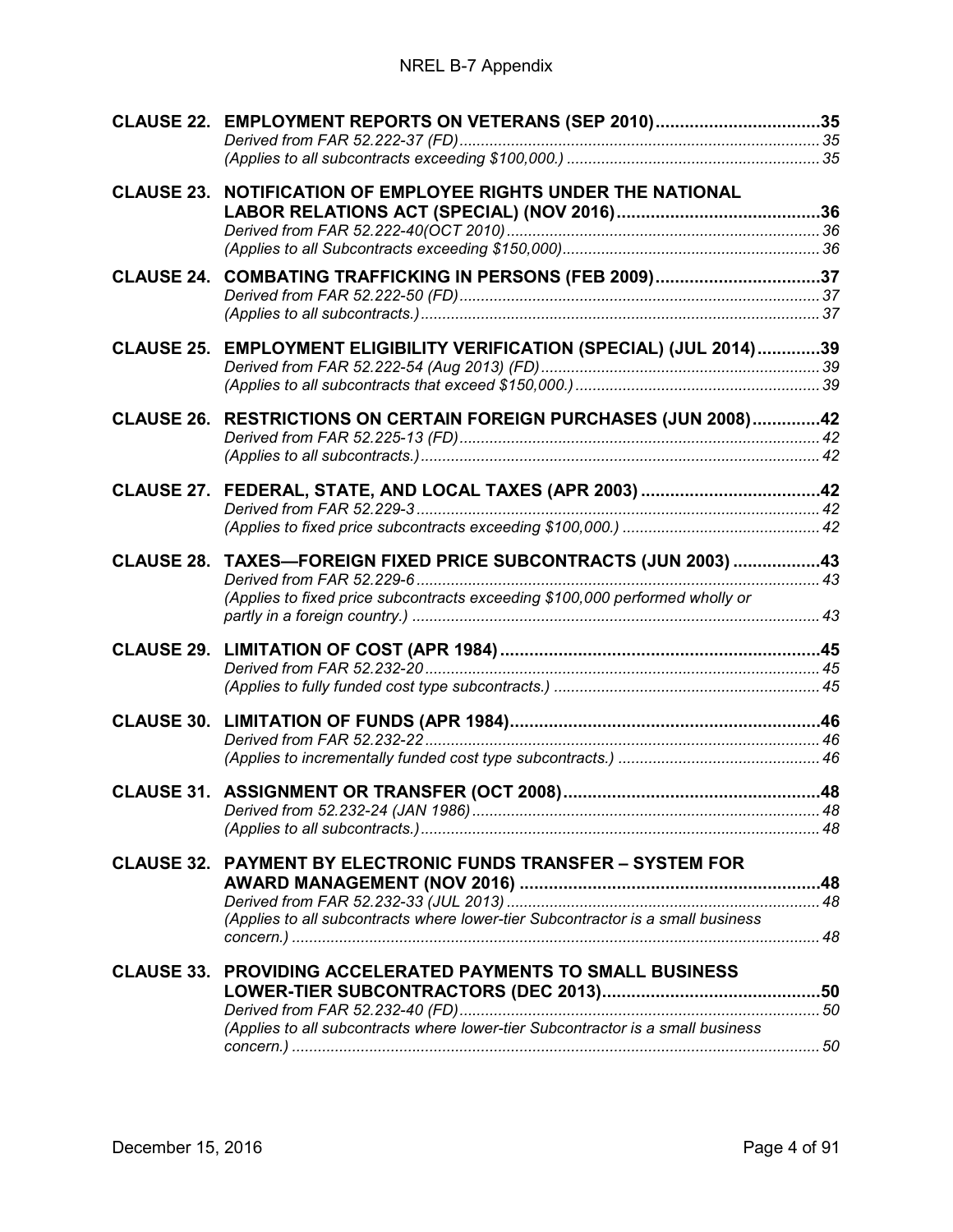**CLAUSE 22. EMPLOYMENT REPORTS ON VETERANS (SEP 2010) .................................35**
*Derived from FAR 52.222-37 (FD) ................................................................................35*
*(Applies to all subcontracts exceeding $100,000.) ..........................................................35*

**CLAUSE 23. NOTIFICATION OF EMPLOYEE RIGHTS UNDER THE NATIONAL LABOR RELATIONS ACT (SPECIAL) (NOV 2016) ..........................................36**
*Derived from FAR 52.222-40(OCT 2010) .........................................................................36*
*(Applies to all Subcontracts exceeding $150,000) ............................................................36*

**CLAUSE 24. COMBATING TRAFFICKING IN PERSONS (FEB 2009) .................................37**
*Derived from FAR 52.222-50 (FD) ....................................................................................37*
*(Applies to all subcontracts.) ............................................................................................37*

**CLAUSE 25. EMPLOYMENT ELIGIBILITY VERIFICATION (SPECIAL) (JUL 2014) .............39**
*Derived from FAR 52.222-54 (Aug 2013) (FD) .................................................................39*
*(Applies to all subcontracts that exceed $150,000.) .........................................................39*

**CLAUSE 26. RESTRICTIONS ON CERTAIN FOREIGN PURCHASES (JUN 2008) ..............42**
*Derived from FAR 52.225-13 (FD) ....................................................................................42*
*(Applies to all subcontracts.) ............................................................................................42*

**CLAUSE 27. FEDERAL, STATE, AND LOCAL TAXES (APR 2003) .....................................42**
*Derived from FAR 52.229-3 ..............................................................................................42*
*(Applies to fixed price subcontracts exceeding $100,000.) ..............................................42*

**CLAUSE 28. TAXES—FOREIGN FIXED PRICE SUBCONTRACTS (JUN 2003) .................43**
*Derived from FAR 52.229-6 ..............................................................................................43*
*(Applies to fixed price subcontracts exceeding $100,000 performed wholly or partly in a foreign country.) ..............................................................................................43*

**CLAUSE 29. LIMITATION OF COST (APR 1984) ..................................................................45**
*Derived from FAR 52.232-20 ............................................................................................45*
*(Applies to fully funded cost type subcontracts.) ..............................................................45*

**CLAUSE 30. LIMITATION OF FUNDS (APR 1984) ................................................................46**
*Derived from FAR 52.232-22 ............................................................................................46*
*(Applies to incrementally funded cost type subcontracts.) ...............................................46*

**CLAUSE 31. ASSIGNMENT OR TRANSFER (OCT 2008) .....................................................48**
*Derived from 52.232-24 (JAN 1986) .................................................................................48*
*(Applies to all subcontracts.) ............................................................................................48*

**CLAUSE 32. PAYMENT BY ELECTRONIC FUNDS TRANSFER – SYSTEM FOR AWARD MANAGEMENT (NOV 2016) ..............................................................48**
*Derived from FAR 52.232-33 (JUL 2013) .........................................................................48*
*(Applies to all subcontracts where lower-tier Subcontractor is a small business concern.) ..........................................................................................................................48*

**CLAUSE 33. PROVIDING ACCELERATED PAYMENTS TO SMALL BUSINESS LOWER-TIER SUBCONTRACTORS (DEC 2013) .............................................50**
*Derived from FAR 52.232-40 (FD) ....................................................................................50*
*(Applies to all subcontracts where lower-tier Subcontractor is a small business concern.) ..........................................................................................................................50*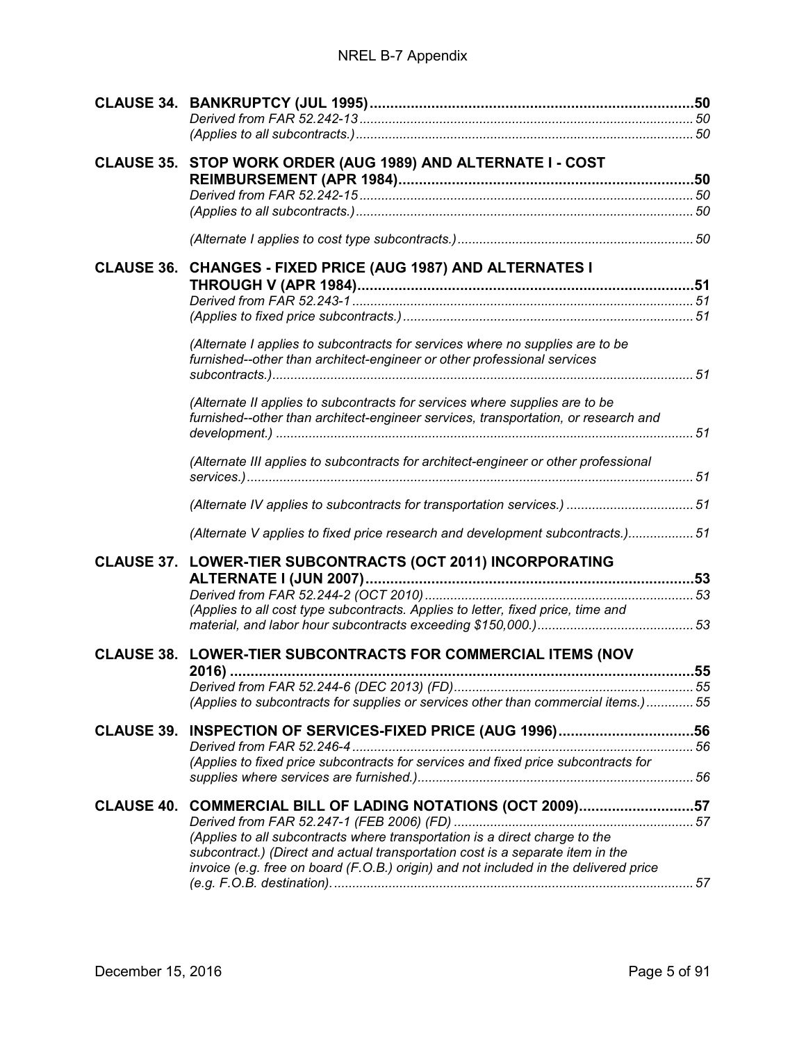**CLAUSE 34. BANKRUPTCY (JUL 1995)** .......... **50**

*Derived from FAR 52.242-13* .......... *50*

*(Applies to all subcontracts.)* .......... *50*

**CLAUSE 35. STOP WORK ORDER (AUG 1989) AND ALTERNATE I - COST REIMBURSEMENT (APR 1984)** .......... **50**

*Derived from FAR 52.242-15* .......... *50*

*(Applies to all subcontracts.)* .......... *50*

*(Alternate I applies to cost type subcontracts.)* .......... *50*

**CLAUSE 36. CHANGES - FIXED PRICE (AUG 1987) AND ALTERNATES I THROUGH V (APR 1984)** .......... **51**

*Derived from FAR 52.243-1* .......... *51*

*(Applies to fixed price subcontracts.)* .......... *51*

*(Alternate I applies to subcontracts for services where no supplies are to be furnished--other than architect-engineer or other professional services subcontracts.)* .......... *51*

*(Alternate II applies to subcontracts for services where supplies are to be furnished--other than architect-engineer services, transportation, or research and development.)* .......... *51*

*(Alternate III applies to subcontracts for architect-engineer or other professional services.)* .......... *51*

*(Alternate IV applies to subcontracts for transportation services.)* .......... *51*

*(Alternate V applies to fixed price research and development subcontracts.)* .......... *51*

**CLAUSE 37. LOWER-TIER SUBCONTRACTS (OCT 2011) INCORPORATING ALTERNATE I (JUN 2007)** .......... **53**

*Derived from FAR 52.244-2 (OCT 2010)* .......... *53*

*(Applies to all cost type subcontracts. Applies to letter, fixed price, time and material, and labor hour subcontracts exceeding $150,000.)* .......... *53*

**CLAUSE 38. LOWER-TIER SUBCONTRACTS FOR COMMERCIAL ITEMS (NOV 2016)** .......... **55**

*Derived from FAR 52.244-6 (DEC 2013) (FD)* .......... *55*

*(Applies to subcontracts for supplies or services other than commercial items.)* .......... *55*

**CLAUSE 39. INSPECTION OF SERVICES-FIXED PRICE (AUG 1996)** .......... **56**

*Derived from FAR 52.246-4* .......... *56*

*(Applies to fixed price subcontracts for services and fixed price subcontracts for supplies where services are furnished.)* .......... *56*

**CLAUSE 40. COMMERCIAL BILL OF LADING NOTATIONS (OCT 2009)** .......... **57**

*Derived from FAR 52.247-1 (FEB 2006) (FD)* .......... *57*

*(Applies to all subcontracts where transportation is a direct charge to the subcontract.) (Direct and actual transportation cost is a separate item in the invoice (e.g. free on board (F.O.B.) origin) and not included in the delivered price (e.g. F.O.B. destination).* .......... *57*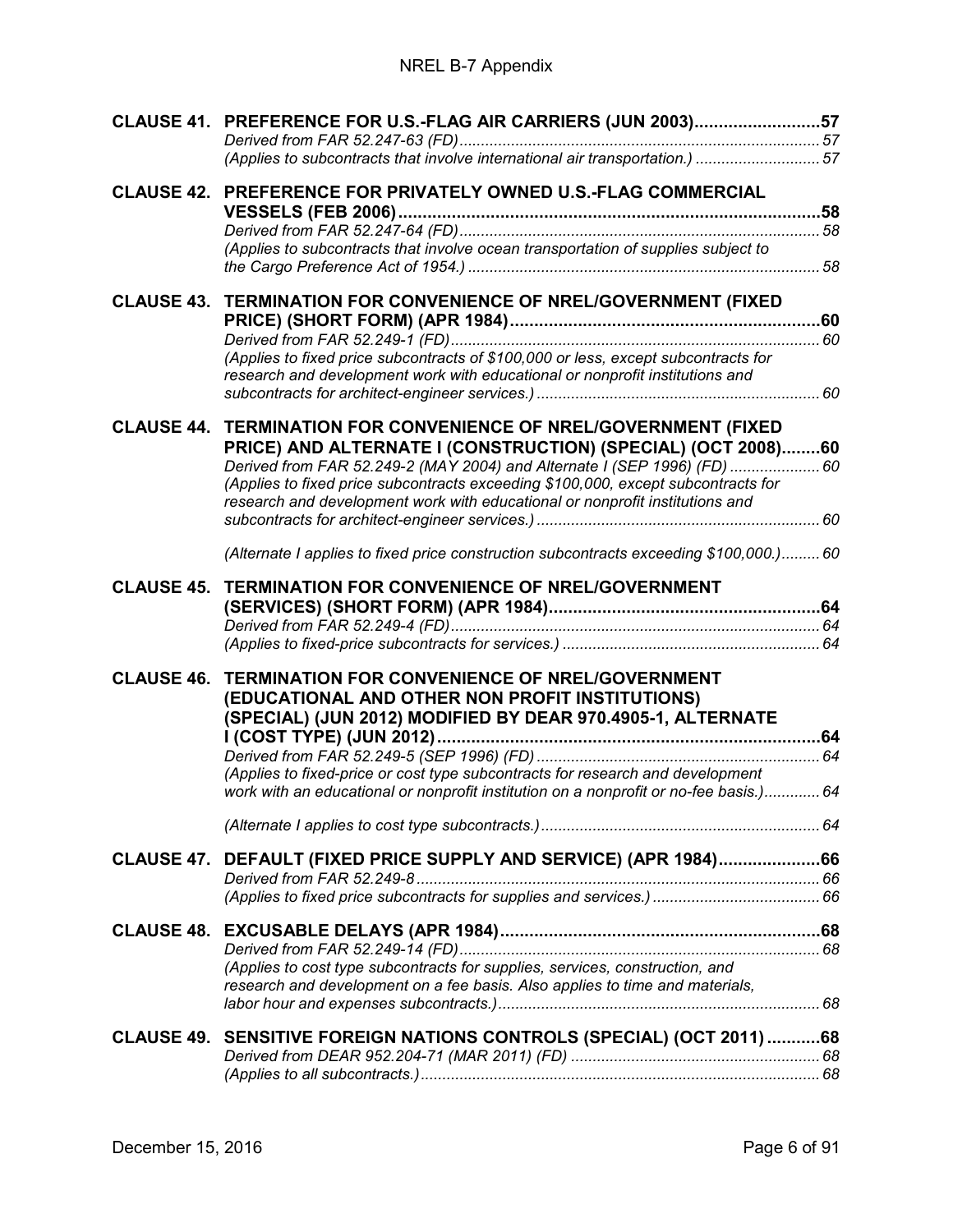**CLAUSE 41. PREFERENCE FOR U.S.-FLAG AIR CARRIERS (JUN 2003)..........................57**
*Derived from FAR 52.247-63 (FD)................................................................................... 57*
*(Applies to subcontracts that involve international air transportation.) ............................ 57*

**CLAUSE 42. PREFERENCE FOR PRIVATELY OWNED U.S.-FLAG COMMERCIAL VESSELS (FEB 2006)......................................................................................58**
*Derived from FAR 52.247-64 (FD)................................................................................... 58*
*(Applies to subcontracts that involve ocean transportation of supplies subject to the Cargo Preference Act of 1954.) ................................................................................. 58*

**CLAUSE 43. TERMINATION FOR CONVENIENCE OF NREL/GOVERNMENT (FIXED PRICE) (SHORT FORM) (APR 1984)................................................................60**
*Derived from FAR 52.249-1 (FD)..................................................................................... 60*
*(Applies to fixed price subcontracts of $100,000 or less, except subcontracts for research and development work with educational or nonprofit institutions and subcontracts for architect-engineer services.) ................................................................. 60*

**CLAUSE 44. TERMINATION FOR CONVENIENCE OF NREL/GOVERNMENT (FIXED PRICE) AND ALTERNATE I (CONSTRUCTION) (SPECIAL) (OCT 2008)........60**
*Derived from FAR 52.249-2 (MAY 2004) and Alternate I (SEP 1996) (FD) ..................... 60*
*(Applies to fixed price subcontracts exceeding $100,000, except subcontracts for research and development work with educational or nonprofit institutions and subcontracts for architect-engineer services.) ................................................................. 60*

*(Alternate I applies to fixed price construction subcontracts exceeding $100,000.)......... 60*

**CLAUSE 45. TERMINATION FOR CONVENIENCE OF NREL/GOVERNMENT (SERVICES) (SHORT FORM) (APR 1984).......................................................64**
*Derived from FAR 52.249-4 (FD)..................................................................................... 64*
*(Applies to fixed-price subcontracts for services.) ........................................................... 64*

**CLAUSE 46. TERMINATION FOR CONVENIENCE OF NREL/GOVERNMENT (EDUCATIONAL AND OTHER NON PROFIT INSTITUTIONS) (SPECIAL) (JUN 2012) MODIFIED BY DEAR 970.4905-1, ALTERNATE I (COST TYPE) (JUN 2012)..............................................................................64**
*Derived from FAR 52.249-5 (SEP 1996) (FD) ................................................................. 64*
*(Applies to fixed-price or cost type subcontracts for research and development work with an educational or nonprofit institution on a nonprofit or no-fee basis.)............. 64*

*(Alternate I applies to cost type subcontracts.)................................................................ 64*

**CLAUSE 47. DEFAULT (FIXED PRICE SUPPLY AND SERVICE) (APR 1984).....................66**
*Derived from FAR 52.249-8............................................................................................. 66*
*(Applies to fixed price subcontracts for supplies and services.) ...................................... 66*

**CLAUSE 48. EXCUSABLE DELAYS (APR 1984).................................................................68**
*Derived from FAR 52.249-14 (FD)................................................................................... 68*
*(Applies to cost type subcontracts for supplies, services, construction, and research and development on a fee basis. Also applies to time and materials, labor hour and expenses subcontracts.)........................................................................... 68*

**CLAUSE 49. SENSITIVE FOREIGN NATIONS CONTROLS (SPECIAL) (OCT 2011) ...........68**
*Derived from DEAR 952.204-71 (MAR 2011) (FD) .......................................................... 68*
*(Applies to all subcontracts.)............................................................................................ 68*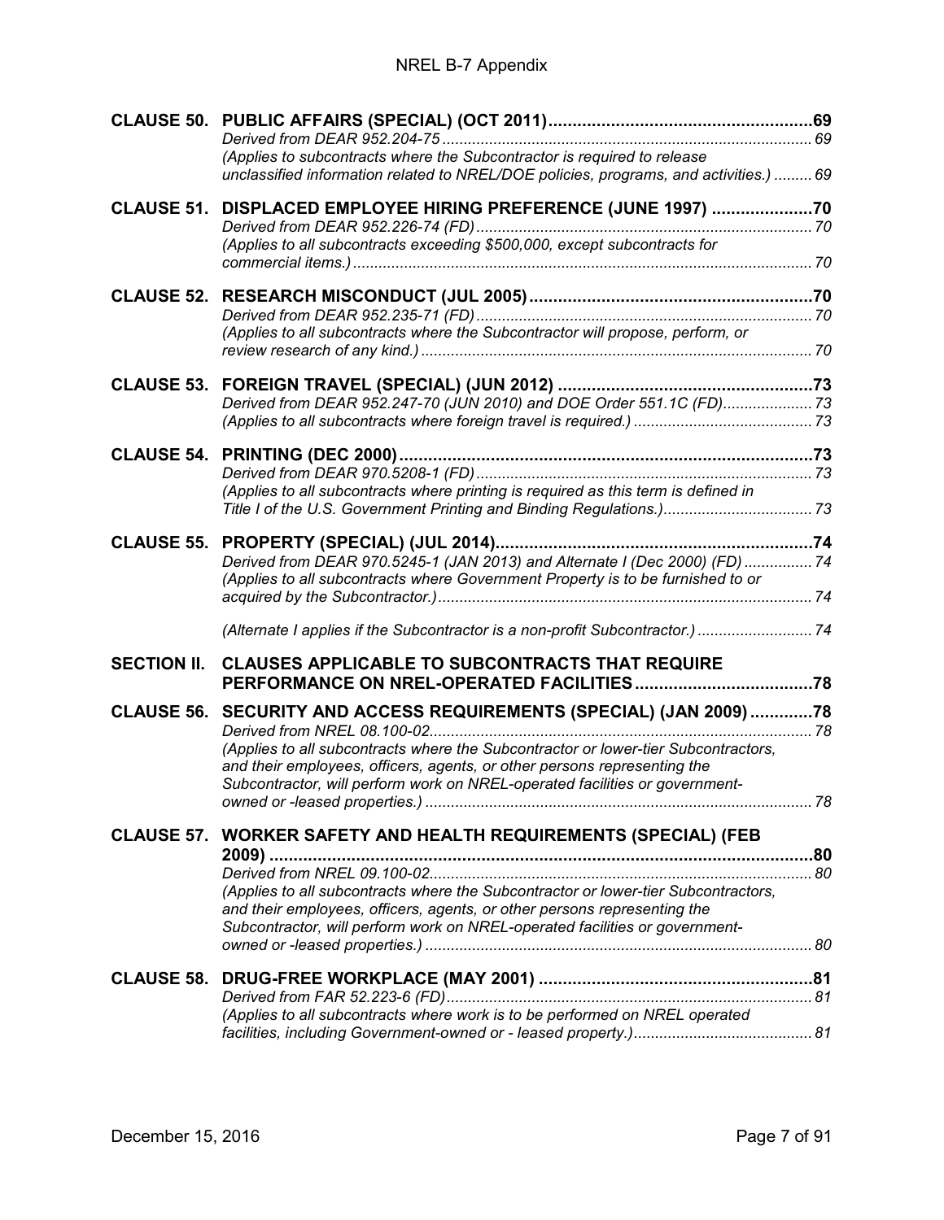**CLAUSE 50. PUBLIC AFFAIRS (SPECIAL) (OCT 2011)....................................................... 69**
*Derived from DEAR 952.204-75 ........................................................................................ 69*
*(Applies to subcontracts where the Subcontractor is required to release unclassified information related to NREL/DOE policies, programs, and activities.) ......... 69*

**CLAUSE 51. DISPLACED EMPLOYEE HIRING PREFERENCE (JUNE 1997) ..................... 70**
*Derived from DEAR 952.226-74 (FD) ............................................................................... 70*
*(Applies to all subcontracts exceeding $500,000, except subcontracts for commercial items.) ............................................................................................................ 70*

**CLAUSE 52. RESEARCH MISCONDUCT (JUL 2005) ........................................................... 70**
*Derived from DEAR 952.235-71 (FD) ............................................................................... 70*
*(Applies to all subcontracts where the Subcontractor will propose, perform, or review research of any kind.) ........................................................................................... 70*

**CLAUSE 53. FOREIGN TRAVEL (SPECIAL) (JUN 2012) ..................................................... 73**
*Derived from DEAR 952.247-70 (JUN 2010) and DOE Order 551.1C (FD) ..................... 73*
*(Applies to all subcontracts where foreign travel is required.) ......................................... 73*

**CLAUSE 54. PRINTING (DEC 2000) ....................................................................................... 73**
*Derived from DEAR 970.5208-1 (FD) ............................................................................... 73*
*(Applies to all subcontracts where printing is required as this term is defined in Title I of the U.S. Government Printing and Binding Regulations.) ................................... 73*

**CLAUSE 55. PROPERTY (SPECIAL) (JUL 2014) .................................................................. 74**
*Derived from DEAR 970.5245-1 (JAN 2013) and Alternate I (Dec 2000) (FD) ................ 74*
*(Applies to all subcontracts where Government Property is to be furnished to or acquired by the Subcontractor.) ....................................................................................... 74*

*(Alternate I applies if the Subcontractor is a non-profit Subcontractor.) ........................... 74*

**SECTION II. CLAUSES APPLICABLE TO SUBCONTRACTS THAT REQUIRE PERFORMANCE ON NREL-OPERATED FACILITIES ..................................... 78**

**CLAUSE 56. SECURITY AND ACCESS REQUIREMENTS (SPECIAL) (JAN 2009) ............. 78**
*Derived from NREL 08.100-02 .......................................................................................... 78*
*(Applies to all subcontracts where the Subcontractor or lower-tier Subcontractors, and their employees, officers, agents, or other persons representing the Subcontractor, will perform work on NREL-operated facilities or government-owned or -leased properties.) ........................................................................................... 78*

**CLAUSE 57. WORKER SAFETY AND HEALTH REQUIREMENTS (SPECIAL) (FEB 2009) ................................................................................................................. 80**
*Derived from NREL 09.100-02 .......................................................................................... 80*
*(Applies to all subcontracts where the Subcontractor or lower-tier Subcontractors, and their employees, officers, agents, or other persons representing the Subcontractor, will perform work on NREL-operated facilities or government-owned or -leased properties.) ........................................................................................... 80*

**CLAUSE 58. DRUG-FREE WORKPLACE (MAY 2001) ......................................................... 81**
*Derived from FAR 52.223-6 (FD) ...................................................................................... 81*
*(Applies to all subcontracts where work is to be performed on NREL operated facilities, including Government-owned or - leased property.) .......................................... 81*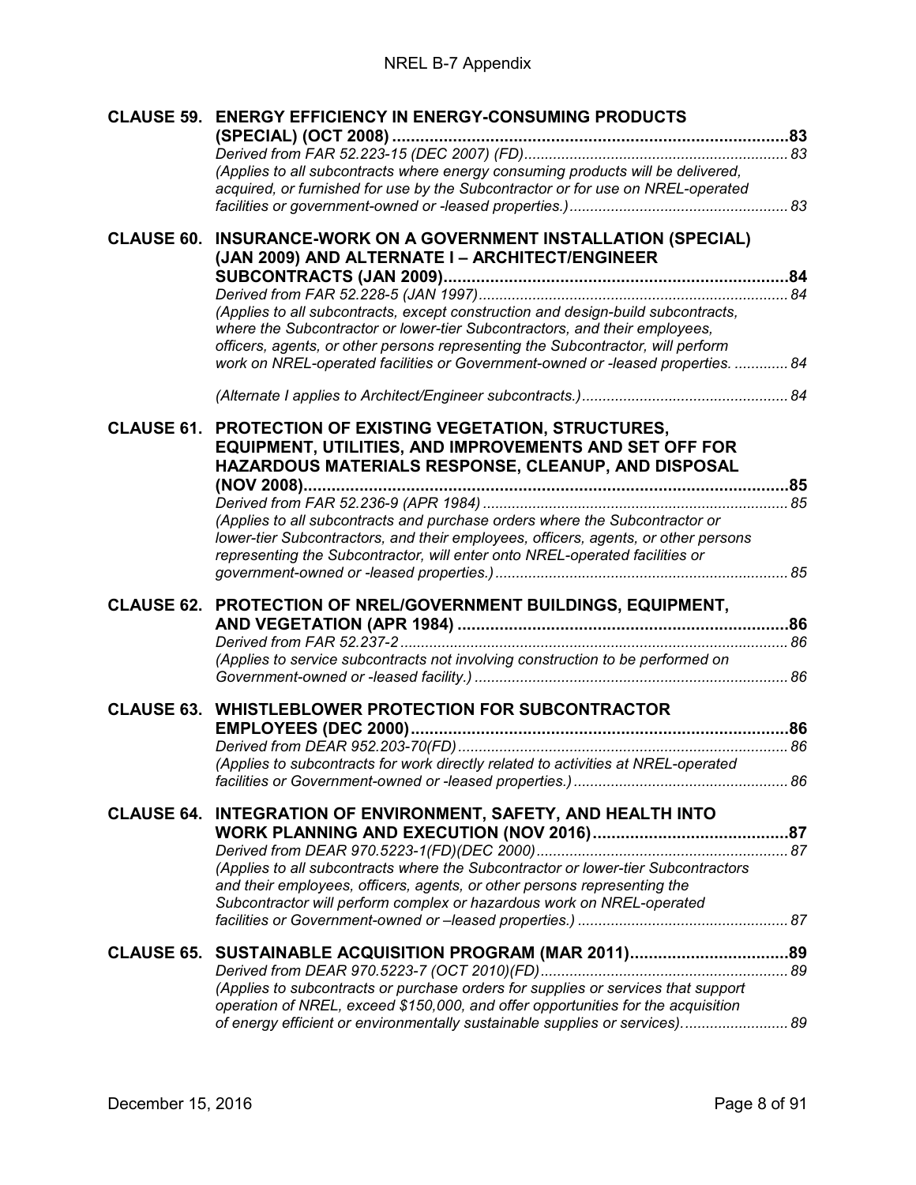**CLAUSE 59. ENERGY EFFICIENCY IN ENERGY-CONSUMING PRODUCTS (SPECIAL) (OCT 2008) ..................................................................................... 83**

*Derived from FAR 52.223-15 (DEC 2007) (FD)............................................................... 83*

*(Applies to all subcontracts where energy consuming products will be delivered, acquired, or furnished for use by the Subcontractor or for use on NREL-operated facilities or government-owned or -leased properties.)..................................................... 83*

**CLAUSE 60. INSURANCE-WORK ON A GOVERNMENT INSTALLATION (SPECIAL) (JAN 2009) AND ALTERNATE I – ARCHITECT/ENGINEER SUBCONTRACTS (JAN 2009)......................................................................... 84**

*Derived from FAR 52.228-5 (JAN 1997)........................................................................... 84*

*(Applies to all subcontracts, except construction and design-build subcontracts, where the Subcontractor or lower-tier Subcontractors, and their employees, officers, agents, or other persons representing the Subcontractor, will perform work on NREL-operated facilities or Government-owned or -leased properties. ............. 84*

*(Alternate I applies to Architect/Engineer subcontracts.)................................................. 84*

**CLAUSE 61. PROTECTION OF EXISTING VEGETATION, STRUCTURES, EQUIPMENT, UTILITIES, AND IMPROVEMENTS AND SET OFF FOR HAZARDOUS MATERIALS RESPONSE, CLEANUP, AND DISPOSAL (NOV 2008)......................................................................................................... 85**

*Derived from FAR 52.236-9 (APR 1984) .......................................................................... 85*

*(Applies to all subcontracts and purchase orders where the Subcontractor or lower-tier Subcontractors, and their employees, officers, agents, or other persons representing the Subcontractor, will enter onto NREL-operated facilities or government-owned or -leased properties.)....................................................................... 85*

**CLAUSE 62. PROTECTION OF NREL/GOVERNMENT BUILDINGS, EQUIPMENT, AND VEGETATION (APR 1984) ....................................................................... 86**

*Derived from FAR 52.237-2............................................................................................. 86*

*(Applies to service subcontracts not involving construction to be performed on Government-owned or -leased facility.) ........................................................................... 86*

**CLAUSE 63. WHISTLEBLOWER PROTECTION FOR SUBCONTRACTOR EMPLOYEES (DEC 2000).................................................................................. 86**

*Derived from DEAR 952.203-70(FD)................................................................................ 86*

*(Applies to subcontracts for work directly related to activities at NREL-operated facilities or Government-owned or -leased properties.).................................................... 86*

**CLAUSE 64. INTEGRATION OF ENVIRONMENT, SAFETY, AND HEALTH INTO WORK PLANNING AND EXECUTION (NOV 2016).......................................... 87**

*Derived from DEAR 970.5223-1(FD)(DEC 2000)............................................................. 87*

*(Applies to all subcontracts where the Subcontractor or lower-tier Subcontractors and their employees, officers, agents, or other persons representing the Subcontractor will perform complex or hazardous work on NREL-operated facilities or Government-owned or –leased properties.) .................................................. 87*

**CLAUSE 65. SUSTAINABLE ACQUISITION PROGRAM (MAR 2011).................................. 89**

*Derived from DEAR 970.5223-7 (OCT 2010)(FD)............................................................ 89*

*(Applies to subcontracts or purchase orders for supplies or services that support operation of NREL, exceed $150,000, and offer opportunities for the acquisition of energy efficient or environmentally sustainable supplies or services).......................... 89*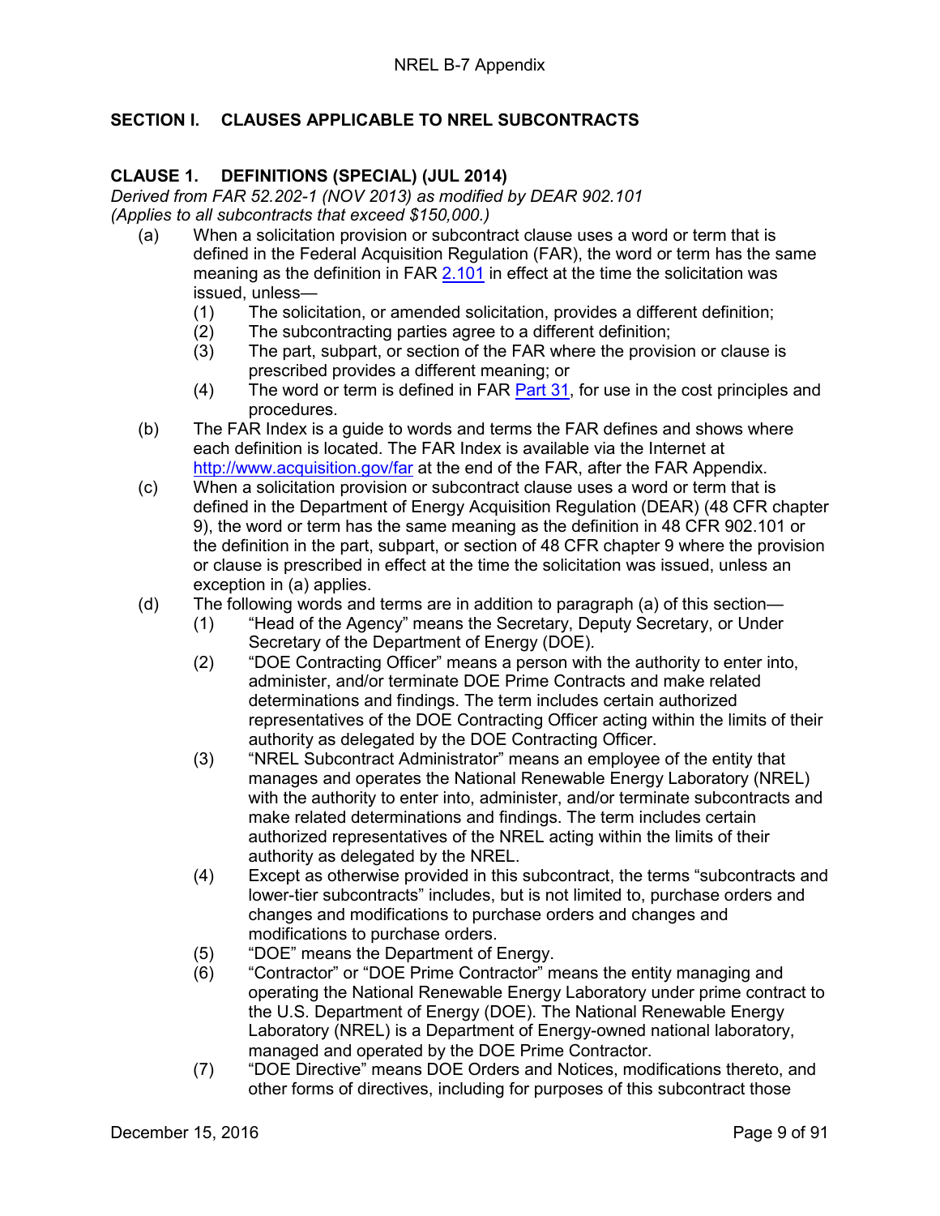## SECTION I. CLAUSES APPLICABLE TO NREL SUBCONTRACTS

### CLAUSE 1. DEFINITIONS (SPECIAL) (JUL 2014)

*Derived from FAR 52.202-1 (NOV 2013) as modified by DEAR 902.101*
*(Applies to all subcontracts that exceed $150,000.)*

(a) When a solicitation provision or subcontract clause uses a word or term that is defined in the Federal Acquisition Regulation (FAR), the word or term has the same meaning as the definition in FAR 2.101 in effect at the time the solicitation was issued, unless—

  (1) The solicitation, or amended solicitation, provides a different definition;
  (2) The subcontracting parties agree to a different definition;
  (3) The part, subpart, or section of the FAR where the provision or clause is prescribed provides a different meaning; or
  (4) The word or term is defined in FAR Part 31, for use in the cost principles and procedures.

(b) The FAR Index is a guide to words and terms the FAR defines and shows where each definition is located. The FAR Index is available via the Internet at http://www.acquisition.gov/far at the end of the FAR, after the FAR Appendix.

(c) When a solicitation provision or subcontract clause uses a word or term that is defined in the Department of Energy Acquisition Regulation (DEAR) (48 CFR chapter 9), the word or term has the same meaning as the definition in 48 CFR 902.101 or the definition in the part, subpart, or section of 48 CFR chapter 9 where the provision or clause is prescribed in effect at the time the solicitation was issued, unless an exception in (a) applies.

(d) The following words and terms are in addition to paragraph (a) of this section—

  (1) "Head of the Agency" means the Secretary, Deputy Secretary, or Under Secretary of the Department of Energy (DOE).
  (2) "DOE Contracting Officer" means a person with the authority to enter into, administer, and/or terminate DOE Prime Contracts and make related determinations and findings. The term includes certain authorized representatives of the DOE Contracting Officer acting within the limits of their authority as delegated by the DOE Contracting Officer.
  (3) "NREL Subcontract Administrator" means an employee of the entity that manages and operates the National Renewable Energy Laboratory (NREL) with the authority to enter into, administer, and/or terminate subcontracts and make related determinations and findings. The term includes certain authorized representatives of the NREL acting within the limits of their authority as delegated by the NREL.
  (4) Except as otherwise provided in this subcontract, the terms "subcontracts and lower-tier subcontracts" includes, but is not limited to, purchase orders and changes and modifications to purchase orders and changes and modifications to purchase orders.
  (5) "DOE" means the Department of Energy.
  (6) "Contractor" or "DOE Prime Contractor" means the entity managing and operating the National Renewable Energy Laboratory under prime contract to the U.S. Department of Energy (DOE). The National Renewable Energy Laboratory (NREL) is a Department of Energy-owned national laboratory, managed and operated by the DOE Prime Contractor.
  (7) "DOE Directive" means DOE Orders and Notices, modifications thereto, and other forms of directives, including for purposes of this subcontract those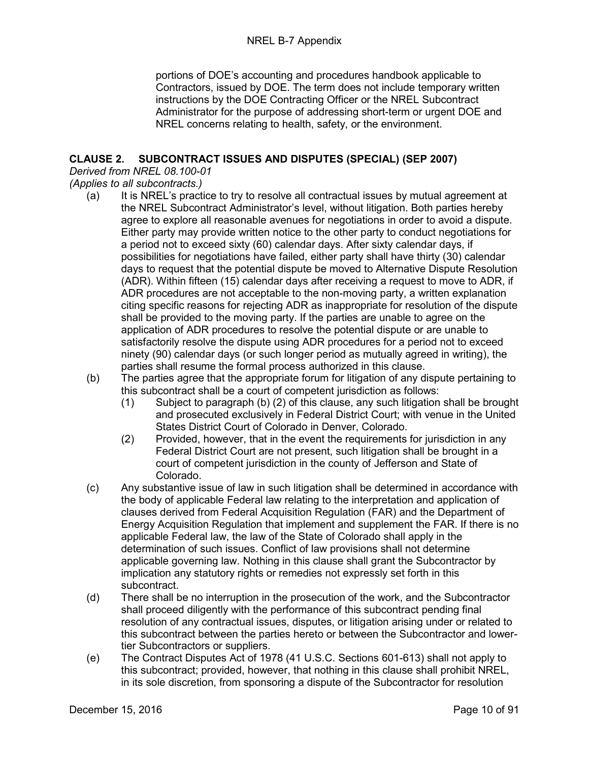portions of DOE's accounting and procedures handbook applicable to Contractors, issued by DOE. The term does not include temporary written instructions by the DOE Contracting Officer or the NREL Subcontract Administrator for the purpose of addressing short-term or urgent DOE and NREL concerns relating to health, safety, or the environment.

## CLAUSE 2. SUBCONTRACT ISSUES AND DISPUTES (SPECIAL) (SEP 2007)

*Derived from NREL 08.100-01*
*(Applies to all subcontracts.)*

(a) It is NREL's practice to try to resolve all contractual issues by mutual agreement at the NREL Subcontract Administrator's level, without litigation. Both parties hereby agree to explore all reasonable avenues for negotiations in order to avoid a dispute. Either party may provide written notice to the other party to conduct negotiations for a period not to exceed sixty (60) calendar days. After sixty calendar days, if possibilities for negotiations have failed, either party shall have thirty (30) calendar days to request that the potential dispute be moved to Alternative Dispute Resolution (ADR). Within fifteen (15) calendar days after receiving a request to move to ADR, if ADR procedures are not acceptable to the non-moving party, a written explanation citing specific reasons for rejecting ADR as inappropriate for resolution of the dispute shall be provided to the moving party. If the parties are unable to agree on the application of ADR procedures to resolve the potential dispute or are unable to satisfactorily resolve the dispute using ADR procedures for a period not to exceed ninety (90) calendar days (or such longer period as mutually agreed in writing), the parties shall resume the formal process authorized in this clause.

(b) The parties agree that the appropriate forum for litigation of any dispute pertaining to this subcontract shall be a court of competent jurisdiction as follows:

(1) Subject to paragraph (b) (2) of this clause, any such litigation shall be brought and prosecuted exclusively in Federal District Court; with venue in the United States District Court of Colorado in Denver, Colorado.

(2) Provided, however, that in the event the requirements for jurisdiction in any Federal District Court are not present, such litigation shall be brought in a court of competent jurisdiction in the county of Jefferson and State of Colorado.

(c) Any substantive issue of law in such litigation shall be determined in accordance with the body of applicable Federal law relating to the interpretation and application of clauses derived from Federal Acquisition Regulation (FAR) and the Department of Energy Acquisition Regulation that implement and supplement the FAR. If there is no applicable Federal law, the law of the State of Colorado shall apply in the determination of such issues. Conflict of law provisions shall not determine applicable governing law. Nothing in this clause shall grant the Subcontractor by implication any statutory rights or remedies not expressly set forth in this subcontract.

(d) There shall be no interruption in the prosecution of the work, and the Subcontractor shall proceed diligently with the performance of this subcontract pending final resolution of any contractual issues, disputes, or litigation arising under or related to this subcontract between the parties hereto or between the Subcontractor and lower-tier Subcontractors or suppliers.

(e) The Contract Disputes Act of 1978 (41 U.S.C. Sections 601-613) shall not apply to this subcontract; provided, however, that nothing in this clause shall prohibit NREL, in its sole discretion, from sponsoring a dispute of the Subcontractor for resolution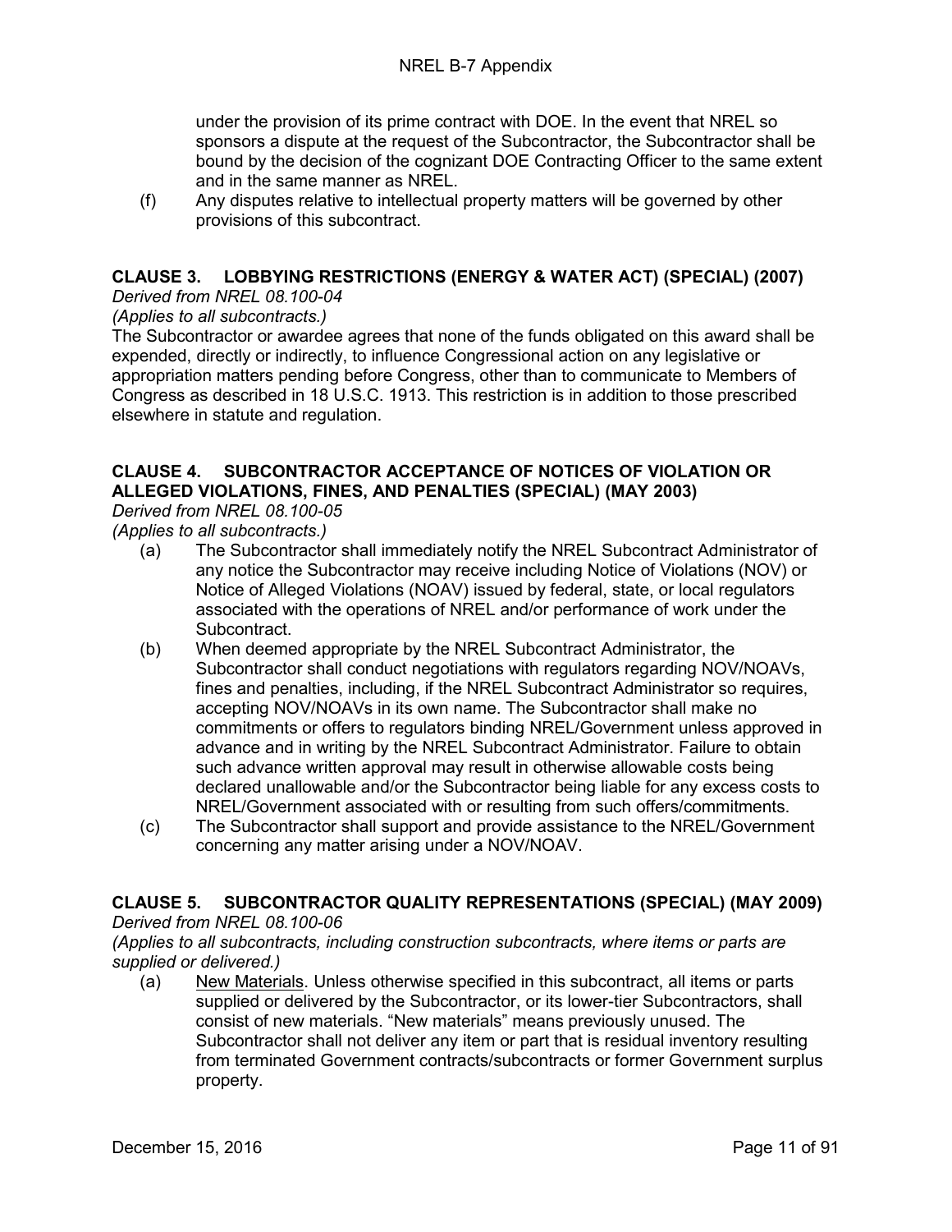under the provision of its prime contract with DOE. In the event that NREL so sponsors a dispute at the request of the Subcontractor, the Subcontractor shall be bound by the decision of the cognizant DOE Contracting Officer to the same extent and in the same manner as NREL.

(f) Any disputes relative to intellectual property matters will be governed by other provisions of this subcontract.

## CLAUSE 3. LOBBYING RESTRICTIONS (ENERGY & WATER ACT) (SPECIAL) (2007)

*Derived from NREL 08.100-04*

*(Applies to all subcontracts.)*

The Subcontractor or awardee agrees that none of the funds obligated on this award shall be expended, directly or indirectly, to influence Congressional action on any legislative or appropriation matters pending before Congress, other than to communicate to Members of Congress as described in 18 U.S.C. 1913. This restriction is in addition to those prescribed elsewhere in statute and regulation.

## CLAUSE 4. SUBCONTRACTOR ACCEPTANCE OF NOTICES OF VIOLATION OR ALLEGED VIOLATIONS, FINES, AND PENALTIES (SPECIAL) (MAY 2003)

*Derived from NREL 08.100-05*

*(Applies to all subcontracts.)*

(a) The Subcontractor shall immediately notify the NREL Subcontract Administrator of any notice the Subcontractor may receive including Notice of Violations (NOV) or Notice of Alleged Violations (NOAV) issued by federal, state, or local regulators associated with the operations of NREL and/or performance of work under the Subcontract.

(b) When deemed appropriate by the NREL Subcontract Administrator, the Subcontractor shall conduct negotiations with regulators regarding NOV/NOAVs, fines and penalties, including, if the NREL Subcontract Administrator so requires, accepting NOV/NOAVs in its own name. The Subcontractor shall make no commitments or offers to regulators binding NREL/Government unless approved in advance and in writing by the NREL Subcontract Administrator. Failure to obtain such advance written approval may result in otherwise allowable costs being declared unallowable and/or the Subcontractor being liable for any excess costs to NREL/Government associated with or resulting from such offers/commitments.

(c) The Subcontractor shall support and provide assistance to the NREL/Government concerning any matter arising under a NOV/NOAV.

## CLAUSE 5. SUBCONTRACTOR QUALITY REPRESENTATIONS (SPECIAL) (MAY 2009)

*Derived from NREL 08.100-06*

*(Applies to all subcontracts, including construction subcontracts, where items or parts are supplied or delivered.)*

(a) New Materials. Unless otherwise specified in this subcontract, all items or parts supplied or delivered by the Subcontractor, or its lower-tier Subcontractors, shall consist of new materials. "New materials" means previously unused. The Subcontractor shall not deliver any item or part that is residual inventory resulting from terminated Government contracts/subcontracts or former Government surplus property.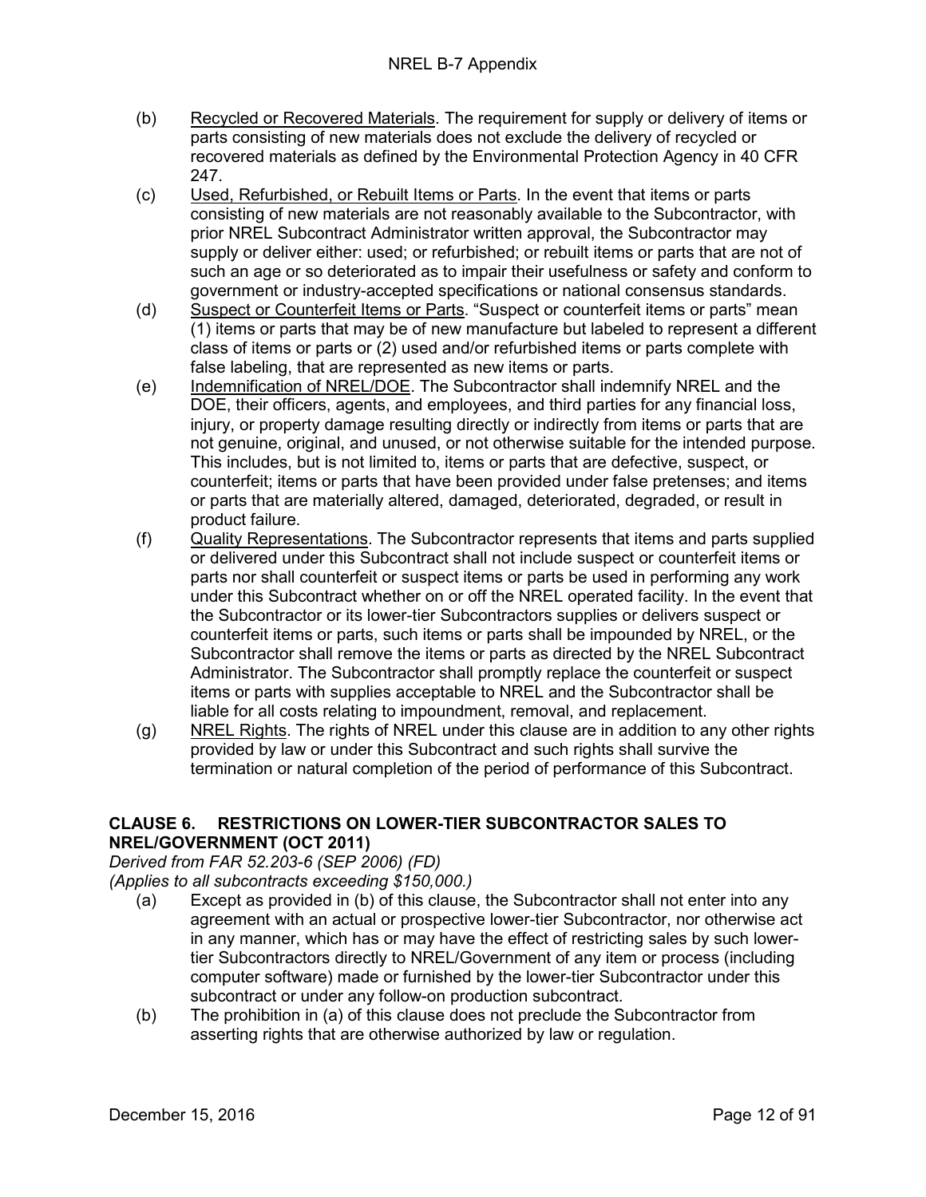(b) Recycled or Recovered Materials. The requirement for supply or delivery of items or parts consisting of new materials does not exclude the delivery of recycled or recovered materials as defined by the Environmental Protection Agency in 40 CFR 247.

(c) Used, Refurbished, or Rebuilt Items or Parts. In the event that items or parts consisting of new materials are not reasonably available to the Subcontractor, with prior NREL Subcontract Administrator written approval, the Subcontractor may supply or deliver either: used; or refurbished; or rebuilt items or parts that are not of such an age or so deteriorated as to impair their usefulness or safety and conform to government or industry-accepted specifications or national consensus standards.

(d) Suspect or Counterfeit Items or Parts. "Suspect or counterfeit items or parts" mean (1) items or parts that may be of new manufacture but labeled to represent a different class of items or parts or (2) used and/or refurbished items or parts complete with false labeling, that are represented as new items or parts.

(e) Indemnification of NREL/DOE. The Subcontractor shall indemnify NREL and the DOE, their officers, agents, and employees, and third parties for any financial loss, injury, or property damage resulting directly or indirectly from items or parts that are not genuine, original, and unused, or not otherwise suitable for the intended purpose. This includes, but is not limited to, items or parts that are defective, suspect, or counterfeit; items or parts that have been provided under false pretenses; and items or parts that are materially altered, damaged, deteriorated, degraded, or result in product failure.

(f) Quality Representations. The Subcontractor represents that items and parts supplied or delivered under this Subcontract shall not include suspect or counterfeit items or parts nor shall counterfeit or suspect items or parts be used in performing any work under this Subcontract whether on or off the NREL operated facility. In the event that the Subcontractor or its lower-tier Subcontractors supplies or delivers suspect or counterfeit items or parts, such items or parts shall be impounded by NREL, or the Subcontractor shall remove the items or parts as directed by the NREL Subcontract Administrator. The Subcontractor shall promptly replace the counterfeit or suspect items or parts with supplies acceptable to NREL and the Subcontractor shall be liable for all costs relating to impoundment, removal, and replacement.

(g) NREL Rights. The rights of NREL under this clause are in addition to any other rights provided by law or under this Subcontract and such rights shall survive the termination or natural completion of the period of performance of this Subcontract.

## CLAUSE 6. RESTRICTIONS ON LOWER-TIER SUBCONTRACTOR SALES TO NREL/GOVERNMENT (OCT 2011)

*Derived from FAR 52.203-6 (SEP 2006) (FD)*
*(Applies to all subcontracts exceeding $150,000.)*

(a) Except as provided in (b) of this clause, the Subcontractor shall not enter into any agreement with an actual or prospective lower-tier Subcontractor, nor otherwise act in any manner, which has or may have the effect of restricting sales by such lower-tier Subcontractors directly to NREL/Government of any item or process (including computer software) made or furnished by the lower-tier Subcontractor under this subcontract or under any follow-on production subcontract.

(b) The prohibition in (a) of this clause does not preclude the Subcontractor from asserting rights that are otherwise authorized by law or regulation.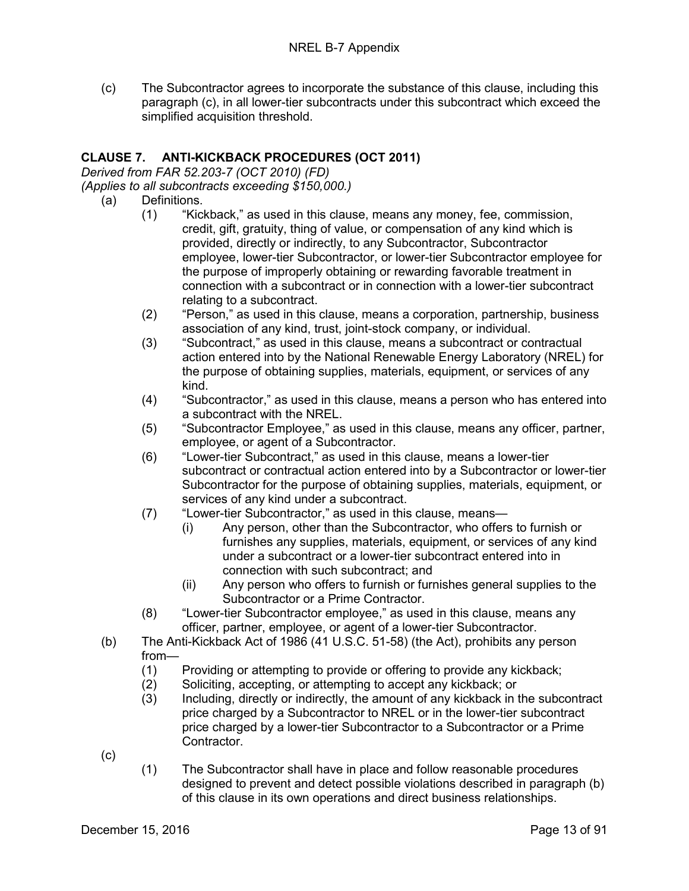(c) The Subcontractor agrees to incorporate the substance of this clause, including this paragraph (c), in all lower-tier subcontracts under this subcontract which exceed the simplified acquisition threshold.

## CLAUSE 7. ANTI-KICKBACK PROCEDURES (OCT 2011)

*Derived from FAR 52.203-7 (OCT 2010) (FD)*
*(Applies to all subcontracts exceeding $150,000.)*

(a) Definitions.

(1) "Kickback," as used in this clause, means any money, fee, commission, credit, gift, gratuity, thing of value, or compensation of any kind which is provided, directly or indirectly, to any Subcontractor, Subcontractor employee, lower-tier Subcontractor, or lower-tier Subcontractor employee for the purpose of improperly obtaining or rewarding favorable treatment in connection with a subcontract or in connection with a lower-tier subcontract relating to a subcontract.

(2) "Person," as used in this clause, means a corporation, partnership, business association of any kind, trust, joint-stock company, or individual.

(3) "Subcontract," as used in this clause, means a subcontract or contractual action entered into by the National Renewable Energy Laboratory (NREL) for the purpose of obtaining supplies, materials, equipment, or services of any kind.

(4) "Subcontractor," as used in this clause, means a person who has entered into a subcontract with the NREL.

(5) "Subcontractor Employee," as used in this clause, means any officer, partner, employee, or agent of a Subcontractor.

(6) "Lower-tier Subcontract," as used in this clause, means a lower-tier subcontract or contractual action entered into by a Subcontractor or lower-tier Subcontractor for the purpose of obtaining supplies, materials, equipment, or services of any kind under a subcontract.

(7) "Lower-tier Subcontractor," as used in this clause, means—

(i) Any person, other than the Subcontractor, who offers to furnish or furnishes any supplies, materials, equipment, or services of any kind under a subcontract or a lower-tier subcontract entered into in connection with such subcontract; and

(ii) Any person who offers to furnish or furnishes general supplies to the Subcontractor or a Prime Contractor.

(8) "Lower-tier Subcontractor employee," as used in this clause, means any officer, partner, employee, or agent of a lower-tier Subcontractor.

(b) The Anti-Kickback Act of 1986 (41 U.S.C. 51-58) (the Act), prohibits any person from—

(1) Providing or attempting to provide or offering to provide any kickback;

(2) Soliciting, accepting, or attempting to accept any kickback; or

(3) Including, directly or indirectly, the amount of any kickback in the subcontract price charged by a Subcontractor to NREL or in the lower-tier subcontract price charged by a lower-tier Subcontractor to a Subcontractor or a Prime Contractor.

(c)

(1) The Subcontractor shall have in place and follow reasonable procedures designed to prevent and detect possible violations described in paragraph (b) of this clause in its own operations and direct business relationships.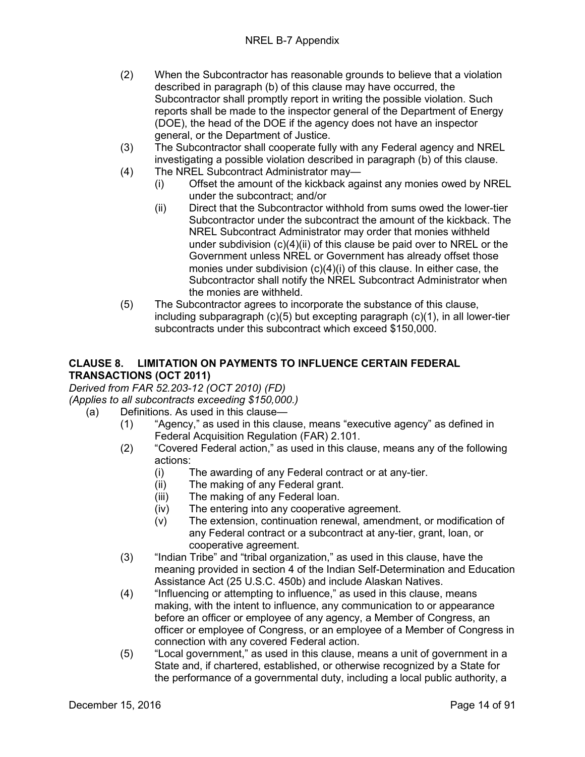(2) When the Subcontractor has reasonable grounds to believe that a violation described in paragraph (b) of this clause may have occurred, the Subcontractor shall promptly report in writing the possible violation. Such reports shall be made to the inspector general of the Department of Energy (DOE), the head of the DOE if the agency does not have an inspector general, or the Department of Justice.

(3) The Subcontractor shall cooperate fully with any Federal agency and NREL investigating a possible violation described in paragraph (b) of this clause.

(4) The NREL Subcontract Administrator may—

  (i) Offset the amount of the kickback against any monies owed by NREL under the subcontract; and/or

  (ii) Direct that the Subcontractor withhold from sums owed the lower-tier Subcontractor under the subcontract the amount of the kickback. The NREL Subcontract Administrator may order that monies withheld under subdivision (c)(4)(ii) of this clause be paid over to NREL or the Government unless NREL or Government has already offset those monies under subdivision (c)(4)(i) of this clause. In either case, the Subcontractor shall notify the NREL Subcontract Administrator when the monies are withheld.

(5) The Subcontractor agrees to incorporate the substance of this clause, including subparagraph (c)(5) but excepting paragraph (c)(1), in all lower-tier subcontracts under this subcontract which exceed $150,000.

### CLAUSE 8. LIMITATION ON PAYMENTS TO INFLUENCE CERTAIN FEDERAL TRANSACTIONS (OCT 2011)

*Derived from FAR 52.203-12 (OCT 2010) (FD)*
*(Applies to all subcontracts exceeding $150,000.)*

(a) Definitions. As used in this clause—

  (1) "Agency," as used in this clause, means "executive agency" as defined in Federal Acquisition Regulation (FAR) 2.101.

  (2) "Covered Federal action," as used in this clause, means any of the following actions:

    (i) The awarding of any Federal contract or at any-tier.

    (ii) The making of any Federal grant.

    (iii) The making of any Federal loan.

    (iv) The entering into any cooperative agreement.

    (v) The extension, continuation renewal, amendment, or modification of any Federal contract or a subcontract at any-tier, grant, loan, or cooperative agreement.

  (3) "Indian Tribe" and "tribal organization," as used in this clause, have the meaning provided in section 4 of the Indian Self-Determination and Education Assistance Act (25 U.S.C. 450b) and include Alaskan Natives.

  (4) "Influencing or attempting to influence," as used in this clause, means making, with the intent to influence, any communication to or appearance before an officer or employee of any agency, a Member of Congress, an officer or employee of Congress, or an employee of a Member of Congress in connection with any covered Federal action.

  (5) "Local government," as used in this clause, means a unit of government in a State and, if chartered, established, or otherwise recognized by a State for the performance of a governmental duty, including a local public authority, a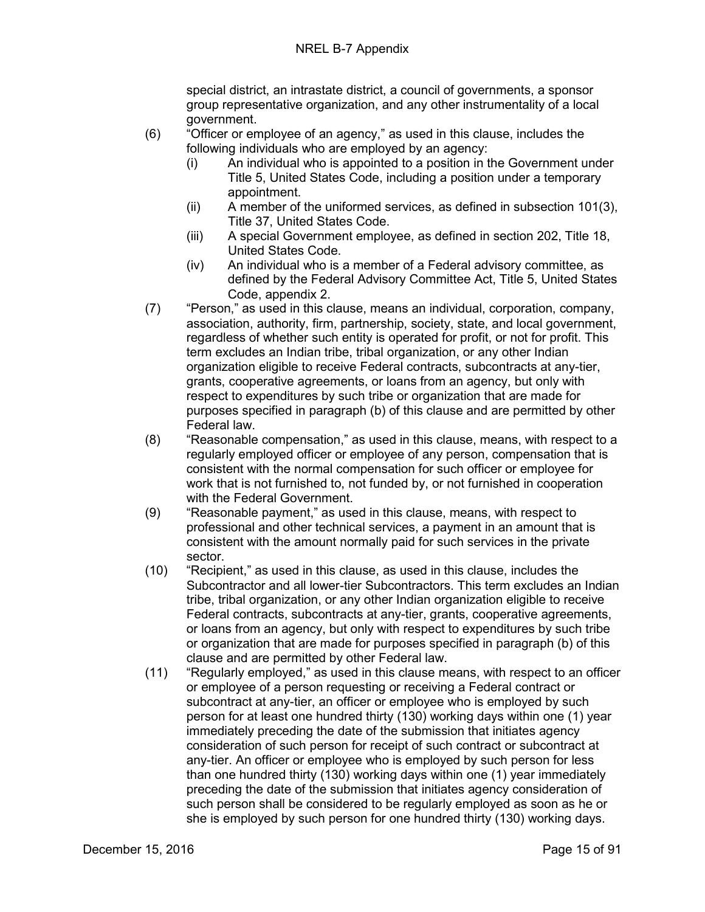special district, an intrastate district, a council of governments, a sponsor group representative organization, and any other instrumentality of a local government.

(6) "Officer or employee of an agency," as used in this clause, includes the following individuals who are employed by an agency:

   (i) An individual who is appointed to a position in the Government under Title 5, United States Code, including a position under a temporary appointment.

   (ii) A member of the uniformed services, as defined in subsection 101(3), Title 37, United States Code.

   (iii) A special Government employee, as defined in section 202, Title 18, United States Code.

   (iv) An individual who is a member of a Federal advisory committee, as defined by the Federal Advisory Committee Act, Title 5, United States Code, appendix 2.

(7) "Person," as used in this clause, means an individual, corporation, company, association, authority, firm, partnership, society, state, and local government, regardless of whether such entity is operated for profit, or not for profit. This term excludes an Indian tribe, tribal organization, or any other Indian organization eligible to receive Federal contracts, subcontracts at any-tier, grants, cooperative agreements, or loans from an agency, but only with respect to expenditures by such tribe or organization that are made for purposes specified in paragraph (b) of this clause and are permitted by other Federal law.

(8) "Reasonable compensation," as used in this clause, means, with respect to a regularly employed officer or employee of any person, compensation that is consistent with the normal compensation for such officer or employee for work that is not furnished to, not funded by, or not furnished in cooperation with the Federal Government.

(9) "Reasonable payment," as used in this clause, means, with respect to professional and other technical services, a payment in an amount that is consistent with the amount normally paid for such services in the private sector.

(10) "Recipient," as used in this clause, as used in this clause, includes the Subcontractor and all lower-tier Subcontractors. This term excludes an Indian tribe, tribal organization, or any other Indian organization eligible to receive Federal contracts, subcontracts at any-tier, grants, cooperative agreements, or loans from an agency, but only with respect to expenditures by such tribe or organization that are made for purposes specified in paragraph (b) of this clause and are permitted by other Federal law.

(11) "Regularly employed," as used in this clause means, with respect to an officer or employee of a person requesting or receiving a Federal contract or subcontract at any-tier, an officer or employee who is employed by such person for at least one hundred thirty (130) working days within one (1) year immediately preceding the date of the submission that initiates agency consideration of such person for receipt of such contract or subcontract at any-tier. An officer or employee who is employed by such person for less than one hundred thirty (130) working days within one (1) year immediately preceding the date of the submission that initiates agency consideration of such person shall be considered to be regularly employed as soon as he or she is employed by such person for one hundred thirty (130) working days.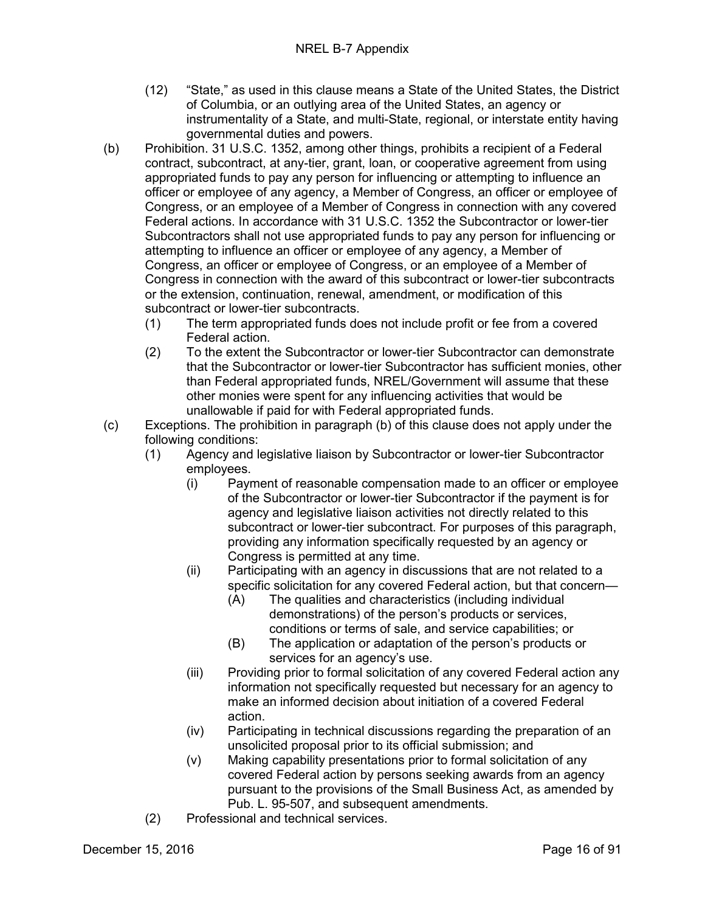(12) "State," as used in this clause means a State of the United States, the District of Columbia, or an outlying area of the United States, an agency or instrumentality of a State, and multi-State, regional, or interstate entity having governmental duties and powers.

(b) Prohibition. 31 U.S.C. 1352, among other things, prohibits a recipient of a Federal contract, subcontract, at any-tier, grant, loan, or cooperative agreement from using appropriated funds to pay any person for influencing or attempting to influence an officer or employee of any agency, a Member of Congress, an officer or employee of Congress, or an employee of a Member of Congress in connection with any covered Federal actions. In accordance with 31 U.S.C. 1352 the Subcontractor or lower-tier Subcontractors shall not use appropriated funds to pay any person for influencing or attempting to influence an officer or employee of any agency, a Member of Congress, an officer or employee of Congress, or an employee of a Member of Congress in connection with the award of this subcontract or lower-tier subcontracts or the extension, continuation, renewal, amendment, or modification of this subcontract or lower-tier subcontracts.

(1) The term appropriated funds does not include profit or fee from a covered Federal action.

(2) To the extent the Subcontractor or lower-tier Subcontractor can demonstrate that the Subcontractor or lower-tier Subcontractor has sufficient monies, other than Federal appropriated funds, NREL/Government will assume that these other monies were spent for any influencing activities that would be unallowable if paid for with Federal appropriated funds.

(c) Exceptions. The prohibition in paragraph (b) of this clause does not apply under the following conditions:

(1) Agency and legislative liaison by Subcontractor or lower-tier Subcontractor employees.

(i) Payment of reasonable compensation made to an officer or employee of the Subcontractor or lower-tier Subcontractor if the payment is for agency and legislative liaison activities not directly related to this subcontract or lower-tier subcontract. For purposes of this paragraph, providing any information specifically requested by an agency or Congress is permitted at any time.

(ii) Participating with an agency in discussions that are not related to a specific solicitation for any covered Federal action, but that concern—

(A) The qualities and characteristics (including individual demonstrations) of the person's products or services, conditions or terms of sale, and service capabilities; or

(B) The application or adaptation of the person's products or services for an agency's use.

(iii) Providing prior to formal solicitation of any covered Federal action any information not specifically requested but necessary for an agency to make an informed decision about initiation of a covered Federal action.

(iv) Participating in technical discussions regarding the preparation of an unsolicited proposal prior to its official submission; and

(v) Making capability presentations prior to formal solicitation of any covered Federal action by persons seeking awards from an agency pursuant to the provisions of the Small Business Act, as amended by Pub. L. 95-507, and subsequent amendments.

(2) Professional and technical services.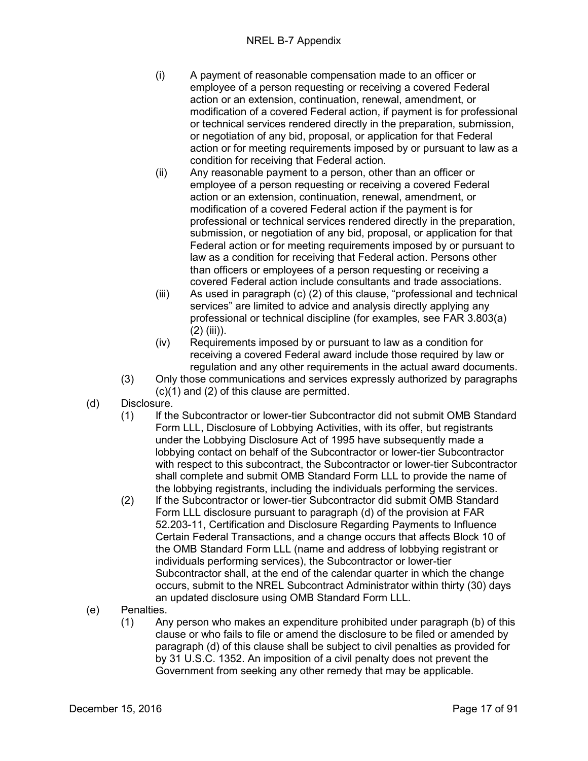(i) A payment of reasonable compensation made to an officer or employee of a person requesting or receiving a covered Federal action or an extension, continuation, renewal, amendment, or modification of a covered Federal action, if payment is for professional or technical services rendered directly in the preparation, submission, or negotiation of any bid, proposal, or application for that Federal action or for meeting requirements imposed by or pursuant to law as a condition for receiving that Federal action.

(ii) Any reasonable payment to a person, other than an officer or employee of a person requesting or receiving a covered Federal action or an extension, continuation, renewal, amendment, or modification of a covered Federal action if the payment is for professional or technical services rendered directly in the preparation, submission, or negotiation of any bid, proposal, or application for that Federal action or for meeting requirements imposed by or pursuant to law as a condition for receiving that Federal action. Persons other than officers or employees of a person requesting or receiving a covered Federal action include consultants and trade associations.

(iii) As used in paragraph (c) (2) of this clause, "professional and technical services" are limited to advice and analysis directly applying any professional or technical discipline (for examples, see FAR 3.803(a) (2) (iii)).

(iv) Requirements imposed by or pursuant to law as a condition for receiving a covered Federal award include those required by law or regulation and any other requirements in the actual award documents.

(3) Only those communications and services expressly authorized by paragraphs (c)(1) and (2) of this clause are permitted.

(d) Disclosure.

(1) If the Subcontractor or lower-tier Subcontractor did not submit OMB Standard Form LLL, Disclosure of Lobbying Activities, with its offer, but registrants under the Lobbying Disclosure Act of 1995 have subsequently made a lobbying contact on behalf of the Subcontractor or lower-tier Subcontractor with respect to this subcontract, the Subcontractor or lower-tier Subcontractor shall complete and submit OMB Standard Form LLL to provide the name of the lobbying registrants, including the individuals performing the services.

(2) If the Subcontractor or lower-tier Subcontractor did submit OMB Standard Form LLL disclosure pursuant to paragraph (d) of the provision at FAR 52.203-11, Certification and Disclosure Regarding Payments to Influence Certain Federal Transactions, and a change occurs that affects Block 10 of the OMB Standard Form LLL (name and address of lobbying registrant or individuals performing services), the Subcontractor or lower-tier Subcontractor shall, at the end of the calendar quarter in which the change occurs, submit to the NREL Subcontract Administrator within thirty (30) days an updated disclosure using OMB Standard Form LLL.

(e) Penalties.

(1) Any person who makes an expenditure prohibited under paragraph (b) of this clause or who fails to file or amend the disclosure to be filed or amended by paragraph (d) of this clause shall be subject to civil penalties as provided for by 31 U.S.C. 1352. An imposition of a civil penalty does not prevent the Government from seeking any other remedy that may be applicable.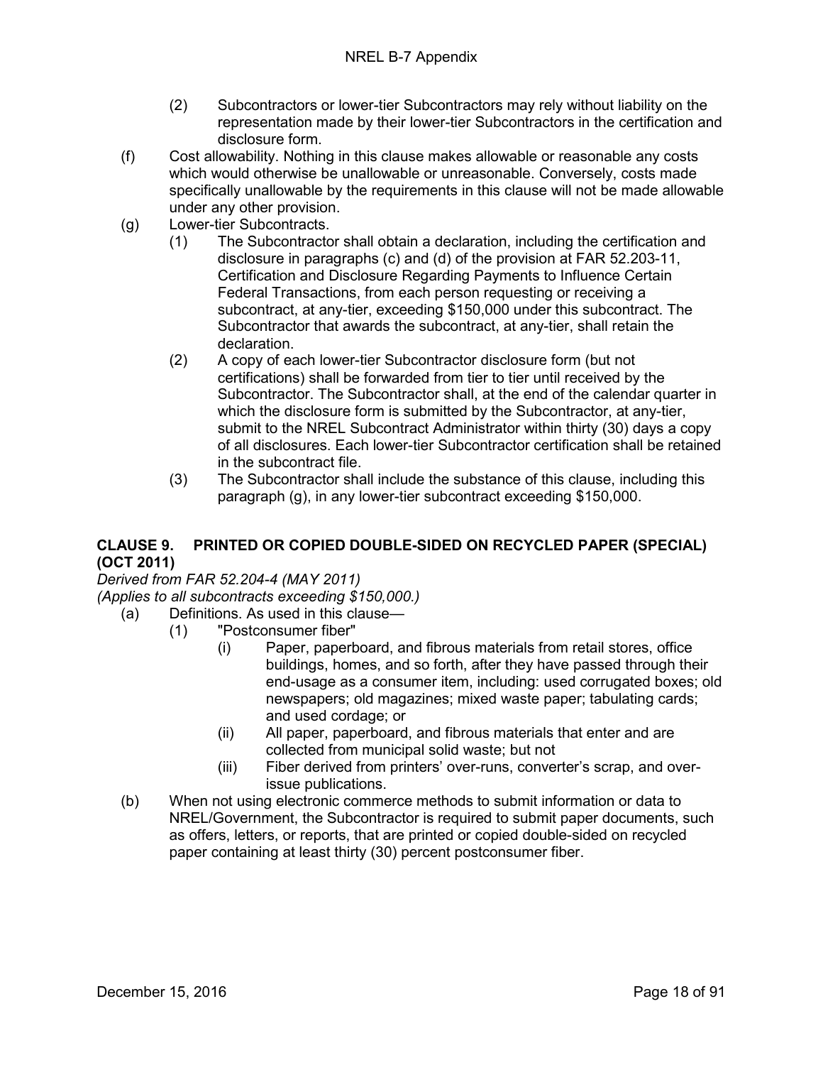(2) Subcontractors or lower-tier Subcontractors may rely without liability on the representation made by their lower-tier Subcontractors in the certification and disclosure form.

(f) Cost allowability. Nothing in this clause makes allowable or reasonable any costs which would otherwise be unallowable or unreasonable. Conversely, costs made specifically unallowable by the requirements in this clause will not be made allowable under any other provision.

(g) Lower-tier Subcontracts.

(1) The Subcontractor shall obtain a declaration, including the certification and disclosure in paragraphs (c) and (d) of the provision at FAR 52.203-11, Certification and Disclosure Regarding Payments to Influence Certain Federal Transactions, from each person requesting or receiving a subcontract, at any-tier, exceeding $150,000 under this subcontract. The Subcontractor that awards the subcontract, at any-tier, shall retain the declaration.

(2) A copy of each lower-tier Subcontractor disclosure form (but not certifications) shall be forwarded from tier to tier until received by the Subcontractor. The Subcontractor shall, at the end of the calendar quarter in which the disclosure form is submitted by the Subcontractor, at any-tier, submit to the NREL Subcontract Administrator within thirty (30) days a copy of all disclosures. Each lower-tier Subcontractor certification shall be retained in the subcontract file.

(3) The Subcontractor shall include the substance of this clause, including this paragraph (g), in any lower-tier subcontract exceeding $150,000.

## CLAUSE 9. PRINTED OR COPIED DOUBLE-SIDED ON RECYCLED PAPER (SPECIAL) (OCT 2011)

*Derived from FAR 52.204-4 (MAY 2011)*
*(Applies to all subcontracts exceeding $150,000.)*

(a) Definitions. As used in this clause—

(1) "Postconsumer fiber"

(i) Paper, paperboard, and fibrous materials from retail stores, office buildings, homes, and so forth, after they have passed through their end-usage as a consumer item, including: used corrugated boxes; old newspapers; old magazines; mixed waste paper; tabulating cards; and used cordage; or

(ii) All paper, paperboard, and fibrous materials that enter and are collected from municipal solid waste; but not

(iii) Fiber derived from printers' over-runs, converter's scrap, and over-issue publications.

(b) When not using electronic commerce methods to submit information or data to NREL/Government, the Subcontractor is required to submit paper documents, such as offers, letters, or reports, that are printed or copied double-sided on recycled paper containing at least thirty (30) percent postconsumer fiber.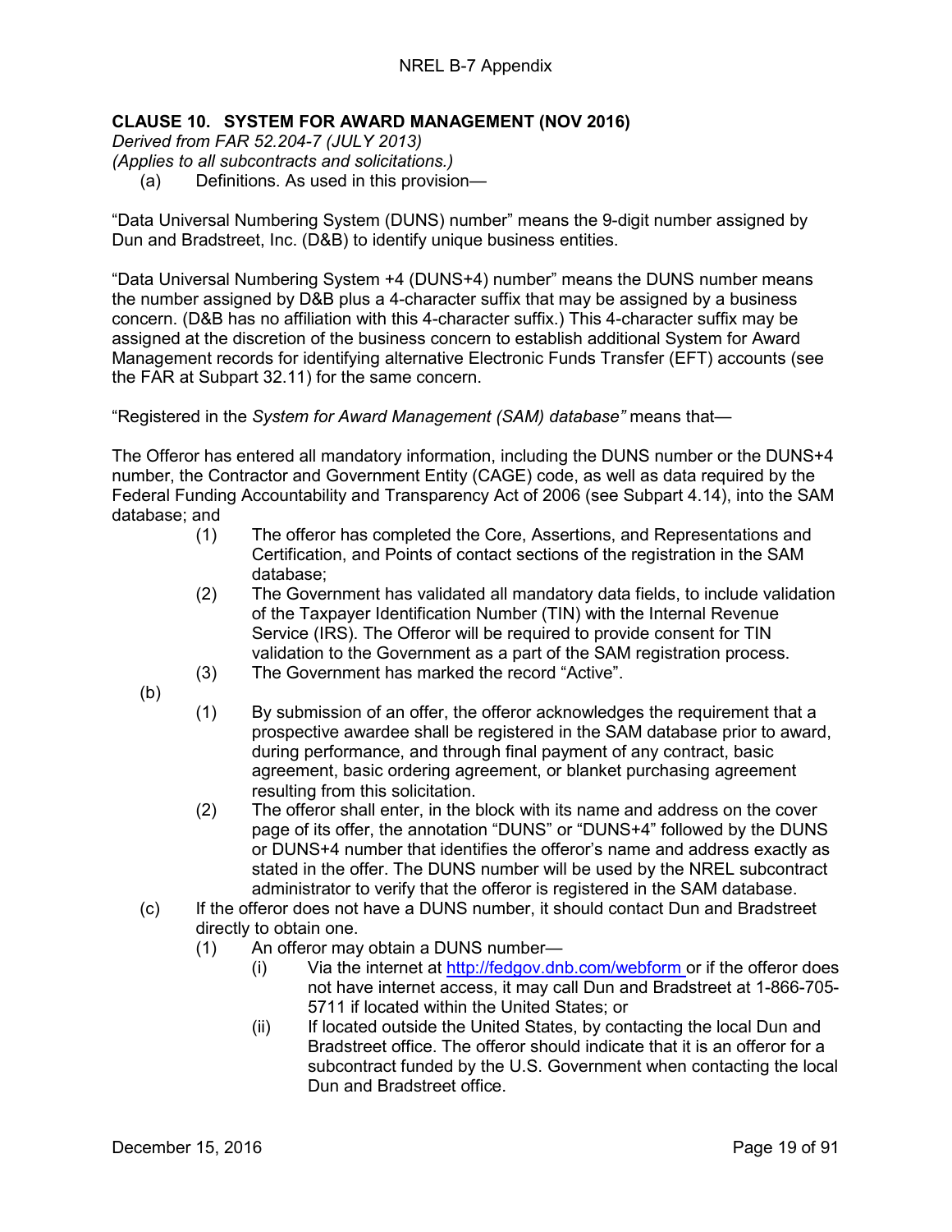**CLAUSE 10. SYSTEM FOR AWARD MANAGEMENT (NOV 2016)**

*Derived from FAR 52.204-7 (JULY 2013)*

*(Applies to all subcontracts and solicitations.)*

(a) Definitions. As used in this provision—

“Data Universal Numbering System (DUNS) number” means the 9-digit number assigned by Dun and Bradstreet, Inc. (D&B) to identify unique business entities.

“Data Universal Numbering System +4 (DUNS+4) number” means the DUNS number means the number assigned by D&B plus a 4-character suffix that may be assigned by a business concern. (D&B has no affiliation with this 4-character suffix.) This 4-character suffix may be assigned at the discretion of the business concern to establish additional System for Award Management records for identifying alternative Electronic Funds Transfer (EFT) accounts (see the FAR at Subpart 32.11) for the same concern.

“Registered in the *System for Award Management (SAM) database”* means that—

The Offeror has entered all mandatory information, including the DUNS number or the DUNS+4 number, the Contractor and Government Entity (CAGE) code, as well as data required by the Federal Funding Accountability and Transparency Act of 2006 (see Subpart 4.14), into the SAM database; and

- (1) The offeror has completed the Core, Assertions, and Representations and Certification, and Points of contact sections of the registration in the SAM database;
- (2) The Government has validated all mandatory data fields, to include validation of the Taxpayer Identification Number (TIN) with the Internal Revenue Service (IRS). The Offeror will be required to provide consent for TIN validation to the Government as a part of the SAM registration process.
- (3) The Government has marked the record “Active”.

(b)

- (1) By submission of an offer, the offeror acknowledges the requirement that a prospective awardee shall be registered in the SAM database prior to award, during performance, and through final payment of any contract, basic agreement, basic ordering agreement, or blanket purchasing agreement resulting from this solicitation.
- (2) The offeror shall enter, in the block with its name and address on the cover page of its offer, the annotation “DUNS” or “DUNS+4” followed by the DUNS or DUNS+4 number that identifies the offeror’s name and address exactly as stated in the offer. The DUNS number will be used by the NREL subcontract administrator to verify that the offeror is registered in the SAM database.

(c) If the offeror does not have a DUNS number, it should contact Dun and Bradstreet directly to obtain one.

- (1) An offeror may obtain a DUNS number—
  - (i) Via the internet at http://fedgov.dnb.com/webform or if the offeror does not have internet access, it may call Dun and Bradstreet at 1-866-705-5711 if located within the United States; or
  - (ii) If located outside the United States, by contacting the local Dun and Bradstreet office. The offeror should indicate that it is an offeror for a subcontract funded by the U.S. Government when contacting the local Dun and Bradstreet office.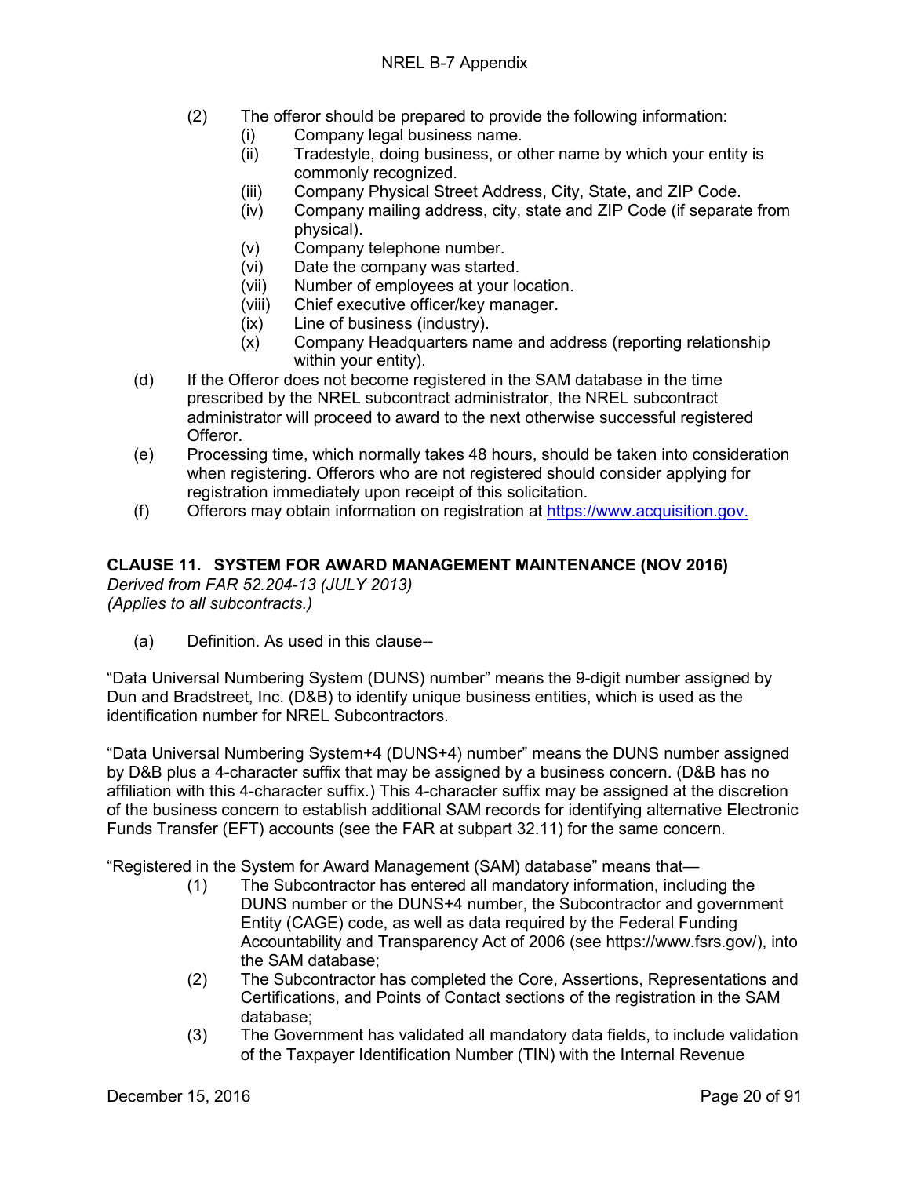(2) The offeror should be prepared to provide the following information:
   - (i) Company legal business name.
   - (ii) Tradestyle, doing business, or other name by which your entity is commonly recognized.
   - (iii) Company Physical Street Address, City, State, and ZIP Code.
   - (iv) Company mailing address, city, state and ZIP Code (if separate from physical).
   - (v) Company telephone number.
   - (vi) Date the company was started.
   - (vii) Number of employees at your location.
   - (viii) Chief executive officer/key manager.
   - (ix) Line of business (industry).
   - (x) Company Headquarters name and address (reporting relationship within your entity).

(d) If the Offeror does not become registered in the SAM database in the time prescribed by the NREL subcontract administrator, the NREL subcontract administrator will proceed to award to the next otherwise successful registered Offeror.

(e) Processing time, which normally takes 48 hours, should be taken into consideration when registering. Offerors who are not registered should consider applying for registration immediately upon receipt of this solicitation.

(f) Offerors may obtain information on registration at [https://www.acquisition.gov.](https://www.acquisition.gov)

## CLAUSE 11. SYSTEM FOR AWARD MANAGEMENT MAINTENANCE (NOV 2016)

*Derived from FAR 52.204-13 (JULY 2013)*
*(Applies to all subcontracts.)*

(a) Definition. As used in this clause--

"Data Universal Numbering System (DUNS) number" means the 9-digit number assigned by Dun and Bradstreet, Inc. (D&B) to identify unique business entities, which is used as the identification number for NREL Subcontractors.

"Data Universal Numbering System+4 (DUNS+4) number" means the DUNS number assigned by D&B plus a 4-character suffix that may be assigned by a business concern. (D&B has no affiliation with this 4-character suffix.) This 4-character suffix may be assigned at the discretion of the business concern to establish additional SAM records for identifying alternative Electronic Funds Transfer (EFT) accounts (see the FAR at subpart 32.11) for the same concern.

"Registered in the System for Award Management (SAM) database" means that—

(1) The Subcontractor has entered all mandatory information, including the DUNS number or the DUNS+4 number, the Subcontractor and government Entity (CAGE) code, as well as data required by the Federal Funding Accountability and Transparency Act of 2006 (see https://www.fsrs.gov/), into the SAM database;

(2) The Subcontractor has completed the Core, Assertions, Representations and Certifications, and Points of Contact sections of the registration in the SAM database;

(3) The Government has validated all mandatory data fields, to include validation of the Taxpayer Identification Number (TIN) with the Internal Revenue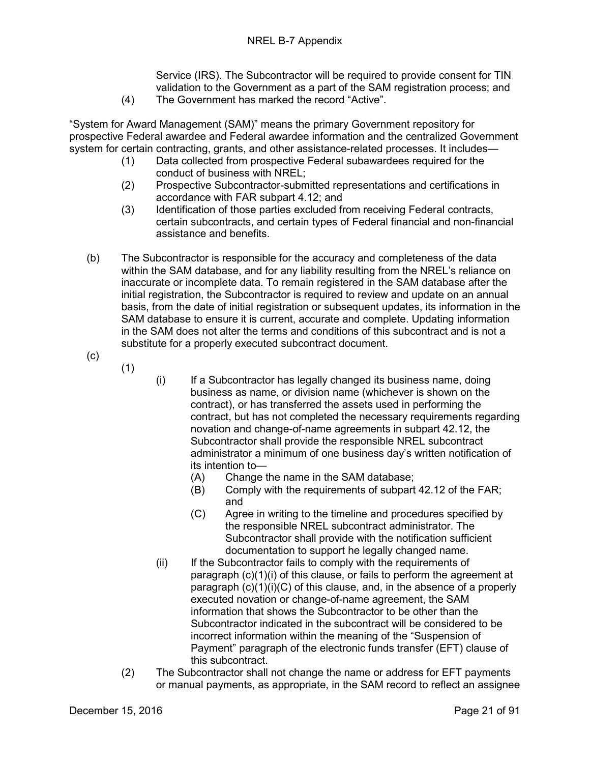Service (IRS). The Subcontractor will be required to provide consent for TIN validation to the Government as a part of the SAM registration process; and

(4) The Government has marked the record "Active".

"System for Award Management (SAM)" means the primary Government repository for prospective Federal awardee and Federal awardee information and the centralized Government system for certain contracting, grants, and other assistance-related processes. It includes—

(1) Data collected from prospective Federal subawardees required for the conduct of business with NREL;

(2) Prospective Subcontractor-submitted representations and certifications in accordance with FAR subpart 4.12; and

(3) Identification of those parties excluded from receiving Federal contracts, certain subcontracts, and certain types of Federal financial and non-financial assistance and benefits.

(b) The Subcontractor is responsible for the accuracy and completeness of the data within the SAM database, and for any liability resulting from the NREL's reliance on inaccurate or incomplete data. To remain registered in the SAM database after the initial registration, the Subcontractor is required to review and update on an annual basis, from the date of initial registration or subsequent updates, its information in the SAM database to ensure it is current, accurate and complete. Updating information in the SAM does not alter the terms and conditions of this subcontract and is not a substitute for a properly executed subcontract document.

(c)

(1)

(i) If a Subcontractor has legally changed its business name, doing business as name, or division name (whichever is shown on the contract), or has transferred the assets used in performing the contract, but has not completed the necessary requirements regarding novation and change-of-name agreements in subpart 42.12, the Subcontractor shall provide the responsible NREL subcontract administrator a minimum of one business day's written notification of its intention to—

(A) Change the name in the SAM database;

(B) Comply with the requirements of subpart 42.12 of the FAR; and

(C) Agree in writing to the timeline and procedures specified by the responsible NREL subcontract administrator. The Subcontractor shall provide with the notification sufficient documentation to support he legally changed name.

(ii) If the Subcontractor fails to comply with the requirements of paragraph (c)(1)(i) of this clause, or fails to perform the agreement at paragraph (c)(1)(i)(C) of this clause, and, in the absence of a properly executed novation or change-of-name agreement, the SAM information that shows the Subcontractor to be other than the Subcontractor indicated in the subcontract will be considered to be incorrect information within the meaning of the "Suspension of Payment" paragraph of the electronic funds transfer (EFT) clause of this subcontract.

(2) The Subcontractor shall not change the name or address for EFT payments or manual payments, as appropriate, in the SAM record to reflect an assignee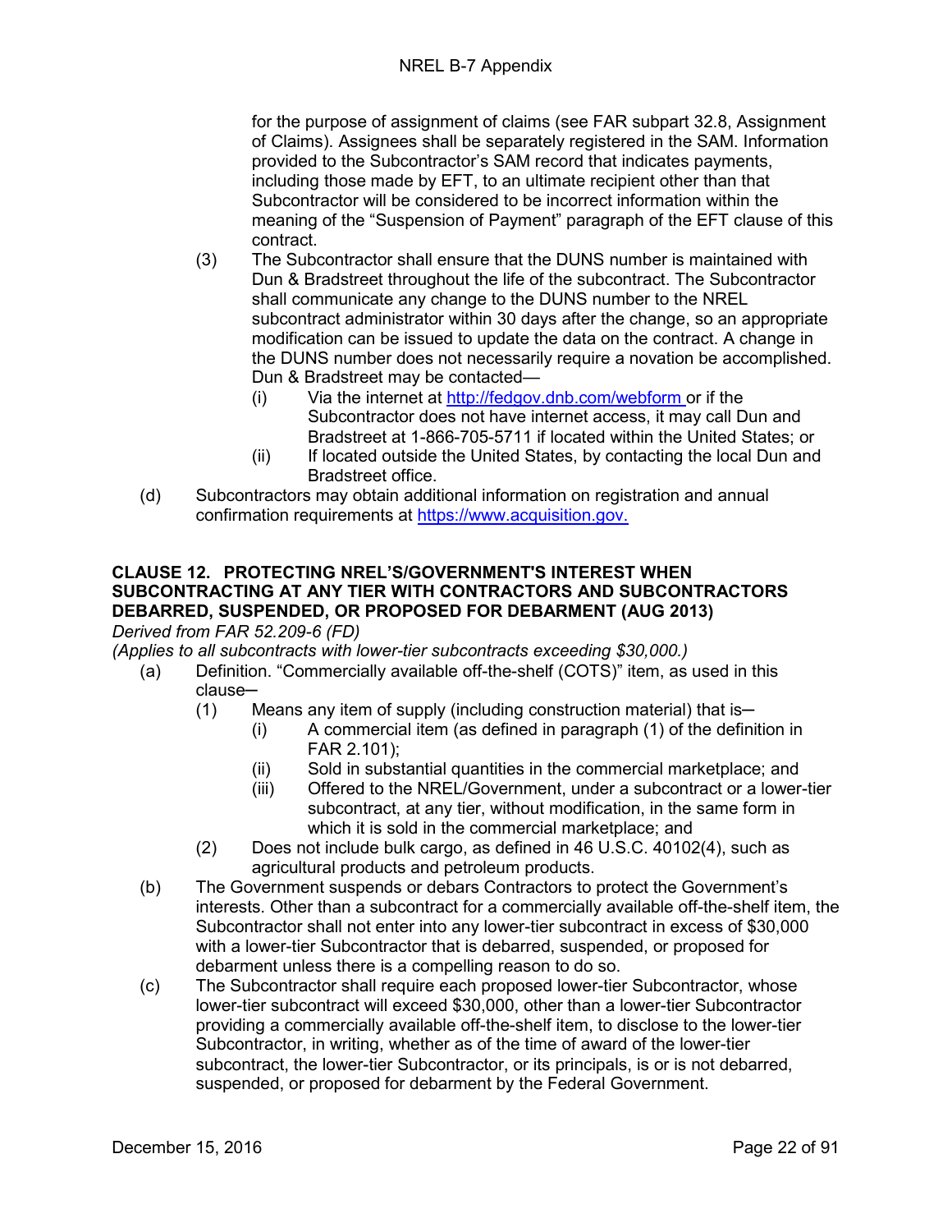for the purpose of assignment of claims (see FAR subpart 32.8, Assignment of Claims). Assignees shall be separately registered in the SAM. Information provided to the Subcontractor's SAM record that indicates payments, including those made by EFT, to an ultimate recipient other than that Subcontractor will be considered to be incorrect information within the meaning of the "Suspension of Payment" paragraph of the EFT clause of this contract.

(3) The Subcontractor shall ensure that the DUNS number is maintained with Dun & Bradstreet throughout the life of the subcontract. The Subcontractor shall communicate any change to the DUNS number to the NREL subcontract administrator within 30 days after the change, so an appropriate modification can be issued to update the data on the contract. A change in the DUNS number does not necessarily require a novation be accomplished. Dun & Bradstreet may be contacted—

(i) Via the internet at [http://fedgov.dnb.com/webform](http://fedgov.dnb.com/webform) or if the Subcontractor does not have internet access, it may call Dun and Bradstreet at 1-866-705-5711 if located within the United States; or

(ii) If located outside the United States, by contacting the local Dun and Bradstreet office.

(d) Subcontractors may obtain additional information on registration and annual confirmation requirements at [https://www.acquisition.gov.](https://www.acquisition.gov)

**CLAUSE 12. PROTECTING NREL'S/GOVERNMENT'S INTEREST WHEN SUBCONTRACTING AT ANY TIER WITH CONTRACTORS AND SUBCONTRACTORS DEBARRED, SUSPENDED, OR PROPOSED FOR DEBARMENT (AUG 2013)**

*Derived from FAR 52.209-6 (FD)*

*(Applies to all subcontracts with lower-tier subcontracts exceeding $30,000.)*

(a) Definition. "Commercially available off-the-shelf (COTS)" item, as used in this clause—

(1) Means any item of supply (including construction material) that is—

(i) A commercial item (as defined in paragraph (1) of the definition in FAR 2.101);

(ii) Sold in substantial quantities in the commercial marketplace; and

(iii) Offered to the NREL/Government, under a subcontract or a lower-tier subcontract, at any tier, without modification, in the same form in which it is sold in the commercial marketplace; and

(2) Does not include bulk cargo, as defined in 46 U.S.C. 40102(4), such as agricultural products and petroleum products.

(b) The Government suspends or debars Contractors to protect the Government's interests. Other than a subcontract for a commercially available off-the-shelf item, the Subcontractor shall not enter into any lower-tier subcontract in excess of $30,000 with a lower-tier Subcontractor that is debarred, suspended, or proposed for debarment unless there is a compelling reason to do so.

(c) The Subcontractor shall require each proposed lower-tier Subcontractor, whose lower-tier subcontract will exceed $30,000, other than a lower-tier Subcontractor providing a commercially available off-the-shelf item, to disclose to the lower-tier Subcontractor, in writing, whether as of the time of award of the lower-tier subcontract, the lower-tier Subcontractor, or its principals, is or is not debarred, suspended, or proposed for debarment by the Federal Government.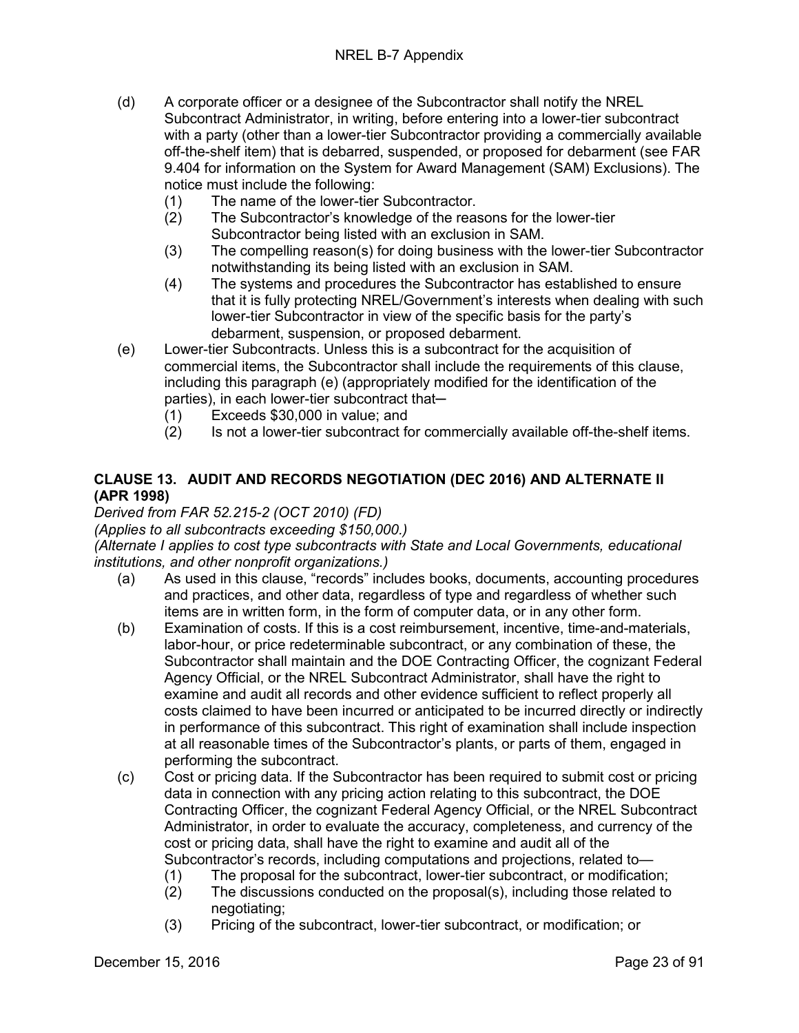(d) A corporate officer or a designee of the Subcontractor shall notify the NREL Subcontract Administrator, in writing, before entering into a lower-tier subcontract with a party (other than a lower-tier Subcontractor providing a commercially available off-the-shelf item) that is debarred, suspended, or proposed for debarment (see FAR 9.404 for information on the System for Award Management (SAM) Exclusions). The notice must include the following:

   (1) The name of the lower-tier Subcontractor.
   (2) The Subcontractor's knowledge of the reasons for the lower-tier Subcontractor being listed with an exclusion in SAM.
   (3) The compelling reason(s) for doing business with the lower-tier Subcontractor notwithstanding its being listed with an exclusion in SAM.
   (4) The systems and procedures the Subcontractor has established to ensure that it is fully protecting NREL/Government's interests when dealing with such lower-tier Subcontractor in view of the specific basis for the party's debarment, suspension, or proposed debarment.

(e) Lower-tier Subcontracts. Unless this is a subcontract for the acquisition of commercial items, the Subcontractor shall include the requirements of this clause, including this paragraph (e) (appropriately modified for the identification of the parties), in each lower-tier subcontract that─

   (1) Exceeds $30,000 in value; and
   (2) Is not a lower-tier subcontract for commercially available off-the-shelf items.

### CLAUSE 13. AUDIT AND RECORDS NEGOTIATION (DEC 2016) AND ALTERNATE II (APR 1998)

*Derived from FAR 52.215-2 (OCT 2010) (FD)*
*(Applies to all subcontracts exceeding $150,000.)*
*(Alternate I applies to cost type subcontracts with State and Local Governments, educational institutions, and other nonprofit organizations.)*

(a) As used in this clause, "records" includes books, documents, accounting procedures and practices, and other data, regardless of type and regardless of whether such items are in written form, in the form of computer data, or in any other form.

(b) Examination of costs. If this is a cost reimbursement, incentive, time-and-materials, labor-hour, or price redeterminable subcontract, or any combination of these, the Subcontractor shall maintain and the DOE Contracting Officer, the cognizant Federal Agency Official, or the NREL Subcontract Administrator, shall have the right to examine and audit all records and other evidence sufficient to reflect properly all costs claimed to have been incurred or anticipated to be incurred directly or indirectly in performance of this subcontract. This right of examination shall include inspection at all reasonable times of the Subcontractor's plants, or parts of them, engaged in performing the subcontract.

(c) Cost or pricing data. If the Subcontractor has been required to submit cost or pricing data in connection with any pricing action relating to this subcontract, the DOE Contracting Officer, the cognizant Federal Agency Official, or the NREL Subcontract Administrator, in order to evaluate the accuracy, completeness, and currency of the cost or pricing data, shall have the right to examine and audit all of the Subcontractor's records, including computations and projections, related to—

   (1) The proposal for the subcontract, lower-tier subcontract, or modification;
   (2) The discussions conducted on the proposal(s), including those related to negotiating;
   (3) Pricing of the subcontract, lower-tier subcontract, or modification; or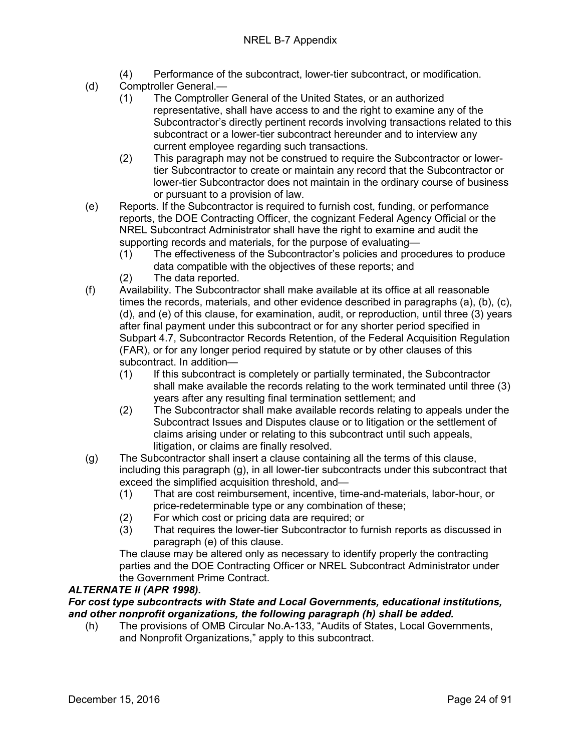(4) Performance of the subcontract, lower-tier subcontract, or modification.

(d) Comptroller General.—

(1) The Comptroller General of the United States, or an authorized representative, shall have access to and the right to examine any of the Subcontractor's directly pertinent records involving transactions related to this subcontract or a lower-tier subcontract hereunder and to interview any current employee regarding such transactions.

(2) This paragraph may not be construed to require the Subcontractor or lower-tier Subcontractor to create or maintain any record that the Subcontractor or lower-tier Subcontractor does not maintain in the ordinary course of business or pursuant to a provision of law.

(e) Reports. If the Subcontractor is required to furnish cost, funding, or performance reports, the DOE Contracting Officer, the cognizant Federal Agency Official or the NREL Subcontract Administrator shall have the right to examine and audit the supporting records and materials, for the purpose of evaluating—

(1) The effectiveness of the Subcontractor's policies and procedures to produce data compatible with the objectives of these reports; and

(2) The data reported.

(f) Availability. The Subcontractor shall make available at its office at all reasonable times the records, materials, and other evidence described in paragraphs (a), (b), (c), (d), and (e) of this clause, for examination, audit, or reproduction, until three (3) years after final payment under this subcontract or for any shorter period specified in Subpart 4.7, Subcontractor Records Retention, of the Federal Acquisition Regulation (FAR), or for any longer period required by statute or by other clauses of this subcontract. In addition—

(1) If this subcontract is completely or partially terminated, the Subcontractor shall make available the records relating to the work terminated until three (3) years after any resulting final termination settlement; and

(2) The Subcontractor shall make available records relating to appeals under the Subcontract Issues and Disputes clause or to litigation or the settlement of claims arising under or relating to this subcontract until such appeals, litigation, or claims are finally resolved.

(g) The Subcontractor shall insert a clause containing all the terms of this clause, including this paragraph (g), in all lower-tier subcontracts under this subcontract that exceed the simplified acquisition threshold, and—

(1) That are cost reimbursement, incentive, time-and-materials, labor-hour, or price-redeterminable type or any combination of these;

(2) For which cost or pricing data are required; or

(3) That requires the lower-tier Subcontractor to furnish reports as discussed in paragraph (e) of this clause.

The clause may be altered only as necessary to identify properly the contracting parties and the DOE Contracting Officer or NREL Subcontract Administrator under the Government Prime Contract.

***ALTERNATE II (APR 1998).***

***For cost type subcontracts with State and Local Governments, educational institutions, and other nonprofit organizations, the following paragraph (h) shall be added.***

(h) The provisions of OMB Circular No.A-133, "Audits of States, Local Governments, and Nonprofit Organizations," apply to this subcontract.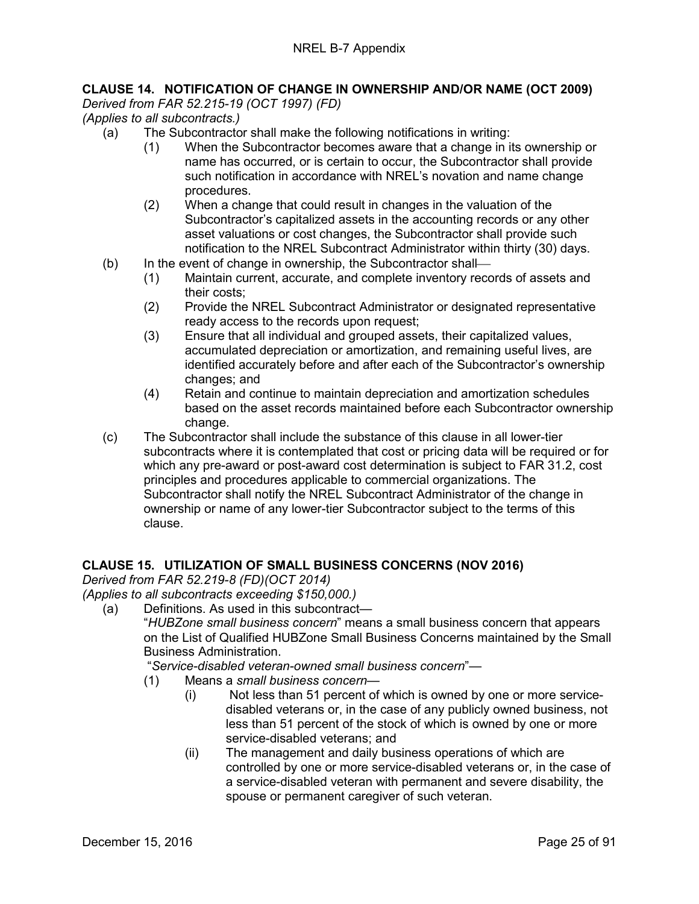### CLAUSE 14. NOTIFICATION OF CHANGE IN OWNERSHIP AND/OR NAME (OCT 2009)

*Derived from FAR 52.215-19 (OCT 1997) (FD)*
*(Applies to all subcontracts.)*

(a) The Subcontractor shall make the following notifications in writing:

(1) When the Subcontractor becomes aware that a change in its ownership or name has occurred, or is certain to occur, the Subcontractor shall provide such notification in accordance with NREL's novation and name change procedures.

(2) When a change that could result in changes in the valuation of the Subcontractor's capitalized assets in the accounting records or any other asset valuations or cost changes, the Subcontractor shall provide such notification to the NREL Subcontract Administrator within thirty (30) days.

(b) In the event of change in ownership, the Subcontractor shall—

(1) Maintain current, accurate, and complete inventory records of assets and their costs;

(2) Provide the NREL Subcontract Administrator or designated representative ready access to the records upon request;

(3) Ensure that all individual and grouped assets, their capitalized values, accumulated depreciation or amortization, and remaining useful lives, are identified accurately before and after each of the Subcontractor's ownership changes; and

(4) Retain and continue to maintain depreciation and amortization schedules based on the asset records maintained before each Subcontractor ownership change.

(c) The Subcontractor shall include the substance of this clause in all lower-tier subcontracts where it is contemplated that cost or pricing data will be required or for which any pre-award or post-award cost determination is subject to FAR 31.2, cost principles and procedures applicable to commercial organizations. The Subcontractor shall notify the NREL Subcontract Administrator of the change in ownership or name of any lower-tier Subcontractor subject to the terms of this clause.

### CLAUSE 15. UTILIZATION OF SMALL BUSINESS CONCERNS (NOV 2016)

*Derived from FAR 52.219-8 (FD)(OCT 2014)*
*(Applies to all subcontracts exceeding $150,000.)*

(a) Definitions. As used in this subcontract—

"*HUBZone small business concern*" means a small business concern that appears on the List of Qualified HUBZone Small Business Concerns maintained by the Small Business Administration.

"*Service-disabled veteran-owned small business concern*"—

(1) Means a *small business concern*—

(i) Not less than 51 percent of which is owned by one or more service-disabled veterans or, in the case of any publicly owned business, not less than 51 percent of the stock of which is owned by one or more service-disabled veterans; and

(ii) The management and daily business operations of which are controlled by one or more service-disabled veterans or, in the case of a service-disabled veteran with permanent and severe disability, the spouse or permanent caregiver of such veteran.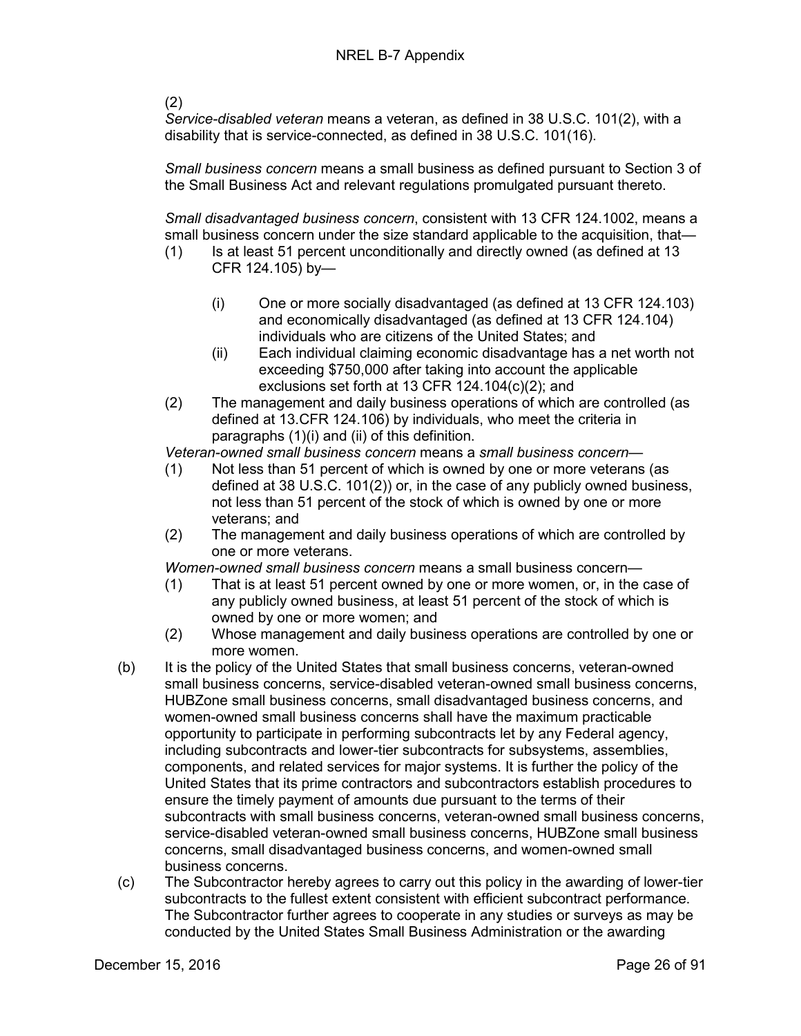(2)
*Service-disabled veteran* means a veteran, as defined in 38 U.S.C. 101(2), with a disability that is service-connected, as defined in 38 U.S.C. 101(16).

*Small business concern* means a small business as defined pursuant to Section 3 of the Small Business Act and relevant regulations promulgated pursuant thereto.

*Small disadvantaged business concern*, consistent with 13 CFR 124.1002, means a small business concern under the size standard applicable to the acquisition, that—

(1) Is at least 51 percent unconditionally and directly owned (as defined at 13 CFR 124.105) by—

  (i) One or more socially disadvantaged (as defined at 13 CFR 124.103) and economically disadvantaged (as defined at 13 CFR 124.104) individuals who are citizens of the United States; and

  (ii) Each individual claiming economic disadvantage has a net worth not exceeding $750,000 after taking into account the applicable exclusions set forth at 13 CFR 124.104(c)(2); and

(2) The management and daily business operations of which are controlled (as defined at 13.CFR 124.106) by individuals, who meet the criteria in paragraphs (1)(i) and (ii) of this definition.

*Veteran-owned small business concern* means a *small business concern*—

(1) Not less than 51 percent of which is owned by one or more veterans (as defined at 38 U.S.C. 101(2)) or, in the case of any publicly owned business, not less than 51 percent of the stock of which is owned by one or more veterans; and

(2) The management and daily business operations of which are controlled by one or more veterans.

*Women-owned small business concern* means a small business concern—

(1) That is at least 51 percent owned by one or more women, or, in the case of any publicly owned business, at least 51 percent of the stock of which is owned by one or more women; and

(2) Whose management and daily business operations are controlled by one or more women.

(b) It is the policy of the United States that small business concerns, veteran-owned small business concerns, service-disabled veteran-owned small business concerns, HUBZone small business concerns, small disadvantaged business concerns, and women-owned small business concerns shall have the maximum practicable opportunity to participate in performing subcontracts let by any Federal agency, including subcontracts and lower-tier subcontracts for subsystems, assemblies, components, and related services for major systems. It is further the policy of the United States that its prime contractors and subcontractors establish procedures to ensure the timely payment of amounts due pursuant to the terms of their subcontracts with small business concerns, veteran-owned small business concerns, service-disabled veteran-owned small business concerns, HUBZone small business concerns, small disadvantaged business concerns, and women-owned small business concerns.

(c) The Subcontractor hereby agrees to carry out this policy in the awarding of lower-tier subcontracts to the fullest extent consistent with efficient subcontract performance. The Subcontractor further agrees to cooperate in any studies or surveys as may be conducted by the United States Small Business Administration or the awarding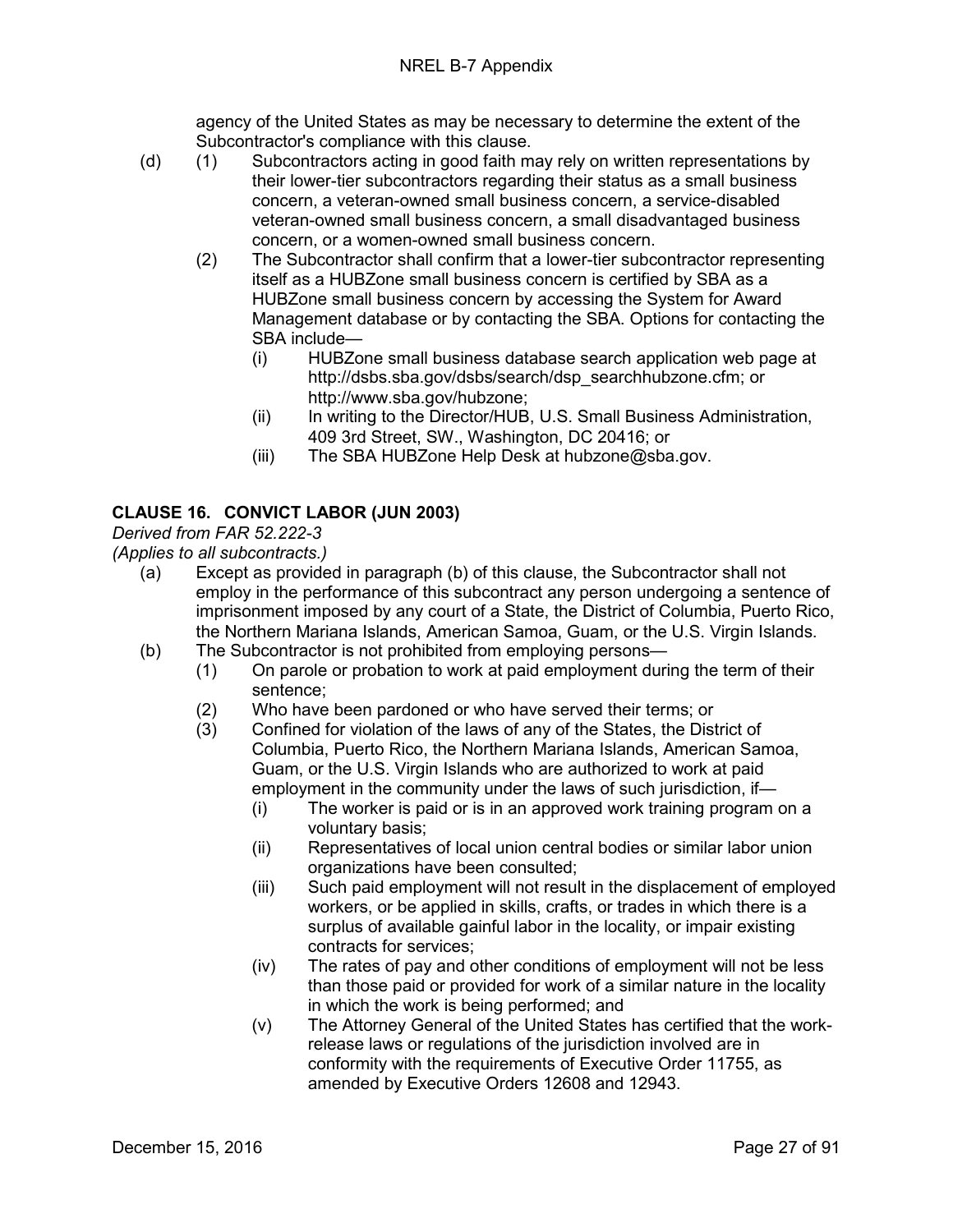agency of the United States as may be necessary to determine the extent of the Subcontractor's compliance with this clause.

(d) (1) Subcontractors acting in good faith may rely on written representations by their lower-tier subcontractors regarding their status as a small business concern, a veteran-owned small business concern, a service-disabled veteran-owned small business concern, a small disadvantaged business concern, or a women-owned small business concern.

(2) The Subcontractor shall confirm that a lower-tier subcontractor representing itself as a HUBZone small business concern is certified by SBA as a HUBZone small business concern by accessing the System for Award Management database or by contacting the SBA. Options for contacting the SBA include—

(i) HUBZone small business database search application web page at http://dsbs.sba.gov/dsbs/search/dsp_searchhubzone.cfm; or http://www.sba.gov/hubzone;

(ii) In writing to the Director/HUB, U.S. Small Business Administration, 409 3rd Street, SW., Washington, DC 20416; or

(iii) The SBA HUBZone Help Desk at hubzone@sba.gov.

## CLAUSE 16. CONVICT LABOR (JUN 2003)

*Derived from FAR 52.222-3*

*(Applies to all subcontracts.)*

(a) Except as provided in paragraph (b) of this clause, the Subcontractor shall not employ in the performance of this subcontract any person undergoing a sentence of imprisonment imposed by any court of a State, the District of Columbia, Puerto Rico, the Northern Mariana Islands, American Samoa, Guam, or the U.S. Virgin Islands.

(b) The Subcontractor is not prohibited from employing persons—

(1) On parole or probation to work at paid employment during the term of their sentence;

(2) Who have been pardoned or who have served their terms; or

(3) Confined for violation of the laws of any of the States, the District of Columbia, Puerto Rico, the Northern Mariana Islands, American Samoa, Guam, or the U.S. Virgin Islands who are authorized to work at paid employment in the community under the laws of such jurisdiction, if—

(i) The worker is paid or is in an approved work training program on a voluntary basis;

(ii) Representatives of local union central bodies or similar labor union organizations have been consulted;

(iii) Such paid employment will not result in the displacement of employed workers, or be applied in skills, crafts, or trades in which there is a surplus of available gainful labor in the locality, or impair existing contracts for services;

(iv) The rates of pay and other conditions of employment will not be less than those paid or provided for work of a similar nature in the locality in which the work is being performed; and

(v) The Attorney General of the United States has certified that the work-release laws or regulations of the jurisdiction involved are in conformity with the requirements of Executive Order 11755, as amended by Executive Orders 12608 and 12943.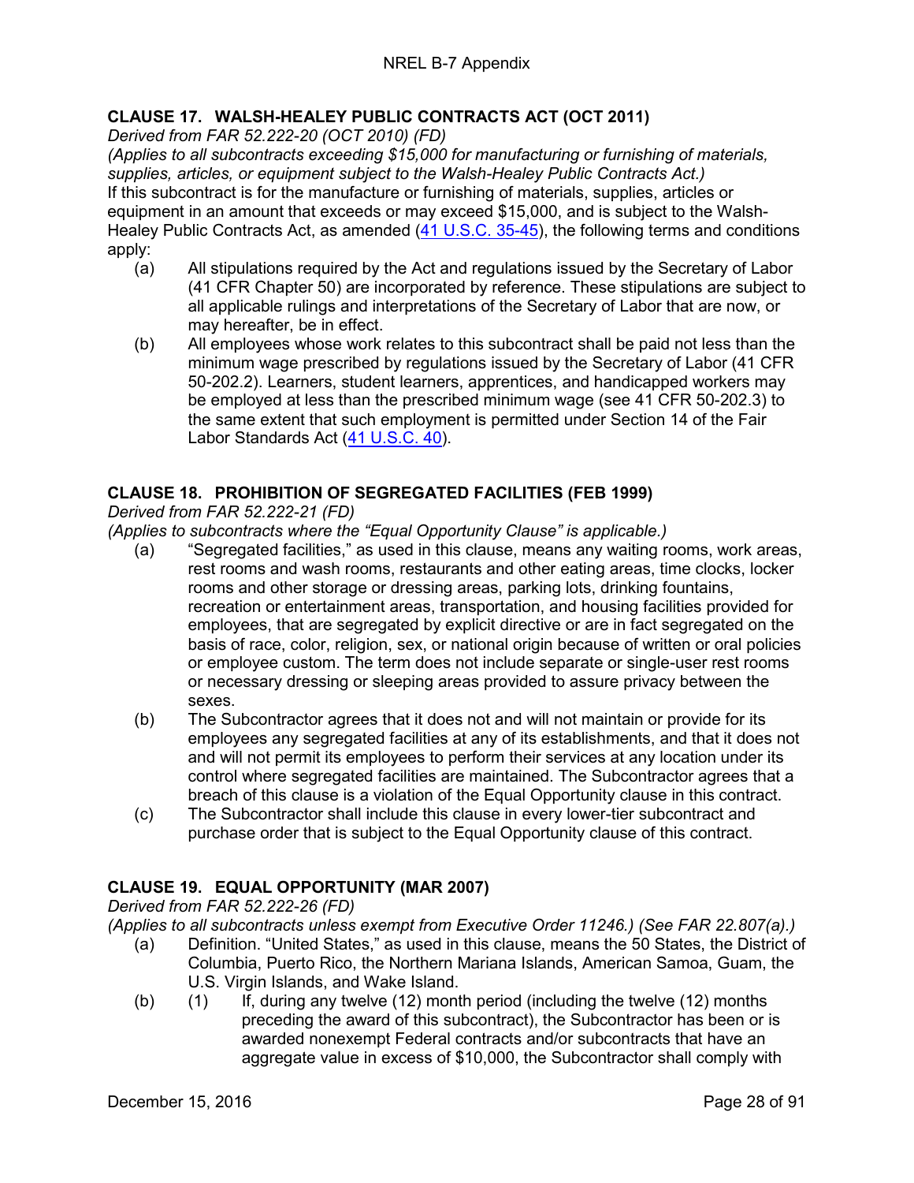### CLAUSE 17. WALSH-HEALEY PUBLIC CONTRACTS ACT (OCT 2011)

*Derived from FAR 52.222-20 (OCT 2010) (FD)*

*(Applies to all subcontracts exceeding $15,000 for manufacturing or furnishing of materials, supplies, articles, or equipment subject to the Walsh-Healey Public Contracts Act.)*

If this subcontract is for the manufacture or furnishing of materials, supplies, articles or equipment in an amount that exceeds or may exceed $15,000, and is subject to the Walsh-Healey Public Contracts Act, as amended (41 U.S.C. 35-45), the following terms and conditions apply:

- (a) All stipulations required by the Act and regulations issued by the Secretary of Labor (41 CFR Chapter 50) are incorporated by reference. These stipulations are subject to all applicable rulings and interpretations of the Secretary of Labor that are now, or may hereafter, be in effect.
- (b) All employees whose work relates to this subcontract shall be paid not less than the minimum wage prescribed by regulations issued by the Secretary of Labor (41 CFR 50-202.2). Learners, student learners, apprentices, and handicapped workers may be employed at less than the prescribed minimum wage (see 41 CFR 50-202.3) to the same extent that such employment is permitted under Section 14 of the Fair Labor Standards Act (41 U.S.C. 40).

### CLAUSE 18. PROHIBITION OF SEGREGATED FACILITIES (FEB 1999)

*Derived from FAR 52.222-21 (FD)*

*(Applies to subcontracts where the “Equal Opportunity Clause” is applicable.)*

- (a) “Segregated facilities,” as used in this clause, means any waiting rooms, work areas, rest rooms and wash rooms, restaurants and other eating areas, time clocks, locker rooms and other storage or dressing areas, parking lots, drinking fountains, recreation or entertainment areas, transportation, and housing facilities provided for employees, that are segregated by explicit directive or are in fact segregated on the basis of race, color, religion, sex, or national origin because of written or oral policies or employee custom. The term does not include separate or single-user rest rooms or necessary dressing or sleeping areas provided to assure privacy between the sexes.
- (b) The Subcontractor agrees that it does not and will not maintain or provide for its employees any segregated facilities at any of its establishments, and that it does not and will not permit its employees to perform their services at any location under its control where segregated facilities are maintained. The Subcontractor agrees that a breach of this clause is a violation of the Equal Opportunity clause in this contract.
- (c) The Subcontractor shall include this clause in every lower-tier subcontract and purchase order that is subject to the Equal Opportunity clause of this contract.

### CLAUSE 19. EQUAL OPPORTUNITY (MAR 2007)

*Derived from FAR 52.222-26 (FD)*

*(Applies to all subcontracts unless exempt from Executive Order 11246.) (See FAR 22.807(a).)*

- (a) Definition. “United States,” as used in this clause, means the 50 States, the District of Columbia, Puerto Rico, the Northern Mariana Islands, American Samoa, Guam, the U.S. Virgin Islands, and Wake Island.
- (b)
  - (1) If, during any twelve (12) month period (including the twelve (12) months preceding the award of this subcontract), the Subcontractor has been or is awarded nonexempt Federal contracts and/or subcontracts that have an aggregate value in excess of $10,000, the Subcontractor shall comply with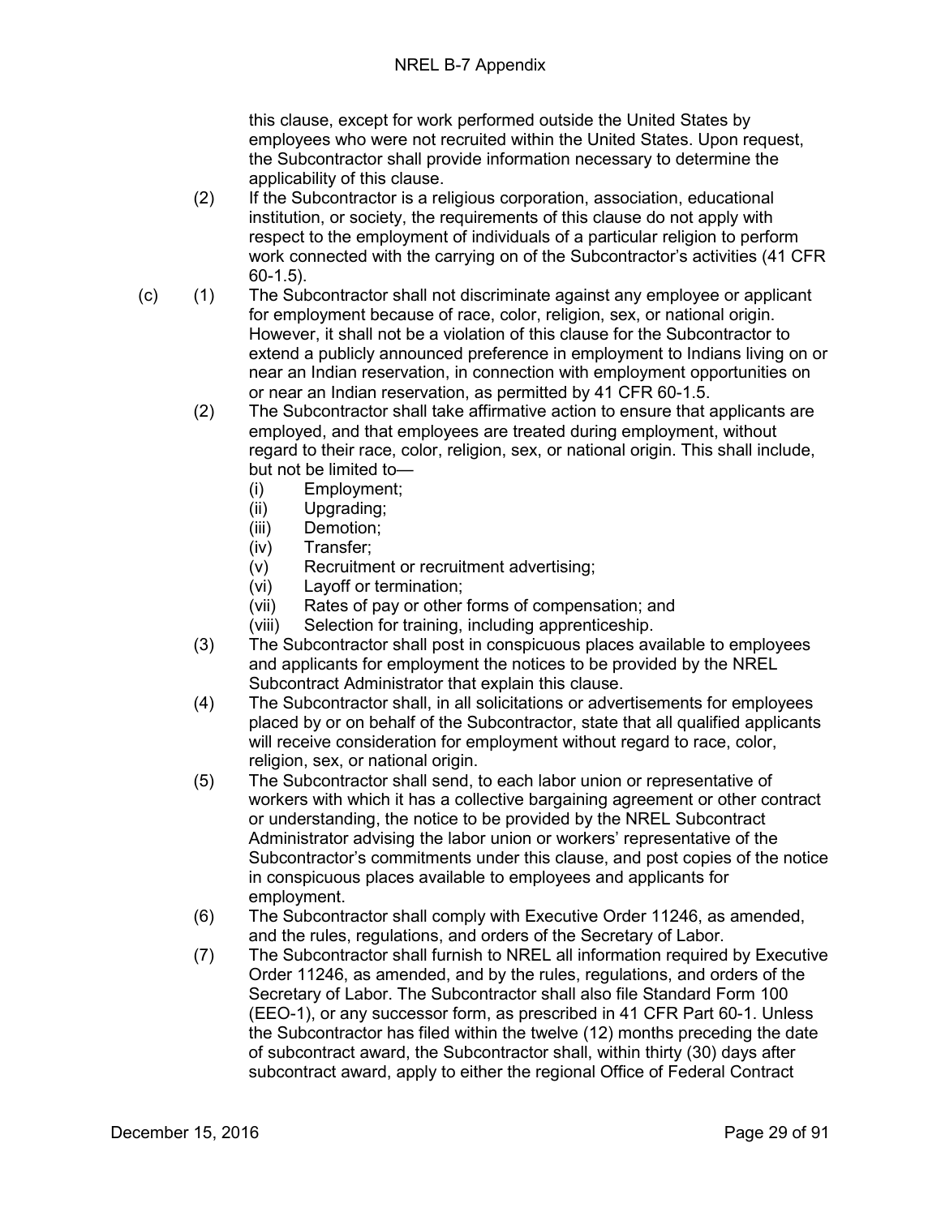this clause, except for work performed outside the United States by employees who were not recruited within the United States. Upon request, the Subcontractor shall provide information necessary to determine the applicability of this clause.

(2) If the Subcontractor is a religious corporation, association, educational institution, or society, the requirements of this clause do not apply with respect to the employment of individuals of a particular religion to perform work connected with the carrying on of the Subcontractor's activities (41 CFR 60-1.5).

(c) (1) The Subcontractor shall not discriminate against any employee or applicant for employment because of race, color, religion, sex, or national origin. However, it shall not be a violation of this clause for the Subcontractor to extend a publicly announced preference in employment to Indians living on or near an Indian reservation, in connection with employment opportunities on or near an Indian reservation, as permitted by 41 CFR 60-1.5.

(2) The Subcontractor shall take affirmative action to ensure that applicants are employed, and that employees are treated during employment, without regard to their race, color, religion, sex, or national origin. This shall include, but not be limited to—

- (i) Employment;
- (ii) Upgrading;
- (iii) Demotion;
- (iv) Transfer;
- (v) Recruitment or recruitment advertising;
- (vi) Layoff or termination;
- (vii) Rates of pay or other forms of compensation; and
- (viii) Selection for training, including apprenticeship.

(3) The Subcontractor shall post in conspicuous places available to employees and applicants for employment the notices to be provided by the NREL Subcontract Administrator that explain this clause.

(4) The Subcontractor shall, in all solicitations or advertisements for employees placed by or on behalf of the Subcontractor, state that all qualified applicants will receive consideration for employment without regard to race, color, religion, sex, or national origin.

(5) The Subcontractor shall send, to each labor union or representative of workers with which it has a collective bargaining agreement or other contract or understanding, the notice to be provided by the NREL Subcontract Administrator advising the labor union or workers' representative of the Subcontractor's commitments under this clause, and post copies of the notice in conspicuous places available to employees and applicants for employment.

(6) The Subcontractor shall comply with Executive Order 11246, as amended, and the rules, regulations, and orders of the Secretary of Labor.

(7) The Subcontractor shall furnish to NREL all information required by Executive Order 11246, as amended, and by the rules, regulations, and orders of the Secretary of Labor. The Subcontractor shall also file Standard Form 100 (EEO-1), or any successor form, as prescribed in 41 CFR Part 60-1. Unless the Subcontractor has filed within the twelve (12) months preceding the date of subcontract award, the Subcontractor shall, within thirty (30) days after subcontract award, apply to either the regional Office of Federal Contract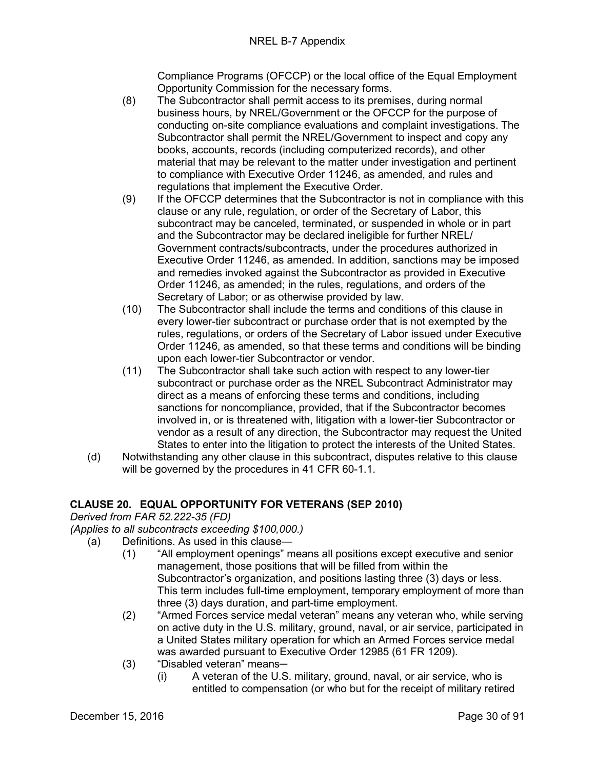Compliance Programs (OFCCP) or the local office of the Equal Employment Opportunity Commission for the necessary forms.

(8) The Subcontractor shall permit access to its premises, during normal business hours, by NREL/Government or the OFCCP for the purpose of conducting on-site compliance evaluations and complaint investigations. The Subcontractor shall permit the NREL/Government to inspect and copy any books, accounts, records (including computerized records), and other material that may be relevant to the matter under investigation and pertinent to compliance with Executive Order 11246, as amended, and rules and regulations that implement the Executive Order.

(9) If the OFCCP determines that the Subcontractor is not in compliance with this clause or any rule, regulation, or order of the Secretary of Labor, this subcontract may be canceled, terminated, or suspended in whole or in part and the Subcontractor may be declared ineligible for further NREL/ Government contracts/subcontracts, under the procedures authorized in Executive Order 11246, as amended. In addition, sanctions may be imposed and remedies invoked against the Subcontractor as provided in Executive Order 11246, as amended; in the rules, regulations, and orders of the Secretary of Labor; or as otherwise provided by law.

(10) The Subcontractor shall include the terms and conditions of this clause in every lower-tier subcontract or purchase order that is not exempted by the rules, regulations, or orders of the Secretary of Labor issued under Executive Order 11246, as amended, so that these terms and conditions will be binding upon each lower-tier Subcontractor or vendor.

(11) The Subcontractor shall take such action with respect to any lower-tier subcontract or purchase order as the NREL Subcontract Administrator may direct as a means of enforcing these terms and conditions, including sanctions for noncompliance, provided, that if the Subcontractor becomes involved in, or is threatened with, litigation with a lower-tier Subcontractor or vendor as a result of any direction, the Subcontractor may request the United States to enter into the litigation to protect the interests of the United States.

(d) Notwithstanding any other clause in this subcontract, disputes relative to this clause will be governed by the procedures in 41 CFR 60-1.1.

## CLAUSE 20. EQUAL OPPORTUNITY FOR VETERANS (SEP 2010)

*Derived from FAR 52.222-35 (FD)*
*(Applies to all subcontracts exceeding $100,000.)*

(a) Definitions. As used in this clause—

(1) "All employment openings" means all positions except executive and senior management, those positions that will be filled from within the Subcontractor's organization, and positions lasting three (3) days or less. This term includes full-time employment, temporary employment of more than three (3) days duration, and part-time employment.

(2) "Armed Forces service medal veteran" means any veteran who, while serving on active duty in the U.S. military, ground, naval, or air service, participated in a United States military operation for which an Armed Forces service medal was awarded pursuant to Executive Order 12985 (61 FR 1209).

(3) "Disabled veteran" means–

(i) A veteran of the U.S. military, ground, naval, or air service, who is entitled to compensation (or who but for the receipt of military retired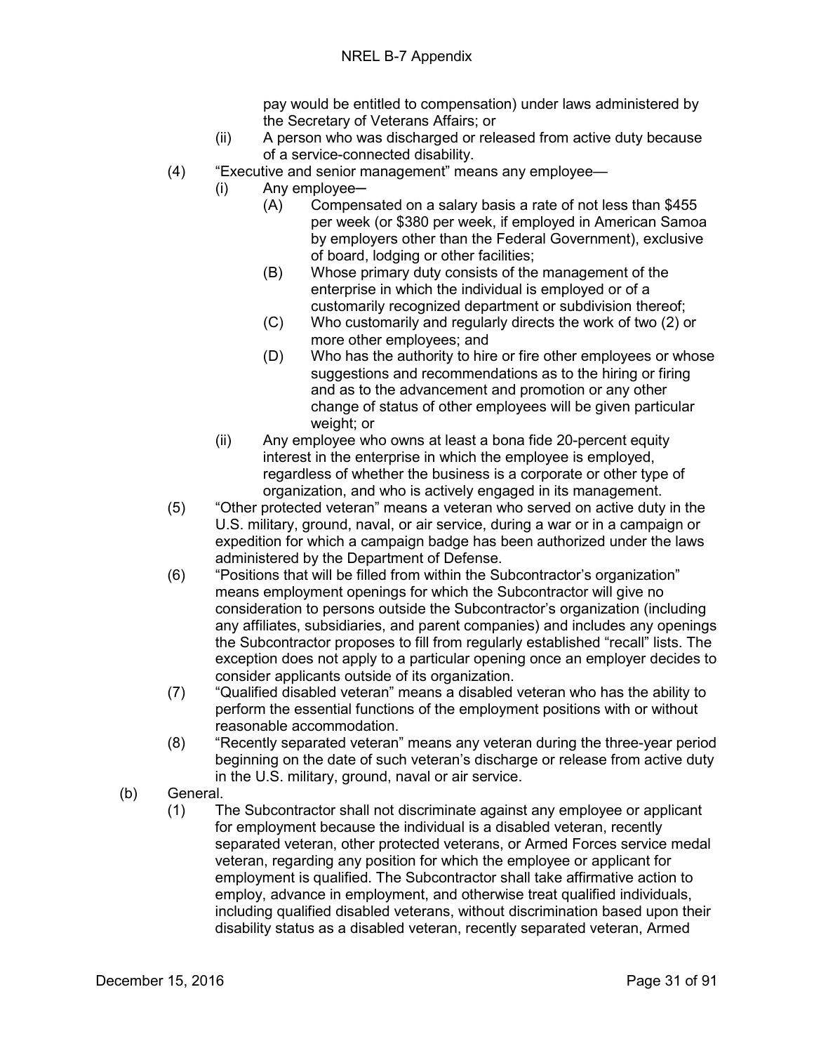pay would be entitled to compensation) under laws administered by the Secretary of Veterans Affairs; or

(ii) A person who was discharged or released from active duty because of a service-connected disability.

(4) "Executive and senior management" means any employee—

(i) Any employee—

(A) Compensated on a salary basis a rate of not less than $455 per week (or $380 per week, if employed in American Samoa by employers other than the Federal Government), exclusive of board, lodging or other facilities;

(B) Whose primary duty consists of the management of the enterprise in which the individual is employed or of a customarily recognized department or subdivision thereof;

(C) Who customarily and regularly directs the work of two (2) or more other employees; and

(D) Who has the authority to hire or fire other employees or whose suggestions and recommendations as to the hiring or firing and as to the advancement and promotion or any other change of status of other employees will be given particular weight; or

(ii) Any employee who owns at least a bona fide 20-percent equity interest in the enterprise in which the employee is employed, regardless of whether the business is a corporate or other type of organization, and who is actively engaged in its management.

(5) "Other protected veteran" means a veteran who served on active duty in the U.S. military, ground, naval, or air service, during a war or in a campaign or expedition for which a campaign badge has been authorized under the laws administered by the Department of Defense.

(6) "Positions that will be filled from within the Subcontractor's organization" means employment openings for which the Subcontractor will give no consideration to persons outside the Subcontractor's organization (including any affiliates, subsidiaries, and parent companies) and includes any openings the Subcontractor proposes to fill from regularly established "recall" lists. The exception does not apply to a particular opening once an employer decides to consider applicants outside of its organization.

(7) "Qualified disabled veteran" means a disabled veteran who has the ability to perform the essential functions of the employment positions with or without reasonable accommodation.

(8) "Recently separated veteran" means any veteran during the three-year period beginning on the date of such veteran's discharge or release from active duty in the U.S. military, ground, naval or air service.

(b) General.

(1) The Subcontractor shall not discriminate against any employee or applicant for employment because the individual is a disabled veteran, recently separated veteran, other protected veterans, or Armed Forces service medal veteran, regarding any position for which the employee or applicant for employment is qualified. The Subcontractor shall take affirmative action to employ, advance in employment, and otherwise treat qualified individuals, including qualified disabled veterans, without discrimination based upon their disability status as a disabled veteran, recently separated veteran, Armed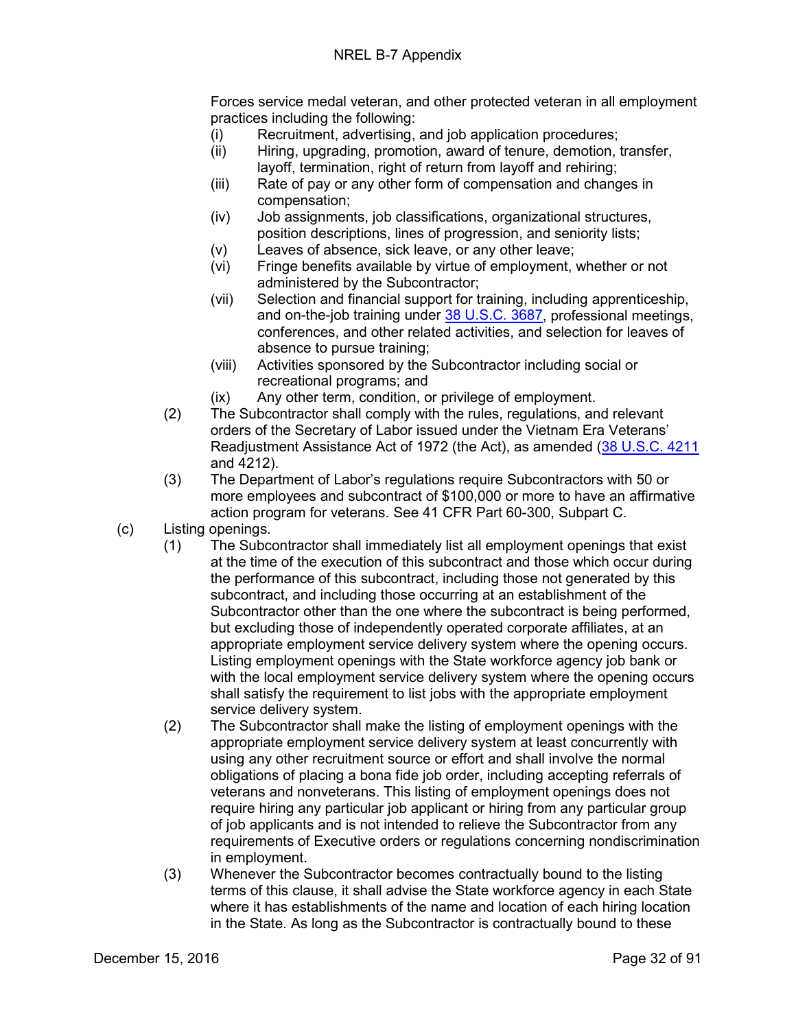Forces service medal veteran, and other protected veteran in all employment practices including the following:

- (i) Recruitment, advertising, and job application procedures;
- (ii) Hiring, upgrading, promotion, award of tenure, demotion, transfer, layoff, termination, right of return from layoff and rehiring;
- (iii) Rate of pay or any other form of compensation and changes in compensation;
- (iv) Job assignments, job classifications, organizational structures, position descriptions, lines of progression, and seniority lists;
- (v) Leaves of absence, sick leave, or any other leave;
- (vi) Fringe benefits available by virtue of employment, whether or not administered by the Subcontractor;
- (vii) Selection and financial support for training, including apprenticeship, and on-the-job training under 38 U.S.C. 3687, professional meetings, conferences, and other related activities, and selection for leaves of absence to pursue training;
- (viii) Activities sponsored by the Subcontractor including social or recreational programs; and
- (ix) Any other term, condition, or privilege of employment.

(2) The Subcontractor shall comply with the rules, regulations, and relevant orders of the Secretary of Labor issued under the Vietnam Era Veterans' Readjustment Assistance Act of 1972 (the Act), as amended (38 U.S.C. 4211 and 4212).

(3) The Department of Labor's regulations require Subcontractors with 50 or more employees and subcontract of $100,000 or more to have an affirmative action program for veterans. See 41 CFR Part 60-300, Subpart C.

(c) Listing openings.

(1) The Subcontractor shall immediately list all employment openings that exist at the time of the execution of this subcontract and those which occur during the performance of this subcontract, including those not generated by this subcontract, and including those occurring at an establishment of the Subcontractor other than the one where the subcontract is being performed, but excluding those of independently operated corporate affiliates, at an appropriate employment service delivery system where the opening occurs. Listing employment openings with the State workforce agency job bank or with the local employment service delivery system where the opening occurs shall satisfy the requirement to list jobs with the appropriate employment service delivery system.

(2) The Subcontractor shall make the listing of employment openings with the appropriate employment service delivery system at least concurrently with using any other recruitment source or effort and shall involve the normal obligations of placing a bona fide job order, including accepting referrals of veterans and nonveterans. This listing of employment openings does not require hiring any particular job applicant or hiring from any particular group of job applicants and is not intended to relieve the Subcontractor from any requirements of Executive orders or regulations concerning nondiscrimination in employment.

(3) Whenever the Subcontractor becomes contractually bound to the listing terms of this clause, it shall advise the State workforce agency in each State where it has establishments of the name and location of each hiring location in the State. As long as the Subcontractor is contractually bound to these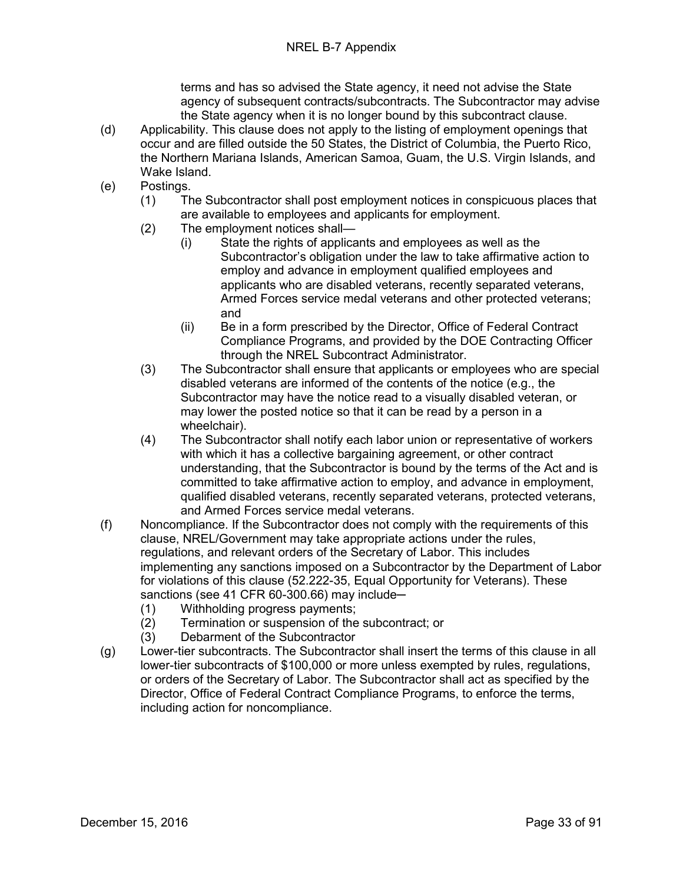terms and has so advised the State agency, it need not advise the State agency of subsequent contracts/subcontracts. The Subcontractor may advise the State agency when it is no longer bound by this subcontract clause.

(d) Applicability. This clause does not apply to the listing of employment openings that occur and are filled outside the 50 States, the District of Columbia, the Puerto Rico, the Northern Mariana Islands, American Samoa, Guam, the U.S. Virgin Islands, and Wake Island.

(e) Postings.

  (1) The Subcontractor shall post employment notices in conspicuous places that are available to employees and applicants for employment.

  (2) The employment notices shall—

    (i) State the rights of applicants and employees as well as the Subcontractor’s obligation under the law to take affirmative action to employ and advance in employment qualified employees and applicants who are disabled veterans, recently separated veterans, Armed Forces service medal veterans and other protected veterans; and

    (ii) Be in a form prescribed by the Director, Office of Federal Contract Compliance Programs, and provided by the DOE Contracting Officer through the NREL Subcontract Administrator.

  (3) The Subcontractor shall ensure that applicants or employees who are special disabled veterans are informed of the contents of the notice (e.g., the Subcontractor may have the notice read to a visually disabled veteran, or may lower the posted notice so that it can be read by a person in a wheelchair).

  (4) The Subcontractor shall notify each labor union or representative of workers with which it has a collective bargaining agreement, or other contract understanding, that the Subcontractor is bound by the terms of the Act and is committed to take affirmative action to employ, and advance in employment, qualified disabled veterans, recently separated veterans, protected veterans, and Armed Forces service medal veterans.

(f) Noncompliance. If the Subcontractor does not comply with the requirements of this clause, NREL/Government may take appropriate actions under the rules, regulations, and relevant orders of the Secretary of Labor. This includes implementing any sanctions imposed on a Subcontractor by the Department of Labor for violations of this clause (52.222-35, Equal Opportunity for Veterans). These sanctions (see 41 CFR 60-300.66) may include–

  (1) Withholding progress payments;

  (2) Termination or suspension of the subcontract; or

  (3) Debarment of the Subcontractor

(g) Lower-tier subcontracts. The Subcontractor shall insert the terms of this clause in all lower-tier subcontracts of $100,000 or more unless exempted by rules, regulations, or orders of the Secretary of Labor. The Subcontractor shall act as specified by the Director, Office of Federal Contract Compliance Programs, to enforce the terms, including action for noncompliance.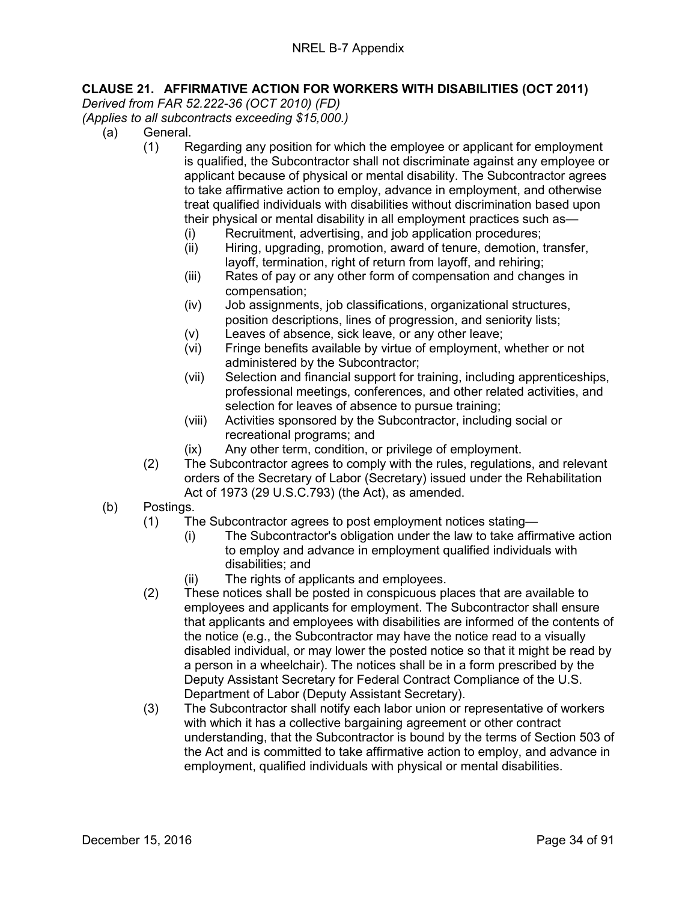## CLAUSE 21. AFFIRMATIVE ACTION FOR WORKERS WITH DISABILITIES (OCT 2011)

*Derived from FAR 52.222-36 (OCT 2010) (FD)*
*(Applies to all subcontracts exceeding $15,000.)*

(a) General.

(1) Regarding any position for which the employee or applicant for employment is qualified, the Subcontractor shall not discriminate against any employee or applicant because of physical or mental disability. The Subcontractor agrees to take affirmative action to employ, advance in employment, and otherwise treat qualified individuals with disabilities without discrimination based upon their physical or mental disability in all employment practices such as—

(i) Recruitment, advertising, and job application procedures;

(ii) Hiring, upgrading, promotion, award of tenure, demotion, transfer, layoff, termination, right of return from layoff, and rehiring;

(iii) Rates of pay or any other form of compensation and changes in compensation;

(iv) Job assignments, job classifications, organizational structures, position descriptions, lines of progression, and seniority lists;

(v) Leaves of absence, sick leave, or any other leave;

(vi) Fringe benefits available by virtue of employment, whether or not administered by the Subcontractor;

(vii) Selection and financial support for training, including apprenticeships, professional meetings, conferences, and other related activities, and selection for leaves of absence to pursue training;

(viii) Activities sponsored by the Subcontractor, including social or recreational programs; and

(ix) Any other term, condition, or privilege of employment.

(2) The Subcontractor agrees to comply with the rules, regulations, and relevant orders of the Secretary of Labor (Secretary) issued under the Rehabilitation Act of 1973 (29 U.S.C.793) (the Act), as amended.

(b) Postings.

(1) The Subcontractor agrees to post employment notices stating—

(i) The Subcontractor's obligation under the law to take affirmative action to employ and advance in employment qualified individuals with disabilities; and

(ii) The rights of applicants and employees.

(2) These notices shall be posted in conspicuous places that are available to employees and applicants for employment. The Subcontractor shall ensure that applicants and employees with disabilities are informed of the contents of the notice (e.g., the Subcontractor may have the notice read to a visually disabled individual, or may lower the posted notice so that it might be read by a person in a wheelchair). The notices shall be in a form prescribed by the Deputy Assistant Secretary for Federal Contract Compliance of the U.S. Department of Labor (Deputy Assistant Secretary).

(3) The Subcontractor shall notify each labor union or representative of workers with which it has a collective bargaining agreement or other contract understanding, that the Subcontractor is bound by the terms of Section 503 of the Act and is committed to take affirmative action to employ, and advance in employment, qualified individuals with physical or mental disabilities.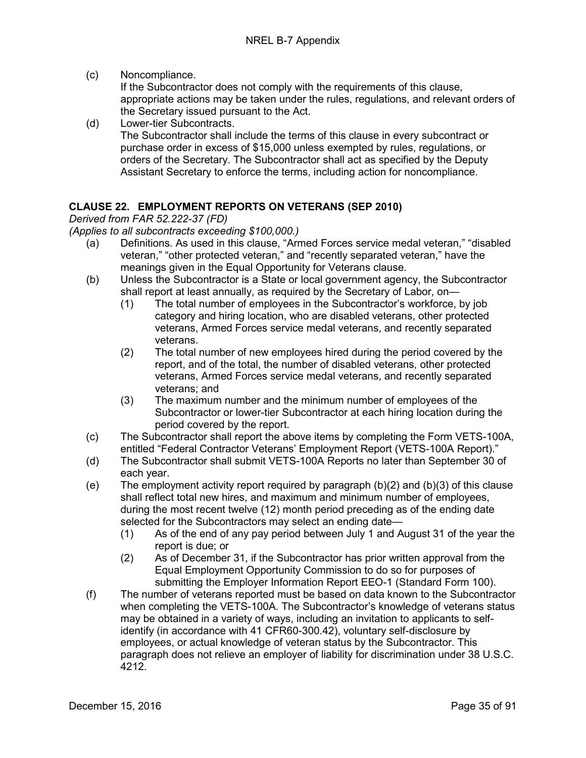(c) Noncompliance.
If the Subcontractor does not comply with the requirements of this clause, appropriate actions may be taken under the rules, regulations, and relevant orders of the Secretary issued pursuant to the Act.

(d) Lower-tier Subcontracts.
The Subcontractor shall include the terms of this clause in every subcontract or purchase order in excess of $15,000 unless exempted by rules, regulations, or orders of the Secretary. The Subcontractor shall act as specified by the Deputy Assistant Secretary to enforce the terms, including action for noncompliance.

## CLAUSE 22. EMPLOYMENT REPORTS ON VETERANS (SEP 2010)

*Derived from FAR 52.222-37 (FD)*
*(Applies to all subcontracts exceeding $100,000.)*

(a) Definitions. As used in this clause, "Armed Forces service medal veteran," "disabled veteran," "other protected veteran," and "recently separated veteran," have the meanings given in the Equal Opportunity for Veterans clause.

(b) Unless the Subcontractor is a State or local government agency, the Subcontractor shall report at least annually, as required by the Secretary of Labor, on—

  (1) The total number of employees in the Subcontractor's workforce, by job category and hiring location, who are disabled veterans, other protected veterans, Armed Forces service medal veterans, and recently separated veterans.

  (2) The total number of new employees hired during the period covered by the report, and of the total, the number of disabled veterans, other protected veterans, Armed Forces service medal veterans, and recently separated veterans; and

  (3) The maximum number and the minimum number of employees of the Subcontractor or lower-tier Subcontractor at each hiring location during the period covered by the report.

(c) The Subcontractor shall report the above items by completing the Form VETS-100A, entitled "Federal Contractor Veterans' Employment Report (VETS-100A Report)."

(d) The Subcontractor shall submit VETS-100A Reports no later than September 30 of each year.

(e) The employment activity report required by paragraph (b)(2) and (b)(3) of this clause shall reflect total new hires, and maximum and minimum number of employees, during the most recent twelve (12) month period preceding as of the ending date selected for the Subcontractors may select an ending date—

  (1) As of the end of any pay period between July 1 and August 31 of the year the report is due; or

  (2) As of December 31, if the Subcontractor has prior written approval from the Equal Employment Opportunity Commission to do so for purposes of submitting the Employer Information Report EEO-1 (Standard Form 100).

(f) The number of veterans reported must be based on data known to the Subcontractor when completing the VETS-100A. The Subcontractor's knowledge of veterans status may be obtained in a variety of ways, including an invitation to applicants to self-identify (in accordance with 41 CFR60-300.42), voluntary self-disclosure by employees, or actual knowledge of veteran status by the Subcontractor. This paragraph does not relieve an employer of liability for discrimination under 38 U.S.C. 4212.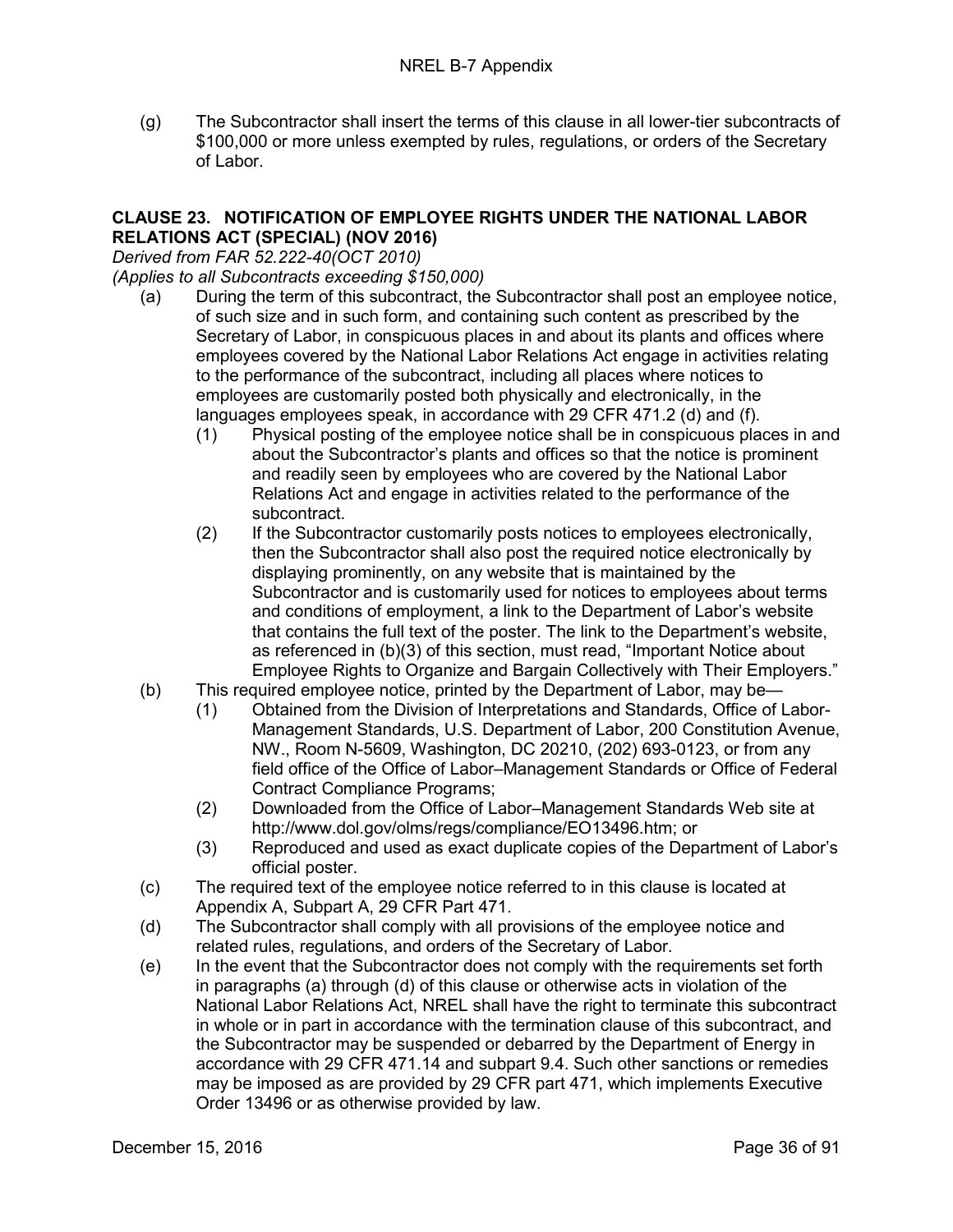(g) The Subcontractor shall insert the terms of this clause in all lower-tier subcontracts of $100,000 or more unless exempted by rules, regulations, or orders of the Secretary of Labor.

### CLAUSE 23. NOTIFICATION OF EMPLOYEE RIGHTS UNDER THE NATIONAL LABOR RELATIONS ACT (SPECIAL) (NOV 2016)

*Derived from FAR 52.222-40(OCT 2010)*
*(Applies to all Subcontracts exceeding $150,000)*

(a) During the term of this subcontract, the Subcontractor shall post an employee notice, of such size and in such form, and containing such content as prescribed by the Secretary of Labor, in conspicuous places in and about its plants and offices where employees covered by the National Labor Relations Act engage in activities relating to the performance of the subcontract, including all places where notices to employees are customarily posted both physically and electronically, in the languages employees speak, in accordance with 29 CFR 471.2 (d) and (f).

  (1) Physical posting of the employee notice shall be in conspicuous places in and about the Subcontractor's plants and offices so that the notice is prominent and readily seen by employees who are covered by the National Labor Relations Act and engage in activities related to the performance of the subcontract.

  (2) If the Subcontractor customarily posts notices to employees electronically, then the Subcontractor shall also post the required notice electronically by displaying prominently, on any website that is maintained by the Subcontractor and is customarily used for notices to employees about terms and conditions of employment, a link to the Department of Labor's website that contains the full text of the poster. The link to the Department's website, as referenced in (b)(3) of this section, must read, "Important Notice about Employee Rights to Organize and Bargain Collectively with Their Employers."

(b) This required employee notice, printed by the Department of Labor, may be—

  (1) Obtained from the Division of Interpretations and Standards, Office of Labor-Management Standards, U.S. Department of Labor, 200 Constitution Avenue, NW., Room N-5609, Washington, DC 20210, (202) 693-0123, or from any field office of the Office of Labor–Management Standards or Office of Federal Contract Compliance Programs;

  (2) Downloaded from the Office of Labor–Management Standards Web site at http://www.dol.gov/olms/regs/compliance/EO13496.htm; or

  (3) Reproduced and used as exact duplicate copies of the Department of Labor's official poster.

(c) The required text of the employee notice referred to in this clause is located at Appendix A, Subpart A, 29 CFR Part 471.

(d) The Subcontractor shall comply with all provisions of the employee notice and related rules, regulations, and orders of the Secretary of Labor.

(e) In the event that the Subcontractor does not comply with the requirements set forth in paragraphs (a) through (d) of this clause or otherwise acts in violation of the National Labor Relations Act, NREL shall have the right to terminate this subcontract in whole or in part in accordance with the termination clause of this subcontract, and the Subcontractor may be suspended or debarred by the Department of Energy in accordance with 29 CFR 471.14 and subpart 9.4. Such other sanctions or remedies may be imposed as are provided by 29 CFR part 471, which implements Executive Order 13496 or as otherwise provided by law.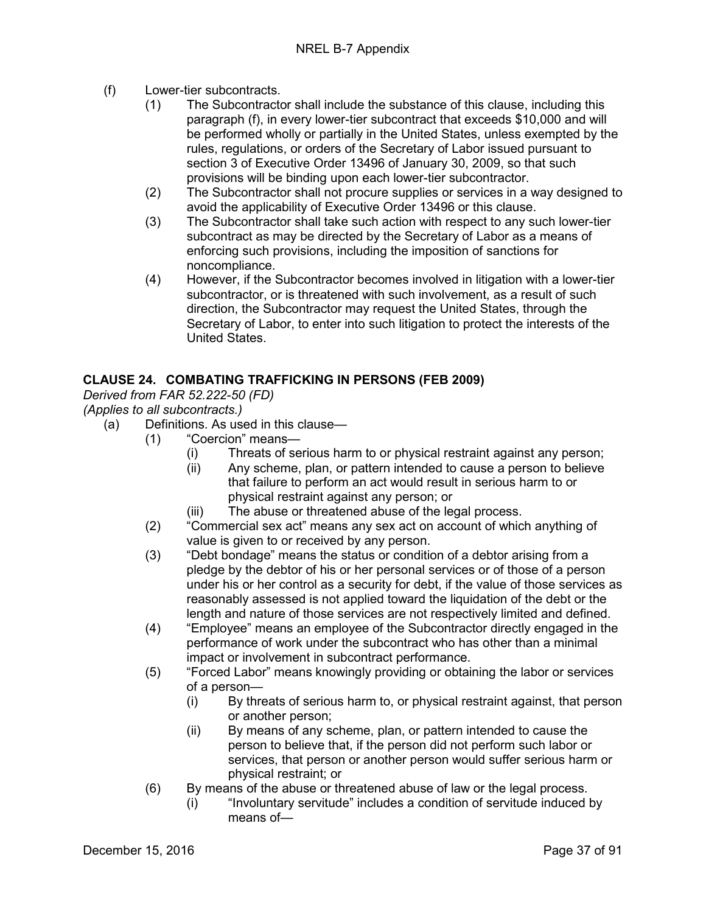(f) Lower-tier subcontracts.

(1) The Subcontractor shall include the substance of this clause, including this paragraph (f), in every lower-tier subcontract that exceeds $10,000 and will be performed wholly or partially in the United States, unless exempted by the rules, regulations, or orders of the Secretary of Labor issued pursuant to section 3 of Executive Order 13496 of January 30, 2009, so that such provisions will be binding upon each lower-tier subcontractor.

(2) The Subcontractor shall not procure supplies or services in a way designed to avoid the applicability of Executive Order 13496 or this clause.

(3) The Subcontractor shall take such action with respect to any such lower-tier subcontract as may be directed by the Secretary of Labor as a means of enforcing such provisions, including the imposition of sanctions for noncompliance.

(4) However, if the Subcontractor becomes involved in litigation with a lower-tier subcontractor, or is threatened with such involvement, as a result of such direction, the Subcontractor may request the United States, through the Secretary of Labor, to enter into such litigation to protect the interests of the United States.

## CLAUSE 24. COMBATING TRAFFICKING IN PERSONS (FEB 2009)

*Derived from FAR 52.222-50 (FD)*
*(Applies to all subcontracts.)*

(a) Definitions. As used in this clause—

(1) “Coercion” means—

(i) Threats of serious harm to or physical restraint against any person;

(ii) Any scheme, plan, or pattern intended to cause a person to believe that failure to perform an act would result in serious harm to or physical restraint against any person; or

(iii) The abuse or threatened abuse of the legal process.

(2) “Commercial sex act” means any sex act on account of which anything of value is given to or received by any person.

(3) “Debt bondage” means the status or condition of a debtor arising from a pledge by the debtor of his or her personal services or of those of a person under his or her control as a security for debt, if the value of those services as reasonably assessed is not applied toward the liquidation of the debt or the length and nature of those services are not respectively limited and defined.

(4) “Employee” means an employee of the Subcontractor directly engaged in the performance of work under the subcontract who has other than a minimal impact or involvement in subcontract performance.

(5) “Forced Labor” means knowingly providing or obtaining the labor or services of a person—

(i) By threats of serious harm to, or physical restraint against, that person or another person;

(ii) By means of any scheme, plan, or pattern intended to cause the person to believe that, if the person did not perform such labor or services, that person or another person would suffer serious harm or physical restraint; or

(6) By means of the abuse or threatened abuse of law or the legal process.

(i) “Involuntary servitude” includes a condition of servitude induced by means of—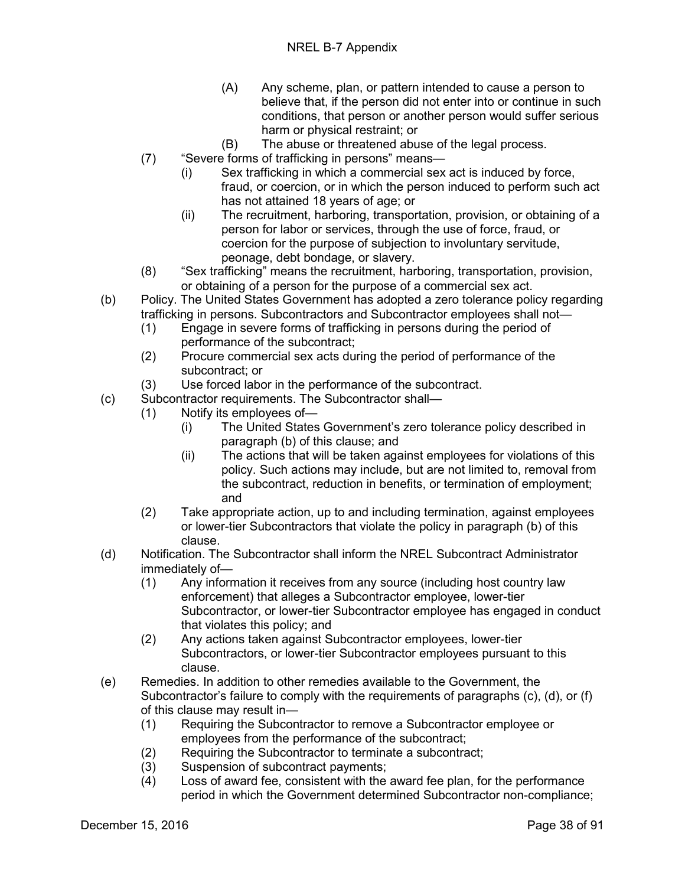(A) Any scheme, plan, or pattern intended to cause a person to believe that, if the person did not enter into or continue in such conditions, that person or another person would suffer serious harm or physical restraint; or

(B) The abuse or threatened abuse of the legal process.

(7) "Severe forms of trafficking in persons" means—

(i) Sex trafficking in which a commercial sex act is induced by force, fraud, or coercion, or in which the person induced to perform such act has not attained 18 years of age; or

(ii) The recruitment, harboring, transportation, provision, or obtaining of a person for labor or services, through the use of force, fraud, or coercion for the purpose of subjection to involuntary servitude, peonage, debt bondage, or slavery.

(8) "Sex trafficking" means the recruitment, harboring, transportation, provision, or obtaining of a person for the purpose of a commercial sex act.

(b) Policy. The United States Government has adopted a zero tolerance policy regarding trafficking in persons. Subcontractors and Subcontractor employees shall not—

(1) Engage in severe forms of trafficking in persons during the period of performance of the subcontract;

(2) Procure commercial sex acts during the period of performance of the subcontract; or

(3) Use forced labor in the performance of the subcontract.

(c) Subcontractor requirements. The Subcontractor shall—

(1) Notify its employees of—

(i) The United States Government's zero tolerance policy described in paragraph (b) of this clause; and

(ii) The actions that will be taken against employees for violations of this policy. Such actions may include, but are not limited to, removal from the subcontract, reduction in benefits, or termination of employment; and

(2) Take appropriate action, up to and including termination, against employees or lower-tier Subcontractors that violate the policy in paragraph (b) of this clause.

(d) Notification. The Subcontractor shall inform the NREL Subcontract Administrator immediately of—

(1) Any information it receives from any source (including host country law enforcement) that alleges a Subcontractor employee, lower-tier Subcontractor, or lower-tier Subcontractor employee has engaged in conduct that violates this policy; and

(2) Any actions taken against Subcontractor employees, lower-tier Subcontractors, or lower-tier Subcontractor employees pursuant to this clause.

(e) Remedies. In addition to other remedies available to the Government, the Subcontractor's failure to comply with the requirements of paragraphs (c), (d), or (f) of this clause may result in—

(1) Requiring the Subcontractor to remove a Subcontractor employee or employees from the performance of the subcontract;

(2) Requiring the Subcontractor to terminate a subcontract;

(3) Suspension of subcontract payments;

(4) Loss of award fee, consistent with the award fee plan, for the performance period in which the Government determined Subcontractor non-compliance;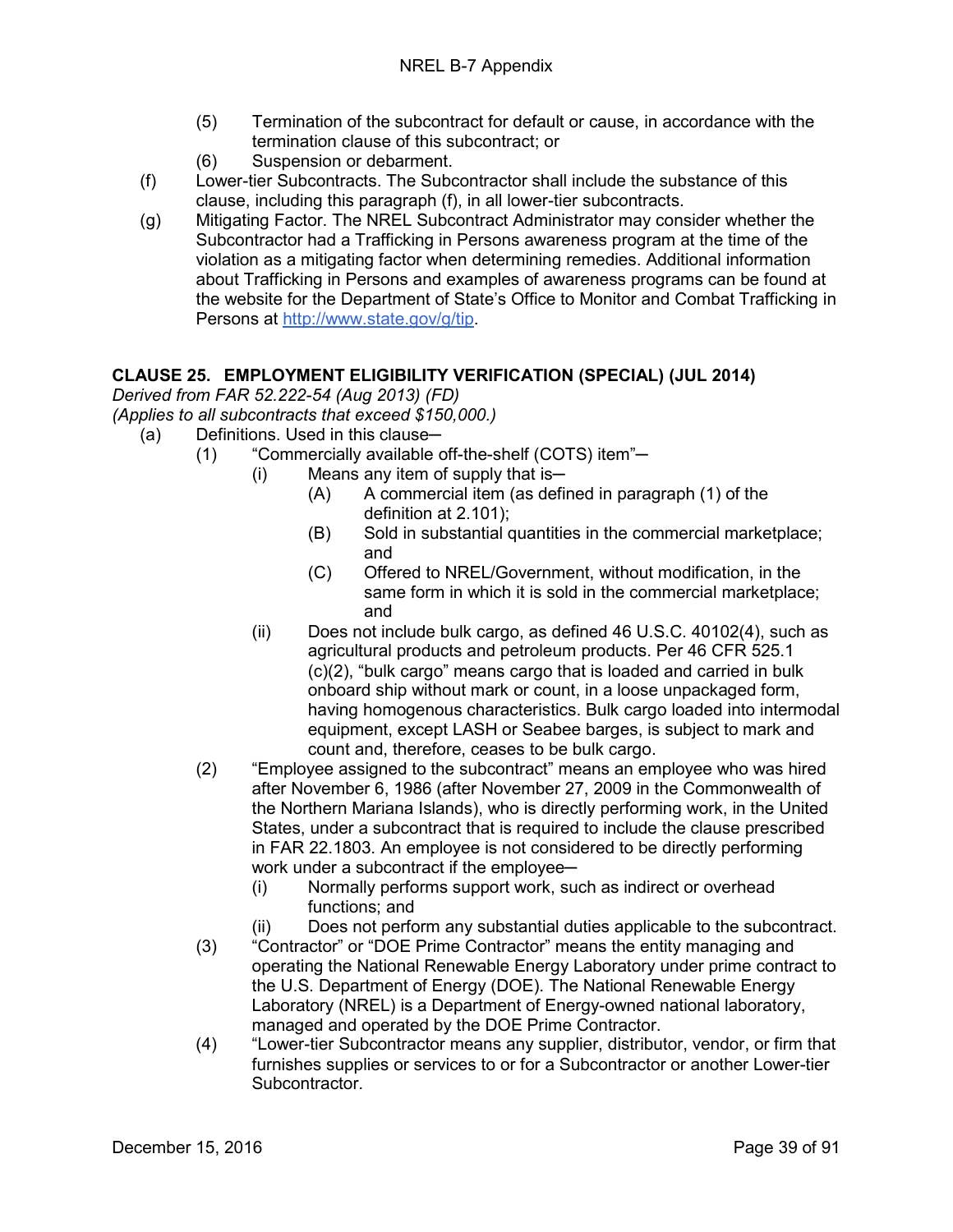(5) Termination of the subcontract for default or cause, in accordance with the termination clause of this subcontract; or

(6) Suspension or debarment.

(f) Lower-tier Subcontracts. The Subcontractor shall include the substance of this clause, including this paragraph (f), in all lower-tier subcontracts.

(g) Mitigating Factor. The NREL Subcontract Administrator may consider whether the Subcontractor had a Trafficking in Persons awareness program at the time of the violation as a mitigating factor when determining remedies. Additional information about Trafficking in Persons and examples of awareness programs can be found at the website for the Department of State's Office to Monitor and Combat Trafficking in Persons at [http://www.state.gov/g/tip](http://www.state.gov/g/tip).

## CLAUSE 25. EMPLOYMENT ELIGIBILITY VERIFICATION (SPECIAL) (JUL 2014)

*Derived from FAR 52.222-54 (Aug 2013) (FD)*
*(Applies to all subcontracts that exceed $150,000.)*

(a) Definitions. Used in this clause—

(1) "Commercially available off-the-shelf (COTS) item"—

(i) Means any item of supply that is—

(A) A commercial item (as defined in paragraph (1) of the definition at 2.101);

(B) Sold in substantial quantities in the commercial marketplace; and

(C) Offered to NREL/Government, without modification, in the same form in which it is sold in the commercial marketplace; and

(ii) Does not include bulk cargo, as defined 46 U.S.C. 40102(4), such as agricultural products and petroleum products. Per 46 CFR 525.1 (c)(2), "bulk cargo" means cargo that is loaded and carried in bulk onboard ship without mark or count, in a loose unpackaged form, having homogenous characteristics. Bulk cargo loaded into intermodal equipment, except LASH or Seabee barges, is subject to mark and count and, therefore, ceases to be bulk cargo.

(2) "Employee assigned to the subcontract" means an employee who was hired after November 6, 1986 (after November 27, 2009 in the Commonwealth of the Northern Mariana Islands), who is directly performing work, in the United States, under a subcontract that is required to include the clause prescribed in FAR 22.1803. An employee is not considered to be directly performing work under a subcontract if the employee—

(i) Normally performs support work, such as indirect or overhead functions; and

(ii) Does not perform any substantial duties applicable to the subcontract.

(3) "Contractor" or "DOE Prime Contractor" means the entity managing and operating the National Renewable Energy Laboratory under prime contract to the U.S. Department of Energy (DOE). The National Renewable Energy Laboratory (NREL) is a Department of Energy-owned national laboratory, managed and operated by the DOE Prime Contractor.

(4) "Lower-tier Subcontractor means any supplier, distributor, vendor, or firm that furnishes supplies or services to or for a Subcontractor or another Lower-tier Subcontractor.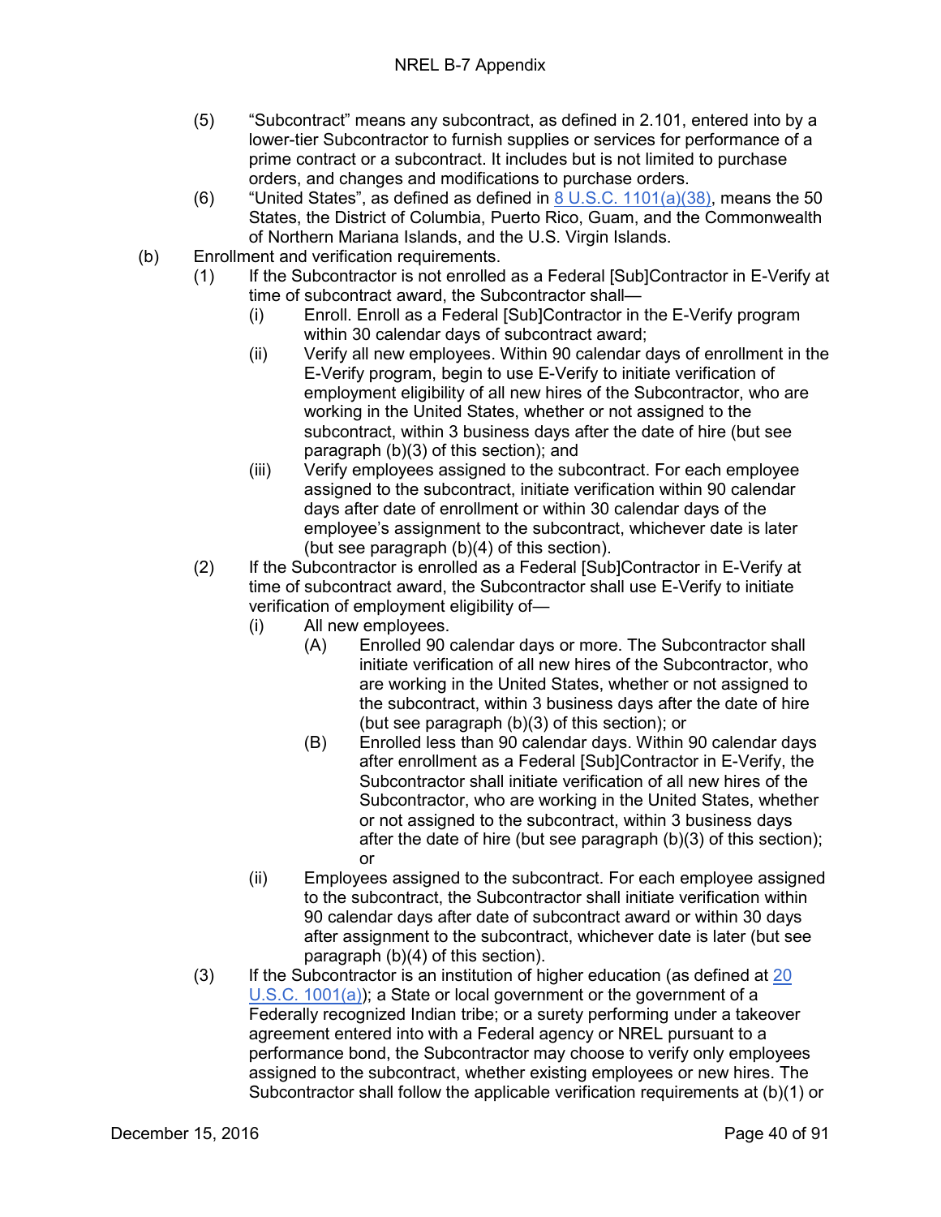(5) "Subcontract" means any subcontract, as defined in 2.101, entered into by a lower-tier Subcontractor to furnish supplies or services for performance of a prime contract or a subcontract. It includes but is not limited to purchase orders, and changes and modifications to purchase orders.

(6) "United States", as defined as defined in [8 U.S.C. 1101(a)(38)](), means the 50 States, the District of Columbia, Puerto Rico, Guam, and the Commonwealth of Northern Mariana Islands, and the U.S. Virgin Islands.

(b) Enrollment and verification requirements.

(1) If the Subcontractor is not enrolled as a Federal [Sub]Contractor in E-Verify at time of subcontract award, the Subcontractor shall—

(i) Enroll. Enroll as a Federal [Sub]Contractor in the E-Verify program within 30 calendar days of subcontract award;

(ii) Verify all new employees. Within 90 calendar days of enrollment in the E-Verify program, begin to use E-Verify to initiate verification of employment eligibility of all new hires of the Subcontractor, who are working in the United States, whether or not assigned to the subcontract, within 3 business days after the date of hire (but see paragraph (b)(3) of this section); and

(iii) Verify employees assigned to the subcontract. For each employee assigned to the subcontract, initiate verification within 90 calendar days after date of enrollment or within 30 calendar days of the employee's assignment to the subcontract, whichever date is later (but see paragraph (b)(4) of this section).

(2) If the Subcontractor is enrolled as a Federal [Sub]Contractor in E-Verify at time of subcontract award, the Subcontractor shall use E-Verify to initiate verification of employment eligibility of—

(i) All new employees.

(A) Enrolled 90 calendar days or more. The Subcontractor shall initiate verification of all new hires of the Subcontractor, who are working in the United States, whether or not assigned to the subcontract, within 3 business days after the date of hire (but see paragraph (b)(3) of this section); or

(B) Enrolled less than 90 calendar days. Within 90 calendar days after enrollment as a Federal [Sub]Contractor in E-Verify, the Subcontractor shall initiate verification of all new hires of the Subcontractor, who are working in the United States, whether or not assigned to the subcontract, within 3 business days after the date of hire (but see paragraph (b)(3) of this section); or

(ii) Employees assigned to the subcontract. For each employee assigned to the subcontract, the Subcontractor shall initiate verification within 90 calendar days after date of subcontract award or within 30 days after assignment to the subcontract, whichever date is later (but see paragraph (b)(4) of this section).

(3) If the Subcontractor is an institution of higher education (as defined at [20 U.S.C. 1001(a)]()); a State or local government or the government of a Federally recognized Indian tribe; or a surety performing under a takeover agreement entered into with a Federal agency or NREL pursuant to a performance bond, the Subcontractor may choose to verify only employees assigned to the subcontract, whether existing employees or new hires. The Subcontractor shall follow the applicable verification requirements at (b)(1) or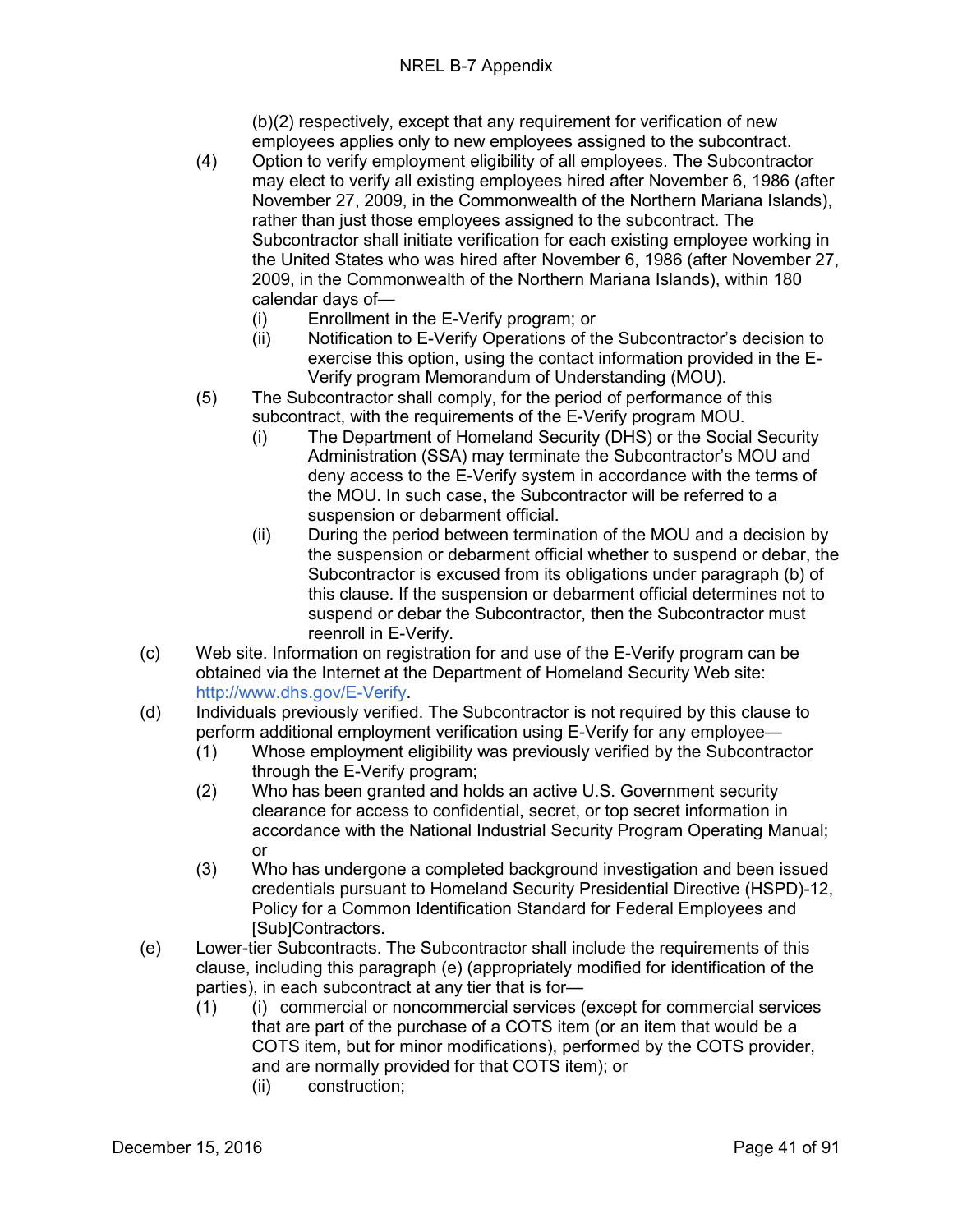(b)(2) respectively, except that any requirement for verification of new employees applies only to new employees assigned to the subcontract.

- (4) Option to verify employment eligibility of all employees. The Subcontractor may elect to verify all existing employees hired after November 6, 1986 (after November 27, 2009, in the Commonwealth of the Northern Mariana Islands), rather than just those employees assigned to the subcontract. The Subcontractor shall initiate verification for each existing employee working in the United States who was hired after November 6, 1986 (after November 27, 2009, in the Commonwealth of the Northern Mariana Islands), within 180 calendar days of—
  - (i) Enrollment in the E-Verify program; or
  - (ii) Notification to E-Verify Operations of the Subcontractor's decision to exercise this option, using the contact information provided in the E-Verify program Memorandum of Understanding (MOU).
- (5) The Subcontractor shall comply, for the period of performance of this subcontract, with the requirements of the E-Verify program MOU.
  - (i) The Department of Homeland Security (DHS) or the Social Security Administration (SSA) may terminate the Subcontractor's MOU and deny access to the E-Verify system in accordance with the terms of the MOU. In such case, the Subcontractor will be referred to a suspension or debarment official.
  - (ii) During the period between termination of the MOU and a decision by the suspension or debarment official whether to suspend or debar, the Subcontractor is excused from its obligations under paragraph (b) of this clause. If the suspension or debarment official determines not to suspend or debar the Subcontractor, then the Subcontractor must reenroll in E-Verify.

(c) Web site. Information on registration for and use of the E-Verify program can be obtained via the Internet at the Department of Homeland Security Web site: http://www.dhs.gov/E-Verify.

(d) Individuals previously verified. The Subcontractor is not required by this clause to perform additional employment verification using E-Verify for any employee—

- (1) Whose employment eligibility was previously verified by the Subcontractor through the E-Verify program;
- (2) Who has been granted and holds an active U.S. Government security clearance for access to confidential, secret, or top secret information in accordance with the National Industrial Security Program Operating Manual; or
- (3) Who has undergone a completed background investigation and been issued credentials pursuant to Homeland Security Presidential Directive (HSPD)-12, Policy for a Common Identification Standard for Federal Employees and [Sub]Contractors.

(e) Lower-tier Subcontracts. The Subcontractor shall include the requirements of this clause, including this paragraph (e) (appropriately modified for identification of the parties), in each subcontract at any tier that is for—

- (1) (i) commercial or noncommercial services (except for commercial services that are part of the purchase of a COTS item (or an item that would be a COTS item, but for minor modifications), performed by the COTS provider, and are normally provided for that COTS item); or
  - (ii) construction;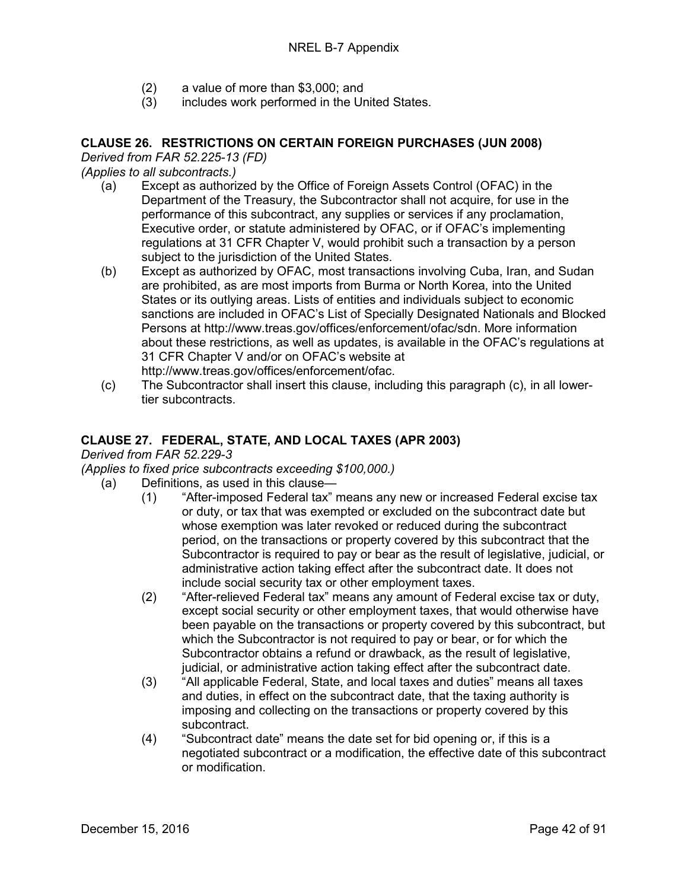(2) a value of more than $3,000; and

(3) includes work performed in the United States.

**CLAUSE 26. RESTRICTIONS ON CERTAIN FOREIGN PURCHASES (JUN 2008)**

*Derived from FAR 52.225-13 (FD)*

*(Applies to all subcontracts.)*

(a) Except as authorized by the Office of Foreign Assets Control (OFAC) in the Department of the Treasury, the Subcontractor shall not acquire, for use in the performance of this subcontract, any supplies or services if any proclamation, Executive order, or statute administered by OFAC, or if OFAC's implementing regulations at 31 CFR Chapter V, would prohibit such a transaction by a person subject to the jurisdiction of the United States.

(b) Except as authorized by OFAC, most transactions involving Cuba, Iran, and Sudan are prohibited, as are most imports from Burma or North Korea, into the United States or its outlying areas. Lists of entities and individuals subject to economic sanctions are included in OFAC's List of Specially Designated Nationals and Blocked Persons at http://www.treas.gov/offices/enforcement/ofac/sdn. More information about these restrictions, as well as updates, is available in the OFAC's regulations at 31 CFR Chapter V and/or on OFAC's website at http://www.treas.gov/offices/enforcement/ofac.

(c) The Subcontractor shall insert this clause, including this paragraph (c), in all lower-tier subcontracts.

**CLAUSE 27. FEDERAL, STATE, AND LOCAL TAXES (APR 2003)**

*Derived from FAR 52.229-3*

*(Applies to fixed price subcontracts exceeding $100,000.)*

(a) Definitions, as used in this clause—

(1) "After-imposed Federal tax" means any new or increased Federal excise tax or duty, or tax that was exempted or excluded on the subcontract date but whose exemption was later revoked or reduced during the subcontract period, on the transactions or property covered by this subcontract that the Subcontractor is required to pay or bear as the result of legislative, judicial, or administrative action taking effect after the subcontract date. It does not include social security tax or other employment taxes.

(2) "After-relieved Federal tax" means any amount of Federal excise tax or duty, except social security or other employment taxes, that would otherwise have been payable on the transactions or property covered by this subcontract, but which the Subcontractor is not required to pay or bear, or for which the Subcontractor obtains a refund or drawback, as the result of legislative, judicial, or administrative action taking effect after the subcontract date.

(3) "All applicable Federal, State, and local taxes and duties" means all taxes and duties, in effect on the subcontract date, that the taxing authority is imposing and collecting on the transactions or property covered by this subcontract.

(4) "Subcontract date" means the date set for bid opening or, if this is a negotiated subcontract or a modification, the effective date of this subcontract or modification.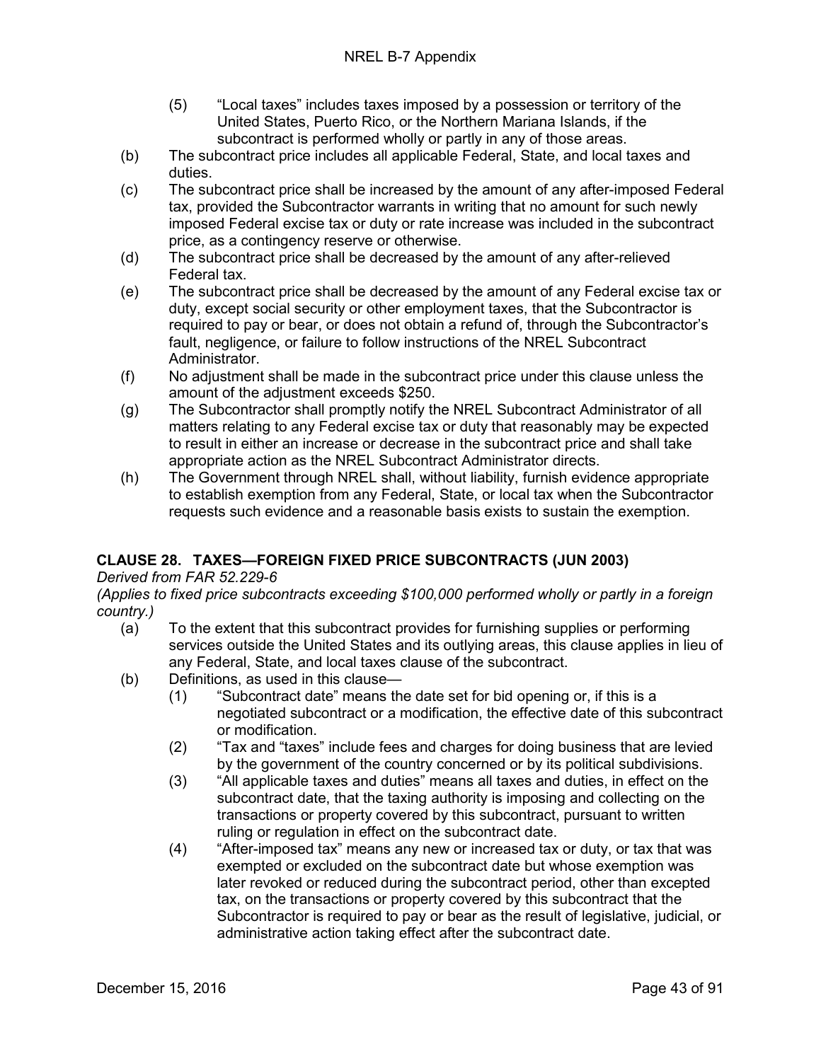(5) "Local taxes" includes taxes imposed by a possession or territory of the United States, Puerto Rico, or the Northern Mariana Islands, if the subcontract is performed wholly or partly in any of those areas.

(b) The subcontract price includes all applicable Federal, State, and local taxes and duties.

(c) The subcontract price shall be increased by the amount of any after-imposed Federal tax, provided the Subcontractor warrants in writing that no amount for such newly imposed Federal excise tax or duty or rate increase was included in the subcontract price, as a contingency reserve or otherwise.

(d) The subcontract price shall be decreased by the amount of any after-relieved Federal tax.

(e) The subcontract price shall be decreased by the amount of any Federal excise tax or duty, except social security or other employment taxes, that the Subcontractor is required to pay or bear, or does not obtain a refund of, through the Subcontractor's fault, negligence, or failure to follow instructions of the NREL Subcontract Administrator.

(f) No adjustment shall be made in the subcontract price under this clause unless the amount of the adjustment exceeds $250.

(g) The Subcontractor shall promptly notify the NREL Subcontract Administrator of all matters relating to any Federal excise tax or duty that reasonably may be expected to result in either an increase or decrease in the subcontract price and shall take appropriate action as the NREL Subcontract Administrator directs.

(h) The Government through NREL shall, without liability, furnish evidence appropriate to establish exemption from any Federal, State, or local tax when the Subcontractor requests such evidence and a reasonable basis exists to sustain the exemption.

## CLAUSE 28. TAXES—FOREIGN FIXED PRICE SUBCONTRACTS (JUN 2003)

*Derived from FAR 52.229-6*

*(Applies to fixed price subcontracts exceeding $100,000 performed wholly or partly in a foreign country.)*

(a) To the extent that this subcontract provides for furnishing supplies or performing services outside the United States and its outlying areas, this clause applies in lieu of any Federal, State, and local taxes clause of the subcontract.

(b) Definitions, as used in this clause—

(1) "Subcontract date" means the date set for bid opening or, if this is a negotiated subcontract or a modification, the effective date of this subcontract or modification.

(2) "Tax and "taxes" include fees and charges for doing business that are levied by the government of the country concerned or by its political subdivisions.

(3) "All applicable taxes and duties" means all taxes and duties, in effect on the subcontract date, that the taxing authority is imposing and collecting on the transactions or property covered by this subcontract, pursuant to written ruling or regulation in effect on the subcontract date.

(4) "After-imposed tax" means any new or increased tax or duty, or tax that was exempted or excluded on the subcontract date but whose exemption was later revoked or reduced during the subcontract period, other than excepted tax, on the transactions or property covered by this subcontract that the Subcontractor is required to pay or bear as the result of legislative, judicial, or administrative action taking effect after the subcontract date.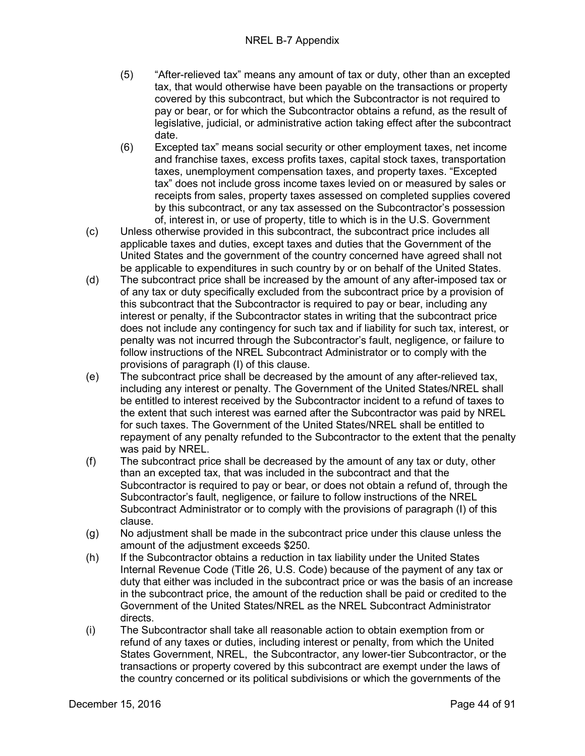(5) "After-relieved tax" means any amount of tax or duty, other than an excepted tax, that would otherwise have been payable on the transactions or property covered by this subcontract, but which the Subcontractor is not required to pay or bear, or for which the Subcontractor obtains a refund, as the result of legislative, judicial, or administrative action taking effect after the subcontract date.

(6) Excepted tax" means social security or other employment taxes, net income and franchise taxes, excess profits taxes, capital stock taxes, transportation taxes, unemployment compensation taxes, and property taxes. "Excepted tax" does not include gross income taxes levied on or measured by sales or receipts from sales, property taxes assessed on completed supplies covered by this subcontract, or any tax assessed on the Subcontractor's possession of, interest in, or use of property, title to which is in the U.S. Government

(c) Unless otherwise provided in this subcontract, the subcontract price includes all applicable taxes and duties, except taxes and duties that the Government of the United States and the government of the country concerned have agreed shall not be applicable to expenditures in such country by or on behalf of the United States.

(d) The subcontract price shall be increased by the amount of any after-imposed tax or of any tax or duty specifically excluded from the subcontract price by a provision of this subcontract that the Subcontractor is required to pay or bear, including any interest or penalty, if the Subcontractor states in writing that the subcontract price does not include any contingency for such tax and if liability for such tax, interest, or penalty was not incurred through the Subcontractor's fault, negligence, or failure to follow instructions of the NREL Subcontract Administrator or to comply with the provisions of paragraph (I) of this clause.

(e) The subcontract price shall be decreased by the amount of any after-relieved tax, including any interest or penalty. The Government of the United States/NREL shall be entitled to interest received by the Subcontractor incident to a refund of taxes to the extent that such interest was earned after the Subcontractor was paid by NREL for such taxes. The Government of the United States/NREL shall be entitled to repayment of any penalty refunded to the Subcontractor to the extent that the penalty was paid by NREL.

(f) The subcontract price shall be decreased by the amount of any tax or duty, other than an excepted tax, that was included in the subcontract and that the Subcontractor is required to pay or bear, or does not obtain a refund of, through the Subcontractor's fault, negligence, or failure to follow instructions of the NREL Subcontract Administrator or to comply with the provisions of paragraph (I) of this clause.

(g) No adjustment shall be made in the subcontract price under this clause unless the amount of the adjustment exceeds $250.

(h) If the Subcontractor obtains a reduction in tax liability under the United States Internal Revenue Code (Title 26, U.S. Code) because of the payment of any tax or duty that either was included in the subcontract price or was the basis of an increase in the subcontract price, the amount of the reduction shall be paid or credited to the Government of the United States/NREL as the NREL Subcontract Administrator directs.

(i) The Subcontractor shall take all reasonable action to obtain exemption from or refund of any taxes or duties, including interest or penalty, from which the United States Government, NREL, the Subcontractor, any lower-tier Subcontractor, or the transactions or property covered by this subcontract are exempt under the laws of the country concerned or its political subdivisions or which the governments of the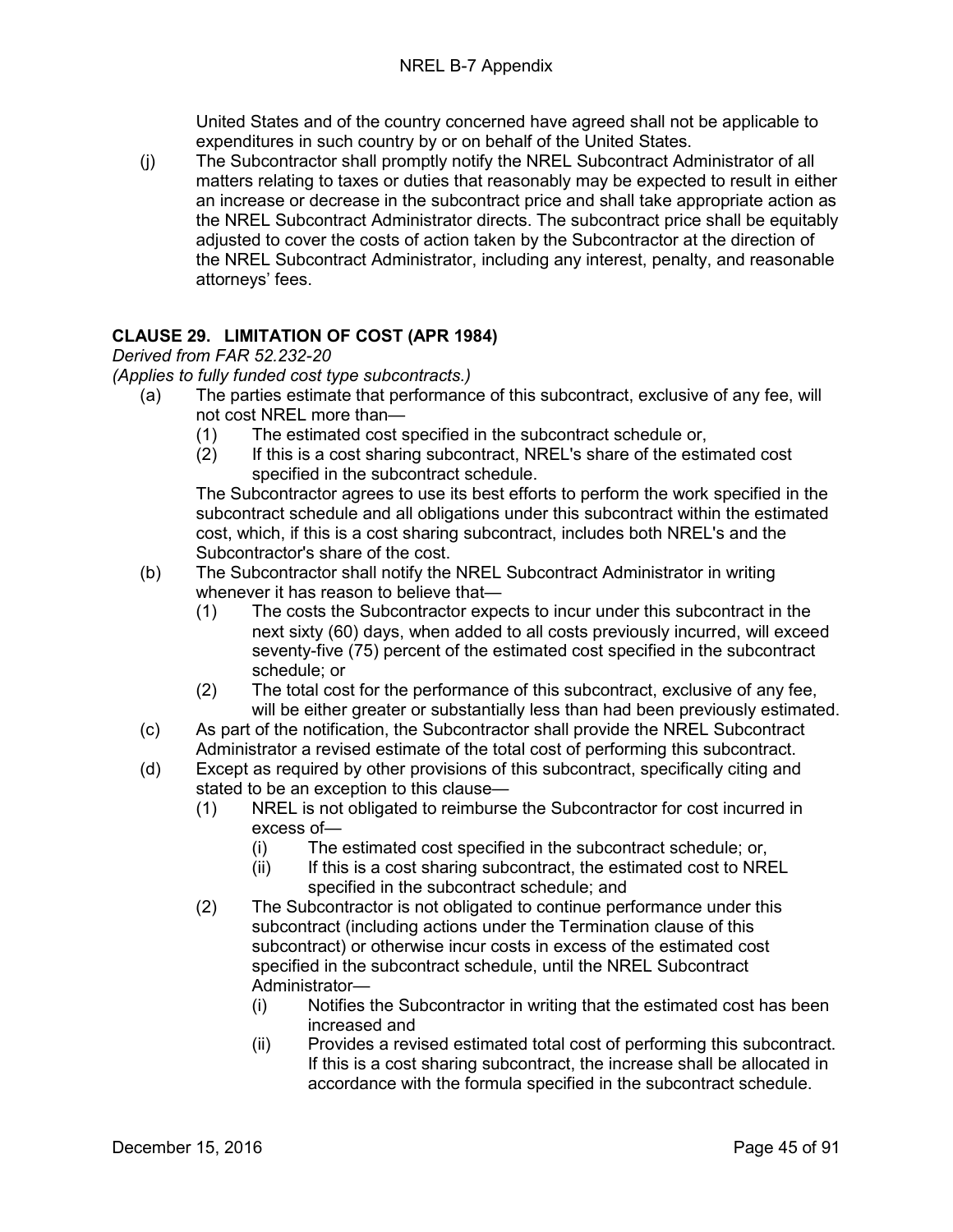United States and of the country concerned have agreed shall not be applicable to expenditures in such country by or on behalf of the United States.

(j) The Subcontractor shall promptly notify the NREL Subcontract Administrator of all matters relating to taxes or duties that reasonably may be expected to result in either an increase or decrease in the subcontract price and shall take appropriate action as the NREL Subcontract Administrator directs. The subcontract price shall be equitably adjusted to cover the costs of action taken by the Subcontractor at the direction of the NREL Subcontract Administrator, including any interest, penalty, and reasonable attorneys' fees.

## CLAUSE 29. LIMITATION OF COST (APR 1984)

*Derived from FAR 52.232-20*

*(Applies to fully funded cost type subcontracts.)*

(a) The parties estimate that performance of this subcontract, exclusive of any fee, will not cost NREL more than—

   (1) The estimated cost specified in the subcontract schedule or,

   (2) If this is a cost sharing subcontract, NREL's share of the estimated cost specified in the subcontract schedule.

   The Subcontractor agrees to use its best efforts to perform the work specified in the subcontract schedule and all obligations under this subcontract within the estimated cost, which, if this is a cost sharing subcontract, includes both NREL's and the Subcontractor's share of the cost.

(b) The Subcontractor shall notify the NREL Subcontract Administrator in writing whenever it has reason to believe that—

   (1) The costs the Subcontractor expects to incur under this subcontract in the next sixty (60) days, when added to all costs previously incurred, will exceed seventy-five (75) percent of the estimated cost specified in the subcontract schedule; or

   (2) The total cost for the performance of this subcontract, exclusive of any fee, will be either greater or substantially less than had been previously estimated.

(c) As part of the notification, the Subcontractor shall provide the NREL Subcontract Administrator a revised estimate of the total cost of performing this subcontract.

(d) Except as required by other provisions of this subcontract, specifically citing and stated to be an exception to this clause—

   (1) NREL is not obligated to reimburse the Subcontractor for cost incurred in excess of—

      (i) The estimated cost specified in the subcontract schedule; or,

      (ii) If this is a cost sharing subcontract, the estimated cost to NREL specified in the subcontract schedule; and

   (2) The Subcontractor is not obligated to continue performance under this subcontract (including actions under the Termination clause of this subcontract) or otherwise incur costs in excess of the estimated cost specified in the subcontract schedule, until the NREL Subcontract Administrator—

      (i) Notifies the Subcontractor in writing that the estimated cost has been increased and

      (ii) Provides a revised estimated total cost of performing this subcontract. If this is a cost sharing subcontract, the increase shall be allocated in accordance with the formula specified in the subcontract schedule.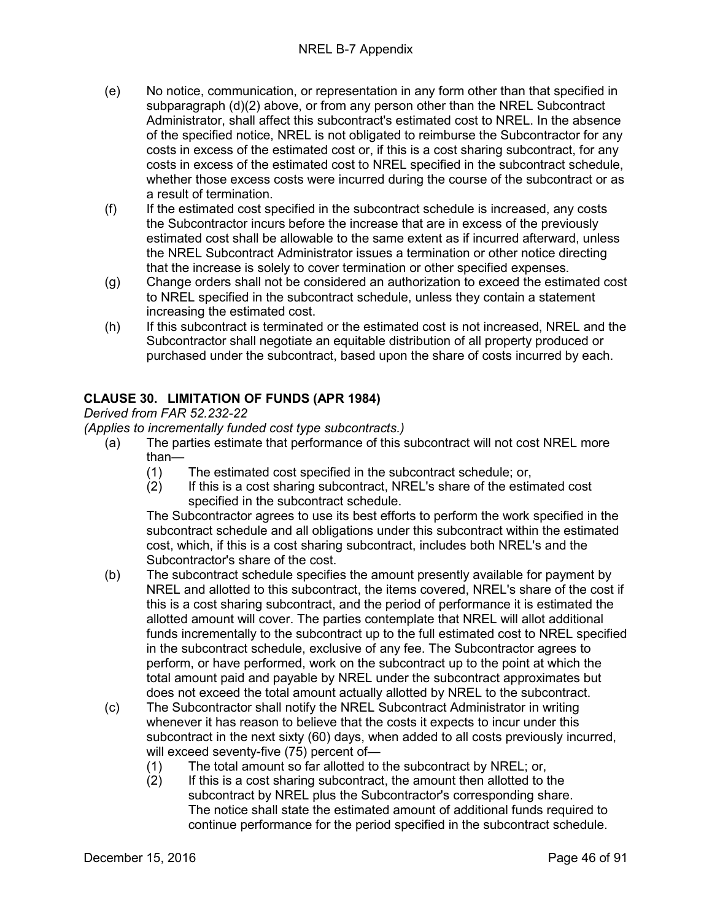(e) No notice, communication, or representation in any form other than that specified in subparagraph (d)(2) above, or from any person other than the NREL Subcontract Administrator, shall affect this subcontract's estimated cost to NREL. In the absence of the specified notice, NREL is not obligated to reimburse the Subcontractor for any costs in excess of the estimated cost or, if this is a cost sharing subcontract, for any costs in excess of the estimated cost to NREL specified in the subcontract schedule, whether those excess costs were incurred during the course of the subcontract or as a result of termination.

(f) If the estimated cost specified in the subcontract schedule is increased, any costs the Subcontractor incurs before the increase that are in excess of the previously estimated cost shall be allowable to the same extent as if incurred afterward, unless the NREL Subcontract Administrator issues a termination or other notice directing that the increase is solely to cover termination or other specified expenses.

(g) Change orders shall not be considered an authorization to exceed the estimated cost to NREL specified in the subcontract schedule, unless they contain a statement increasing the estimated cost.

(h) If this subcontract is terminated or the estimated cost is not increased, NREL and the Subcontractor shall negotiate an equitable distribution of all property produced or purchased under the subcontract, based upon the share of costs incurred by each.

## CLAUSE 30. LIMITATION OF FUNDS (APR 1984)

*Derived from FAR 52.232-22*

*(Applies to incrementally funded cost type subcontracts.)*

(a) The parties estimate that performance of this subcontract will not cost NREL more than—

   (1) The estimated cost specified in the subcontract schedule; or,

   (2) If this is a cost sharing subcontract, NREL's share of the estimated cost specified in the subcontract schedule.

   The Subcontractor agrees to use its best efforts to perform the work specified in the subcontract schedule and all obligations under this subcontract within the estimated cost, which, if this is a cost sharing subcontract, includes both NREL's and the Subcontractor's share of the cost.

(b) The subcontract schedule specifies the amount presently available for payment by NREL and allotted to this subcontract, the items covered, NREL's share of the cost if this is a cost sharing subcontract, and the period of performance it is estimated the allotted amount will cover. The parties contemplate that NREL will allot additional funds incrementally to the subcontract up to the full estimated cost to NREL specified in the subcontract schedule, exclusive of any fee. The Subcontractor agrees to perform, or have performed, work on the subcontract up to the point at which the total amount paid and payable by NREL under the subcontract approximates but does not exceed the total amount actually allotted by NREL to the subcontract.

(c) The Subcontractor shall notify the NREL Subcontract Administrator in writing whenever it has reason to believe that the costs it expects to incur under this subcontract in the next sixty (60) days, when added to all costs previously incurred, will exceed seventy-five (75) percent of—

   (1) The total amount so far allotted to the subcontract by NREL; or,

   (2) If this is a cost sharing subcontract, the amount then allotted to the subcontract by NREL plus the Subcontractor's corresponding share.

   The notice shall state the estimated amount of additional funds required to continue performance for the period specified in the subcontract schedule.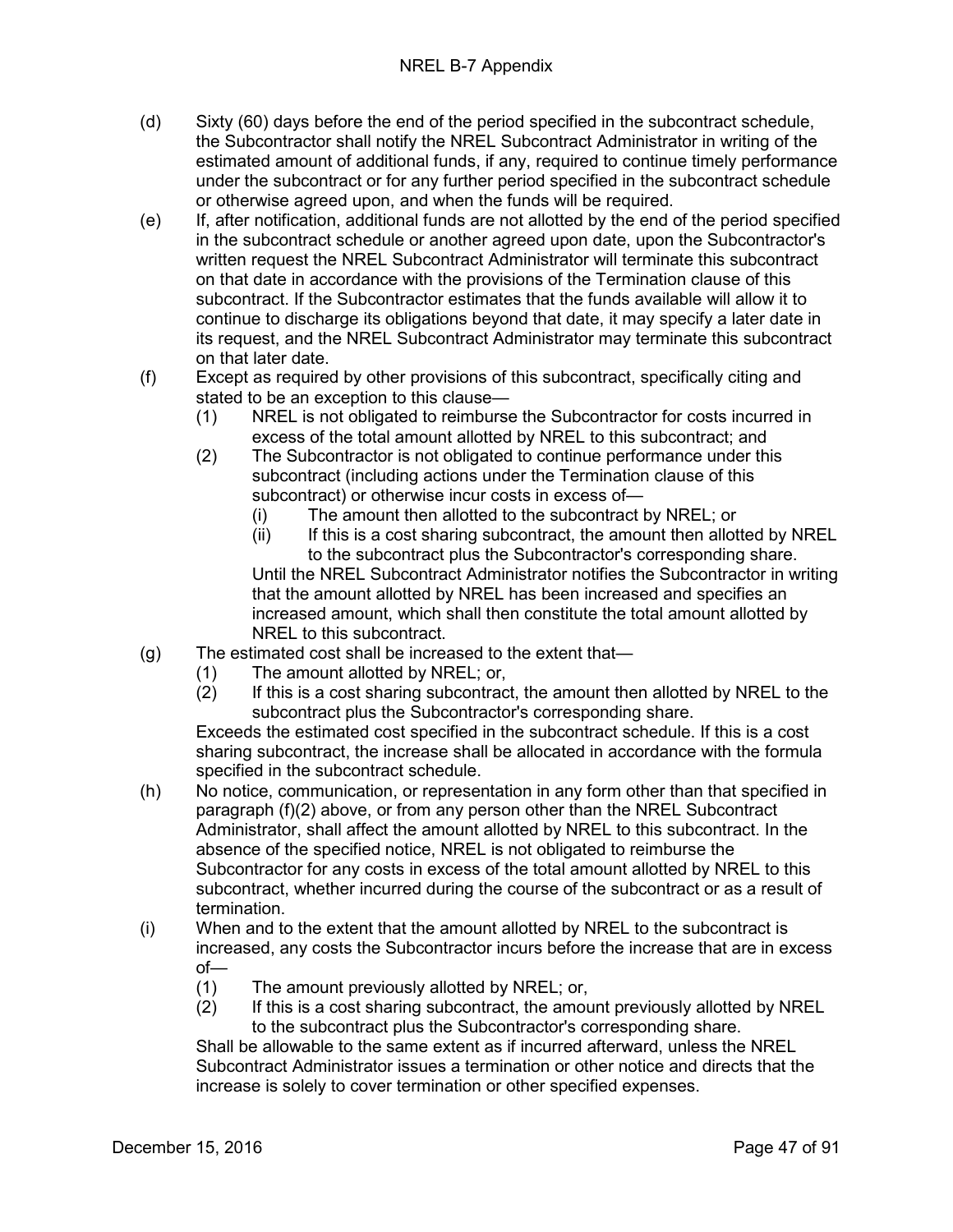(d) Sixty (60) days before the end of the period specified in the subcontract schedule, the Subcontractor shall notify the NREL Subcontract Administrator in writing of the estimated amount of additional funds, if any, required to continue timely performance under the subcontract or for any further period specified in the subcontract schedule or otherwise agreed upon, and when the funds will be required.

(e) If, after notification, additional funds are not allotted by the end of the period specified in the subcontract schedule or another agreed upon date, upon the Subcontractor's written request the NREL Subcontract Administrator will terminate this subcontract on that date in accordance with the provisions of the Termination clause of this subcontract. If the Subcontractor estimates that the funds available will allow it to continue to discharge its obligations beyond that date, it may specify a later date in its request, and the NREL Subcontract Administrator may terminate this subcontract on that later date.

(f) Except as required by other provisions of this subcontract, specifically citing and stated to be an exception to this clause—

  (1) NREL is not obligated to reimburse the Subcontractor for costs incurred in excess of the total amount allotted by NREL to this subcontract; and

  (2) The Subcontractor is not obligated to continue performance under this subcontract (including actions under the Termination clause of this subcontract) or otherwise incur costs in excess of—

    (i) The amount then allotted to the subcontract by NREL; or

    (ii) If this is a cost sharing subcontract, the amount then allotted by NREL to the subcontract plus the Subcontractor's corresponding share.

  Until the NREL Subcontract Administrator notifies the Subcontractor in writing that the amount allotted by NREL has been increased and specifies an increased amount, which shall then constitute the total amount allotted by NREL to this subcontract.

(g) The estimated cost shall be increased to the extent that—

  (1) The amount allotted by NREL; or,

  (2) If this is a cost sharing subcontract, the amount then allotted by NREL to the subcontract plus the Subcontractor's corresponding share.

  Exceeds the estimated cost specified in the subcontract schedule. If this is a cost sharing subcontract, the increase shall be allocated in accordance with the formula specified in the subcontract schedule.

(h) No notice, communication, or representation in any form other than that specified in paragraph (f)(2) above, or from any person other than the NREL Subcontract Administrator, shall affect the amount allotted by NREL to this subcontract. In the absence of the specified notice, NREL is not obligated to reimburse the Subcontractor for any costs in excess of the total amount allotted by NREL to this subcontract, whether incurred during the course of the subcontract or as a result of termination.

(i) When and to the extent that the amount allotted by NREL to the subcontract is increased, any costs the Subcontractor incurs before the increase that are in excess of—

  (1) The amount previously allotted by NREL; or,

  (2) If this is a cost sharing subcontract, the amount previously allotted by NREL to the subcontract plus the Subcontractor's corresponding share.

  Shall be allowable to the same extent as if incurred afterward, unless the NREL Subcontract Administrator issues a termination or other notice and directs that the increase is solely to cover termination or other specified expenses.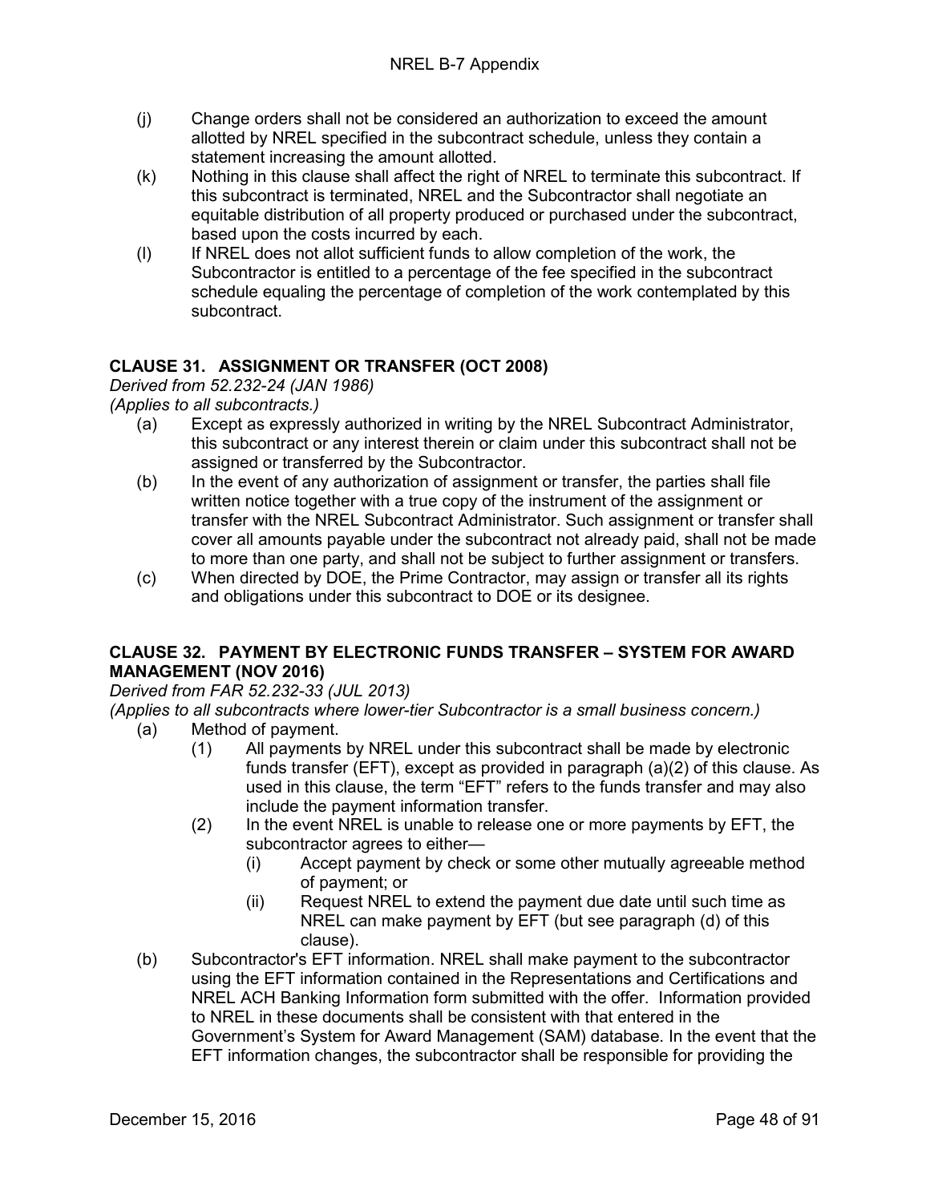(j) Change orders shall not be considered an authorization to exceed the amount allotted by NREL specified in the subcontract schedule, unless they contain a statement increasing the amount allotted.

(k) Nothing in this clause shall affect the right of NREL to terminate this subcontract. If this subcontract is terminated, NREL and the Subcontractor shall negotiate an equitable distribution of all property produced or purchased under the subcontract, based upon the costs incurred by each.

(l) If NREL does not allot sufficient funds to allow completion of the work, the Subcontractor is entitled to a percentage of the fee specified in the subcontract schedule equaling the percentage of completion of the work contemplated by this subcontract.

## CLAUSE 31. ASSIGNMENT OR TRANSFER (OCT 2008)

*Derived from 52.232-24 (JAN 1986)*
*(Applies to all subcontracts.)*

(a) Except as expressly authorized in writing by the NREL Subcontract Administrator, this subcontract or any interest therein or claim under this subcontract shall not be assigned or transferred by the Subcontractor.

(b) In the event of any authorization of assignment or transfer, the parties shall file written notice together with a true copy of the instrument of the assignment or transfer with the NREL Subcontract Administrator. Such assignment or transfer shall cover all amounts payable under the subcontract not already paid, shall not be made to more than one party, and shall not be subject to further assignment or transfers.

(c) When directed by DOE, the Prime Contractor, may assign or transfer all its rights and obligations under this subcontract to DOE or its designee.

## CLAUSE 32. PAYMENT BY ELECTRONIC FUNDS TRANSFER – SYSTEM FOR AWARD MANAGEMENT (NOV 2016)

*Derived from FAR 52.232-33 (JUL 2013)*
*(Applies to all subcontracts where lower-tier Subcontractor is a small business concern.)*

(a) Method of payment.

(1) All payments by NREL under this subcontract shall be made by electronic funds transfer (EFT), except as provided in paragraph (a)(2) of this clause. As used in this clause, the term "EFT" refers to the funds transfer and may also include the payment information transfer.

(2) In the event NREL is unable to release one or more payments by EFT, the subcontractor agrees to either—

(i) Accept payment by check or some other mutually agreeable method of payment; or

(ii) Request NREL to extend the payment due date until such time as NREL can make payment by EFT (but see paragraph (d) of this clause).

(b) Subcontractor's EFT information. NREL shall make payment to the subcontractor using the EFT information contained in the Representations and Certifications and NREL ACH Banking Information form submitted with the offer. Information provided to NREL in these documents shall be consistent with that entered in the Government's System for Award Management (SAM) database. In the event that the EFT information changes, the subcontractor shall be responsible for providing the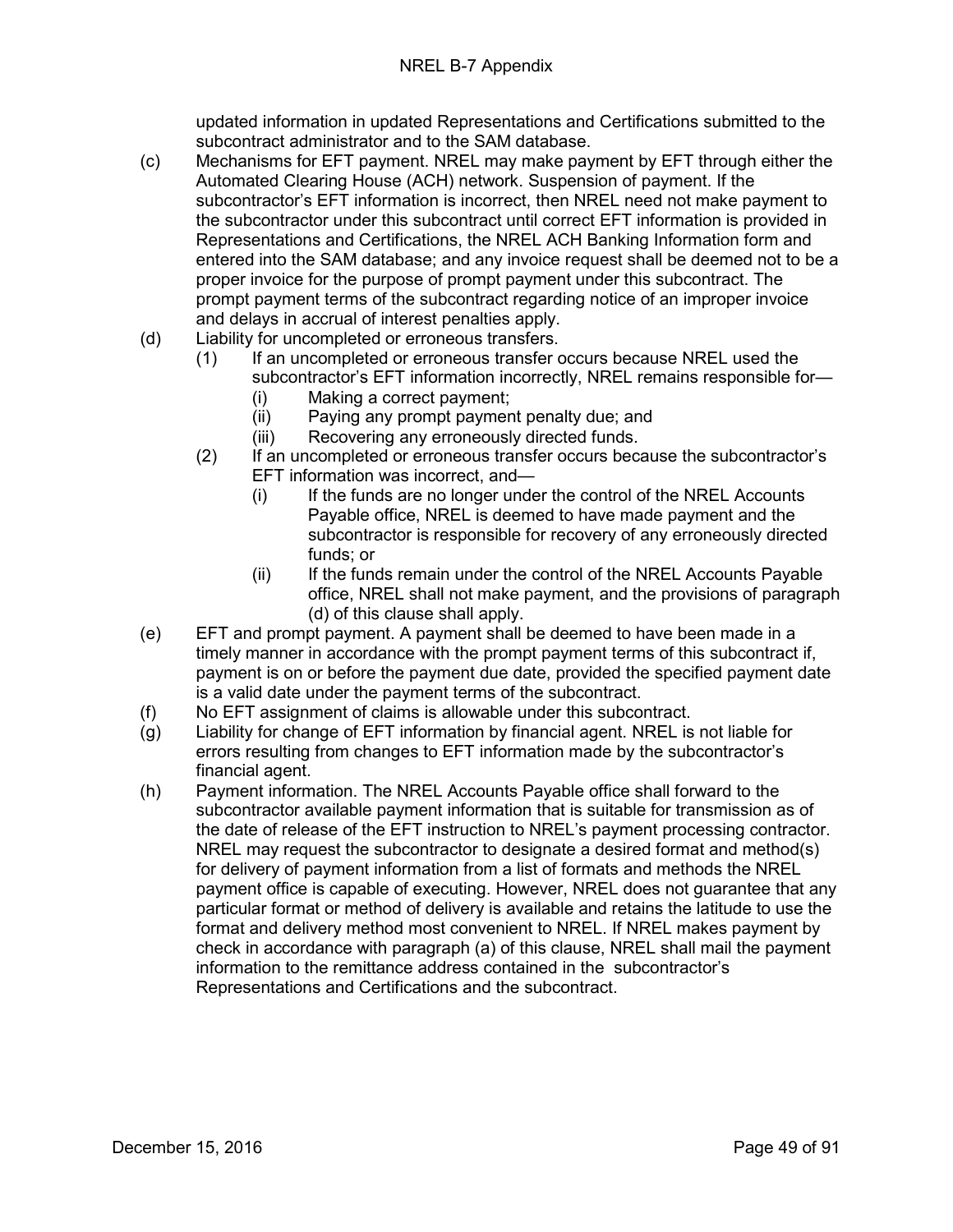updated information in updated Representations and Certifications submitted to the subcontract administrator and to the SAM database.

(c) Mechanisms for EFT payment. NREL may make payment by EFT through either the Automated Clearing House (ACH) network. Suspension of payment. If the subcontractor's EFT information is incorrect, then NREL need not make payment to the subcontractor under this subcontract until correct EFT information is provided in Representations and Certifications, the NREL ACH Banking Information form and entered into the SAM database; and any invoice request shall be deemed not to be a proper invoice for the purpose of prompt payment under this subcontract. The prompt payment terms of the subcontract regarding notice of an improper invoice and delays in accrual of interest penalties apply.

(d) Liability for uncompleted or erroneous transfers.

  (1) If an uncompleted or erroneous transfer occurs because NREL used the subcontractor's EFT information incorrectly, NREL remains responsible for—

    (i) Making a correct payment;

    (ii) Paying any prompt payment penalty due; and

    (iii) Recovering any erroneously directed funds.

  (2) If an uncompleted or erroneous transfer occurs because the subcontractor's EFT information was incorrect, and—

    (i) If the funds are no longer under the control of the NREL Accounts Payable office, NREL is deemed to have made payment and the subcontractor is responsible for recovery of any erroneously directed funds; or

    (ii) If the funds remain under the control of the NREL Accounts Payable office, NREL shall not make payment, and the provisions of paragraph (d) of this clause shall apply.

(e) EFT and prompt payment. A payment shall be deemed to have been made in a timely manner in accordance with the prompt payment terms of this subcontract if, payment is on or before the payment due date, provided the specified payment date is a valid date under the payment terms of the subcontract.

(f) No EFT assignment of claims is allowable under this subcontract.

(g) Liability for change of EFT information by financial agent. NREL is not liable for errors resulting from changes to EFT information made by the subcontractor's financial agent.

(h) Payment information. The NREL Accounts Payable office shall forward to the subcontractor available payment information that is suitable for transmission as of the date of release of the EFT instruction to NREL's payment processing contractor. NREL may request the subcontractor to designate a desired format and method(s) for delivery of payment information from a list of formats and methods the NREL payment office is capable of executing. However, NREL does not guarantee that any particular format or method of delivery is available and retains the latitude to use the format and delivery method most convenient to NREL. If NREL makes payment by check in accordance with paragraph (a) of this clause, NREL shall mail the payment information to the remittance address contained in the subcontractor's Representations and Certifications and the subcontract.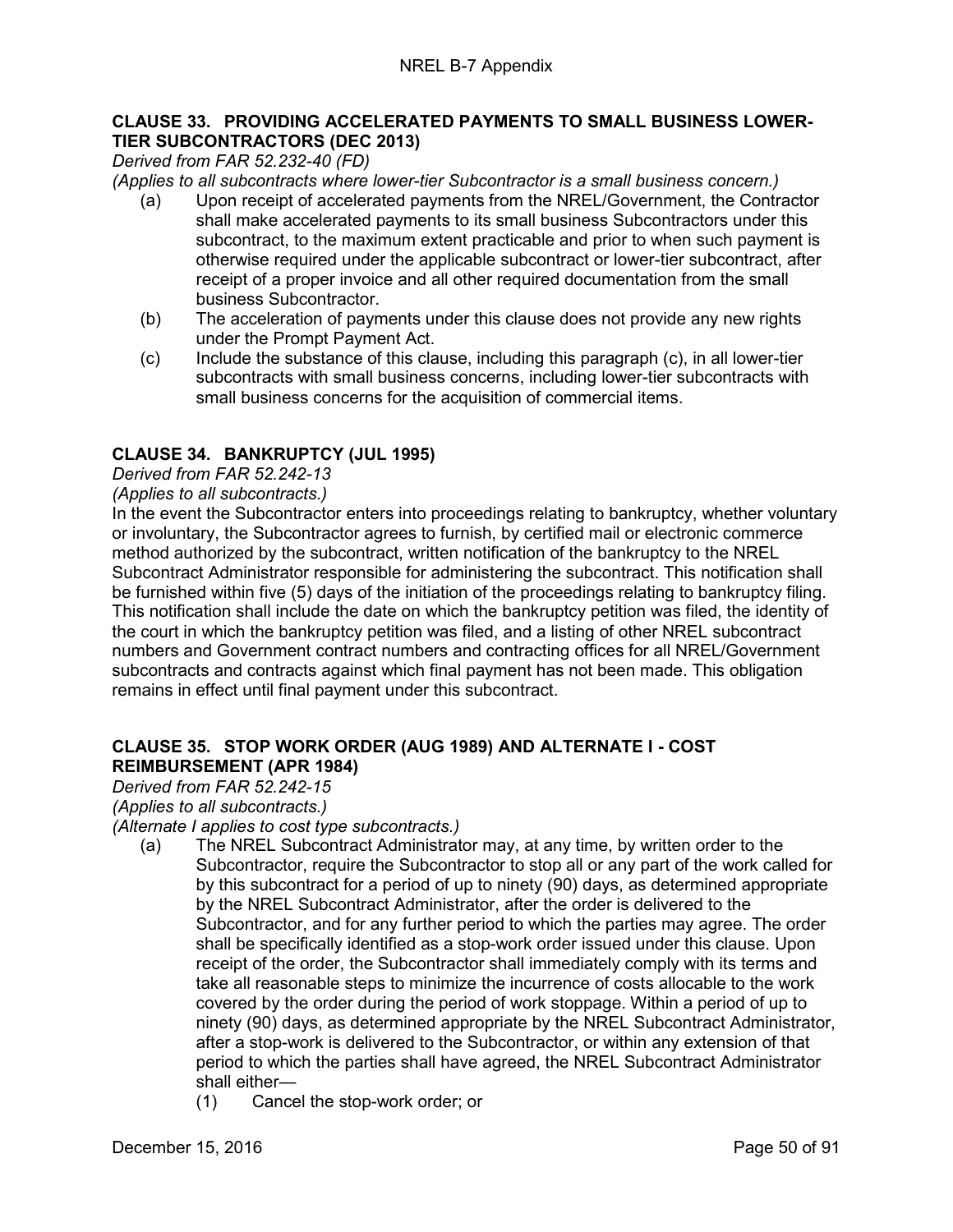### CLAUSE 33. PROVIDING ACCELERATED PAYMENTS TO SMALL BUSINESS LOWER-TIER SUBCONTRACTORS (DEC 2013)

*Derived from FAR 52.232-40 (FD)*

*(Applies to all subcontracts where lower-tier Subcontractor is a small business concern.)*

(a) Upon receipt of accelerated payments from the NREL/Government, the Contractor shall make accelerated payments to its small business Subcontractors under this subcontract, to the maximum extent practicable and prior to when such payment is otherwise required under the applicable subcontract or lower-tier subcontract, after receipt of a proper invoice and all other required documentation from the small business Subcontractor.

(b) The acceleration of payments under this clause does not provide any new rights under the Prompt Payment Act.

(c) Include the substance of this clause, including this paragraph (c), in all lower-tier subcontracts with small business concerns, including lower-tier subcontracts with small business concerns for the acquisition of commercial items.

### CLAUSE 34. BANKRUPTCY (JUL 1995)

*Derived from FAR 52.242-13*

*(Applies to all subcontracts.)*

In the event the Subcontractor enters into proceedings relating to bankruptcy, whether voluntary or involuntary, the Subcontractor agrees to furnish, by certified mail or electronic commerce method authorized by the subcontract, written notification of the bankruptcy to the NREL Subcontract Administrator responsible for administering the subcontract. This notification shall be furnished within five (5) days of the initiation of the proceedings relating to bankruptcy filing. This notification shall include the date on which the bankruptcy petition was filed, the identity of the court in which the bankruptcy petition was filed, and a listing of other NREL subcontract numbers and Government contract numbers and contracting offices for all NREL/Government subcontracts and contracts against which final payment has not been made. This obligation remains in effect until final payment under this subcontract.

### CLAUSE 35. STOP WORK ORDER (AUG 1989) AND ALTERNATE I - COST REIMBURSEMENT (APR 1984)

*Derived from FAR 52.242-15*

*(Applies to all subcontracts.)*

*(Alternate I applies to cost type subcontracts.)*

(a) The NREL Subcontract Administrator may, at any time, by written order to the Subcontractor, require the Subcontractor to stop all or any part of the work called for by this subcontract for a period of up to ninety (90) days, as determined appropriate by the NREL Subcontract Administrator, after the order is delivered to the Subcontractor, and for any further period to which the parties may agree. The order shall be specifically identified as a stop-work order issued under this clause. Upon receipt of the order, the Subcontractor shall immediately comply with its terms and take all reasonable steps to minimize the incurrence of costs allocable to the work covered by the order during the period of work stoppage. Within a period of up to ninety (90) days, as determined appropriate by the NREL Subcontract Administrator, after a stop-work is delivered to the Subcontractor, or within any extension of that period to which the parties shall have agreed, the NREL Subcontract Administrator shall either—

(1) Cancel the stop-work order; or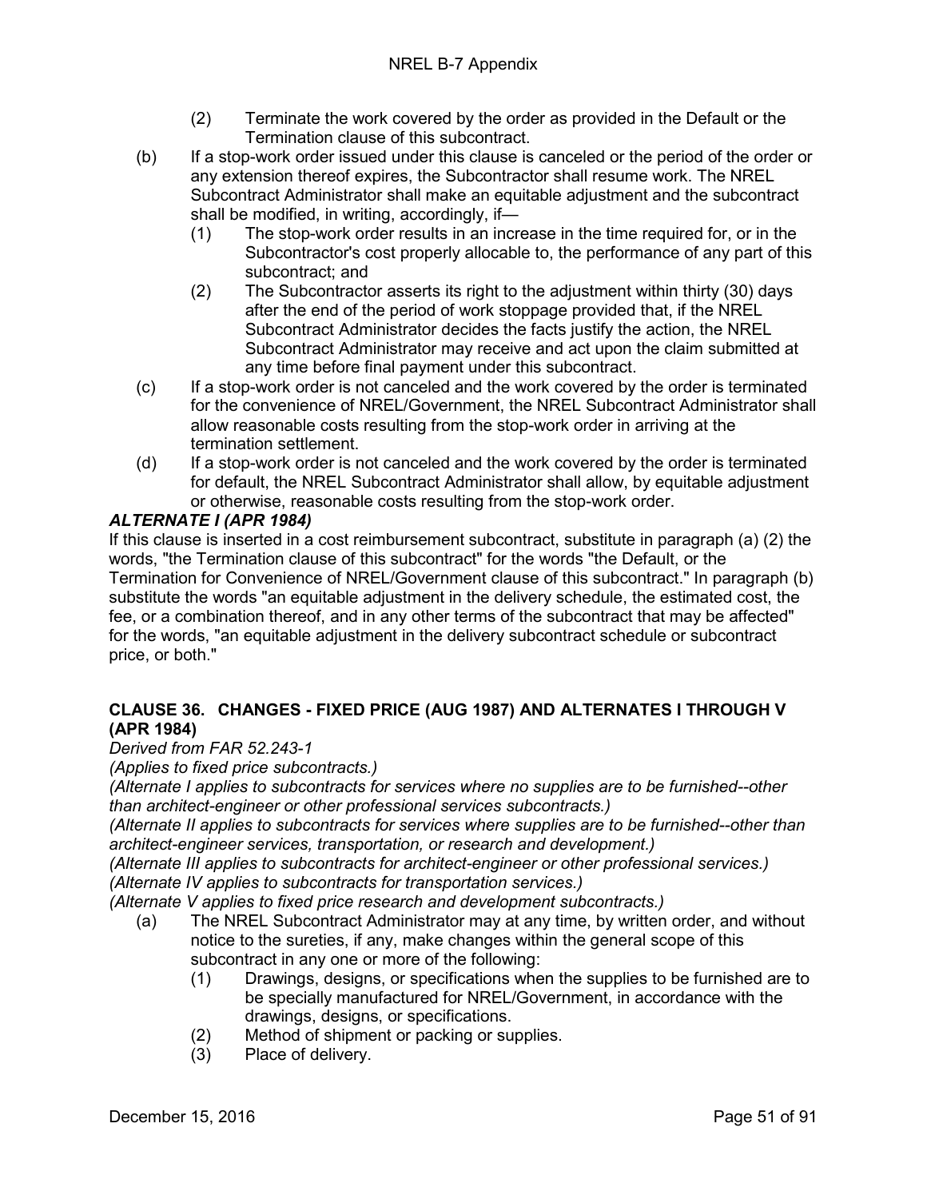(2) Terminate the work covered by the order as provided in the Default or the Termination clause of this subcontract.

(b) If a stop-work order issued under this clause is canceled or the period of the order or any extension thereof expires, the Subcontractor shall resume work. The NREL Subcontract Administrator shall make an equitable adjustment and the subcontract shall be modified, in writing, accordingly, if—

(1) The stop-work order results in an increase in the time required for, or in the Subcontractor's cost properly allocable to, the performance of any part of this subcontract; and

(2) The Subcontractor asserts its right to the adjustment within thirty (30) days after the end of the period of work stoppage provided that, if the NREL Subcontract Administrator decides the facts justify the action, the NREL Subcontract Administrator may receive and act upon the claim submitted at any time before final payment under this subcontract.

(c) If a stop-work order is not canceled and the work covered by the order is terminated for the convenience of NREL/Government, the NREL Subcontract Administrator shall allow reasonable costs resulting from the stop-work order in arriving at the termination settlement.

(d) If a stop-work order is not canceled and the work covered by the order is terminated for default, the NREL Subcontract Administrator shall allow, by equitable adjustment or otherwise, reasonable costs resulting from the stop-work order.

***ALTERNATE I (APR 1984)***

If this clause is inserted in a cost reimbursement subcontract, substitute in paragraph (a) (2) the words, "the Termination clause of this subcontract" for the words "the Default, or the Termination for Convenience of NREL/Government clause of this subcontract." In paragraph (b) substitute the words "an equitable adjustment in the delivery schedule, the estimated cost, the fee, or a combination thereof, and in any other terms of the subcontract that may be affected" for the words, "an equitable adjustment in the delivery subcontract schedule or subcontract price, or both."

### CLAUSE 36. CHANGES - FIXED PRICE (AUG 1987) AND ALTERNATES I THROUGH V (APR 1984)

*Derived from FAR 52.243-1*

*(Applies to fixed price subcontracts.)*

*(Alternate I applies to subcontracts for services where no supplies are to be furnished--other than architect-engineer or other professional services subcontracts.)*

*(Alternate II applies to subcontracts for services where supplies are to be furnished--other than architect-engineer services, transportation, or research and development.)*

*(Alternate III applies to subcontracts for architect-engineer or other professional services.)*

*(Alternate IV applies to subcontracts for transportation services.)*

*(Alternate V applies to fixed price research and development subcontracts.)*

(a) The NREL Subcontract Administrator may at any time, by written order, and without notice to the sureties, if any, make changes within the general scope of this subcontract in any one or more of the following:

(1) Drawings, designs, or specifications when the supplies to be furnished are to be specially manufactured for NREL/Government, in accordance with the drawings, designs, or specifications.

(2) Method of shipment or packing or supplies.

(3) Place of delivery.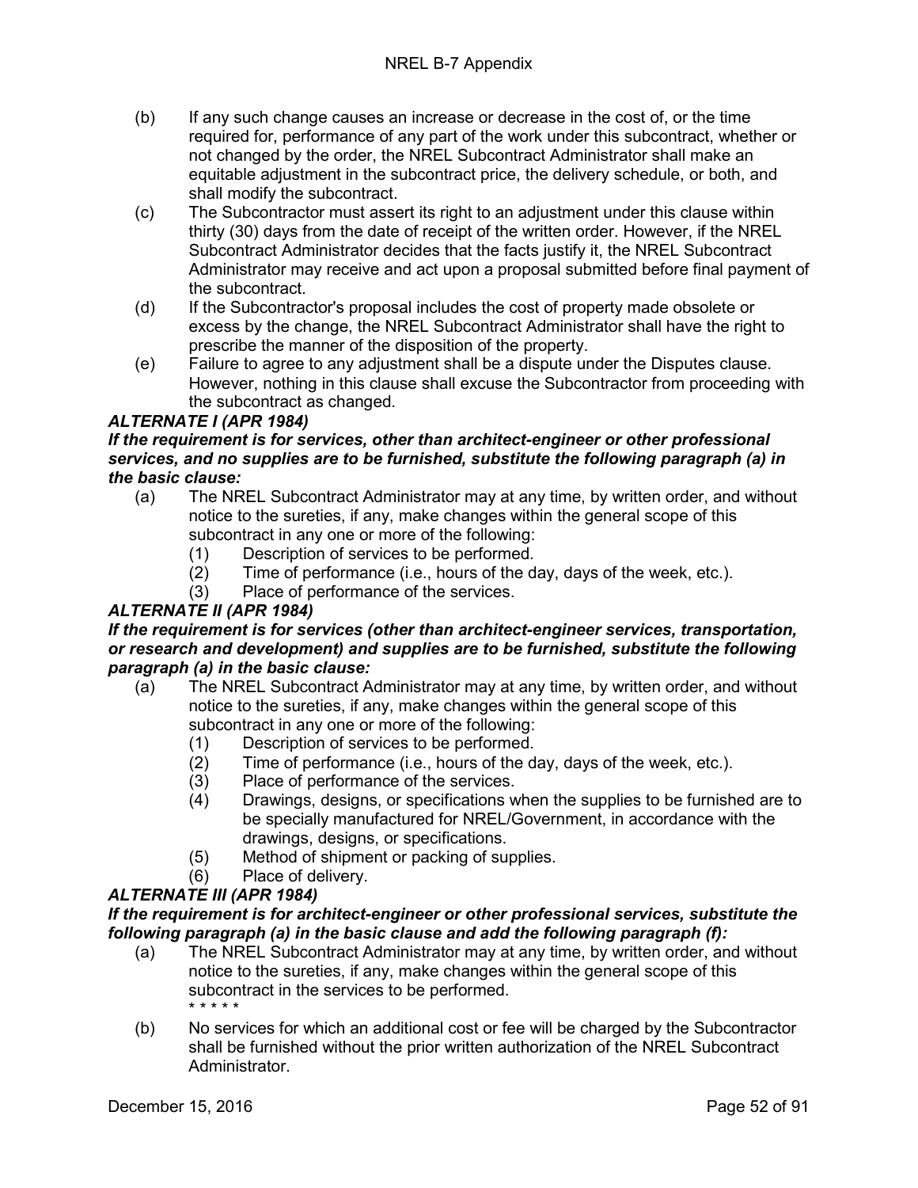(b) If any such change causes an increase or decrease in the cost of, or the time required for, performance of any part of the work under this subcontract, whether or not changed by the order, the NREL Subcontract Administrator shall make an equitable adjustment in the subcontract price, the delivery schedule, or both, and shall modify the subcontract.

(c) The Subcontractor must assert its right to an adjustment under this clause within thirty (30) days from the date of receipt of the written order. However, if the NREL Subcontract Administrator decides that the facts justify it, the NREL Subcontract Administrator may receive and act upon a proposal submitted before final payment of the subcontract.

(d) If the Subcontractor's proposal includes the cost of property made obsolete or excess by the change, the NREL Subcontract Administrator shall have the right to prescribe the manner of the disposition of the property.

(e) Failure to agree to any adjustment shall be a dispute under the Disputes clause. However, nothing in this clause shall excuse the Subcontractor from proceeding with the subcontract as changed.

***ALTERNATE I (APR 1984)***

***If the requirement is for services, other than architect-engineer or other professional services, and no supplies are to be furnished, substitute the following paragraph (a) in the basic clause:***

(a) The NREL Subcontract Administrator may at any time, by written order, and without notice to the sureties, if any, make changes within the general scope of this subcontract in any one or more of the following:
  (1) Description of services to be performed.
  (2) Time of performance (i.e., hours of the day, days of the week, etc.).
  (3) Place of performance of the services.

***ALTERNATE II (APR 1984)***

***If the requirement is for services (other than architect-engineer services, transportation, or research and development) and supplies are to be furnished, substitute the following paragraph (a) in the basic clause:***

(a) The NREL Subcontract Administrator may at any time, by written order, and without notice to the sureties, if any, make changes within the general scope of this subcontract in any one or more of the following:
  (1) Description of services to be performed.
  (2) Time of performance (i.e., hours of the day, days of the week, etc.).
  (3) Place of performance of the services.
  (4) Drawings, designs, or specifications when the supplies to be furnished are to be specially manufactured for NREL/Government, in accordance with the drawings, designs, or specifications.
  (5) Method of shipment or packing of supplies.
  (6) Place of delivery.

***ALTERNATE III (APR 1984)***

***If the requirement is for architect-engineer or other professional services, substitute the following paragraph (a) in the basic clause and add the following paragraph (f):***

(a) The NREL Subcontract Administrator may at any time, by written order, and without notice to the sureties, if any, make changes within the general scope of this subcontract in the services to be performed.

\* \* \* \* \*

(b) No services for which an additional cost or fee will be charged by the Subcontractor shall be furnished without the prior written authorization of the NREL Subcontract Administrator.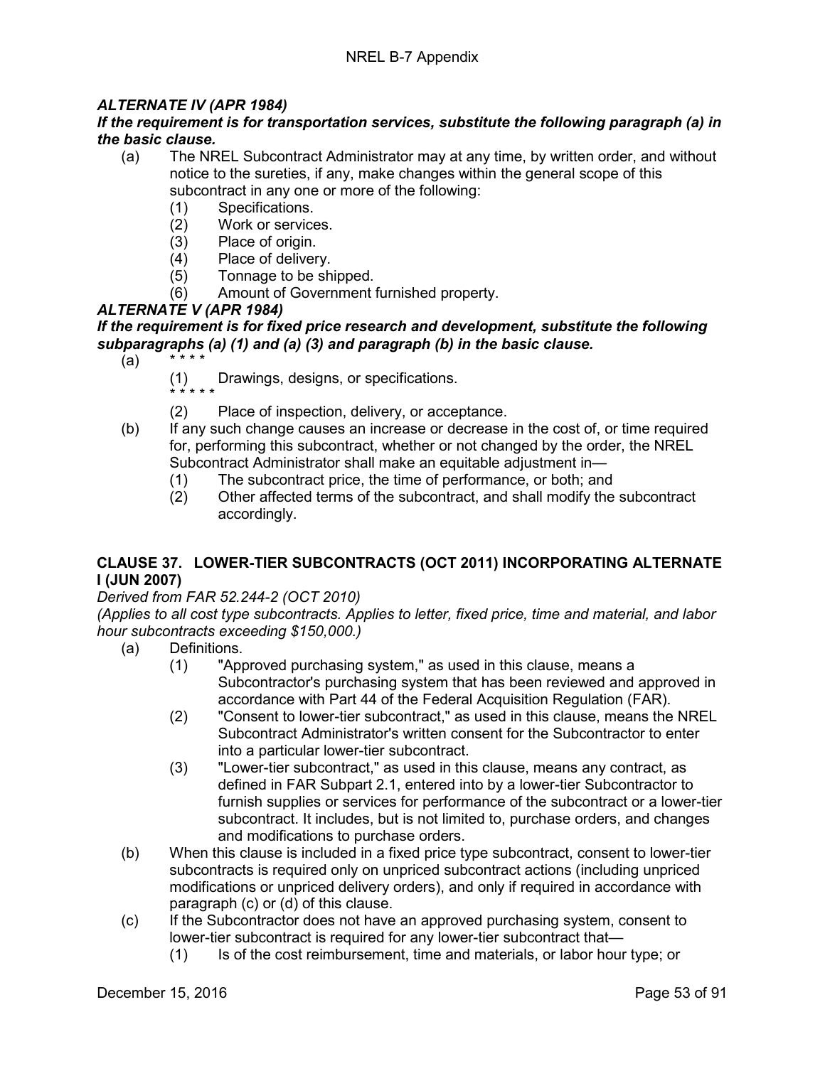***ALTERNATE IV (APR 1984)***

***If the requirement is for transportation services, substitute the following paragraph (a) in the basic clause.***

(a) The NREL Subcontract Administrator may at any time, by written order, and without notice to the sureties, if any, make changes within the general scope of this subcontract in any one or more of the following:

   (1) Specifications.
   (2) Work or services.
   (3) Place of origin.
   (4) Place of delivery.
   (5) Tonnage to be shipped.
   (6) Amount of Government furnished property.

***ALTERNATE V (APR 1984)***

***If the requirement is for fixed price research and development, substitute the following subparagraphs (a) (1) and (a) (3) and paragraph (b) in the basic clause.***

(a) * * * *

   (1) Drawings, designs, or specifications.

   * * * * *

   (2) Place of inspection, delivery, or acceptance.

(b) If any such change causes an increase or decrease in the cost of, or time required for, performing this subcontract, whether or not changed by the order, the NREL Subcontract Administrator shall make an equitable adjustment in—

   (1) The subcontract price, the time of performance, or both; and
   (2) Other affected terms of the subcontract, and shall modify the subcontract accordingly.

## CLAUSE 37. LOWER-TIER SUBCONTRACTS (OCT 2011) INCORPORATING ALTERNATE I (JUN 2007)

*Derived from FAR 52.244-2 (OCT 2010)*

*(Applies to all cost type subcontracts. Applies to letter, fixed price, time and material, and labor hour subcontracts exceeding $150,000.)*

(a) Definitions.

   (1) "Approved purchasing system," as used in this clause, means a Subcontractor's purchasing system that has been reviewed and approved in accordance with Part 44 of the Federal Acquisition Regulation (FAR).
   (2) "Consent to lower-tier subcontract," as used in this clause, means the NREL Subcontract Administrator's written consent for the Subcontractor to enter into a particular lower-tier subcontract.
   (3) "Lower-tier subcontract," as used in this clause, means any contract, as defined in FAR Subpart 2.1, entered into by a lower-tier Subcontractor to furnish supplies or services for performance of the subcontract or a lower-tier subcontract. It includes, but is not limited to, purchase orders, and changes and modifications to purchase orders.

(b) When this clause is included in a fixed price type subcontract, consent to lower-tier subcontracts is required only on unpriced subcontract actions (including unpriced modifications or unpriced delivery orders), and only if required in accordance with paragraph (c) or (d) of this clause.

(c) If the Subcontractor does not have an approved purchasing system, consent to lower-tier subcontract is required for any lower-tier subcontract that—

   (1) Is of the cost reimbursement, time and materials, or labor hour type; or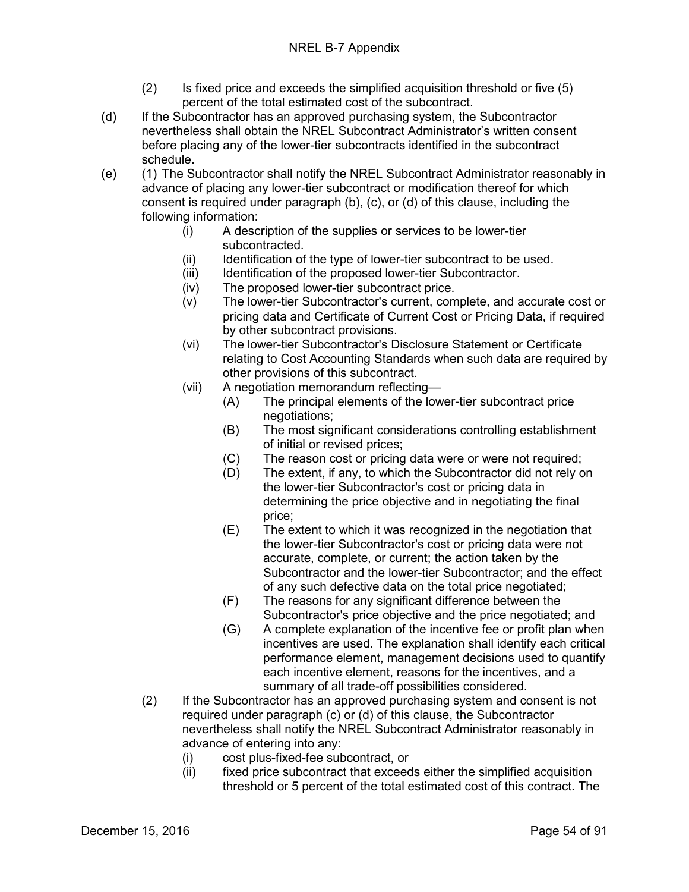(2) Is fixed price and exceeds the simplified acquisition threshold or five (5) percent of the total estimated cost of the subcontract.

(d) If the Subcontractor has an approved purchasing system, the Subcontractor nevertheless shall obtain the NREL Subcontract Administrator's written consent before placing any of the lower-tier subcontracts identified in the subcontract schedule.

(e) (1) The Subcontractor shall notify the NREL Subcontract Administrator reasonably in advance of placing any lower-tier subcontract or modification thereof for which consent is required under paragraph (b), (c), or (d) of this clause, including the following information:

- (i) A description of the supplies or services to be lower-tier subcontracted.
- (ii) Identification of the type of lower-tier subcontract to be used.
- (iii) Identification of the proposed lower-tier Subcontractor.
- (iv) The proposed lower-tier subcontract price.
- (v) The lower-tier Subcontractor's current, complete, and accurate cost or pricing data and Certificate of Current Cost or Pricing Data, if required by other subcontract provisions.
- (vi) The lower-tier Subcontractor's Disclosure Statement or Certificate relating to Cost Accounting Standards when such data are required by other provisions of this subcontract.
- (vii) A negotiation memorandum reflecting—
  - (A) The principal elements of the lower-tier subcontract price negotiations;
  - (B) The most significant considerations controlling establishment of initial or revised prices;
  - (C) The reason cost or pricing data were or were not required;
  - (D) The extent, if any, to which the Subcontractor did not rely on the lower-tier Subcontractor's cost or pricing data in determining the price objective and in negotiating the final price;
  - (E) The extent to which it was recognized in the negotiation that the lower-tier Subcontractor's cost or pricing data were not accurate, complete, or current; the action taken by the Subcontractor and the lower-tier Subcontractor; and the effect of any such defective data on the total price negotiated;
  - (F) The reasons for any significant difference between the Subcontractor's price objective and the price negotiated; and
  - (G) A complete explanation of the incentive fee or profit plan when incentives are used. The explanation shall identify each critical performance element, management decisions used to quantify each incentive element, reasons for the incentives, and a summary of all trade-off possibilities considered.

(2) If the Subcontractor has an approved purchasing system and consent is not required under paragraph (c) or (d) of this clause, the Subcontractor nevertheless shall notify the NREL Subcontract Administrator reasonably in advance of entering into any:

- (i) cost plus-fixed-fee subcontract, or
- (ii) fixed price subcontract that exceeds either the simplified acquisition threshold or 5 percent of the total estimated cost of this contract. The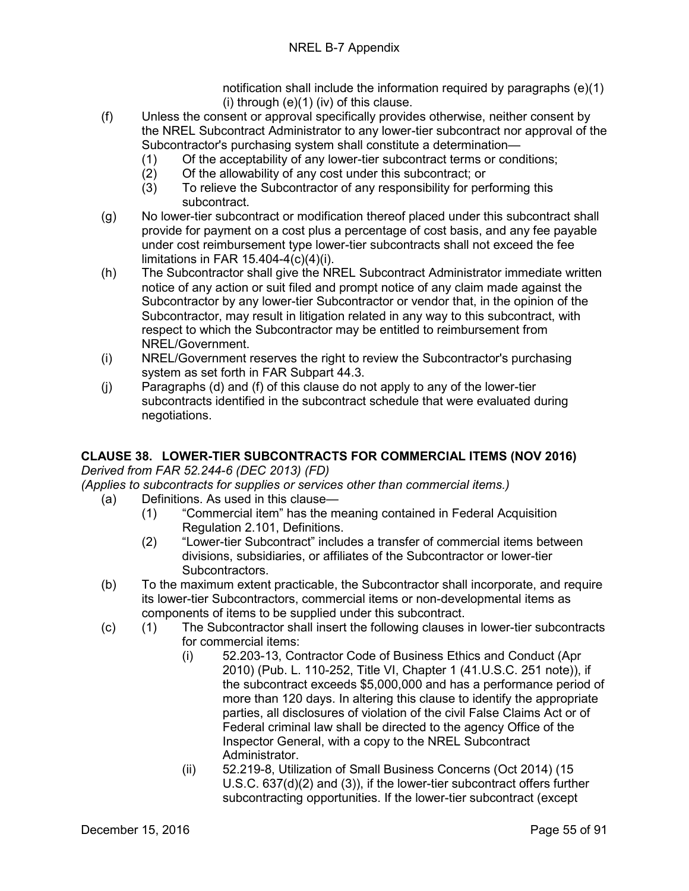notification shall include the information required by paragraphs (e)(1) (i) through (e)(1) (iv) of this clause.

(f) Unless the consent or approval specifically provides otherwise, neither consent by the NREL Subcontract Administrator to any lower-tier subcontract nor approval of the Subcontractor's purchasing system shall constitute a determination—

  (1) Of the acceptability of any lower-tier subcontract terms or conditions;

  (2) Of the allowability of any cost under this subcontract; or

  (3) To relieve the Subcontractor of any responsibility for performing this subcontract.

(g) No lower-tier subcontract or modification thereof placed under this subcontract shall provide for payment on a cost plus a percentage of cost basis, and any fee payable under cost reimbursement type lower-tier subcontracts shall not exceed the fee limitations in FAR 15.404-4(c)(4)(i).

(h) The Subcontractor shall give the NREL Subcontract Administrator immediate written notice of any action or suit filed and prompt notice of any claim made against the Subcontractor by any lower-tier Subcontractor or vendor that, in the opinion of the Subcontractor, may result in litigation related in any way to this subcontract, with respect to which the Subcontractor may be entitled to reimbursement from NREL/Government.

(i) NREL/Government reserves the right to review the Subcontractor's purchasing system as set forth in FAR Subpart 44.3.

(j) Paragraphs (d) and (f) of this clause do not apply to any of the lower-tier subcontracts identified in the subcontract schedule that were evaluated during negotiations.

### CLAUSE 38. LOWER-TIER SUBCONTRACTS FOR COMMERCIAL ITEMS (NOV 2016)

*Derived from FAR 52.244-6 (DEC 2013) (FD)*

*(Applies to subcontracts for supplies or services other than commercial items.)*

(a) Definitions. As used in this clause—

  (1) "Commercial item" has the meaning contained in Federal Acquisition Regulation 2.101, Definitions.

  (2) "Lower-tier Subcontract" includes a transfer of commercial items between divisions, subsidiaries, or affiliates of the Subcontractor or lower-tier Subcontractors.

(b) To the maximum extent practicable, the Subcontractor shall incorporate, and require its lower-tier Subcontractors, commercial items or non-developmental items as components of items to be supplied under this subcontract.

(c) (1) The Subcontractor shall insert the following clauses in lower-tier subcontracts for commercial items:

    (i) 52.203-13, Contractor Code of Business Ethics and Conduct (Apr 2010) (Pub. L. 110-252, Title VI, Chapter 1 (41.U.S.C. 251 note)), if the subcontract exceeds $5,000,000 and has a performance period of more than 120 days. In altering this clause to identify the appropriate parties, all disclosures of violation of the civil False Claims Act or of Federal criminal law shall be directed to the agency Office of the Inspector General, with a copy to the NREL Subcontract Administrator.

    (ii) 52.219-8, Utilization of Small Business Concerns (Oct 2014) (15 U.S.C. 637(d)(2) and (3)), if the lower-tier subcontract offers further subcontracting opportunities. If the lower-tier subcontract (except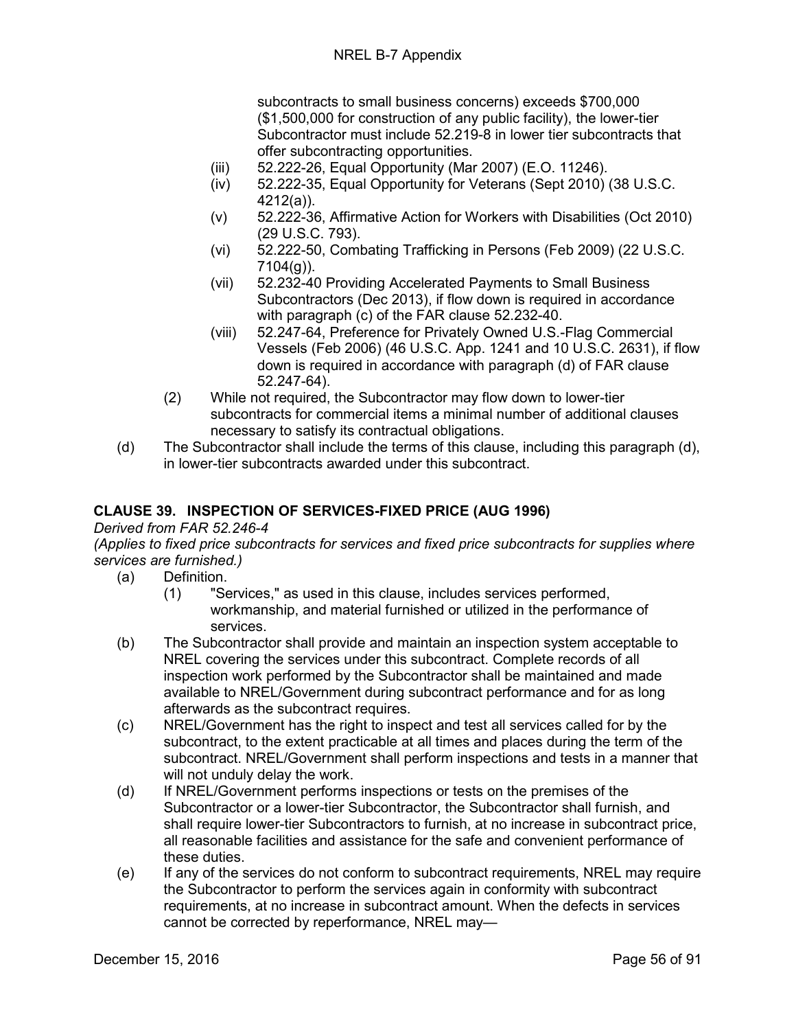subcontracts to small business concerns) exceeds $700,000 ($1,500,000 for construction of any public facility), the lower-tier Subcontractor must include 52.219-8 in lower tier subcontracts that offer subcontracting opportunities.

- (iii) 52.222-26, Equal Opportunity (Mar 2007) (E.O. 11246).
- (iv) 52.222-35, Equal Opportunity for Veterans (Sept 2010) (38 U.S.C. 4212(a)).
- (v) 52.222-36, Affirmative Action for Workers with Disabilities (Oct 2010) (29 U.S.C. 793).
- (vi) 52.222-50, Combating Trafficking in Persons (Feb 2009) (22 U.S.C. 7104(g)).
- (vii) 52.232-40 Providing Accelerated Payments to Small Business Subcontractors (Dec 2013), if flow down is required in accordance with paragraph (c) of the FAR clause 52.232-40.
- (viii) 52.247-64, Preference for Privately Owned U.S.-Flag Commercial Vessels (Feb 2006) (46 U.S.C. App. 1241 and 10 U.S.C. 2631), if flow down is required in accordance with paragraph (d) of FAR clause 52.247-64).

(2) While not required, the Subcontractor may flow down to lower-tier subcontracts for commercial items a minimal number of additional clauses necessary to satisfy its contractual obligations.

(d) The Subcontractor shall include the terms of this clause, including this paragraph (d), in lower-tier subcontracts awarded under this subcontract.

## CLAUSE 39. INSPECTION OF SERVICES-FIXED PRICE (AUG 1996)

*Derived from FAR 52.246-4*

*(Applies to fixed price subcontracts for services and fixed price subcontracts for supplies where services are furnished.)*

(a) Definition.

(1) "Services," as used in this clause, includes services performed, workmanship, and material furnished or utilized in the performance of services.

(b) The Subcontractor shall provide and maintain an inspection system acceptable to NREL covering the services under this subcontract. Complete records of all inspection work performed by the Subcontractor shall be maintained and made available to NREL/Government during subcontract performance and for as long afterwards as the subcontract requires.

(c) NREL/Government has the right to inspect and test all services called for by the subcontract, to the extent practicable at all times and places during the term of the subcontract. NREL/Government shall perform inspections and tests in a manner that will not unduly delay the work.

(d) If NREL/Government performs inspections or tests on the premises of the Subcontractor or a lower-tier Subcontractor, the Subcontractor shall furnish, and shall require lower-tier Subcontractors to furnish, at no increase in subcontract price, all reasonable facilities and assistance for the safe and convenient performance of these duties.

(e) If any of the services do not conform to subcontract requirements, NREL may require the Subcontractor to perform the services again in conformity with subcontract requirements, at no increase in subcontract amount. When the defects in services cannot be corrected by reperformance, NREL may—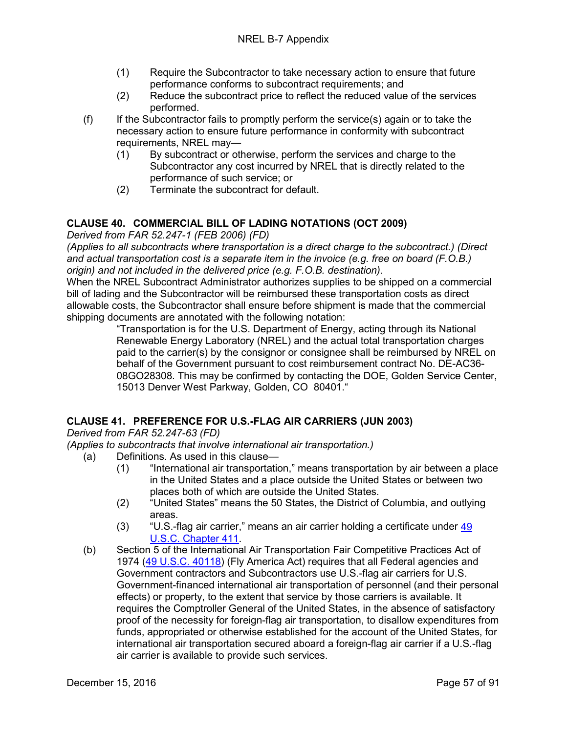(1) Require the Subcontractor to take necessary action to ensure that future performance conforms to subcontract requirements; and

(2) Reduce the subcontract price to reflect the reduced value of the services performed.

(f) If the Subcontractor fails to promptly perform the service(s) again or to take the necessary action to ensure future performance in conformity with subcontract requirements, NREL may—

(1) By subcontract or otherwise, perform the services and charge to the Subcontractor any cost incurred by NREL that is directly related to the performance of such service; or

(2) Terminate the subcontract for default.

## CLAUSE 40. COMMERCIAL BILL OF LADING NOTATIONS (OCT 2009)

*Derived from FAR 52.247-1 (FEB 2006) (FD)*

*(Applies to all subcontracts where transportation is a direct charge to the subcontract.) (Direct and actual transportation cost is a separate item in the invoice (e.g. free on board (F.O.B.) origin) and not included in the delivered price (e.g. F.O.B. destination).*

When the NREL Subcontract Administrator authorizes supplies to be shipped on a commercial bill of lading and the Subcontractor will be reimbursed these transportation costs as direct allowable costs, the Subcontractor shall ensure before shipment is made that the commercial shipping documents are annotated with the following notation:

> "Transportation is for the U.S. Department of Energy, acting through its National Renewable Energy Laboratory (NREL) and the actual total transportation charges paid to the carrier(s) by the consignor or consignee shall be reimbursed by NREL on behalf of the Government pursuant to cost reimbursement contract No. DE-AC36-08GO28308. This may be confirmed by contacting the DOE, Golden Service Center, 15013 Denver West Parkway, Golden, CO 80401."

## CLAUSE 41. PREFERENCE FOR U.S.-FLAG AIR CARRIERS (JUN 2003)

*Derived from FAR 52.247-63 (FD)*

*(Applies to subcontracts that involve international air transportation.)*

(a) Definitions. As used in this clause—

(1) "International air transportation," means transportation by air between a place in the United States and a place outside the United States or between two places both of which are outside the United States.

(2) "United States" means the 50 States, the District of Columbia, and outlying areas.

(3) "U.S.-flag air carrier," means an air carrier holding a certificate under 49 U.S.C. Chapter 411.

(b) Section 5 of the International Air Transportation Fair Competitive Practices Act of 1974 (49 U.S.C. 40118) (Fly America Act) requires that all Federal agencies and Government contractors and Subcontractors use U.S.-flag air carriers for U.S. Government-financed international air transportation of personnel (and their personal effects) or property, to the extent that service by those carriers is available. It requires the Comptroller General of the United States, in the absence of satisfactory proof of the necessity for foreign-flag air transportation, to disallow expenditures from funds, appropriated or otherwise established for the account of the United States, for international air transportation secured aboard a foreign-flag air carrier if a U.S.-flag air carrier is available to provide such services.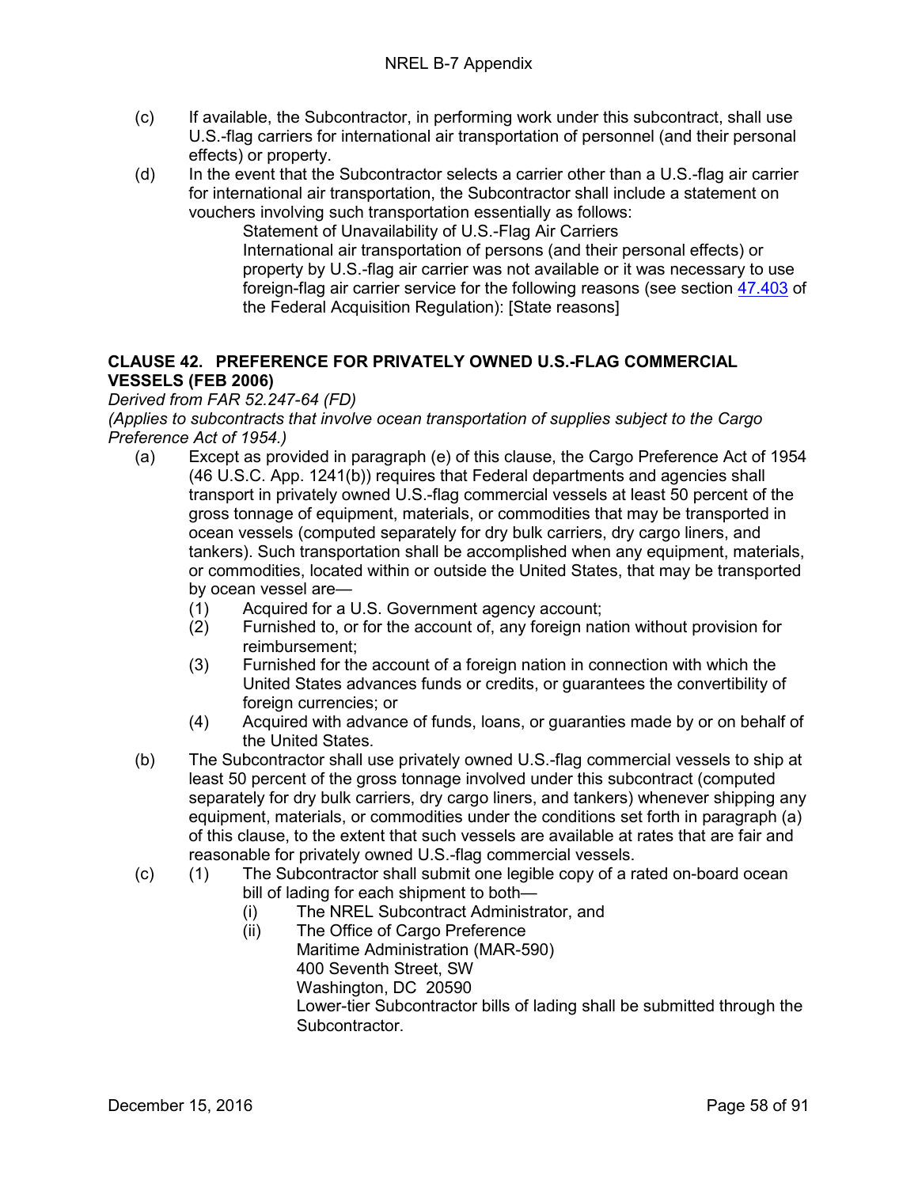(c) If available, the Subcontractor, in performing work under this subcontract, shall use U.S.-flag carriers for international air transportation of personnel (and their personal effects) or property.

(d) In the event that the Subcontractor selects a carrier other than a U.S.-flag air carrier for international air transportation, the Subcontractor shall include a statement on vouchers involving such transportation essentially as follows:

> Statement of Unavailability of U.S.-Flag Air Carriers
>
> International air transportation of persons (and their personal effects) or property by U.S.-flag air carrier was not available or it was necessary to use foreign-flag air carrier service for the following reasons (see section 47.403 of the Federal Acquisition Regulation): [State reasons]

## CLAUSE 42. PREFERENCE FOR PRIVATELY OWNED U.S.-FLAG COMMERCIAL VESSELS (FEB 2006)

*Derived from FAR 52.247-64 (FD)*

*(Applies to subcontracts that involve ocean transportation of supplies subject to the Cargo Preference Act of 1954.)*

(a) Except as provided in paragraph (e) of this clause, the Cargo Preference Act of 1954 (46 U.S.C. App. 1241(b)) requires that Federal departments and agencies shall transport in privately owned U.S.-flag commercial vessels at least 50 percent of the gross tonnage of equipment, materials, or commodities that may be transported in ocean vessels (computed separately for dry bulk carriers, dry cargo liners, and tankers). Such transportation shall be accomplished when any equipment, materials, or commodities, located within or outside the United States, that may be transported by ocean vessel are—

   (1) Acquired for a U.S. Government agency account;

   (2) Furnished to, or for the account of, any foreign nation without provision for reimbursement;

   (3) Furnished for the account of a foreign nation in connection with which the United States advances funds or credits, or guarantees the convertibility of foreign currencies; or

   (4) Acquired with advance of funds, loans, or guaranties made by or on behalf of the United States.

(b) The Subcontractor shall use privately owned U.S.-flag commercial vessels to ship at least 50 percent of the gross tonnage involved under this subcontract (computed separately for dry bulk carriers, dry cargo liners, and tankers) whenever shipping any equipment, materials, or commodities under the conditions set forth in paragraph (a) of this clause, to the extent that such vessels are available at rates that are fair and reasonable for privately owned U.S.-flag commercial vessels.

(c) (1) The Subcontractor shall submit one legible copy of a rated on-board ocean bill of lading for each shipment to both—

      (i) The NREL Subcontract Administrator, and

      (ii) The Office of Cargo Preference
      Maritime Administration (MAR-590)
      400 Seventh Street, SW
      Washington, DC 20590
      Lower-tier Subcontractor bills of lading shall be submitted through the Subcontractor.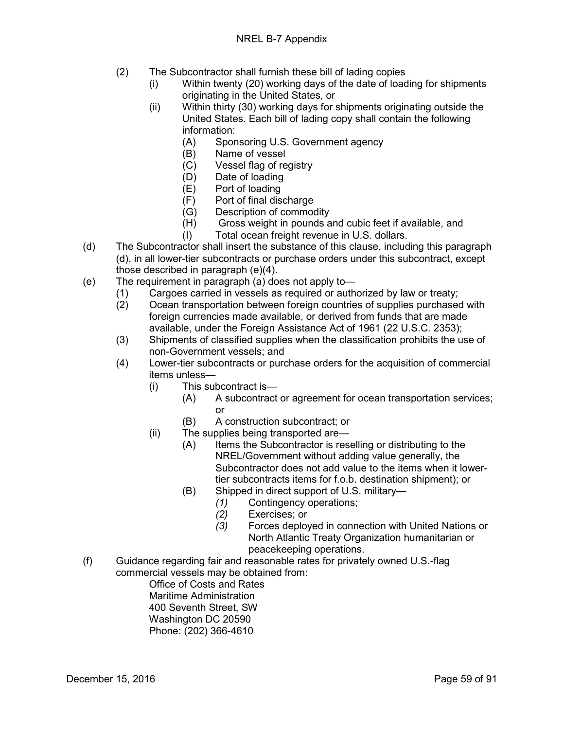(2) The Subcontractor shall furnish these bill of lading copies
   - (i) Within twenty (20) working days of the date of loading for shipments originating in the United States, or
   - (ii) Within thirty (30) working days for shipments originating outside the United States. Each bill of lading copy shall contain the following information:
     - (A) Sponsoring U.S. Government agency
     - (B) Name of vessel
     - (C) Vessel flag of registry
     - (D) Date of loading
     - (E) Port of loading
     - (F) Port of final discharge
     - (G) Description of commodity
     - (H) Gross weight in pounds and cubic feet if available, and
     - (I) Total ocean freight revenue in U.S. dollars.

(d) The Subcontractor shall insert the substance of this clause, including this paragraph (d), in all lower-tier subcontracts or purchase orders under this subcontract, except those described in paragraph (e)(4).

(e) The requirement in paragraph (a) does not apply to—
- (1) Cargoes carried in vessels as required or authorized by law or treaty;
- (2) Ocean transportation between foreign countries of supplies purchased with foreign currencies made available, or derived from funds that are made available, under the Foreign Assistance Act of 1961 (22 U.S.C. 2353);
- (3) Shipments of classified supplies when the classification prohibits the use of non-Government vessels; and
- (4) Lower-tier subcontracts or purchase orders for the acquisition of commercial items unless—
  - (i) This subcontract is—
    - (A) A subcontract or agreement for ocean transportation services; or
    - (B) A construction subcontract; or
  - (ii) The supplies being transported are—
    - (A) Items the Subcontractor is reselling or distributing to the NREL/Government without adding value generally, the Subcontractor does not add value to the items when it lower-tier subcontracts items for f.o.b. destination shipment); or
    - (B) Shipped in direct support of U.S. military—
      - *(1)* Contingency operations;
      - *(2)* Exercises; or
      - *(3)* Forces deployed in connection with United Nations or North Atlantic Treaty Organization humanitarian or peacekeeping operations.

(f) Guidance regarding fair and reasonable rates for privately owned U.S.-flag commercial vessels may be obtained from:

Office of Costs and Rates
Maritime Administration
400 Seventh Street, SW
Washington DC 20590
Phone: (202) 366-4610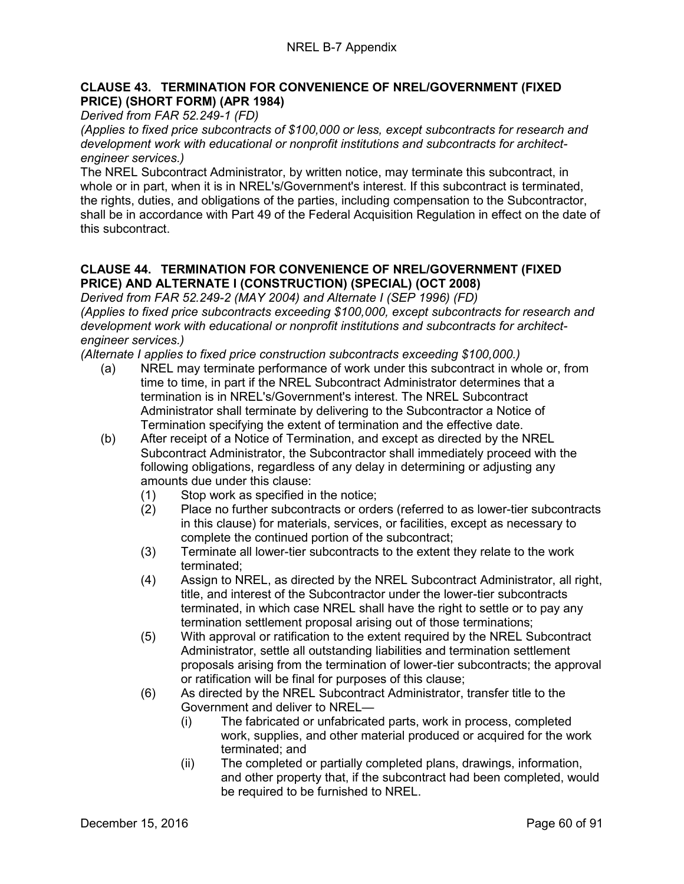## CLAUSE 43. TERMINATION FOR CONVENIENCE OF NREL/GOVERNMENT (FIXED PRICE) (SHORT FORM) (APR 1984)

*Derived from FAR 52.249-1 (FD)*

*(Applies to fixed price subcontracts of $100,000 or less, except subcontracts for research and development work with educational or nonprofit institutions and subcontracts for architect-engineer services.)*

The NREL Subcontract Administrator, by written notice, may terminate this subcontract, in whole or in part, when it is in NREL's/Government's interest. If this subcontract is terminated, the rights, duties, and obligations of the parties, including compensation to the Subcontractor, shall be in accordance with Part 49 of the Federal Acquisition Regulation in effect on the date of this subcontract.

## CLAUSE 44. TERMINATION FOR CONVENIENCE OF NREL/GOVERNMENT (FIXED PRICE) AND ALTERNATE I (CONSTRUCTION) (SPECIAL) (OCT 2008)

*Derived from FAR 52.249-2 (MAY 2004) and Alternate I (SEP 1996) (FD)*

*(Applies to fixed price subcontracts exceeding $100,000, except subcontracts for research and development work with educational or nonprofit institutions and subcontracts for architect-engineer services.)*

*(Alternate I applies to fixed price construction subcontracts exceeding $100,000.)*

(a) NREL may terminate performance of work under this subcontract in whole or, from time to time, in part if the NREL Subcontract Administrator determines that a termination is in NREL's/Government's interest. The NREL Subcontract Administrator shall terminate by delivering to the Subcontractor a Notice of Termination specifying the extent of termination and the effective date.

(b) After receipt of a Notice of Termination, and except as directed by the NREL Subcontract Administrator, the Subcontractor shall immediately proceed with the following obligations, regardless of any delay in determining or adjusting any amounts due under this clause:

- (1) Stop work as specified in the notice;
- (2) Place no further subcontracts or orders (referred to as lower-tier subcontracts in this clause) for materials, services, or facilities, except as necessary to complete the continued portion of the subcontract;
- (3) Terminate all lower-tier subcontracts to the extent they relate to the work terminated;
- (4) Assign to NREL, as directed by the NREL Subcontract Administrator, all right, title, and interest of the Subcontractor under the lower-tier subcontracts terminated, in which case NREL shall have the right to settle or to pay any termination settlement proposal arising out of those terminations;
- (5) With approval or ratification to the extent required by the NREL Subcontract Administrator, settle all outstanding liabilities and termination settlement proposals arising from the termination of lower-tier subcontracts; the approval or ratification will be final for purposes of this clause;
- (6) As directed by the NREL Subcontract Administrator, transfer title to the Government and deliver to NREL—
  - (i) The fabricated or unfabricated parts, work in process, completed work, supplies, and other material produced or acquired for the work terminated; and
  - (ii) The completed or partially completed plans, drawings, information, and other property that, if the subcontract had been completed, would be required to be furnished to NREL.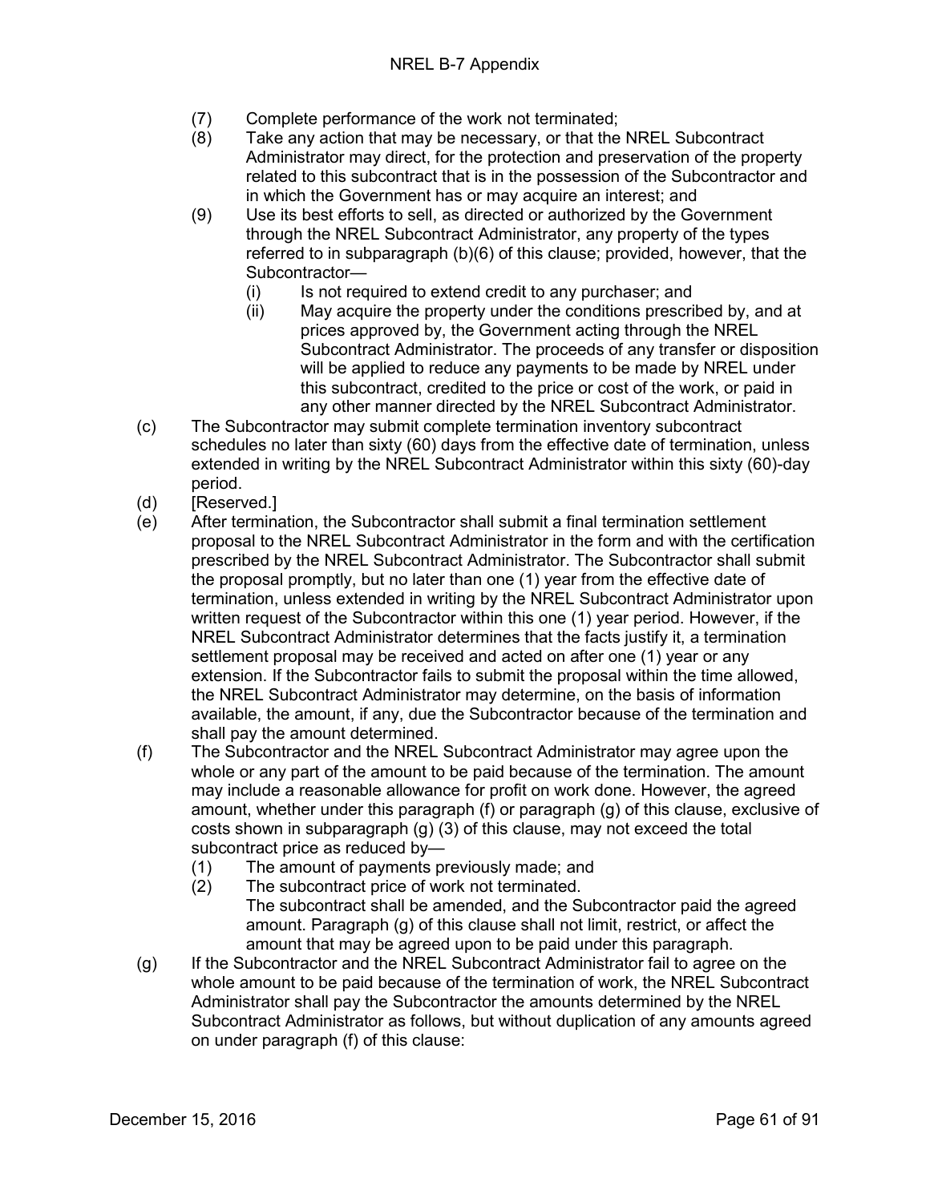(7) Complete performance of the work not terminated;

(8) Take any action that may be necessary, or that the NREL Subcontract Administrator may direct, for the protection and preservation of the property related to this subcontract that is in the possession of the Subcontractor and in which the Government has or may acquire an interest; and

(9) Use its best efforts to sell, as directed or authorized by the Government through the NREL Subcontract Administrator, any property of the types referred to in subparagraph (b)(6) of this clause; provided, however, that the Subcontractor—

   (i) Is not required to extend credit to any purchaser; and

   (ii) May acquire the property under the conditions prescribed by, and at prices approved by, the Government acting through the NREL Subcontract Administrator. The proceeds of any transfer or disposition will be applied to reduce any payments to be made by NREL under this subcontract, credited to the price or cost of the work, or paid in any other manner directed by the NREL Subcontract Administrator.

(c) The Subcontractor may submit complete termination inventory subcontract schedules no later than sixty (60) days from the effective date of termination, unless extended in writing by the NREL Subcontract Administrator within this sixty (60)-day period.

(d) [Reserved.]

(e) After termination, the Subcontractor shall submit a final termination settlement proposal to the NREL Subcontract Administrator in the form and with the certification prescribed by the NREL Subcontract Administrator. The Subcontractor shall submit the proposal promptly, but no later than one (1) year from the effective date of termination, unless extended in writing by the NREL Subcontract Administrator upon written request of the Subcontractor within this one (1) year period. However, if the NREL Subcontract Administrator determines that the facts justify it, a termination settlement proposal may be received and acted on after one (1) year or any extension. If the Subcontractor fails to submit the proposal within the time allowed, the NREL Subcontract Administrator may determine, on the basis of information available, the amount, if any, due the Subcontractor because of the termination and shall pay the amount determined.

(f) The Subcontractor and the NREL Subcontract Administrator may agree upon the whole or any part of the amount to be paid because of the termination. The amount may include a reasonable allowance for profit on work done. However, the agreed amount, whether under this paragraph (f) or paragraph (g) of this clause, exclusive of costs shown in subparagraph (g) (3) of this clause, may not exceed the total subcontract price as reduced by—

   (1) The amount of payments previously made; and

   (2) The subcontract price of work not terminated.

   The subcontract shall be amended, and the Subcontractor paid the agreed amount. Paragraph (g) of this clause shall not limit, restrict, or affect the amount that may be agreed upon to be paid under this paragraph.

(g) If the Subcontractor and the NREL Subcontract Administrator fail to agree on the whole amount to be paid because of the termination of work, the NREL Subcontract Administrator shall pay the Subcontractor the amounts determined by the NREL Subcontract Administrator as follows, but without duplication of any amounts agreed on under paragraph (f) of this clause: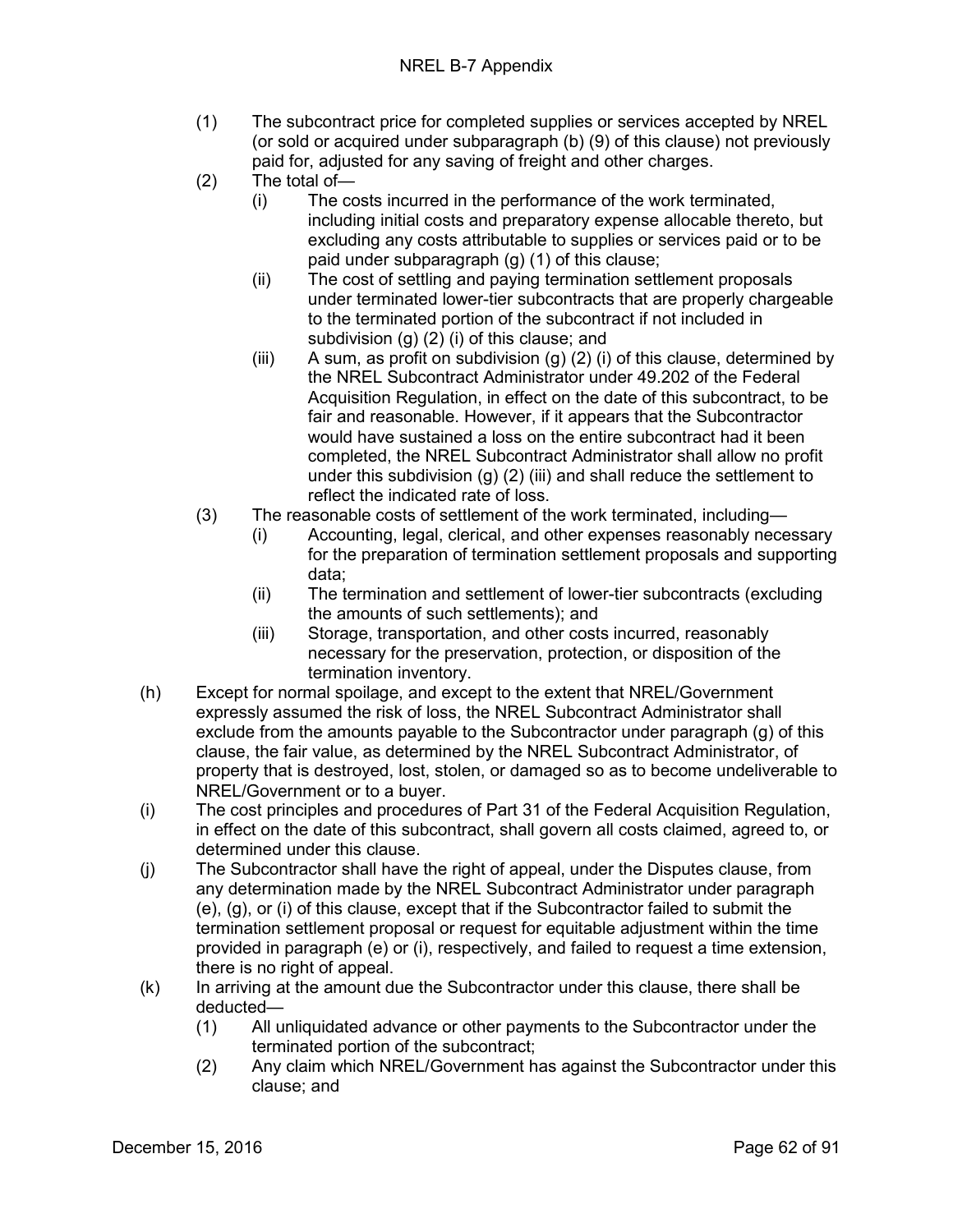(1) The subcontract price for completed supplies or services accepted by NREL (or sold or acquired under subparagraph (b) (9) of this clause) not previously paid for, adjusted for any saving of freight and other charges.

(2) The total of—

  (i) The costs incurred in the performance of the work terminated, including initial costs and preparatory expense allocable thereto, but excluding any costs attributable to supplies or services paid or to be paid under subparagraph (g) (1) of this clause;

  (ii) The cost of settling and paying termination settlement proposals under terminated lower-tier subcontracts that are properly chargeable to the terminated portion of the subcontract if not included in subdivision (g) (2) (i) of this clause; and

  (iii) A sum, as profit on subdivision (g) (2) (i) of this clause, determined by the NREL Subcontract Administrator under 49.202 of the Federal Acquisition Regulation, in effect on the date of this subcontract, to be fair and reasonable. However, if it appears that the Subcontractor would have sustained a loss on the entire subcontract had it been completed, the NREL Subcontract Administrator shall allow no profit under this subdivision (g) (2) (iii) and shall reduce the settlement to reflect the indicated rate of loss.

(3) The reasonable costs of settlement of the work terminated, including—

  (i) Accounting, legal, clerical, and other expenses reasonably necessary for the preparation of termination settlement proposals and supporting data;

  (ii) The termination and settlement of lower-tier subcontracts (excluding the amounts of such settlements); and

  (iii) Storage, transportation, and other costs incurred, reasonably necessary for the preservation, protection, or disposition of the termination inventory.

(h) Except for normal spoilage, and except to the extent that NREL/Government expressly assumed the risk of loss, the NREL Subcontract Administrator shall exclude from the amounts payable to the Subcontractor under paragraph (g) of this clause, the fair value, as determined by the NREL Subcontract Administrator, of property that is destroyed, lost, stolen, or damaged so as to become undeliverable to NREL/Government or to a buyer.

(i) The cost principles and procedures of Part 31 of the Federal Acquisition Regulation, in effect on the date of this subcontract, shall govern all costs claimed, agreed to, or determined under this clause.

(j) The Subcontractor shall have the right of appeal, under the Disputes clause, from any determination made by the NREL Subcontract Administrator under paragraph (e), (g), or (i) of this clause, except that if the Subcontractor failed to submit the termination settlement proposal or request for equitable adjustment within the time provided in paragraph (e) or (i), respectively, and failed to request a time extension, there is no right of appeal.

(k) In arriving at the amount due the Subcontractor under this clause, there shall be deducted—

  (1) All unliquidated advance or other payments to the Subcontractor under the terminated portion of the subcontract;

  (2) Any claim which NREL/Government has against the Subcontractor under this clause; and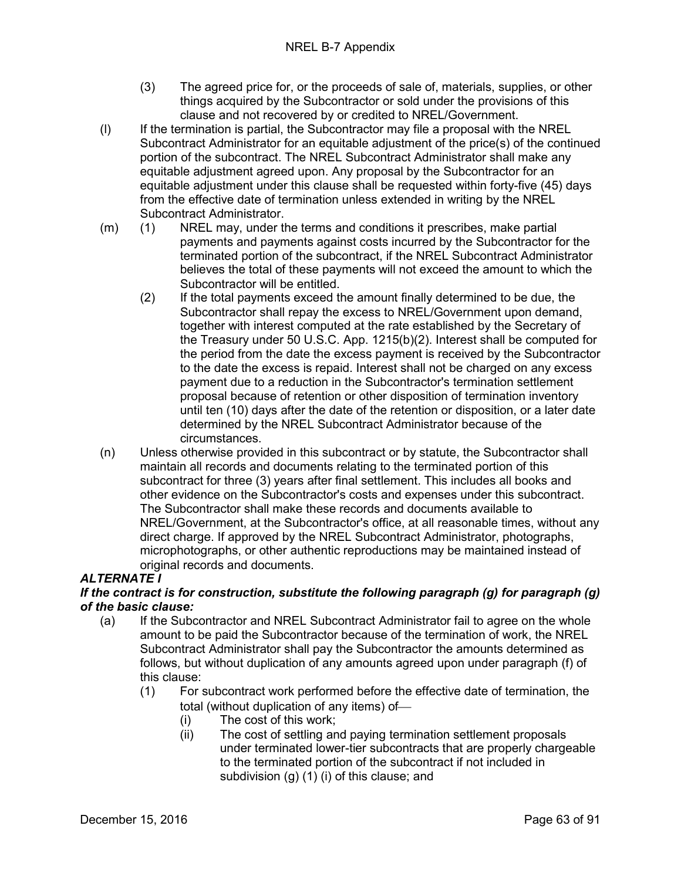(3) The agreed price for, or the proceeds of sale of, materials, supplies, or other things acquired by the Subcontractor or sold under the provisions of this clause and not recovered by or credited to NREL/Government.

(l) If the termination is partial, the Subcontractor may file a proposal with the NREL Subcontract Administrator for an equitable adjustment of the price(s) of the continued portion of the subcontract. The NREL Subcontract Administrator shall make any equitable adjustment agreed upon. Any proposal by the Subcontractor for an equitable adjustment under this clause shall be requested within forty-five (45) days from the effective date of termination unless extended in writing by the NREL Subcontract Administrator.

(m) (1) NREL may, under the terms and conditions it prescribes, make partial payments and payments against costs incurred by the Subcontractor for the terminated portion of the subcontract, if the NREL Subcontract Administrator believes the total of these payments will not exceed the amount to which the Subcontractor will be entitled.

(2) If the total payments exceed the amount finally determined to be due, the Subcontractor shall repay the excess to NREL/Government upon demand, together with interest computed at the rate established by the Secretary of the Treasury under 50 U.S.C. App. 1215(b)(2). Interest shall be computed for the period from the date the excess payment is received by the Subcontractor to the date the excess is repaid. Interest shall not be charged on any excess payment due to a reduction in the Subcontractor's termination settlement proposal because of retention or other disposition of termination inventory until ten (10) days after the date of the retention or disposition, or a later date determined by the NREL Subcontract Administrator because of the circumstances.

(n) Unless otherwise provided in this subcontract or by statute, the Subcontractor shall maintain all records and documents relating to the terminated portion of this subcontract for three (3) years after final settlement. This includes all books and other evidence on the Subcontractor's costs and expenses under this subcontract. The Subcontractor shall make these records and documents available to NREL/Government, at the Subcontractor's office, at all reasonable times, without any direct charge. If approved by the NREL Subcontract Administrator, photographs, microphotographs, or other authentic reproductions may be maintained instead of original records and documents.

***ALTERNATE I***

***If the contract is for construction, substitute the following paragraph (g) for paragraph (g) of the basic clause:***

(a) If the Subcontractor and NREL Subcontract Administrator fail to agree on the whole amount to be paid the Subcontractor because of the termination of work, the NREL Subcontract Administrator shall pay the Subcontractor the amounts determined as follows, but without duplication of any amounts agreed upon under paragraph (f) of this clause:

(1) For subcontract work performed before the effective date of termination, the total (without duplication of any items) of—

(i) The cost of this work;

(ii) The cost of settling and paying termination settlement proposals under terminated lower-tier subcontracts that are properly chargeable to the terminated portion of the subcontract if not included in subdivision (g) (1) (i) of this clause; and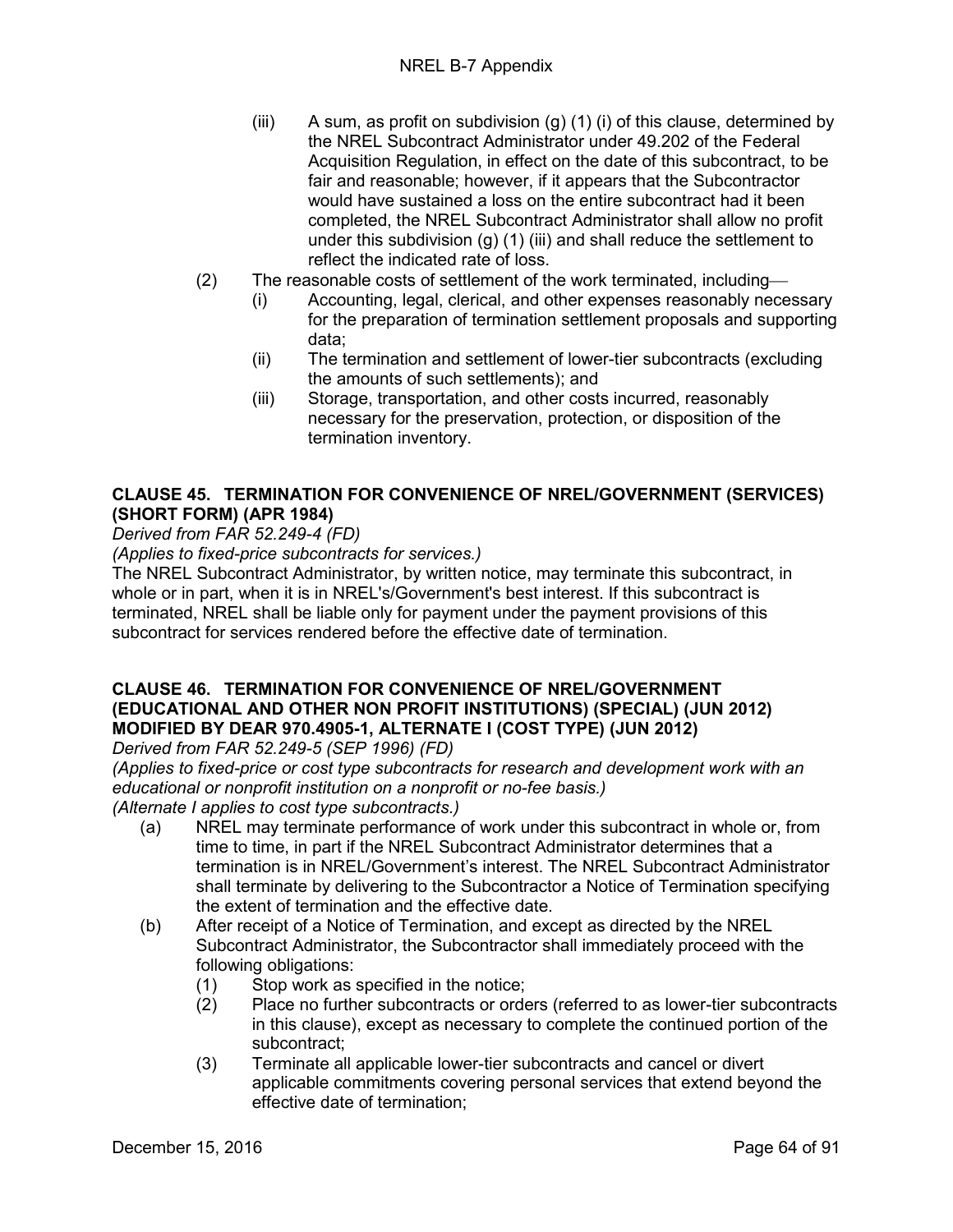(iii) A sum, as profit on subdivision (g) (1) (i) of this clause, determined by the NREL Subcontract Administrator under 49.202 of the Federal Acquisition Regulation, in effect on the date of this subcontract, to be fair and reasonable; however, if it appears that the Subcontractor would have sustained a loss on the entire subcontract had it been completed, the NREL Subcontract Administrator shall allow no profit under this subdivision (g) (1) (iii) and shall reduce the settlement to reflect the indicated rate of loss.

(2) The reasonable costs of settlement of the work terminated, including—

(i) Accounting, legal, clerical, and other expenses reasonably necessary for the preparation of termination settlement proposals and supporting data;

(ii) The termination and settlement of lower-tier subcontracts (excluding the amounts of such settlements); and

(iii) Storage, transportation, and other costs incurred, reasonably necessary for the preservation, protection, or disposition of the termination inventory.

### CLAUSE 45. TERMINATION FOR CONVENIENCE OF NREL/GOVERNMENT (SERVICES) (SHORT FORM) (APR 1984)

*Derived from FAR 52.249-4 (FD)*

*(Applies to fixed-price subcontracts for services.)*

The NREL Subcontract Administrator, by written notice, may terminate this subcontract, in whole or in part, when it is in NREL's/Government's best interest. If this subcontract is terminated, NREL shall be liable only for payment under the payment provisions of this subcontract for services rendered before the effective date of termination.

### CLAUSE 46. TERMINATION FOR CONVENIENCE OF NREL/GOVERNMENT (EDUCATIONAL AND OTHER NON PROFIT INSTITUTIONS) (SPECIAL) (JUN 2012) MODIFIED BY DEAR 970.4905-1, ALTERNATE I (COST TYPE) (JUN 2012)

*Derived from FAR 52.249-5 (SEP 1996) (FD)*

*(Applies to fixed-price or cost type subcontracts for research and development work with an educational or nonprofit institution on a nonprofit or no-fee basis.)*

*(Alternate I applies to cost type subcontracts.)*

(a) NREL may terminate performance of work under this subcontract in whole or, from time to time, in part if the NREL Subcontract Administrator determines that a termination is in NREL/Government's interest. The NREL Subcontract Administrator shall terminate by delivering to the Subcontractor a Notice of Termination specifying the extent of termination and the effective date.

(b) After receipt of a Notice of Termination, and except as directed by the NREL Subcontract Administrator, the Subcontractor shall immediately proceed with the following obligations:

(1) Stop work as specified in the notice;

(2) Place no further subcontracts or orders (referred to as lower-tier subcontracts in this clause), except as necessary to complete the continued portion of the subcontract;

(3) Terminate all applicable lower-tier subcontracts and cancel or divert applicable commitments covering personal services that extend beyond the effective date of termination;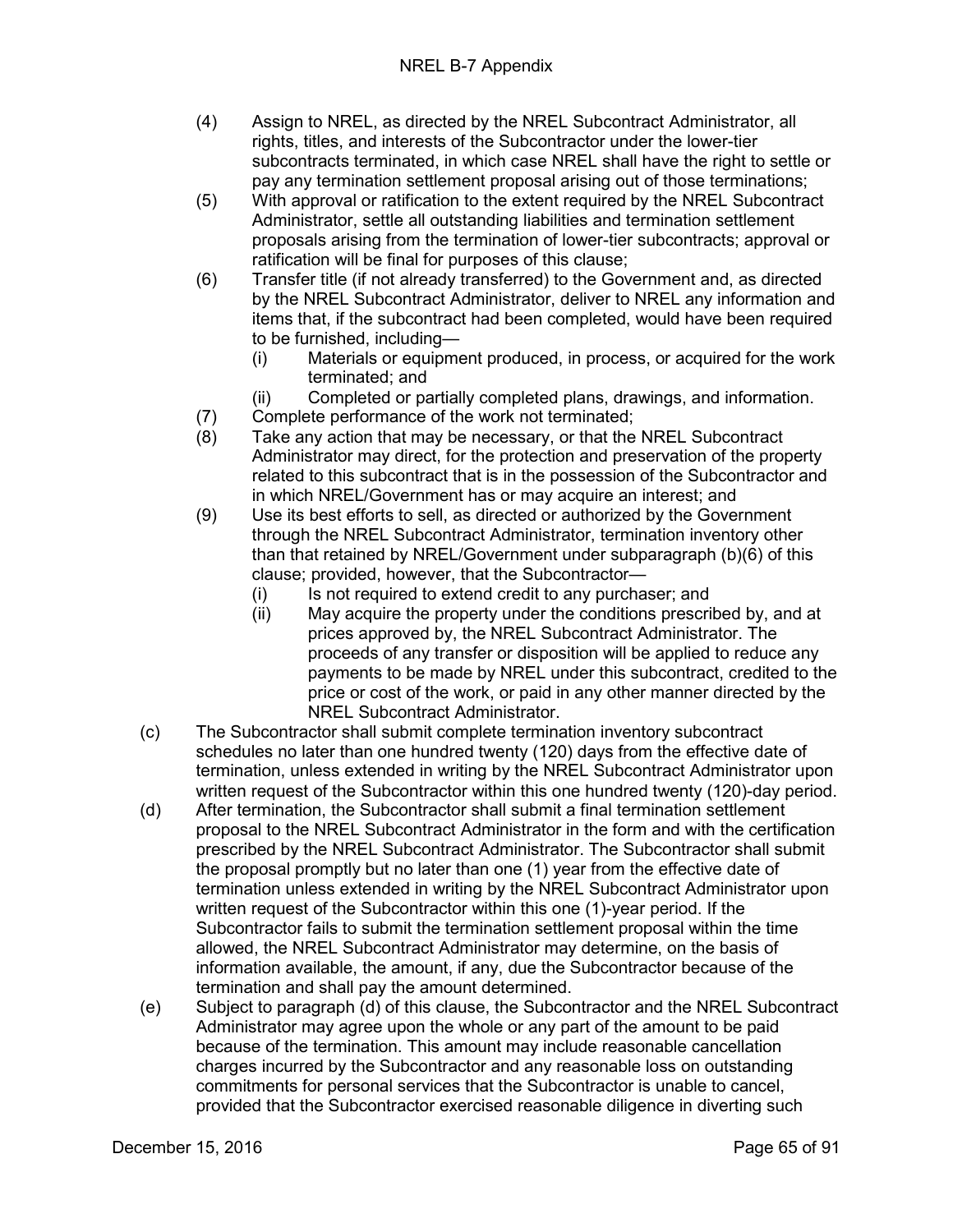(4) Assign to NREL, as directed by the NREL Subcontract Administrator, all rights, titles, and interests of the Subcontractor under the lower-tier subcontracts terminated, in which case NREL shall have the right to settle or pay any termination settlement proposal arising out of those terminations;

(5) With approval or ratification to the extent required by the NREL Subcontract Administrator, settle all outstanding liabilities and termination settlement proposals arising from the termination of lower-tier subcontracts; approval or ratification will be final for purposes of this clause;

(6) Transfer title (if not already transferred) to the Government and, as directed by the NREL Subcontract Administrator, deliver to NREL any information and items that, if the subcontract had been completed, would have been required to be furnished, including—

    (i) Materials or equipment produced, in process, or acquired for the work terminated; and

    (ii) Completed or partially completed plans, drawings, and information.

(7) Complete performance of the work not terminated;

(8) Take any action that may be necessary, or that the NREL Subcontract Administrator may direct, for the protection and preservation of the property related to this subcontract that is in the possession of the Subcontractor and in which NREL/Government has or may acquire an interest; and

(9) Use its best efforts to sell, as directed or authorized by the Government through the NREL Subcontract Administrator, termination inventory other than that retained by NREL/Government under subparagraph (b)(6) of this clause; provided, however, that the Subcontractor—

    (i) Is not required to extend credit to any purchaser; and

    (ii) May acquire the property under the conditions prescribed by, and at prices approved by, the NREL Subcontract Administrator. The proceeds of any transfer or disposition will be applied to reduce any payments to be made by NREL under this subcontract, credited to the price or cost of the work, or paid in any other manner directed by the NREL Subcontract Administrator.

(c) The Subcontractor shall submit complete termination inventory subcontract schedules no later than one hundred twenty (120) days from the effective date of termination, unless extended in writing by the NREL Subcontract Administrator upon written request of the Subcontractor within this one hundred twenty (120)-day period.

(d) After termination, the Subcontractor shall submit a final termination settlement proposal to the NREL Subcontract Administrator in the form and with the certification prescribed by the NREL Subcontract Administrator. The Subcontractor shall submit the proposal promptly but no later than one (1) year from the effective date of termination unless extended in writing by the NREL Subcontract Administrator upon written request of the Subcontractor within this one (1)-year period. If the Subcontractor fails to submit the termination settlement proposal within the time allowed, the NREL Subcontract Administrator may determine, on the basis of information available, the amount, if any, due the Subcontractor because of the termination and shall pay the amount determined.

(e) Subject to paragraph (d) of this clause, the Subcontractor and the NREL Subcontract Administrator may agree upon the whole or any part of the amount to be paid because of the termination. This amount may include reasonable cancellation charges incurred by the Subcontractor and any reasonable loss on outstanding commitments for personal services that the Subcontractor is unable to cancel, provided that the Subcontractor exercised reasonable diligence in diverting such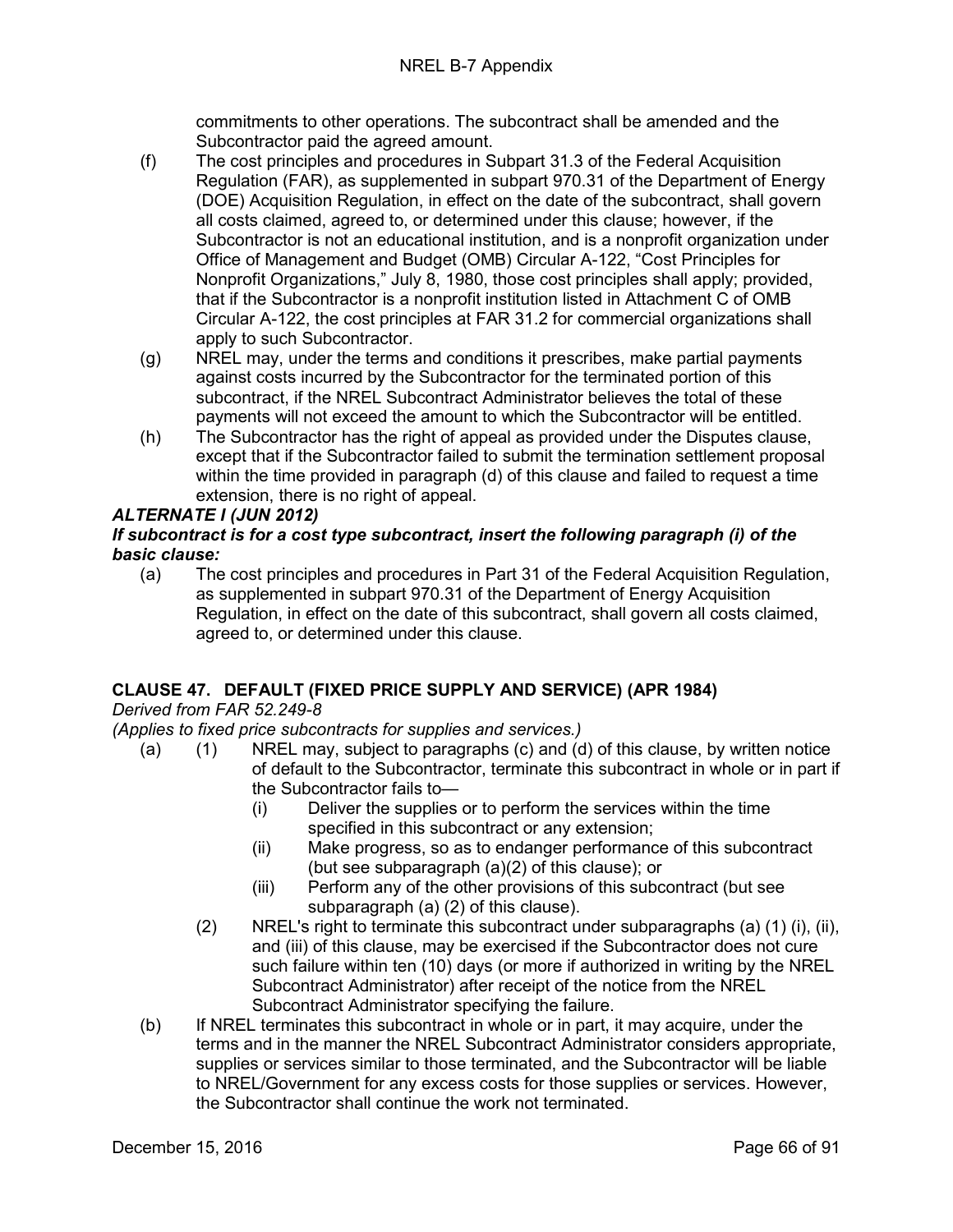commitments to other operations. The subcontract shall be amended and the Subcontractor paid the agreed amount.

(f) The cost principles and procedures in Subpart 31.3 of the Federal Acquisition Regulation (FAR), as supplemented in subpart 970.31 of the Department of Energy (DOE) Acquisition Regulation, in effect on the date of the subcontract, shall govern all costs claimed, agreed to, or determined under this clause; however, if the Subcontractor is not an educational institution, and is a nonprofit organization under Office of Management and Budget (OMB) Circular A-122, "Cost Principles for Nonprofit Organizations," July 8, 1980, those cost principles shall apply; provided, that if the Subcontractor is a nonprofit institution listed in Attachment C of OMB Circular A-122, the cost principles at FAR 31.2 for commercial organizations shall apply to such Subcontractor.

(g) NREL may, under the terms and conditions it prescribes, make partial payments against costs incurred by the Subcontractor for the terminated portion of this subcontract, if the NREL Subcontract Administrator believes the total of these payments will not exceed the amount to which the Subcontractor will be entitled.

(h) The Subcontractor has the right of appeal as provided under the Disputes clause, except that if the Subcontractor failed to submit the termination settlement proposal within the time provided in paragraph (d) of this clause and failed to request a time extension, there is no right of appeal.

***ALTERNATE I (JUN 2012)***

***If subcontract is for a cost type subcontract, insert the following paragraph (i) of the basic clause:***

(a) The cost principles and procedures in Part 31 of the Federal Acquisition Regulation, as supplemented in subpart 970.31 of the Department of Energy Acquisition Regulation, in effect on the date of this subcontract, shall govern all costs claimed, agreed to, or determined under this clause.

## CLAUSE 47. DEFAULT (FIXED PRICE SUPPLY AND SERVICE) (APR 1984)

*Derived from FAR 52.249-8*

*(Applies to fixed price subcontracts for supplies and services.)*

(a) (1) NREL may, subject to paragraphs (c) and (d) of this clause, by written notice of default to the Subcontractor, terminate this subcontract in whole or in part if the Subcontractor fails to—

(i) Deliver the supplies or to perform the services within the time specified in this subcontract or any extension;

(ii) Make progress, so as to endanger performance of this subcontract (but see subparagraph (a)(2) of this clause); or

(iii) Perform any of the other provisions of this subcontract (but see subparagraph (a) (2) of this clause).

(2) NREL's right to terminate this subcontract under subparagraphs (a) (1) (i), (ii), and (iii) of this clause, may be exercised if the Subcontractor does not cure such failure within ten (10) days (or more if authorized in writing by the NREL Subcontract Administrator) after receipt of the notice from the NREL Subcontract Administrator specifying the failure.

(b) If NREL terminates this subcontract in whole or in part, it may acquire, under the terms and in the manner the NREL Subcontract Administrator considers appropriate, supplies or services similar to those terminated, and the Subcontractor will be liable to NREL/Government for any excess costs for those supplies or services. However, the Subcontractor shall continue the work not terminated.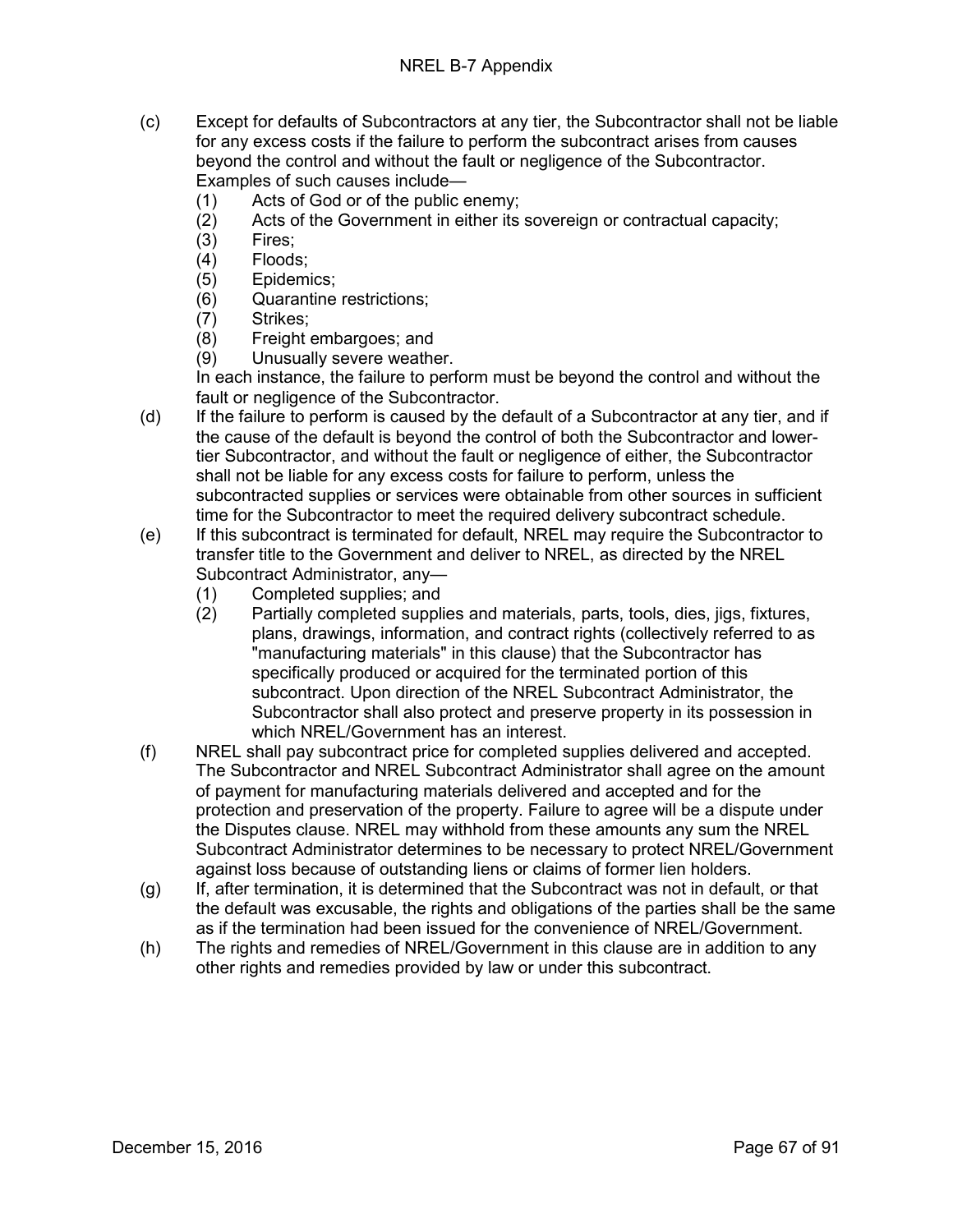(c) Except for defaults of Subcontractors at any tier, the Subcontractor shall not be liable for any excess costs if the failure to perform the subcontract arises from causes beyond the control and without the fault or negligence of the Subcontractor. Examples of such causes include—
   (1) Acts of God or of the public enemy;
   (2) Acts of the Government in either its sovereign or contractual capacity;
   (3) Fires;
   (4) Floods;
   (5) Epidemics;
   (6) Quarantine restrictions;
   (7) Strikes;
   (8) Freight embargoes; and
   (9) Unusually severe weather.

   In each instance, the failure to perform must be beyond the control and without the fault or negligence of the Subcontractor.

(d) If the failure to perform is caused by the default of a Subcontractor at any tier, and if the cause of the default is beyond the control of both the Subcontractor and lower-tier Subcontractor, and without the fault or negligence of either, the Subcontractor shall not be liable for any excess costs for failure to perform, unless the subcontracted supplies or services were obtainable from other sources in sufficient time for the Subcontractor to meet the required delivery subcontract schedule.

(e) If this subcontract is terminated for default, NREL may require the Subcontractor to transfer title to the Government and deliver to NREL, as directed by the NREL Subcontract Administrator, any—
   (1) Completed supplies; and
   (2) Partially completed supplies and materials, parts, tools, dies, jigs, fixtures, plans, drawings, information, and contract rights (collectively referred to as "manufacturing materials" in this clause) that the Subcontractor has specifically produced or acquired for the terminated portion of this subcontract. Upon direction of the NREL Subcontract Administrator, the Subcontractor shall also protect and preserve property in its possession in which NREL/Government has an interest.

(f) NREL shall pay subcontract price for completed supplies delivered and accepted. The Subcontractor and NREL Subcontract Administrator shall agree on the amount of payment for manufacturing materials delivered and accepted and for the protection and preservation of the property. Failure to agree will be a dispute under the Disputes clause. NREL may withhold from these amounts any sum the NREL Subcontract Administrator determines to be necessary to protect NREL/Government against loss because of outstanding liens or claims of former lien holders.

(g) If, after termination, it is determined that the Subcontract was not in default, or that the default was excusable, the rights and obligations of the parties shall be the same as if the termination had been issued for the convenience of NREL/Government.

(h) The rights and remedies of NREL/Government in this clause are in addition to any other rights and remedies provided by law or under this subcontract.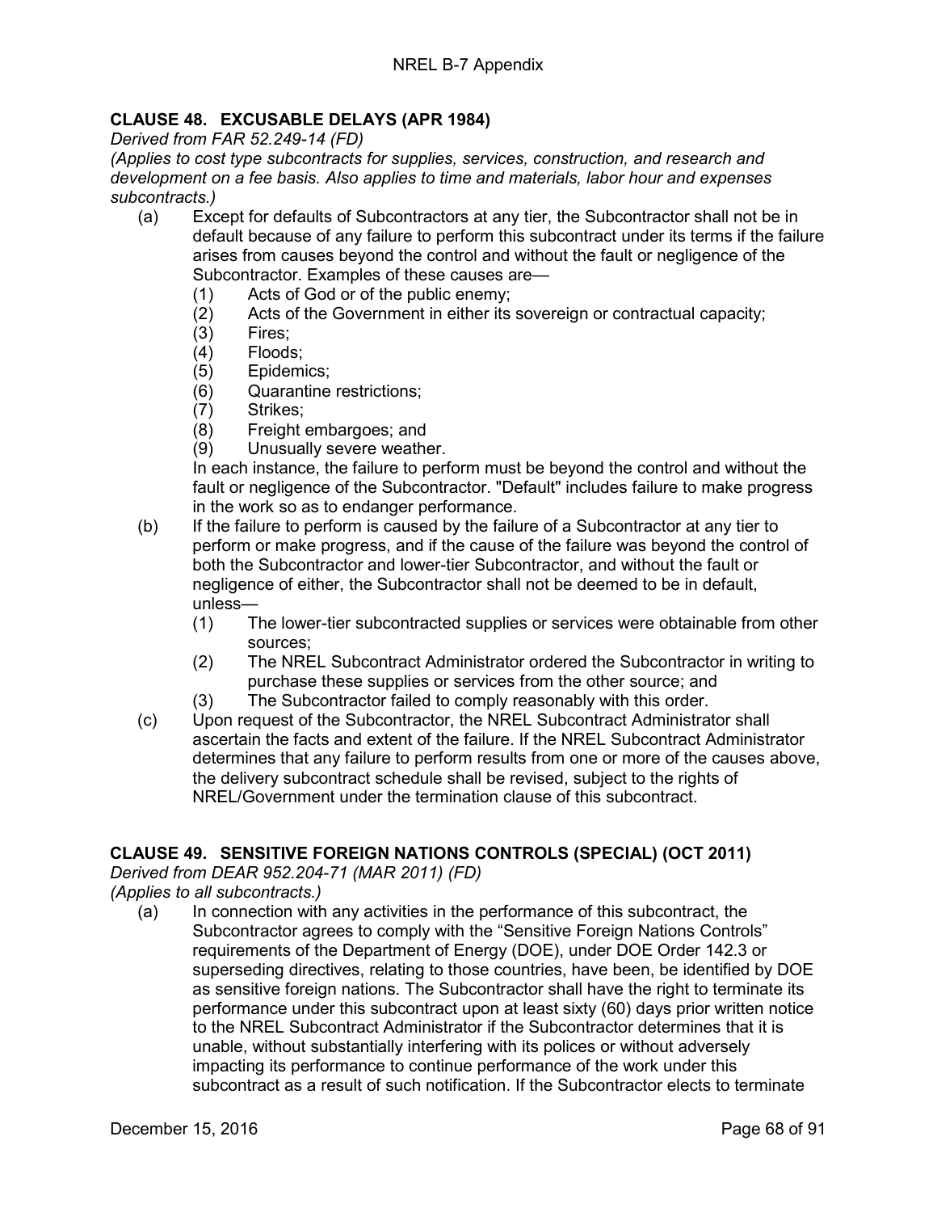## CLAUSE 48. EXCUSABLE DELAYS (APR 1984)

*Derived from FAR 52.249-14 (FD)*

*(Applies to cost type subcontracts for supplies, services, construction, and research and development on a fee basis. Also applies to time and materials, labor hour and expenses subcontracts.)*

(a) Except for defaults of Subcontractors at any tier, the Subcontractor shall not be in default because of any failure to perform this subcontract under its terms if the failure arises from causes beyond the control and without the fault or negligence of the Subcontractor. Examples of these causes are—

  (1) Acts of God or of the public enemy;
  (2) Acts of the Government in either its sovereign or contractual capacity;
  (3) Fires;
  (4) Floods;
  (5) Epidemics;
  (6) Quarantine restrictions;
  (7) Strikes;
  (8) Freight embargoes; and
  (9) Unusually severe weather.

  In each instance, the failure to perform must be beyond the control and without the fault or negligence of the Subcontractor. "Default" includes failure to make progress in the work so as to endanger performance.

(b) If the failure to perform is caused by the failure of a Subcontractor at any tier to perform or make progress, and if the cause of the failure was beyond the control of both the Subcontractor and lower-tier Subcontractor, and without the fault or negligence of either, the Subcontractor shall not be deemed to be in default, unless—

  (1) The lower-tier subcontracted supplies or services were obtainable from other sources;
  (2) The NREL Subcontract Administrator ordered the Subcontractor in writing to purchase these supplies or services from the other source; and
  (3) The Subcontractor failed to comply reasonably with this order.

(c) Upon request of the Subcontractor, the NREL Subcontract Administrator shall ascertain the facts and extent of the failure. If the NREL Subcontract Administrator determines that any failure to perform results from one or more of the causes above, the delivery subcontract schedule shall be revised, subject to the rights of NREL/Government under the termination clause of this subcontract.

## CLAUSE 49. SENSITIVE FOREIGN NATIONS CONTROLS (SPECIAL) (OCT 2011)

*Derived from DEAR 952.204-71 (MAR 2011) (FD)*

*(Applies to all subcontracts.)*

(a) In connection with any activities in the performance of this subcontract, the Subcontractor agrees to comply with the "Sensitive Foreign Nations Controls" requirements of the Department of Energy (DOE), under DOE Order 142.3 or superseding directives, relating to those countries, have been, be identified by DOE as sensitive foreign nations. The Subcontractor shall have the right to terminate its performance under this subcontract upon at least sixty (60) days prior written notice to the NREL Subcontract Administrator if the Subcontractor determines that it is unable, without substantially interfering with its polices or without adversely impacting its performance to continue performance of the work under this subcontract as a result of such notification. If the Subcontractor elects to terminate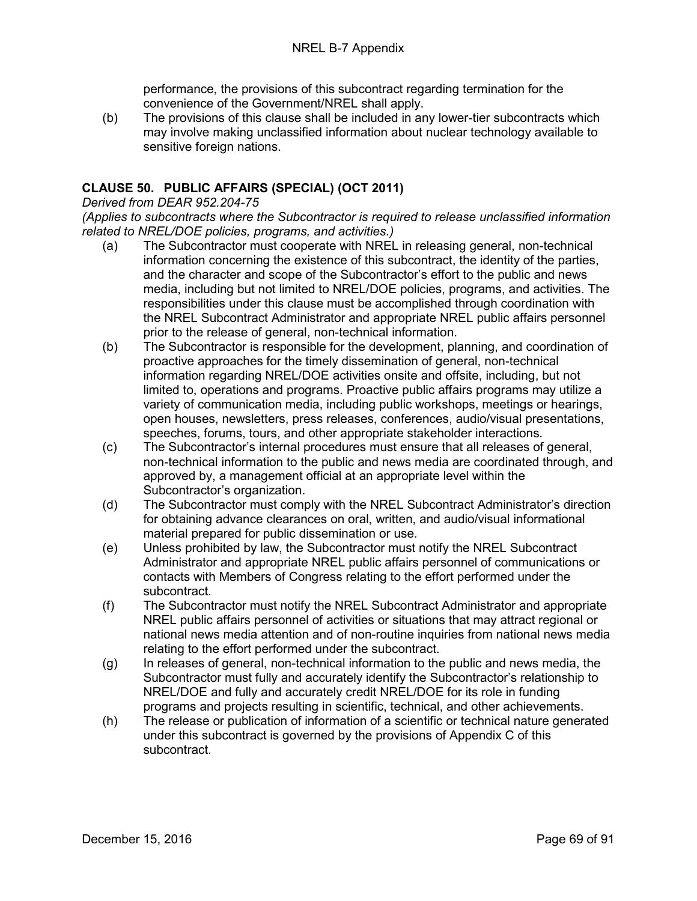performance, the provisions of this subcontract regarding termination for the convenience of the Government/NREL shall apply.

(b) The provisions of this clause shall be included in any lower-tier subcontracts which may involve making unclassified information about nuclear technology available to sensitive foreign nations.

### CLAUSE 50. PUBLIC AFFAIRS (SPECIAL) (OCT 2011)

*Derived from DEAR 952.204-75*

*(Applies to subcontracts where the Subcontractor is required to release unclassified information related to NREL/DOE policies, programs, and activities.)*

(a) The Subcontractor must cooperate with NREL in releasing general, non-technical information concerning the existence of this subcontract, the identity of the parties, and the character and scope of the Subcontractor's effort to the public and news media, including but not limited to NREL/DOE policies, programs, and activities. The responsibilities under this clause must be accomplished through coordination with the NREL Subcontract Administrator and appropriate NREL public affairs personnel prior to the release of general, non-technical information.

(b) The Subcontractor is responsible for the development, planning, and coordination of proactive approaches for the timely dissemination of general, non-technical information regarding NREL/DOE activities onsite and offsite, including, but not limited to, operations and programs. Proactive public affairs programs may utilize a variety of communication media, including public workshops, meetings or hearings, open houses, newsletters, press releases, conferences, audio/visual presentations, speeches, forums, tours, and other appropriate stakeholder interactions.

(c) The Subcontractor's internal procedures must ensure that all releases of general, non-technical information to the public and news media are coordinated through, and approved by, a management official at an appropriate level within the Subcontractor's organization.

(d) The Subcontractor must comply with the NREL Subcontract Administrator's direction for obtaining advance clearances on oral, written, and audio/visual informational material prepared for public dissemination or use.

(e) Unless prohibited by law, the Subcontractor must notify the NREL Subcontract Administrator and appropriate NREL public affairs personnel of communications or contacts with Members of Congress relating to the effort performed under the subcontract.

(f) The Subcontractor must notify the NREL Subcontract Administrator and appropriate NREL public affairs personnel of activities or situations that may attract regional or national news media attention and of non-routine inquiries from national news media relating to the effort performed under the subcontract.

(g) In releases of general, non-technical information to the public and news media, the Subcontractor must fully and accurately identify the Subcontractor's relationship to NREL/DOE and fully and accurately credit NREL/DOE for its role in funding programs and projects resulting in scientific, technical, and other achievements.

(h) The release or publication of information of a scientific or technical nature generated under this subcontract is governed by the provisions of Appendix C of this subcontract.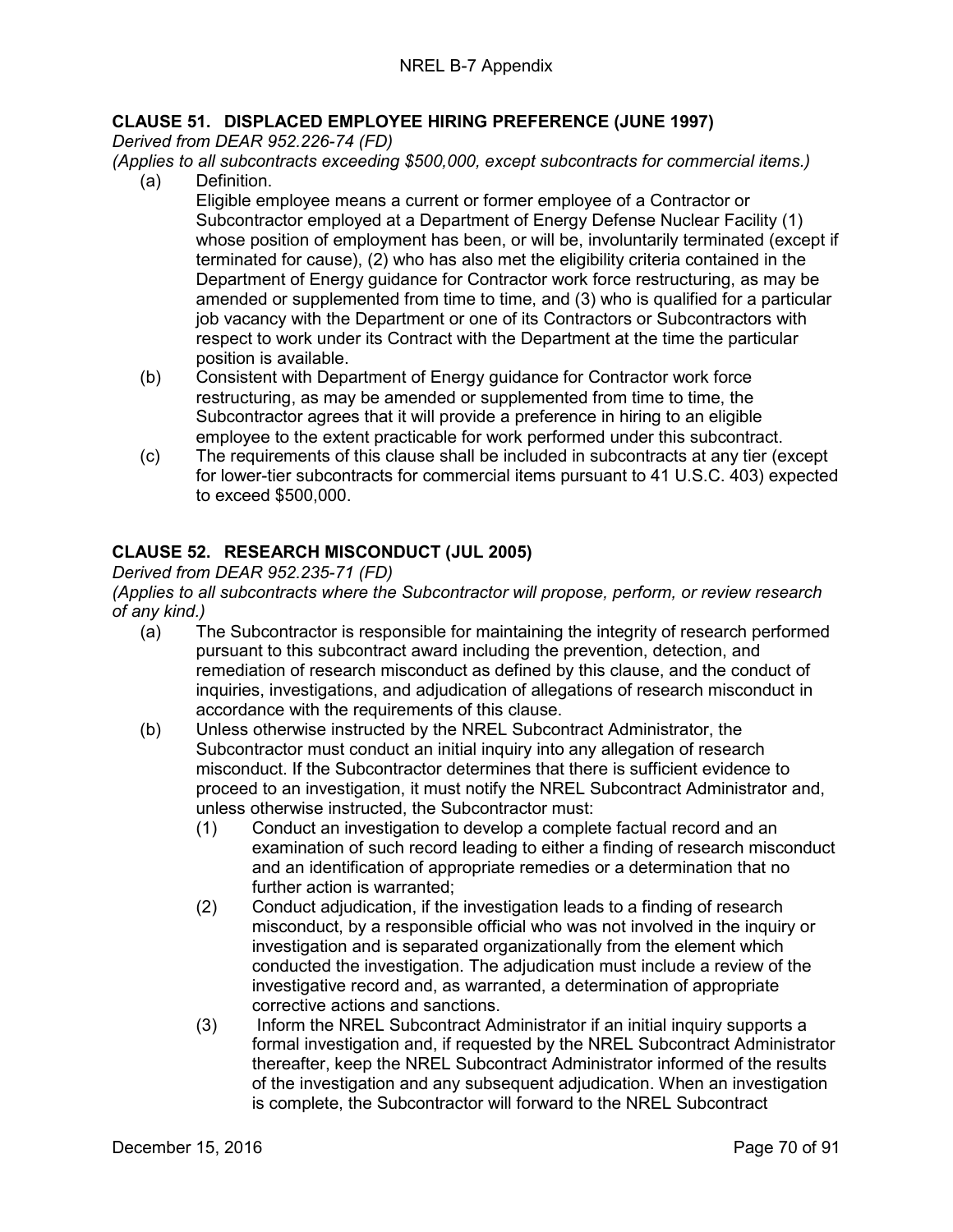## CLAUSE 51. DISPLACED EMPLOYEE HIRING PREFERENCE (JUNE 1997)

*Derived from DEAR 952.226-74 (FD)*

*(Applies to all subcontracts exceeding $500,000, except subcontracts for commercial items.)*

(a) Definition.

Eligible employee means a current or former employee of a Contractor or Subcontractor employed at a Department of Energy Defense Nuclear Facility (1) whose position of employment has been, or will be, involuntarily terminated (except if terminated for cause), (2) who has also met the eligibility criteria contained in the Department of Energy guidance for Contractor work force restructuring, as may be amended or supplemented from time to time, and (3) who is qualified for a particular job vacancy with the Department or one of its Contractors or Subcontractors with respect to work under its Contract with the Department at the time the particular position is available.

(b) Consistent with Department of Energy guidance for Contractor work force restructuring, as may be amended or supplemented from time to time, the Subcontractor agrees that it will provide a preference in hiring to an eligible employee to the extent practicable for work performed under this subcontract.

(c) The requirements of this clause shall be included in subcontracts at any tier (except for lower-tier subcontracts for commercial items pursuant to 41 U.S.C. 403) expected to exceed $500,000.

## CLAUSE 52. RESEARCH MISCONDUCT (JUL 2005)

*Derived from DEAR 952.235-71 (FD)*

*(Applies to all subcontracts where the Subcontractor will propose, perform, or review research of any kind.)*

(a) The Subcontractor is responsible for maintaining the integrity of research performed pursuant to this subcontract award including the prevention, detection, and remediation of research misconduct as defined by this clause, and the conduct of inquiries, investigations, and adjudication of allegations of research misconduct in accordance with the requirements of this clause.

(b) Unless otherwise instructed by the NREL Subcontract Administrator, the Subcontractor must conduct an initial inquiry into any allegation of research misconduct. If the Subcontractor determines that there is sufficient evidence to proceed to an investigation, it must notify the NREL Subcontract Administrator and, unless otherwise instructed, the Subcontractor must:

(1) Conduct an investigation to develop a complete factual record and an examination of such record leading to either a finding of research misconduct and an identification of appropriate remedies or a determination that no further action is warranted;

(2) Conduct adjudication, if the investigation leads to a finding of research misconduct, by a responsible official who was not involved in the inquiry or investigation and is separated organizationally from the element which conducted the investigation. The adjudication must include a review of the investigative record and, as warranted, a determination of appropriate corrective actions and sanctions.

(3) Inform the NREL Subcontract Administrator if an initial inquiry supports a formal investigation and, if requested by the NREL Subcontract Administrator thereafter, keep the NREL Subcontract Administrator informed of the results of the investigation and any subsequent adjudication. When an investigation is complete, the Subcontractor will forward to the NREL Subcontract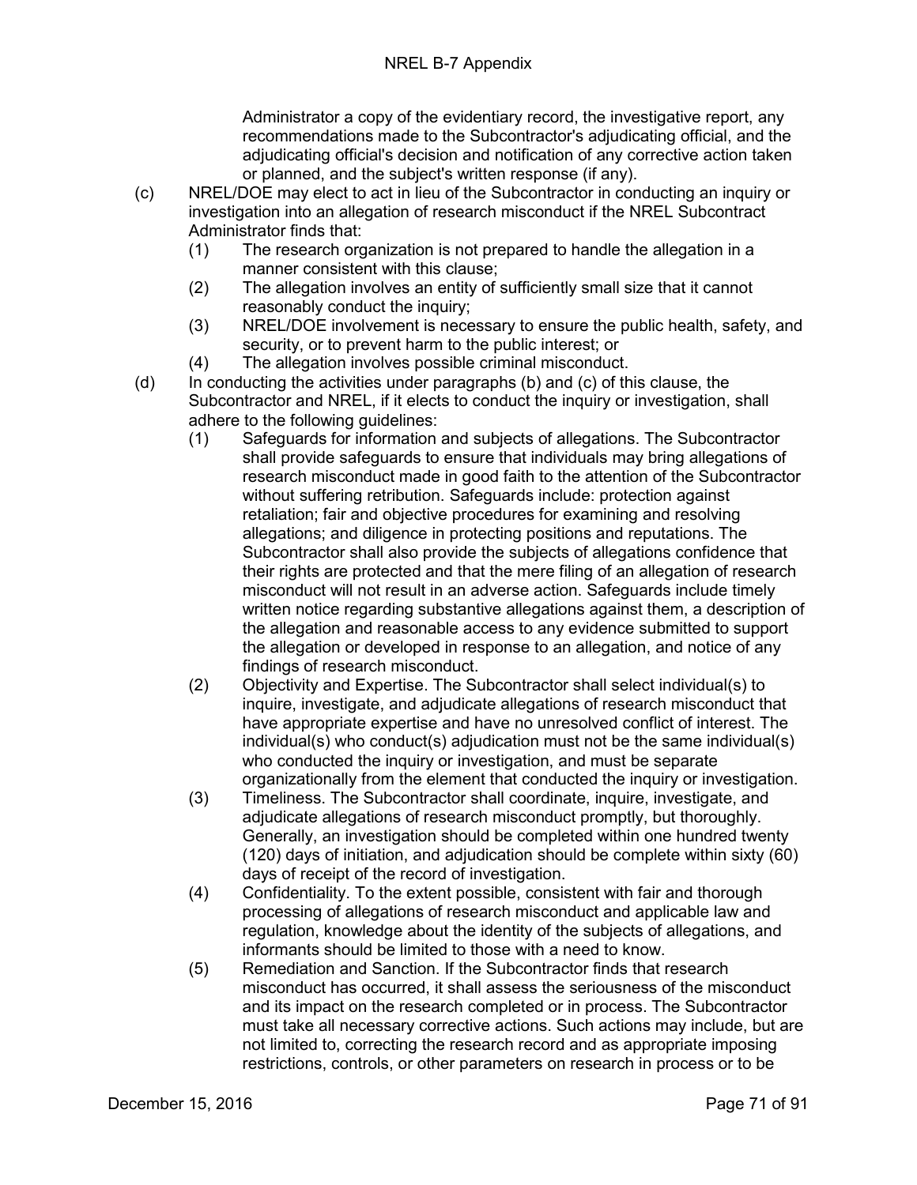Administrator a copy of the evidentiary record, the investigative report, any recommendations made to the Subcontractor's adjudicating official, and the adjudicating official's decision and notification of any corrective action taken or planned, and the subject's written response (if any).

(c) NREL/DOE may elect to act in lieu of the Subcontractor in conducting an inquiry or investigation into an allegation of research misconduct if the NREL Subcontract Administrator finds that:

  (1) The research organization is not prepared to handle the allegation in a manner consistent with this clause;
  (2) The allegation involves an entity of sufficiently small size that it cannot reasonably conduct the inquiry;
  (3) NREL/DOE involvement is necessary to ensure the public health, safety, and security, or to prevent harm to the public interest; or
  (4) The allegation involves possible criminal misconduct.

(d) In conducting the activities under paragraphs (b) and (c) of this clause, the Subcontractor and NREL, if it elects to conduct the inquiry or investigation, shall adhere to the following guidelines:

  (1) Safeguards for information and subjects of allegations. The Subcontractor shall provide safeguards to ensure that individuals may bring allegations of research misconduct made in good faith to the attention of the Subcontractor without suffering retribution. Safeguards include: protection against retaliation; fair and objective procedures for examining and resolving allegations; and diligence in protecting positions and reputations. The Subcontractor shall also provide the subjects of allegations confidence that their rights are protected and that the mere filing of an allegation of research misconduct will not result in an adverse action. Safeguards include timely written notice regarding substantive allegations against them, a description of the allegation and reasonable access to any evidence submitted to support the allegation or developed in response to an allegation, and notice of any findings of research misconduct.
  (2) Objectivity and Expertise. The Subcontractor shall select individual(s) to inquire, investigate, and adjudicate allegations of research misconduct that have appropriate expertise and have no unresolved conflict of interest. The individual(s) who conduct(s) adjudication must not be the same individual(s) who conducted the inquiry or investigation, and must be separate organizationally from the element that conducted the inquiry or investigation.
  (3) Timeliness. The Subcontractor shall coordinate, inquire, investigate, and adjudicate allegations of research misconduct promptly, but thoroughly. Generally, an investigation should be completed within one hundred twenty (120) days of initiation, and adjudication should be complete within sixty (60) days of receipt of the record of investigation.
  (4) Confidentiality. To the extent possible, consistent with fair and thorough processing of allegations of research misconduct and applicable law and regulation, knowledge about the identity of the subjects of allegations, and informants should be limited to those with a need to know.
  (5) Remediation and Sanction. If the Subcontractor finds that research misconduct has occurred, it shall assess the seriousness of the misconduct and its impact on the research completed or in process. The Subcontractor must take all necessary corrective actions. Such actions may include, but are not limited to, correcting the research record and as appropriate imposing restrictions, controls, or other parameters on research in process or to be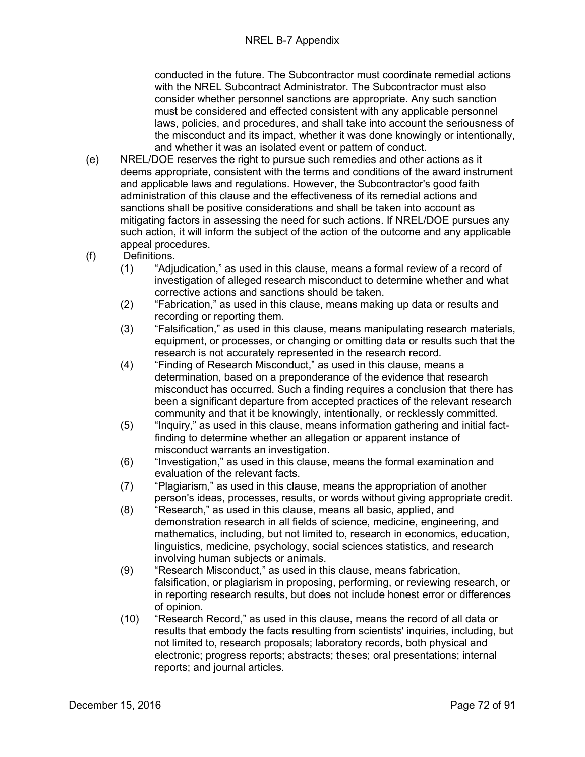conducted in the future. The Subcontractor must coordinate remedial actions with the NREL Subcontract Administrator. The Subcontractor must also consider whether personnel sanctions are appropriate. Any such sanction must be considered and effected consistent with any applicable personnel laws, policies, and procedures, and shall take into account the seriousness of the misconduct and its impact, whether it was done knowingly or intentionally, and whether it was an isolated event or pattern of conduct.

(e) NREL/DOE reserves the right to pursue such remedies and other actions as it deems appropriate, consistent with the terms and conditions of the award instrument and applicable laws and regulations. However, the Subcontractor's good faith administration of this clause and the effectiveness of its remedial actions and sanctions shall be positive considerations and shall be taken into account as mitigating factors in assessing the need for such actions. If NREL/DOE pursues any such action, it will inform the subject of the action of the outcome and any applicable appeal procedures.

(f) Definitions.

(1) "Adjudication," as used in this clause, means a formal review of a record of investigation of alleged research misconduct to determine whether and what corrective actions and sanctions should be taken.

(2) "Fabrication," as used in this clause, means making up data or results and recording or reporting them.

(3) "Falsification," as used in this clause, means manipulating research materials, equipment, or processes, or changing or omitting data or results such that the research is not accurately represented in the research record.

(4) "Finding of Research Misconduct," as used in this clause, means a determination, based on a preponderance of the evidence that research misconduct has occurred. Such a finding requires a conclusion that there has been a significant departure from accepted practices of the relevant research community and that it be knowingly, intentionally, or recklessly committed.

(5) "Inquiry," as used in this clause, means information gathering and initial fact-finding to determine whether an allegation or apparent instance of misconduct warrants an investigation.

(6) "Investigation," as used in this clause, means the formal examination and evaluation of the relevant facts.

(7) "Plagiarism," as used in this clause, means the appropriation of another person's ideas, processes, results, or words without giving appropriate credit.

(8) "Research," as used in this clause, means all basic, applied, and demonstration research in all fields of science, medicine, engineering, and mathematics, including, but not limited to, research in economics, education, linguistics, medicine, psychology, social sciences statistics, and research involving human subjects or animals.

(9) "Research Misconduct," as used in this clause, means fabrication, falsification, or plagiarism in proposing, performing, or reviewing research, or in reporting research results, but does not include honest error or differences of opinion.

(10) "Research Record," as used in this clause, means the record of all data or results that embody the facts resulting from scientists' inquiries, including, but not limited to, research proposals; laboratory records, both physical and electronic; progress reports; abstracts; theses; oral presentations; internal reports; and journal articles.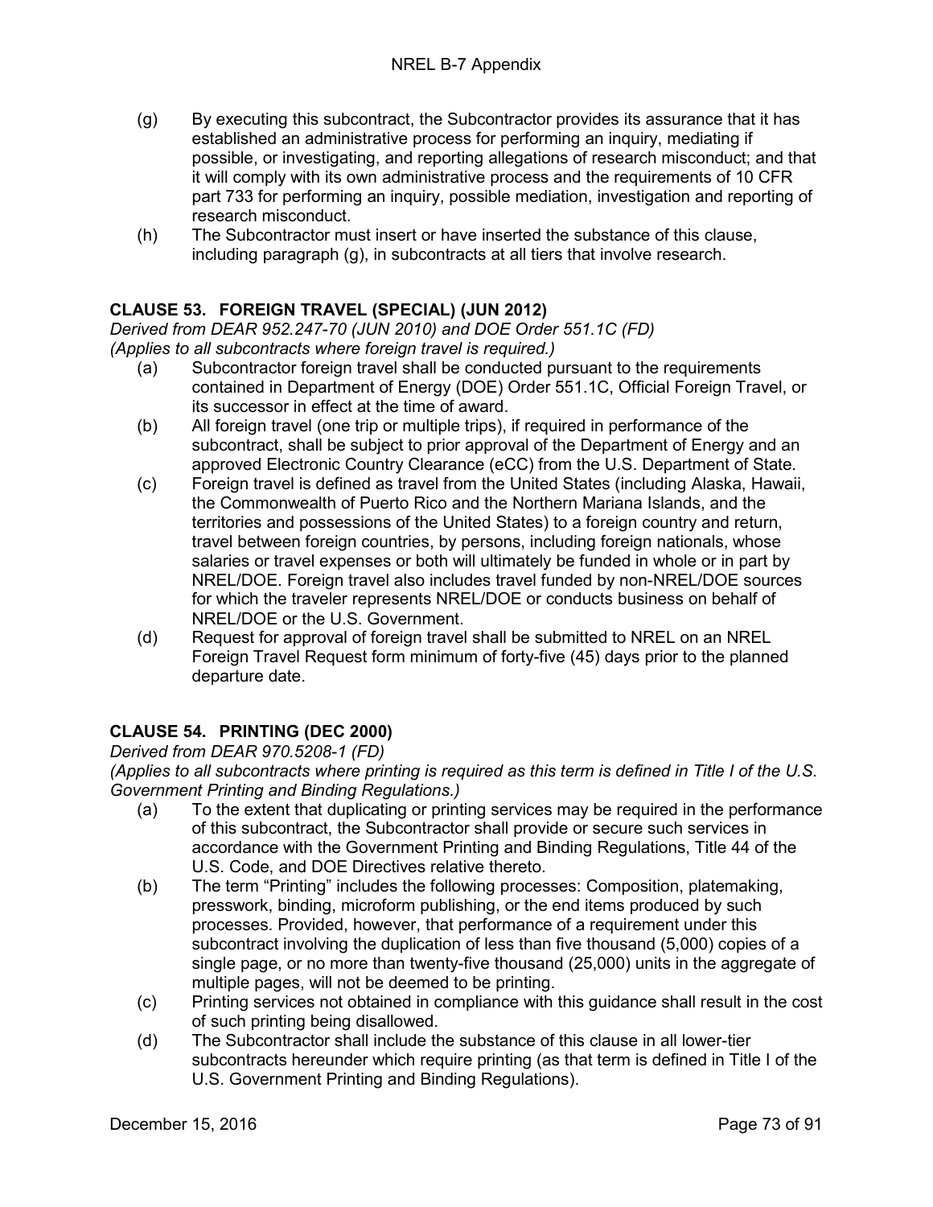(g) By executing this subcontract, the Subcontractor provides its assurance that it has established an administrative process for performing an inquiry, mediating if possible, or investigating, and reporting allegations of research misconduct; and that it will comply with its own administrative process and the requirements of 10 CFR part 733 for performing an inquiry, possible mediation, investigation and reporting of research misconduct.

(h) The Subcontractor must insert or have inserted the substance of this clause, including paragraph (g), in subcontracts at all tiers that involve research.

## CLAUSE 53. FOREIGN TRAVEL (SPECIAL) (JUN 2012)

*Derived from DEAR 952.247-70 (JUN 2010) and DOE Order 551.1C (FD)*
*(Applies to all subcontracts where foreign travel is required.)*

(a) Subcontractor foreign travel shall be conducted pursuant to the requirements contained in Department of Energy (DOE) Order 551.1C, Official Foreign Travel, or its successor in effect at the time of award.

(b) All foreign travel (one trip or multiple trips), if required in performance of the subcontract, shall be subject to prior approval of the Department of Energy and an approved Electronic Country Clearance (eCC) from the U.S. Department of State.

(c) Foreign travel is defined as travel from the United States (including Alaska, Hawaii, the Commonwealth of Puerto Rico and the Northern Mariana Islands, and the territories and possessions of the United States) to a foreign country and return, travel between foreign countries, by persons, including foreign nationals, whose salaries or travel expenses or both will ultimately be funded in whole or in part by NREL/DOE. Foreign travel also includes travel funded by non-NREL/DOE sources for which the traveler represents NREL/DOE or conducts business on behalf of NREL/DOE or the U.S. Government.

(d) Request for approval of foreign travel shall be submitted to NREL on an NREL Foreign Travel Request form minimum of forty-five (45) days prior to the planned departure date.

## CLAUSE 54. PRINTING (DEC 2000)

*Derived from DEAR 970.5208-1 (FD)*
*(Applies to all subcontracts where printing is required as this term is defined in Title I of the U.S. Government Printing and Binding Regulations.)*

(a) To the extent that duplicating or printing services may be required in the performance of this subcontract, the Subcontractor shall provide or secure such services in accordance with the Government Printing and Binding Regulations, Title 44 of the U.S. Code, and DOE Directives relative thereto.

(b) The term "Printing" includes the following processes: Composition, platemaking, presswork, binding, microform publishing, or the end items produced by such processes. Provided, however, that performance of a requirement under this subcontract involving the duplication of less than five thousand (5,000) copies of a single page, or no more than twenty-five thousand (25,000) units in the aggregate of multiple pages, will not be deemed to be printing.

(c) Printing services not obtained in compliance with this guidance shall result in the cost of such printing being disallowed.

(d) The Subcontractor shall include the substance of this clause in all lower-tier subcontracts hereunder which require printing (as that term is defined in Title I of the U.S. Government Printing and Binding Regulations).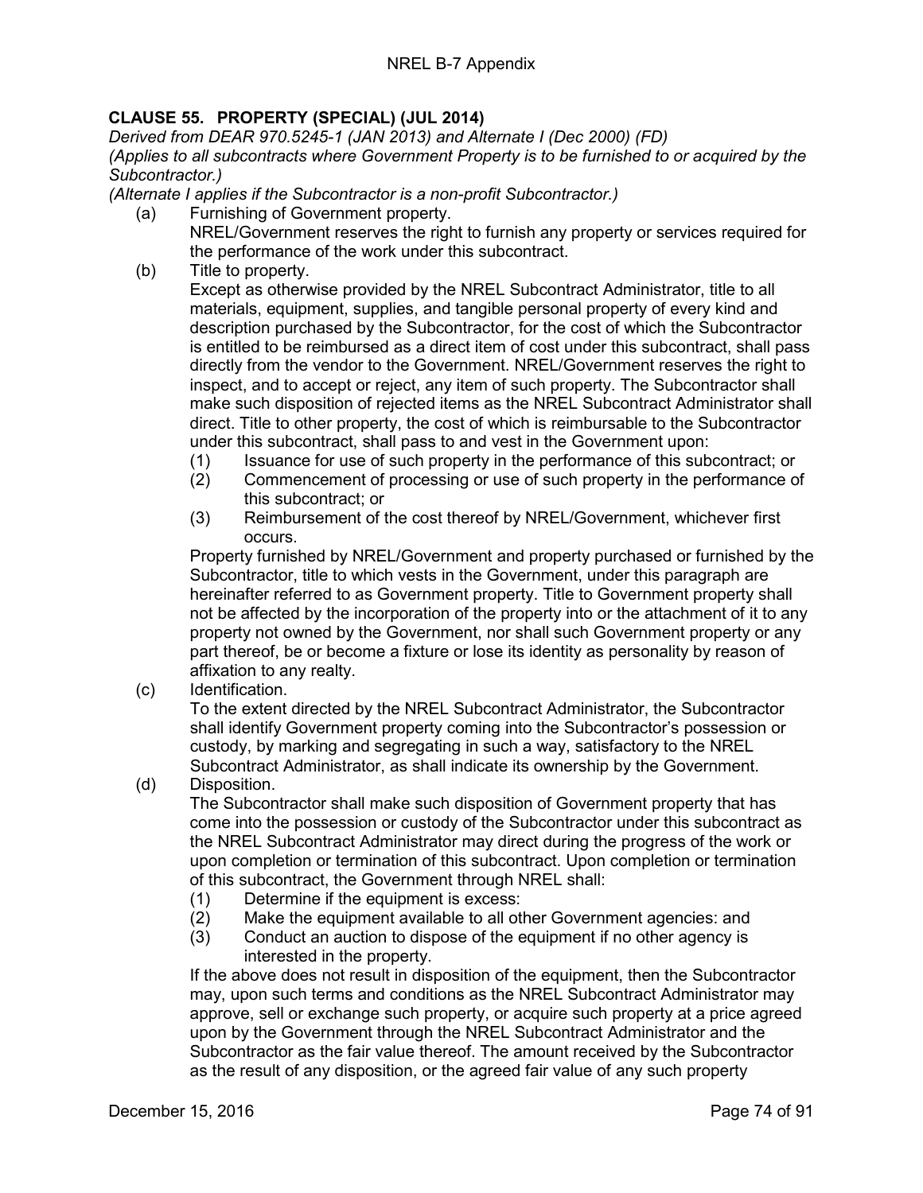### CLAUSE 55. PROPERTY (SPECIAL) (JUL 2014)

*Derived from DEAR 970.5245-1 (JAN 2013) and Alternate I (Dec 2000) (FD)*
*(Applies to all subcontracts where Government Property is to be furnished to or acquired by the Subcontractor.)*
*(Alternate I applies if the Subcontractor is a non-profit Subcontractor.)*

(a) Furnishing of Government property.
NREL/Government reserves the right to furnish any property or services required for the performance of the work under this subcontract.

(b) Title to property.
Except as otherwise provided by the NREL Subcontract Administrator, title to all materials, equipment, supplies, and tangible personal property of every kind and description purchased by the Subcontractor, for the cost of which the Subcontractor is entitled to be reimbursed as a direct item of cost under this subcontract, shall pass directly from the vendor to the Government. NREL/Government reserves the right to inspect, and to accept or reject, any item of such property. The Subcontractor shall make such disposition of rejected items as the NREL Subcontract Administrator shall direct. Title to other property, the cost of which is reimbursable to the Subcontractor under this subcontract, shall pass to and vest in the Government upon:

(1) Issuance for use of such property in the performance of this subcontract; or
(2) Commencement of processing or use of such property in the performance of this subcontract; or
(3) Reimbursement of the cost thereof by NREL/Government, whichever first occurs.

Property furnished by NREL/Government and property purchased or furnished by the Subcontractor, title to which vests in the Government, under this paragraph are hereinafter referred to as Government property. Title to Government property shall not be affected by the incorporation of the property into or the attachment of it to any property not owned by the Government, nor shall such Government property or any part thereof, be or become a fixture or lose its identity as personality by reason of affixation to any realty.

(c) Identification.
To the extent directed by the NREL Subcontract Administrator, the Subcontractor shall identify Government property coming into the Subcontractor's possession or custody, by marking and segregating in such a way, satisfactory to the NREL Subcontract Administrator, as shall indicate its ownership by the Government.

(d) Disposition.
The Subcontractor shall make such disposition of Government property that has come into the possession or custody of the Subcontractor under this subcontract as the NREL Subcontract Administrator may direct during the progress of the work or upon completion or termination of this subcontract. Upon completion or termination of this subcontract, the Government through NREL shall:

(1) Determine if the equipment is excess:
(2) Make the equipment available to all other Government agencies: and
(3) Conduct an auction to dispose of the equipment if no other agency is interested in the property.

If the above does not result in disposition of the equipment, then the Subcontractor may, upon such terms and conditions as the NREL Subcontract Administrator may approve, sell or exchange such property, or acquire such property at a price agreed upon by the Government through the NREL Subcontract Administrator and the Subcontractor as the fair value thereof. The amount received by the Subcontractor as the result of any disposition, or the agreed fair value of any such property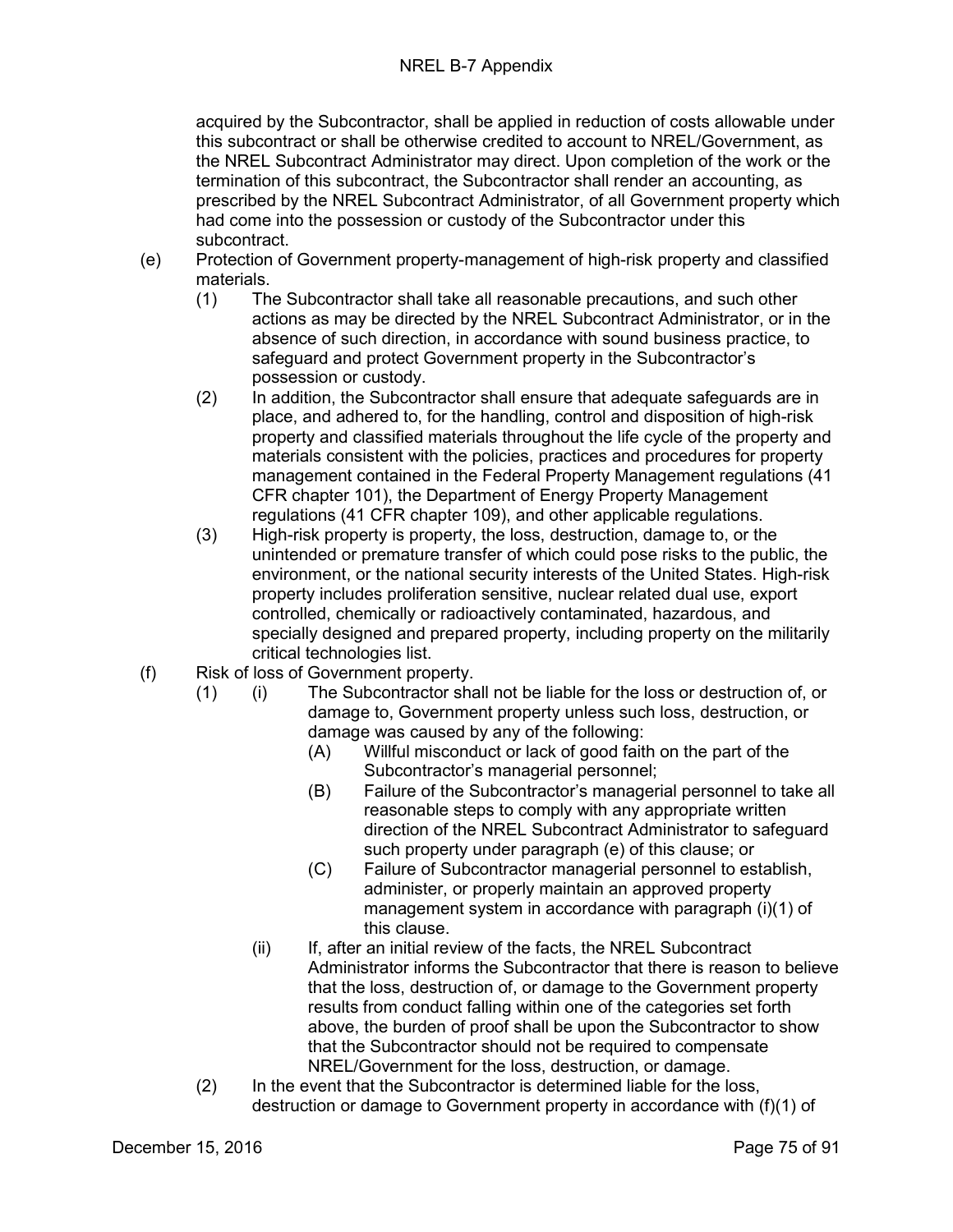acquired by the Subcontractor, shall be applied in reduction of costs allowable under this subcontract or shall be otherwise credited to account to NREL/Government, as the NREL Subcontract Administrator may direct. Upon completion of the work or the termination of this subcontract, the Subcontractor shall render an accounting, as prescribed by the NREL Subcontract Administrator, of all Government property which had come into the possession or custody of the Subcontractor under this subcontract.

(e) Protection of Government property-management of high-risk property and classified materials.

  (1) The Subcontractor shall take all reasonable precautions, and such other actions as may be directed by the NREL Subcontract Administrator, or in the absence of such direction, in accordance with sound business practice, to safeguard and protect Government property in the Subcontractor's possession or custody.

  (2) In addition, the Subcontractor shall ensure that adequate safeguards are in place, and adhered to, for the handling, control and disposition of high-risk property and classified materials throughout the life cycle of the property and materials consistent with the policies, practices and procedures for property management contained in the Federal Property Management regulations (41 CFR chapter 101), the Department of Energy Property Management regulations (41 CFR chapter 109), and other applicable regulations.

  (3) High-risk property is property, the loss, destruction, damage to, or the unintended or premature transfer of which could pose risks to the public, the environment, or the national security interests of the United States. High-risk property includes proliferation sensitive, nuclear related dual use, export controlled, chemically or radioactively contaminated, hazardous, and specially designed and prepared property, including property on the militarily critical technologies list.

(f) Risk of loss of Government property.

  (1) (i) The Subcontractor shall not be liable for the loss or destruction of, or damage to, Government property unless such loss, destruction, or damage was caused by any of the following:

      (A) Willful misconduct or lack of good faith on the part of the Subcontractor's managerial personnel;

      (B) Failure of the Subcontractor's managerial personnel to take all reasonable steps to comply with any appropriate written direction of the NREL Subcontract Administrator to safeguard such property under paragraph (e) of this clause; or

      (C) Failure of Subcontractor managerial personnel to establish, administer, or properly maintain an approved property management system in accordance with paragraph (i)(1) of this clause.

    (ii) If, after an initial review of the facts, the NREL Subcontract Administrator informs the Subcontractor that there is reason to believe that the loss, destruction of, or damage to the Government property results from conduct falling within one of the categories set forth above, the burden of proof shall be upon the Subcontractor to show that the Subcontractor should not be required to compensate NREL/Government for the loss, destruction, or damage.

  (2) In the event that the Subcontractor is determined liable for the loss, destruction or damage to Government property in accordance with (f)(1) of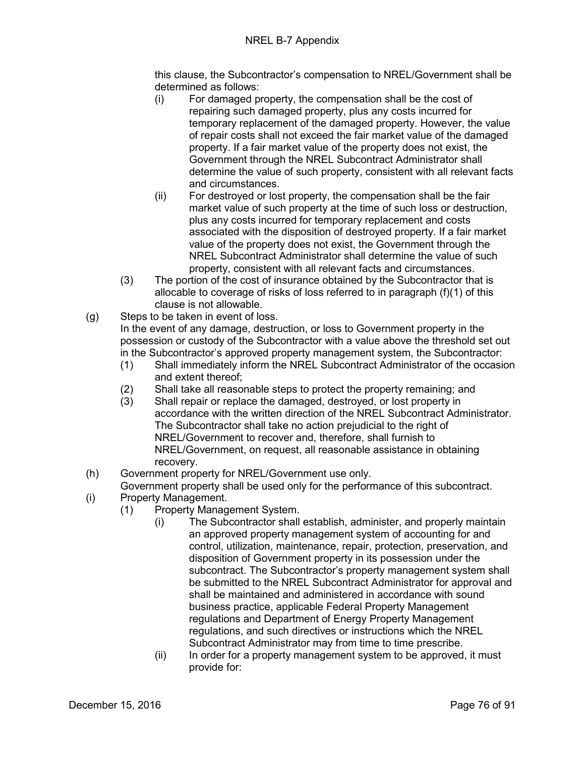this clause, the Subcontractor's compensation to NREL/Government shall be determined as follows:

(i) For damaged property, the compensation shall be the cost of repairing such damaged property, plus any costs incurred for temporary replacement of the damaged property. However, the value of repair costs shall not exceed the fair market value of the damaged property. If a fair market value of the property does not exist, the Government through the NREL Subcontract Administrator shall determine the value of such property, consistent with all relevant facts and circumstances.

(ii) For destroyed or lost property, the compensation shall be the fair market value of such property at the time of such loss or destruction, plus any costs incurred for temporary replacement and costs associated with the disposition of destroyed property. If a fair market value of the property does not exist, the Government through the NREL Subcontract Administrator shall determine the value of such property, consistent with all relevant facts and circumstances.

(3) The portion of the cost of insurance obtained by the Subcontractor that is allocable to coverage of risks of loss referred to in paragraph (f)(1) of this clause is not allowable.

(g) Steps to be taken in event of loss.

In the event of any damage, destruction, or loss to Government property in the possession or custody of the Subcontractor with a value above the threshold set out in the Subcontractor's approved property management system, the Subcontractor:

(1) Shall immediately inform the NREL Subcontract Administrator of the occasion and extent thereof;

(2) Shall take all reasonable steps to protect the property remaining; and

(3) Shall repair or replace the damaged, destroyed, or lost property in accordance with the written direction of the NREL Subcontract Administrator. The Subcontractor shall take no action prejudicial to the right of NREL/Government to recover and, therefore, shall furnish to NREL/Government, on request, all reasonable assistance in obtaining recovery.

(h) Government property for NREL/Government use only.

Government property shall be used only for the performance of this subcontract.

(i) Property Management.

(1) Property Management System.

(i) The Subcontractor shall establish, administer, and properly maintain an approved property management system of accounting for and control, utilization, maintenance, repair, protection, preservation, and disposition of Government property in its possession under the subcontract. The Subcontractor's property management system shall be submitted to the NREL Subcontract Administrator for approval and shall be maintained and administered in accordance with sound business practice, applicable Federal Property Management regulations and Department of Energy Property Management regulations, and such directives or instructions which the NREL Subcontract Administrator may from time to time prescribe.

(ii) In order for a property management system to be approved, it must provide for: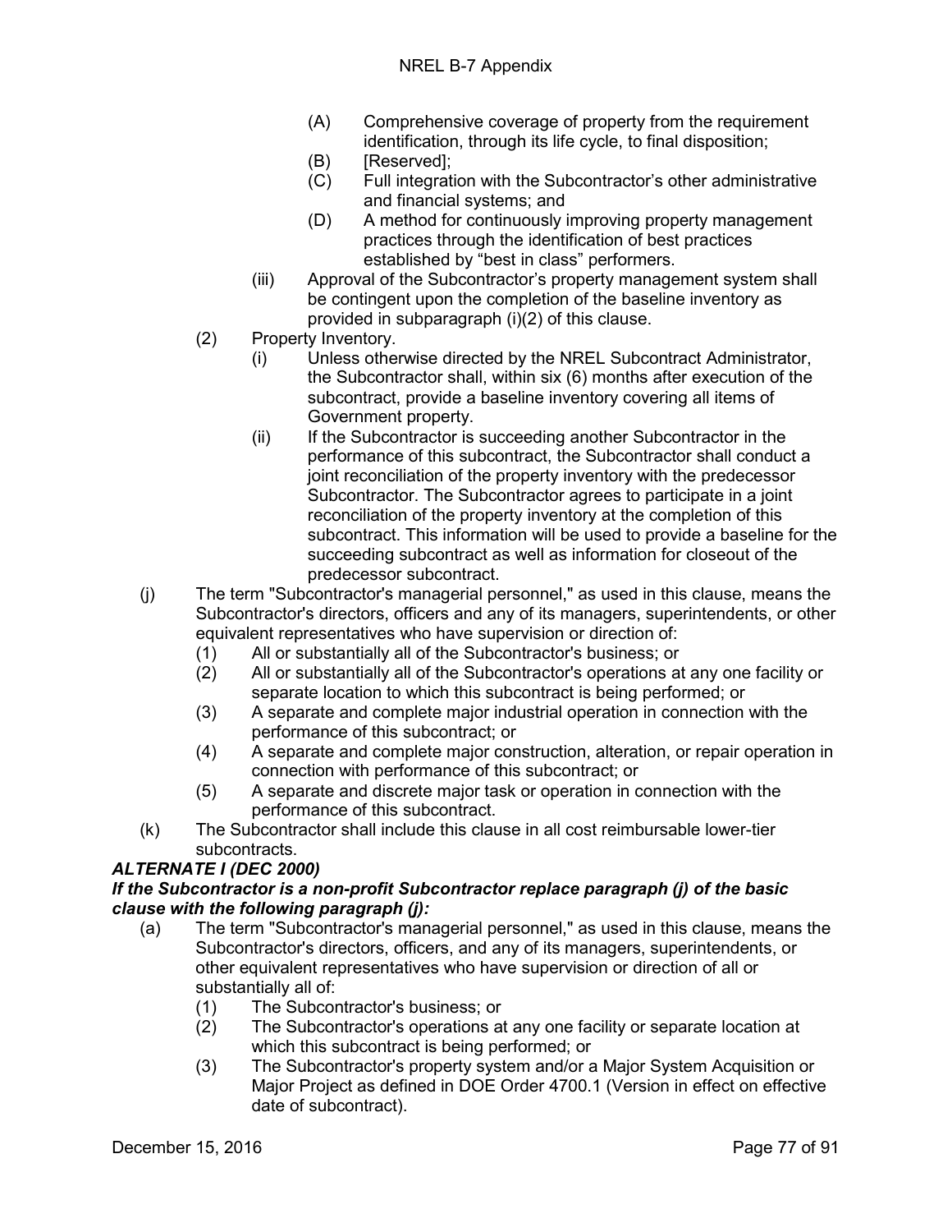(A) Comprehensive coverage of property from the requirement identification, through its life cycle, to final disposition;

(B) [Reserved];

(C) Full integration with the Subcontractor's other administrative and financial systems; and

(D) A method for continuously improving property management practices through the identification of best practices established by "best in class" performers.

(iii) Approval of the Subcontractor's property management system shall be contingent upon the completion of the baseline inventory as provided in subparagraph (i)(2) of this clause.

(2) Property Inventory.

(i) Unless otherwise directed by the NREL Subcontract Administrator, the Subcontractor shall, within six (6) months after execution of the subcontract, provide a baseline inventory covering all items of Government property.

(ii) If the Subcontractor is succeeding another Subcontractor in the performance of this subcontract, the Subcontractor shall conduct a joint reconciliation of the property inventory with the predecessor Subcontractor. The Subcontractor agrees to participate in a joint reconciliation of the property inventory at the completion of this subcontract. This information will be used to provide a baseline for the succeeding subcontract as well as information for closeout of the predecessor subcontract.

(j) The term "Subcontractor's managerial personnel," as used in this clause, means the Subcontractor's directors, officers and any of its managers, superintendents, or other equivalent representatives who have supervision or direction of:

(1) All or substantially all of the Subcontractor's business; or

(2) All or substantially all of the Subcontractor's operations at any one facility or separate location to which this subcontract is being performed; or

(3) A separate and complete major industrial operation in connection with the performance of this subcontract; or

(4) A separate and complete major construction, alteration, or repair operation in connection with performance of this subcontract; or

(5) A separate and discrete major task or operation in connection with the performance of this subcontract.

(k) The Subcontractor shall include this clause in all cost reimbursable lower-tier subcontracts.

***ALTERNATE I (DEC 2000)***

***If the Subcontractor is a non-profit Subcontractor replace paragraph (j) of the basic clause with the following paragraph (j):***

(a) The term "Subcontractor's managerial personnel," as used in this clause, means the Subcontractor's directors, officers, and any of its managers, superintendents, or other equivalent representatives who have supervision or direction of all or substantially all of:

(1) The Subcontractor's business; or

(2) The Subcontractor's operations at any one facility or separate location at which this subcontract is being performed; or

(3) The Subcontractor's property system and/or a Major System Acquisition or Major Project as defined in DOE Order 4700.1 (Version in effect on effective date of subcontract).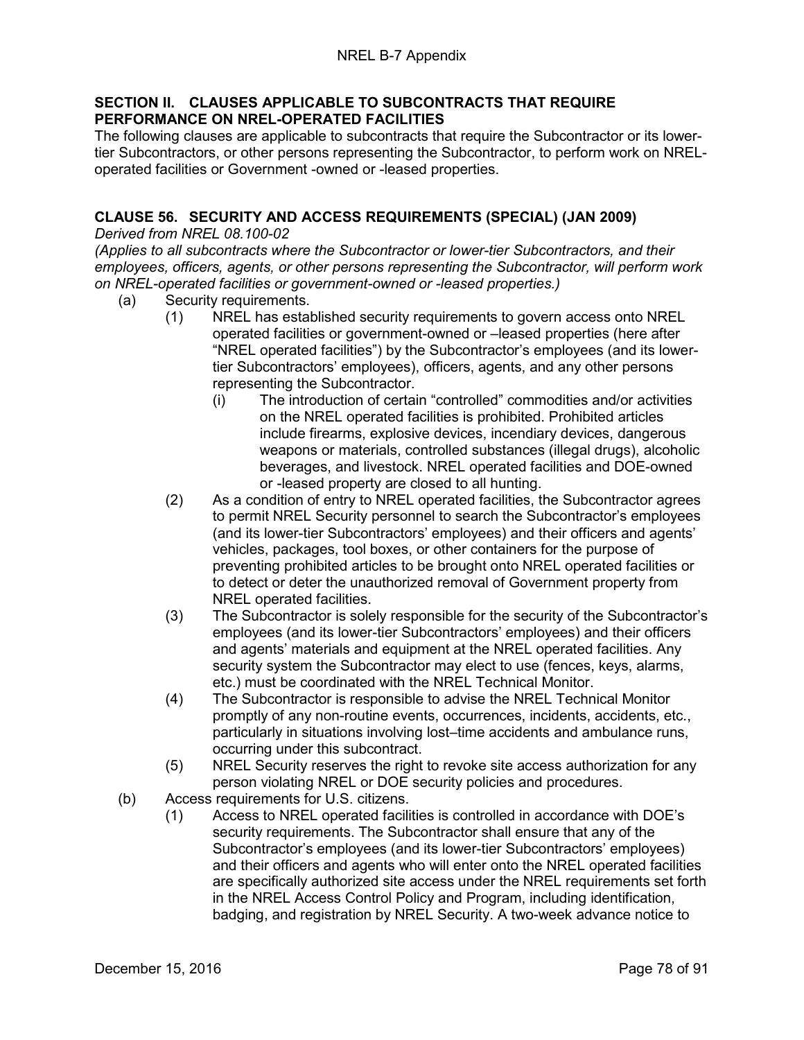## SECTION II. CLAUSES APPLICABLE TO SUBCONTRACTS THAT REQUIRE PERFORMANCE ON NREL-OPERATED FACILITIES

The following clauses are applicable to subcontracts that require the Subcontractor or its lower-tier Subcontractors, or other persons representing the Subcontractor, to perform work on NREL-operated facilities or Government -owned or -leased properties.

### CLAUSE 56. SECURITY AND ACCESS REQUIREMENTS (SPECIAL) (JAN 2009)

*Derived from NREL 08.100-02*

*(Applies to all subcontracts where the Subcontractor or lower-tier Subcontractors, and their employees, officers, agents, or other persons representing the Subcontractor, will perform work on NREL-operated facilities or government-owned or -leased properties.)*

(a) Security requirements.

(1) NREL has established security requirements to govern access onto NREL operated facilities or government-owned or –leased properties (here after "NREL operated facilities") by the Subcontractor's employees (and its lower-tier Subcontractors' employees), officers, agents, and any other persons representing the Subcontractor.

(i) The introduction of certain "controlled" commodities and/or activities on the NREL operated facilities is prohibited. Prohibited articles include firearms, explosive devices, incendiary devices, dangerous weapons or materials, controlled substances (illegal drugs), alcoholic beverages, and livestock. NREL operated facilities and DOE-owned or -leased property are closed to all hunting.

(2) As a condition of entry to NREL operated facilities, the Subcontractor agrees to permit NREL Security personnel to search the Subcontractor's employees (and its lower-tier Subcontractors' employees) and their officers and agents' vehicles, packages, tool boxes, or other containers for the purpose of preventing prohibited articles to be brought onto NREL operated facilities or to detect or deter the unauthorized removal of Government property from NREL operated facilities.

(3) The Subcontractor is solely responsible for the security of the Subcontractor's employees (and its lower-tier Subcontractors' employees) and their officers and agents' materials and equipment at the NREL operated facilities. Any security system the Subcontractor may elect to use (fences, keys, alarms, etc.) must be coordinated with the NREL Technical Monitor.

(4) The Subcontractor is responsible to advise the NREL Technical Monitor promptly of any non-routine events, occurrences, incidents, accidents, etc., particularly in situations involving lost–time accidents and ambulance runs, occurring under this subcontract.

(5) NREL Security reserves the right to revoke site access authorization for any person violating NREL or DOE security policies and procedures.

(b) Access requirements for U.S. citizens.

(1) Access to NREL operated facilities is controlled in accordance with DOE's security requirements. The Subcontractor shall ensure that any of the Subcontractor's employees (and its lower-tier Subcontractors' employees) and their officers and agents who will enter onto the NREL operated facilities are specifically authorized site access under the NREL requirements set forth in the NREL Access Control Policy and Program, including identification, badging, and registration by NREL Security. A two-week advance notice to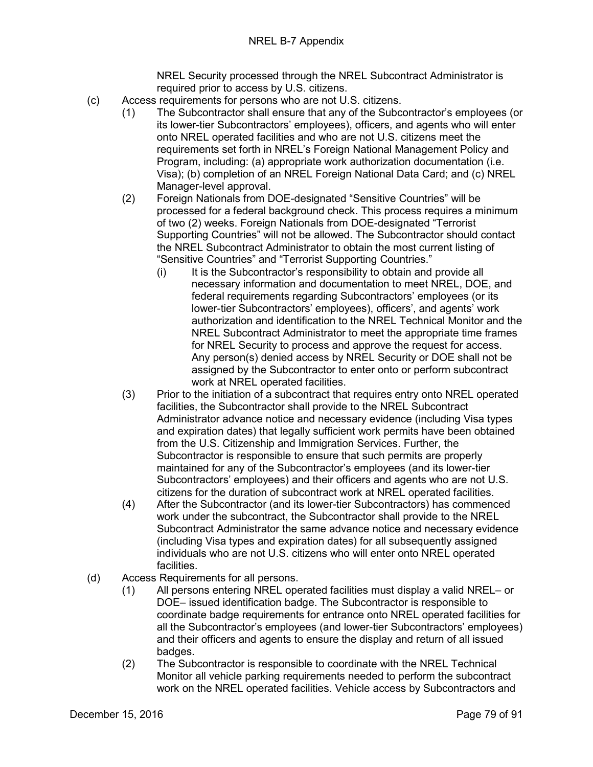NREL Security processed through the NREL Subcontract Administrator is required prior to access by U.S. citizens.

(c) Access requirements for persons who are not U.S. citizens.

  (1) The Subcontractor shall ensure that any of the Subcontractor's employees (or its lower-tier Subcontractors' employees), officers, and agents who will enter onto NREL operated facilities and who are not U.S. citizens meet the requirements set forth in NREL's Foreign National Management Policy and Program, including: (a) appropriate work authorization documentation (i.e. Visa); (b) completion of an NREL Foreign National Data Card; and (c) NREL Manager-level approval.

  (2) Foreign Nationals from DOE-designated "Sensitive Countries" will be processed for a federal background check. This process requires a minimum of two (2) weeks. Foreign Nationals from DOE-designated "Terrorist Supporting Countries" will not be allowed. The Subcontractor should contact the NREL Subcontract Administrator to obtain the most current listing of "Sensitive Countries" and "Terrorist Supporting Countries."

    (i) It is the Subcontractor's responsibility to obtain and provide all necessary information and documentation to meet NREL, DOE, and federal requirements regarding Subcontractors' employees (or its lower-tier Subcontractors' employees), officers', and agents' work authorization and identification to the NREL Technical Monitor and the NREL Subcontract Administrator to meet the appropriate time frames for NREL Security to process and approve the request for access. Any person(s) denied access by NREL Security or DOE shall not be assigned by the Subcontractor to enter onto or perform subcontract work at NREL operated facilities.

  (3) Prior to the initiation of a subcontract that requires entry onto NREL operated facilities, the Subcontractor shall provide to the NREL Subcontract Administrator advance notice and necessary evidence (including Visa types and expiration dates) that legally sufficient work permits have been obtained from the U.S. Citizenship and Immigration Services. Further, the Subcontractor is responsible to ensure that such permits are properly maintained for any of the Subcontractor's employees (and its lower-tier Subcontractors' employees) and their officers and agents who are not U.S. citizens for the duration of subcontract work at NREL operated facilities.

  (4) After the Subcontractor (and its lower-tier Subcontractors) has commenced work under the subcontract, the Subcontractor shall provide to the NREL Subcontract Administrator the same advance notice and necessary evidence (including Visa types and expiration dates) for all subsequently assigned individuals who are not U.S. citizens who will enter onto NREL operated facilities.

(d) Access Requirements for all persons.

  (1) All persons entering NREL operated facilities must display a valid NREL– or DOE– issued identification badge. The Subcontractor is responsible to coordinate badge requirements for entrance onto NREL operated facilities for all the Subcontractor's employees (and lower-tier Subcontractors' employees) and their officers and agents to ensure the display and return of all issued badges.

  (2) The Subcontractor is responsible to coordinate with the NREL Technical Monitor all vehicle parking requirements needed to perform the subcontract work on the NREL operated facilities. Vehicle access by Subcontractors and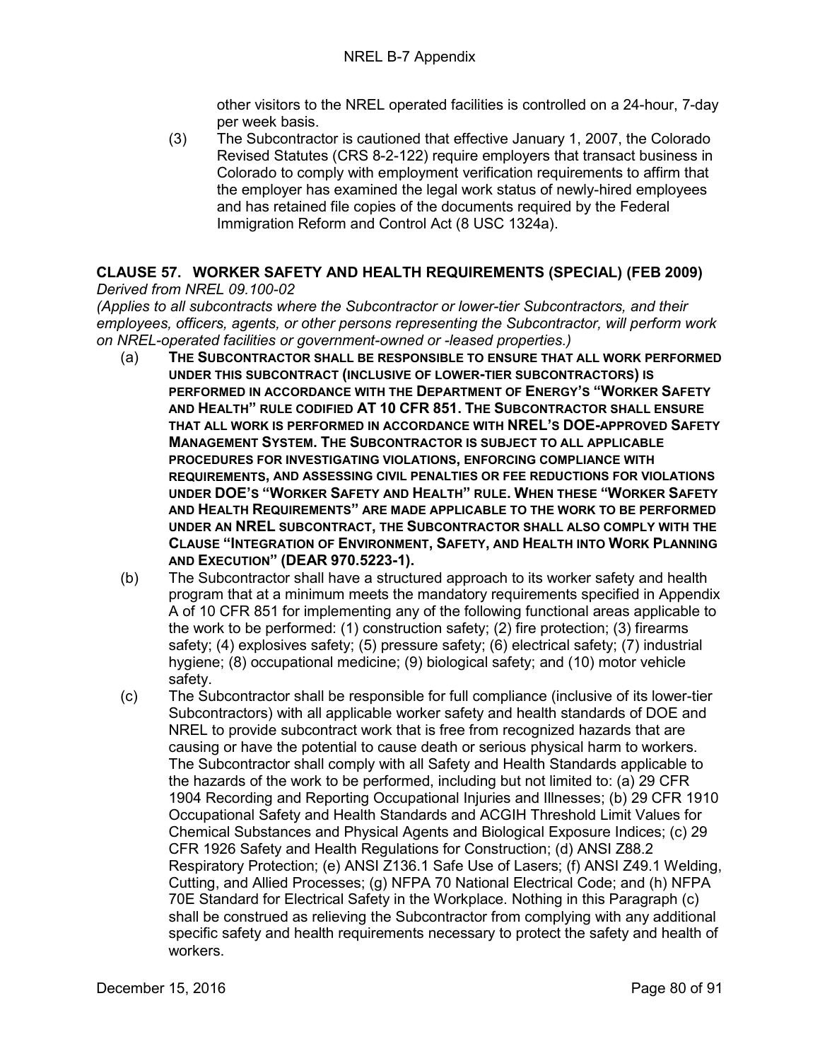other visitors to the NREL operated facilities is controlled on a 24-hour, 7-day per week basis.

(3) The Subcontractor is cautioned that effective January 1, 2007, the Colorado Revised Statutes (CRS 8-2-122) require employers that transact business in Colorado to comply with employment verification requirements to affirm that the employer has examined the legal work status of newly-hired employees and has retained file copies of the documents required by the Federal Immigration Reform and Control Act (8 USC 1324a).

## CLAUSE 57. WORKER SAFETY AND HEALTH REQUIREMENTS (SPECIAL) (FEB 2009)

*Derived from NREL 09.100-02*

*(Applies to all subcontracts where the Subcontractor or lower-tier Subcontractors, and their employees, officers, agents, or other persons representing the Subcontractor, will perform work on NREL-operated facilities or government-owned or -leased properties.)*

(a) **THE SUBCONTRACTOR SHALL BE RESPONSIBLE TO ENSURE THAT ALL WORK PERFORMED UNDER THIS SUBCONTRACT (INCLUSIVE OF LOWER-TIER SUBCONTRACTORS) IS PERFORMED IN ACCORDANCE WITH THE DEPARTMENT OF ENERGY'S "WORKER SAFETY AND HEALTH" RULE CODIFIED AT 10 CFR 851. THE SUBCONTRACTOR SHALL ENSURE THAT ALL WORK IS PERFORMED IN ACCORDANCE WITH NREL'S DOE-APPROVED SAFETY MANAGEMENT SYSTEM. THE SUBCONTRACTOR IS SUBJECT TO ALL APPLICABLE PROCEDURES FOR INVESTIGATING VIOLATIONS, ENFORCING COMPLIANCE WITH REQUIREMENTS, AND ASSESSING CIVIL PENALTIES OR FEE REDUCTIONS FOR VIOLATIONS UNDER DOE'S "WORKER SAFETY AND HEALTH" RULE. WHEN THESE "WORKER SAFETY AND HEALTH REQUIREMENTS" ARE MADE APPLICABLE TO THE WORK TO BE PERFORMED UNDER AN NREL SUBCONTRACT, THE SUBCONTRACTOR SHALL ALSO COMPLY WITH THE CLAUSE "INTEGRATION OF ENVIRONMENT, SAFETY, AND HEALTH INTO WORK PLANNING AND EXECUTION" (DEAR 970.5223-1).**

(b) The Subcontractor shall have a structured approach to its worker safety and health program that at a minimum meets the mandatory requirements specified in Appendix A of 10 CFR 851 for implementing any of the following functional areas applicable to the work to be performed: (1) construction safety; (2) fire protection; (3) firearms safety; (4) explosives safety; (5) pressure safety; (6) electrical safety; (7) industrial hygiene; (8) occupational medicine; (9) biological safety; and (10) motor vehicle safety.

(c) The Subcontractor shall be responsible for full compliance (inclusive of its lower-tier Subcontractors) with all applicable worker safety and health standards of DOE and NREL to provide subcontract work that is free from recognized hazards that are causing or have the potential to cause death or serious physical harm to workers. The Subcontractor shall comply with all Safety and Health Standards applicable to the hazards of the work to be performed, including but not limited to: (a) 29 CFR 1904 Recording and Reporting Occupational Injuries and Illnesses; (b) 29 CFR 1910 Occupational Safety and Health Standards and ACGIH Threshold Limit Values for Chemical Substances and Physical Agents and Biological Exposure Indices; (c) 29 CFR 1926 Safety and Health Regulations for Construction; (d) ANSI Z88.2 Respiratory Protection; (e) ANSI Z136.1 Safe Use of Lasers; (f) ANSI Z49.1 Welding, Cutting, and Allied Processes; (g) NFPA 70 National Electrical Code; and (h) NFPA 70E Standard for Electrical Safety in the Workplace. Nothing in this Paragraph (c) shall be construed as relieving the Subcontractor from complying with any additional specific safety and health requirements necessary to protect the safety and health of workers.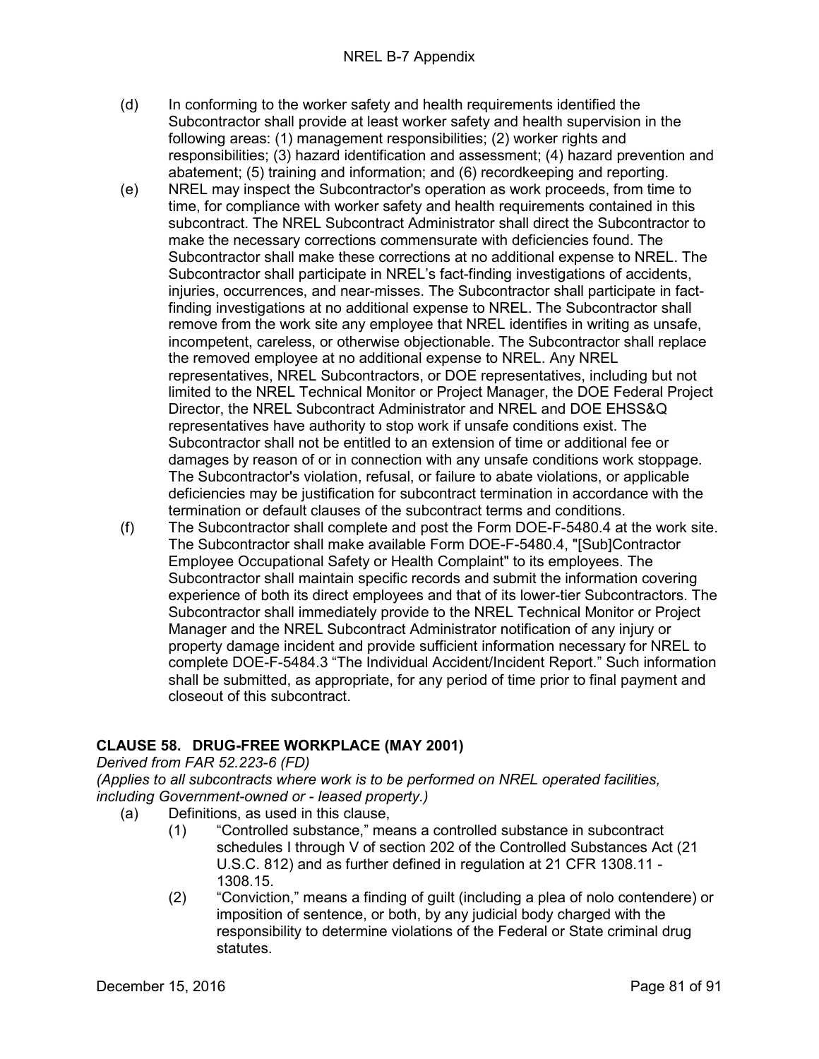(d) In conforming to the worker safety and health requirements identified the Subcontractor shall provide at least worker safety and health supervision in the following areas: (1) management responsibilities; (2) worker rights and responsibilities; (3) hazard identification and assessment; (4) hazard prevention and abatement; (5) training and information; and (6) recordkeeping and reporting.

(e) NREL may inspect the Subcontractor's operation as work proceeds, from time to time, for compliance with worker safety and health requirements contained in this subcontract. The NREL Subcontract Administrator shall direct the Subcontractor to make the necessary corrections commensurate with deficiencies found. The Subcontractor shall make these corrections at no additional expense to NREL. The Subcontractor shall participate in NREL's fact-finding investigations of accidents, injuries, occurrences, and near-misses. The Subcontractor shall participate in fact-finding investigations at no additional expense to NREL. The Subcontractor shall remove from the work site any employee that NREL identifies in writing as unsafe, incompetent, careless, or otherwise objectionable. The Subcontractor shall replace the removed employee at no additional expense to NREL. Any NREL representatives, NREL Subcontractors, or DOE representatives, including but not limited to the NREL Technical Monitor or Project Manager, the DOE Federal Project Director, the NREL Subcontract Administrator and NREL and DOE EHSS&Q representatives have authority to stop work if unsafe conditions exist. The Subcontractor shall not be entitled to an extension of time or additional fee or damages by reason of or in connection with any unsafe conditions work stoppage. The Subcontractor's violation, refusal, or failure to abate violations, or applicable deficiencies may be justification for subcontract termination in accordance with the termination or default clauses of the subcontract terms and conditions.

(f) The Subcontractor shall complete and post the Form DOE-F-5480.4 at the work site. The Subcontractor shall make available Form DOE-F-5480.4, "[Sub]Contractor Employee Occupational Safety or Health Complaint" to its employees. The Subcontractor shall maintain specific records and submit the information covering experience of both its direct employees and that of its lower-tier Subcontractors. The Subcontractor shall immediately provide to the NREL Technical Monitor or Project Manager and the NREL Subcontract Administrator notification of any injury or property damage incident and provide sufficient information necessary for NREL to complete DOE-F-5484.3 "The Individual Accident/Incident Report." Such information shall be submitted, as appropriate, for any period of time prior to final payment and closeout of this subcontract.

## CLAUSE 58. DRUG-FREE WORKPLACE (MAY 2001)

*Derived from FAR 52.223-6 (FD)*

*(Applies to all subcontracts where work is to be performed on NREL operated facilities, including Government-owned or - leased property.)*

(a) Definitions, as used in this clause,

(1) "Controlled substance," means a controlled substance in subcontract schedules I through V of section 202 of the Controlled Substances Act (21 U.S.C. 812) and as further defined in regulation at 21 CFR 1308.11 - 1308.15.

(2) "Conviction," means a finding of guilt (including a plea of nolo contendere) or imposition of sentence, or both, by any judicial body charged with the responsibility to determine violations of the Federal or State criminal drug statutes.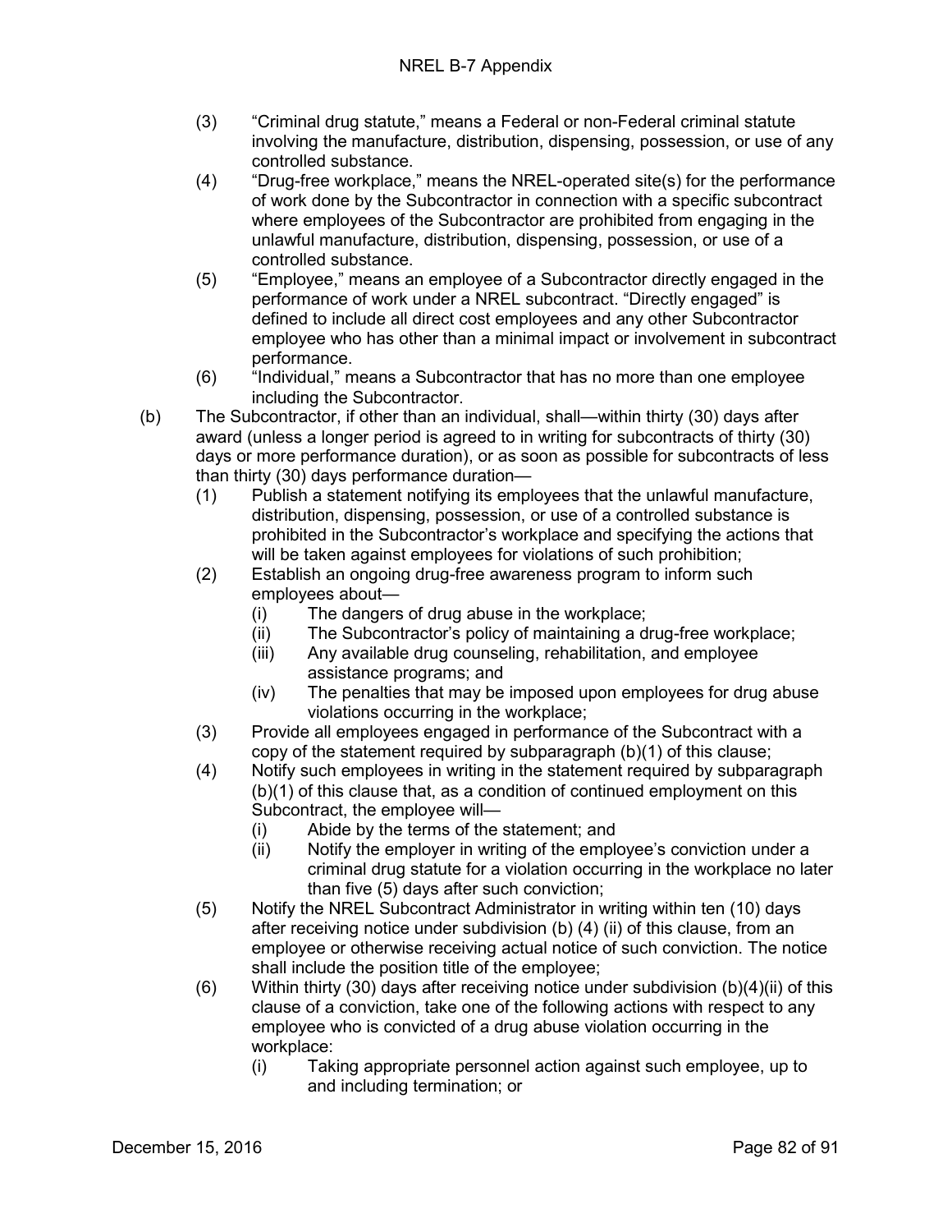(3) "Criminal drug statute," means a Federal or non-Federal criminal statute involving the manufacture, distribution, dispensing, possession, or use of any controlled substance.

(4) "Drug-free workplace," means the NREL-operated site(s) for the performance of work done by the Subcontractor in connection with a specific subcontract where employees of the Subcontractor are prohibited from engaging in the unlawful manufacture, distribution, dispensing, possession, or use of a controlled substance.

(5) "Employee," means an employee of a Subcontractor directly engaged in the performance of work under a NREL subcontract. "Directly engaged" is defined to include all direct cost employees and any other Subcontractor employee who has other than a minimal impact or involvement in subcontract performance.

(6) "Individual," means a Subcontractor that has no more than one employee including the Subcontractor.

(b) The Subcontractor, if other than an individual, shall—within thirty (30) days after award (unless a longer period is agreed to in writing for subcontracts of thirty (30) days or more performance duration), or as soon as possible for subcontracts of less than thirty (30) days performance duration—

(1) Publish a statement notifying its employees that the unlawful manufacture, distribution, dispensing, possession, or use of a controlled substance is prohibited in the Subcontractor's workplace and specifying the actions that will be taken against employees for violations of such prohibition;

(2) Establish an ongoing drug-free awareness program to inform such employees about—

(i) The dangers of drug abuse in the workplace;

(ii) The Subcontractor's policy of maintaining a drug-free workplace;

(iii) Any available drug counseling, rehabilitation, and employee assistance programs; and

(iv) The penalties that may be imposed upon employees for drug abuse violations occurring in the workplace;

(3) Provide all employees engaged in performance of the Subcontract with a copy of the statement required by subparagraph (b)(1) of this clause;

(4) Notify such employees in writing in the statement required by subparagraph (b)(1) of this clause that, as a condition of continued employment on this Subcontract, the employee will—

(i) Abide by the terms of the statement; and

(ii) Notify the employer in writing of the employee's conviction under a criminal drug statute for a violation occurring in the workplace no later than five (5) days after such conviction;

(5) Notify the NREL Subcontract Administrator in writing within ten (10) days after receiving notice under subdivision (b) (4) (ii) of this clause, from an employee or otherwise receiving actual notice of such conviction. The notice shall include the position title of the employee;

(6) Within thirty (30) days after receiving notice under subdivision (b)(4)(ii) of this clause of a conviction, take one of the following actions with respect to any employee who is convicted of a drug abuse violation occurring in the workplace:

(i) Taking appropriate personnel action against such employee, up to and including termination; or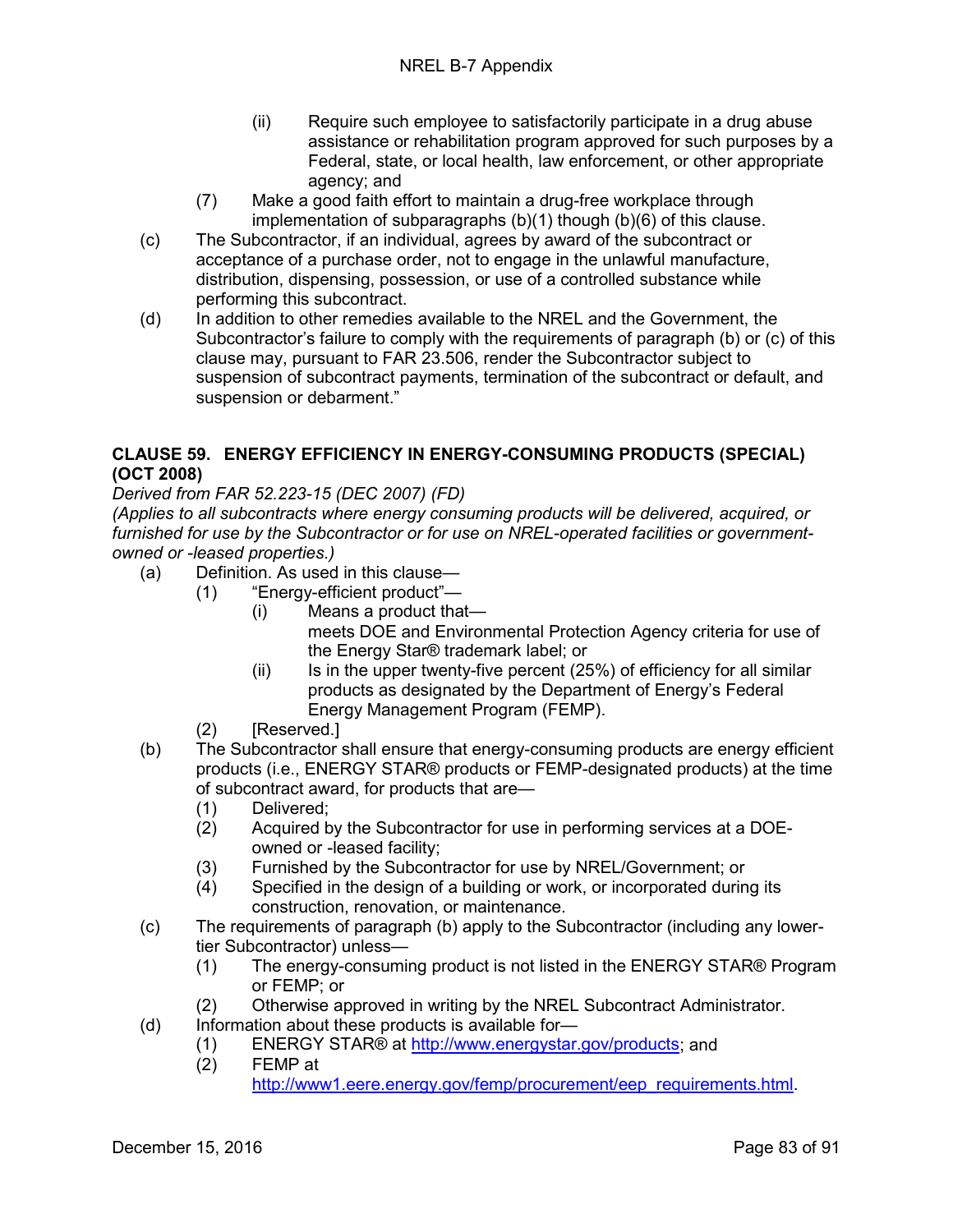(ii) Require such employee to satisfactorily participate in a drug abuse assistance or rehabilitation program approved for such purposes by a Federal, state, or local health, law enforcement, or other appropriate agency; and

(7) Make a good faith effort to maintain a drug-free workplace through implementation of subparagraphs (b)(1) though (b)(6) of this clause.

(c) The Subcontractor, if an individual, agrees by award of the subcontract or acceptance of a purchase order, not to engage in the unlawful manufacture, distribution, dispensing, possession, or use of a controlled substance while performing this subcontract.

(d) In addition to other remedies available to the NREL and the Government, the Subcontractor's failure to comply with the requirements of paragraph (b) or (c) of this clause may, pursuant to FAR 23.506, render the Subcontractor subject to suspension of subcontract payments, termination of the subcontract or default, and suspension or debarment."

### CLAUSE 59. ENERGY EFFICIENCY IN ENERGY-CONSUMING PRODUCTS (SPECIAL) (OCT 2008)

*Derived from FAR 52.223-15 (DEC 2007) (FD)*

*(Applies to all subcontracts where energy consuming products will be delivered, acquired, or furnished for use by the Subcontractor or for use on NREL-operated facilities or government-owned or -leased properties.)*

(a) Definition. As used in this clause—

(1) "Energy-efficient product"—

(i) Means a product that—
meets DOE and Environmental Protection Agency criteria for use of the Energy Star® trademark label; or

(ii) Is in the upper twenty-five percent (25%) of efficiency for all similar products as designated by the Department of Energy's Federal Energy Management Program (FEMP).

(2) [Reserved.]

(b) The Subcontractor shall ensure that energy-consuming products are energy efficient products (i.e., ENERGY STAR® products or FEMP-designated products) at the time of subcontract award, for products that are—

(1) Delivered;

(2) Acquired by the Subcontractor for use in performing services at a DOE-owned or -leased facility;

(3) Furnished by the Subcontractor for use by NREL/Government; or

(4) Specified in the design of a building or work, or incorporated during its construction, renovation, or maintenance.

(c) The requirements of paragraph (b) apply to the Subcontractor (including any lower-tier Subcontractor) unless—

(1) The energy-consuming product is not listed in the ENERGY STAR® Program or FEMP; or

(2) Otherwise approved in writing by the NREL Subcontract Administrator.

(d) Information about these products is available for—

(1) ENERGY STAR® at http://www.energystar.gov/products; and

(2) FEMP at http://www1.eere.energy.gov/femp/procurement/eep_requirements.html.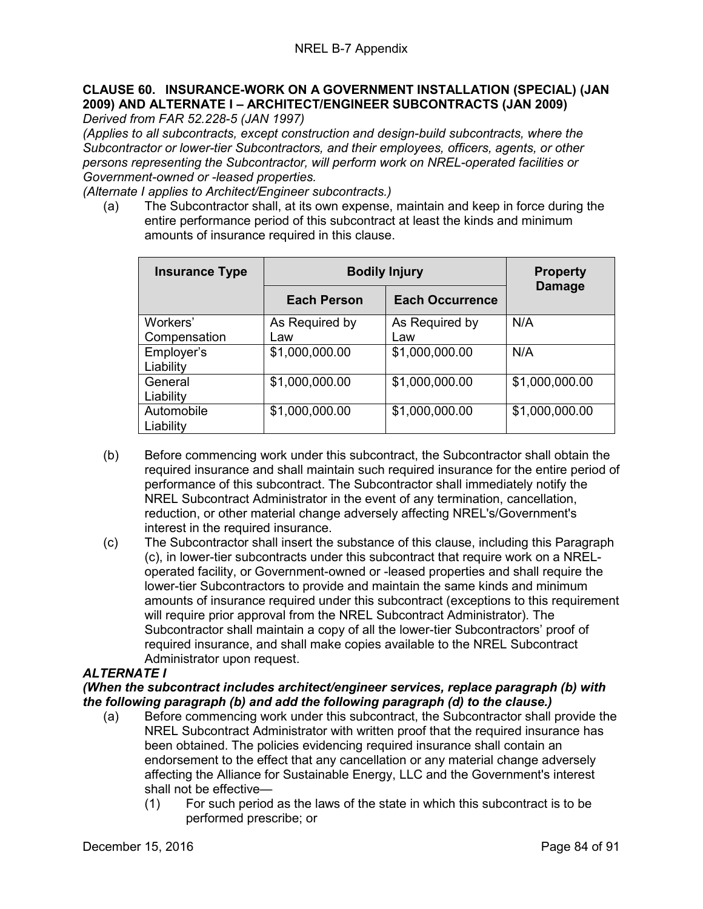**CLAUSE 60. INSURANCE-WORK ON A GOVERNMENT INSTALLATION (SPECIAL) (JAN 2009) AND ALTERNATE I – ARCHITECT/ENGINEER SUBCONTRACTS (JAN 2009)**

*Derived from FAR 52.228-5 (JAN 1997)*

*(Applies to all subcontracts, except construction and design-build subcontracts, where the Subcontractor or lower-tier Subcontractors, and their employees, officers, agents, or other persons representing the Subcontractor, will perform work on NREL-operated facilities or Government-owned or -leased properties.*

*(Alternate I applies to Architect/Engineer subcontracts.)*

(a) The Subcontractor shall, at its own expense, maintain and keep in force during the entire performance period of this subcontract at least the kinds and minimum amounts of insurance required in this clause.

| Insurance Type | Bodily Injury | | Property Damage |
|---|---|---|---|
| | Each Person | Each Occurrence | |
| Workers' Compensation | As Required by Law | As Required by Law | N/A |
| Employer's Liability | $1,000,000.00 | $1,000,000.00 | N/A |
| General Liability | $1,000,000.00 | $1,000,000.00 | $1,000,000.00 |
| Automobile Liability | $1,000,000.00 | $1,000,000.00 | $1,000,000.00 |

(b) Before commencing work under this subcontract, the Subcontractor shall obtain the required insurance and shall maintain such required insurance for the entire period of performance of this subcontract. The Subcontractor shall immediately notify the NREL Subcontract Administrator in the event of any termination, cancellation, reduction, or other material change adversely affecting NREL's/Government's interest in the required insurance.

(c) The Subcontractor shall insert the substance of this clause, including this Paragraph (c), in lower-tier subcontracts under this subcontract that require work on a NREL-operated facility, or Government-owned or -leased properties and shall require the lower-tier Subcontractors to provide and maintain the same kinds and minimum amounts of insurance required under this subcontract (exceptions to this requirement will require prior approval from the NREL Subcontract Administrator). The Subcontractor shall maintain a copy of all the lower-tier Subcontractors' proof of required insurance, and shall make copies available to the NREL Subcontract Administrator upon request.

***ALTERNATE I***

***(When the subcontract includes architect/engineer services, replace paragraph (b) with the following paragraph (b) and add the following paragraph (d) to the clause.)***

(a) Before commencing work under this subcontract, the Subcontractor shall provide the NREL Subcontract Administrator with written proof that the required insurance has been obtained. The policies evidencing required insurance shall contain an endorsement to the effect that any cancellation or any material change adversely affecting the Alliance for Sustainable Energy, LLC and the Government's interest shall not be effective—

(1) For such period as the laws of the state in which this subcontract is to be performed prescribe; or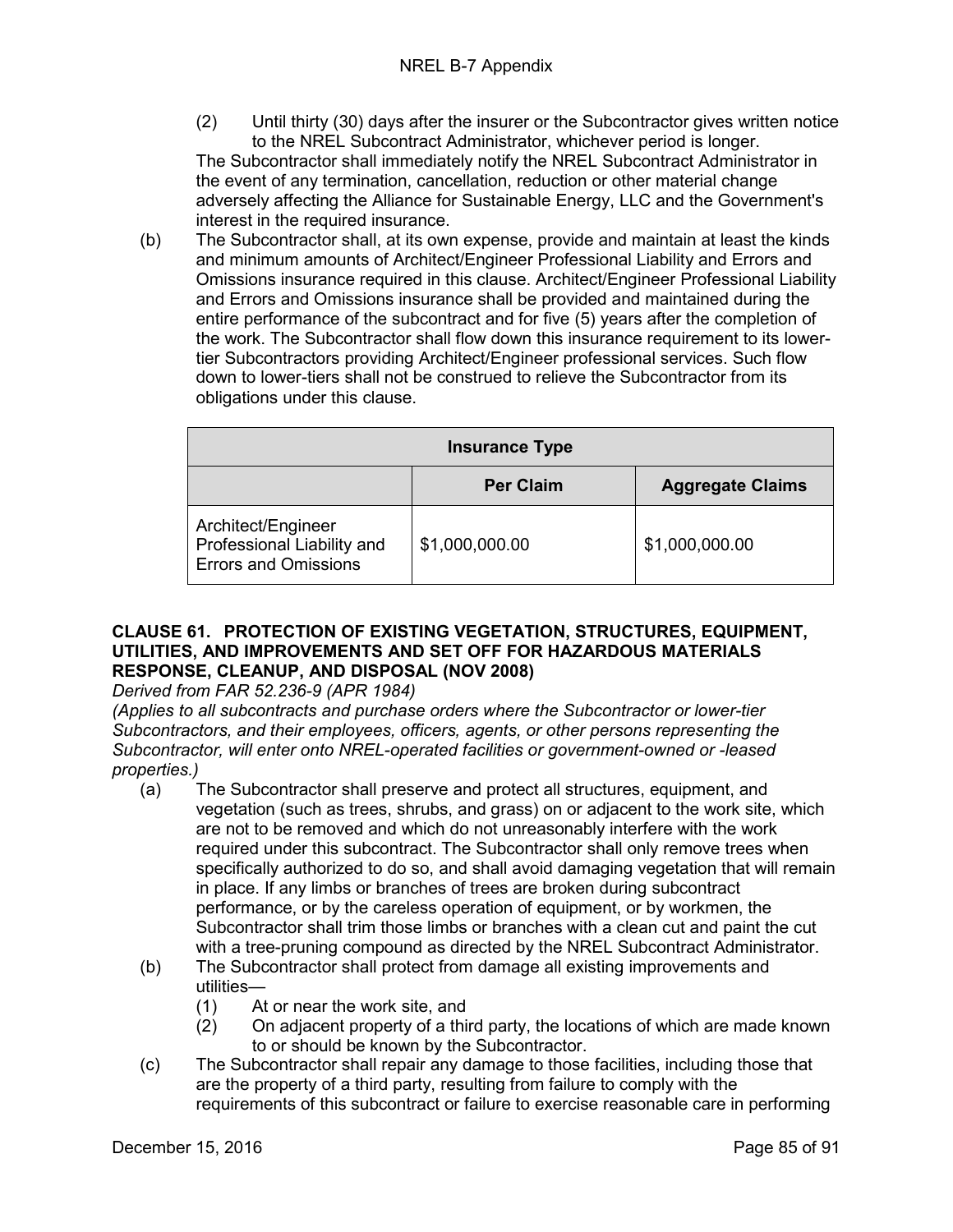(2) Until thirty (30) days after the insurer or the Subcontractor gives written notice to the NREL Subcontract Administrator, whichever period is longer.

The Subcontractor shall immediately notify the NREL Subcontract Administrator in the event of any termination, cancellation, reduction or other material change adversely affecting the Alliance for Sustainable Energy, LLC and the Government's interest in the required insurance.

(b) The Subcontractor shall, at its own expense, provide and maintain at least the kinds and minimum amounts of Architect/Engineer Professional Liability and Errors and Omissions insurance required in this clause. Architect/Engineer Professional Liability and Errors and Omissions insurance shall be provided and maintained during the entire performance of the subcontract and for five (5) years after the completion of the work. The Subcontractor shall flow down this insurance requirement to its lower-tier Subcontractors providing Architect/Engineer professional services. Such flow down to lower-tiers shall not be construed to relieve the Subcontractor from its obligations under this clause.

| Insurance Type | | |
|---|---|---|
| | **Per Claim** | **Aggregate Claims** |
| Architect/Engineer Professional Liability and Errors and Omissions | $1,000,000.00 | $1,000,000.00 |

### CLAUSE 61. PROTECTION OF EXISTING VEGETATION, STRUCTURES, EQUIPMENT, UTILITIES, AND IMPROVEMENTS AND SET OFF FOR HAZARDOUS MATERIALS RESPONSE, CLEANUP, AND DISPOSAL (NOV 2008)

*Derived from FAR 52.236-9 (APR 1984)*

*(Applies to all subcontracts and purchase orders where the Subcontractor or lower-tier Subcontractors, and their employees, officers, agents, or other persons representing the Subcontractor, will enter onto NREL-operated facilities or government-owned or -leased properties.)*

(a) The Subcontractor shall preserve and protect all structures, equipment, and vegetation (such as trees, shrubs, and grass) on or adjacent to the work site, which are not to be removed and which do not unreasonably interfere with the work required under this subcontract. The Subcontractor shall only remove trees when specifically authorized to do so, and shall avoid damaging vegetation that will remain in place. If any limbs or branches of trees are broken during subcontract performance, or by the careless operation of equipment, or by workmen, the Subcontractor shall trim those limbs or branches with a clean cut and paint the cut with a tree-pruning compound as directed by the NREL Subcontract Administrator.

(b) The Subcontractor shall protect from damage all existing improvements and utilities—

(1) At or near the work site, and

(2) On adjacent property of a third party, the locations of which are made known to or should be known by the Subcontractor.

(c) The Subcontractor shall repair any damage to those facilities, including those that are the property of a third party, resulting from failure to comply with the requirements of this subcontract or failure to exercise reasonable care in performing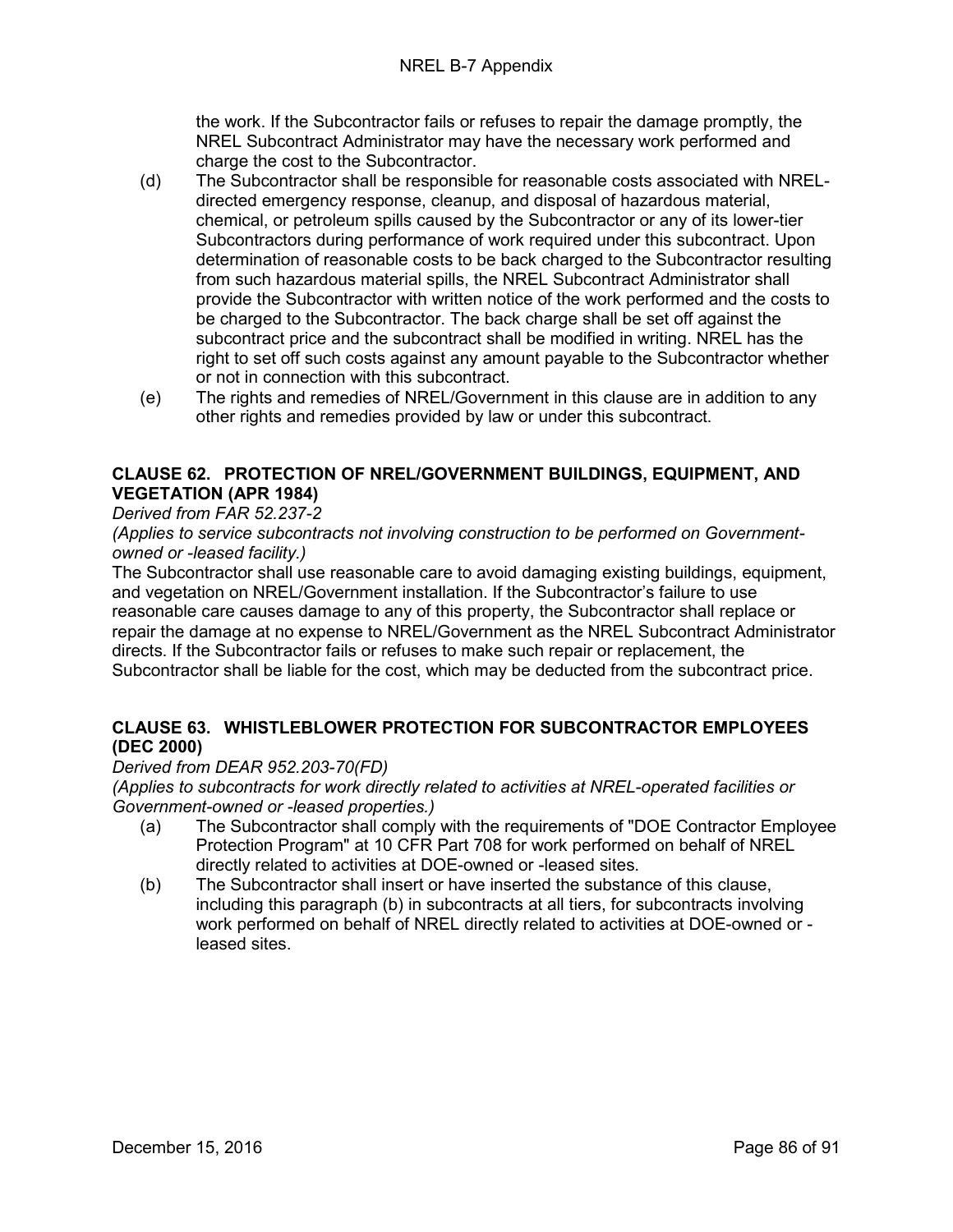the work. If the Subcontractor fails or refuses to repair the damage promptly, the NREL Subcontract Administrator may have the necessary work performed and charge the cost to the Subcontractor.

(d) The Subcontractor shall be responsible for reasonable costs associated with NREL-directed emergency response, cleanup, and disposal of hazardous material, chemical, or petroleum spills caused by the Subcontractor or any of its lower-tier Subcontractors during performance of work required under this subcontract. Upon determination of reasonable costs to be back charged to the Subcontractor resulting from such hazardous material spills, the NREL Subcontract Administrator shall provide the Subcontractor with written notice of the work performed and the costs to be charged to the Subcontractor. The back charge shall be set off against the subcontract price and the subcontract shall be modified in writing. NREL has the right to set off such costs against any amount payable to the Subcontractor whether or not in connection with this subcontract.

(e) The rights and remedies of NREL/Government in this clause are in addition to any other rights and remedies provided by law or under this subcontract.

## CLAUSE 62. PROTECTION OF NREL/GOVERNMENT BUILDINGS, EQUIPMENT, AND VEGETATION (APR 1984)

*Derived from FAR 52.237-2*

*(Applies to service subcontracts not involving construction to be performed on Government-owned or -leased facility.)*

The Subcontractor shall use reasonable care to avoid damaging existing buildings, equipment, and vegetation on NREL/Government installation. If the Subcontractor's failure to use reasonable care causes damage to any of this property, the Subcontractor shall replace or repair the damage at no expense to NREL/Government as the NREL Subcontract Administrator directs. If the Subcontractor fails or refuses to make such repair or replacement, the Subcontractor shall be liable for the cost, which may be deducted from the subcontract price.

## CLAUSE 63. WHISTLEBLOWER PROTECTION FOR SUBCONTRACTOR EMPLOYEES (DEC 2000)

*Derived from DEAR 952.203-70(FD)*

*(Applies to subcontracts for work directly related to activities at NREL-operated facilities or Government-owned or -leased properties.)*

(a) The Subcontractor shall comply with the requirements of "DOE Contractor Employee Protection Program" at 10 CFR Part 708 for work performed on behalf of NREL directly related to activities at DOE-owned or -leased sites.

(b) The Subcontractor shall insert or have inserted the substance of this clause, including this paragraph (b) in subcontracts at all tiers, for subcontracts involving work performed on behalf of NREL directly related to activities at DOE-owned or -leased sites.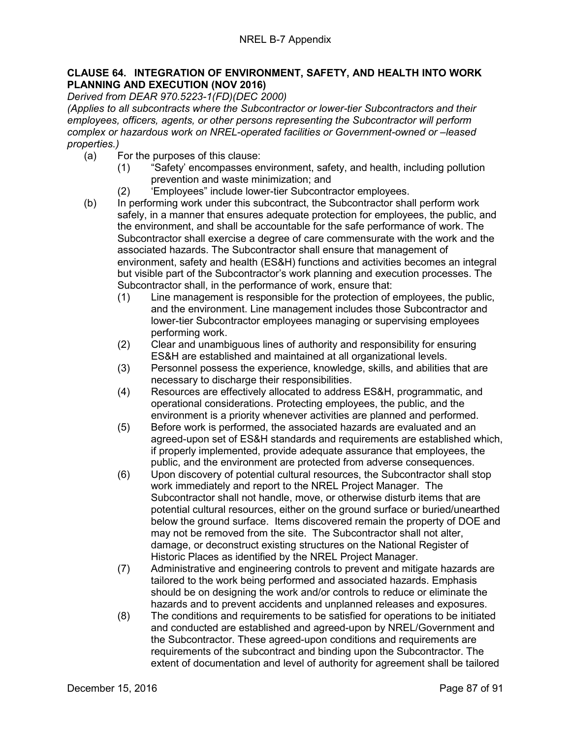### CLAUSE 64. INTEGRATION OF ENVIRONMENT, SAFETY, AND HEALTH INTO WORK PLANNING AND EXECUTION (NOV 2016)

*Derived from DEAR 970.5223-1(FD)(DEC 2000)*

*(Applies to all subcontracts where the Subcontractor or lower-tier Subcontractors and their employees, officers, agents, or other persons representing the Subcontractor will perform complex or hazardous work on NREL-operated facilities or Government-owned or –leased properties.)*

(a) For the purposes of this clause:

  (1) "Safety' encompasses environment, safety, and health, including pollution prevention and waste minimization; and

  (2) 'Employees" include lower-tier Subcontractor employees.

(b) In performing work under this subcontract, the Subcontractor shall perform work safely, in a manner that ensures adequate protection for employees, the public, and the environment, and shall be accountable for the safe performance of work. The Subcontractor shall exercise a degree of care commensurate with the work and the associated hazards. The Subcontractor shall ensure that management of environment, safety and health (ES&H) functions and activities becomes an integral but visible part of the Subcontractor's work planning and execution processes. The Subcontractor shall, in the performance of work, ensure that:

  (1) Line management is responsible for the protection of employees, the public, and the environment. Line management includes those Subcontractor and lower-tier Subcontractor employees managing or supervising employees performing work.

  (2) Clear and unambiguous lines of authority and responsibility for ensuring ES&H are established and maintained at all organizational levels.

  (3) Personnel possess the experience, knowledge, skills, and abilities that are necessary to discharge their responsibilities.

  (4) Resources are effectively allocated to address ES&H, programmatic, and operational considerations. Protecting employees, the public, and the environment is a priority whenever activities are planned and performed.

  (5) Before work is performed, the associated hazards are evaluated and an agreed-upon set of ES&H standards and requirements are established which, if properly implemented, provide adequate assurance that employees, the public, and the environment are protected from adverse consequences.

  (6) Upon discovery of potential cultural resources, the Subcontractor shall stop work immediately and report to the NREL Project Manager. The Subcontractor shall not handle, move, or otherwise disturb items that are potential cultural resources, either on the ground surface or buried/unearthed below the ground surface. Items discovered remain the property of DOE and may not be removed from the site. The Subcontractor shall not alter, damage, or deconstruct existing structures on the National Register of Historic Places as identified by the NREL Project Manager.

  (7) Administrative and engineering controls to prevent and mitigate hazards are tailored to the work being performed and associated hazards. Emphasis should be on designing the work and/or controls to reduce or eliminate the hazards and to prevent accidents and unplanned releases and exposures.

  (8) The conditions and requirements to be satisfied for operations to be initiated and conducted are established and agreed-upon by NREL/Government and the Subcontractor. These agreed-upon conditions and requirements are requirements of the subcontract and binding upon the Subcontractor. The extent of documentation and level of authority for agreement shall be tailored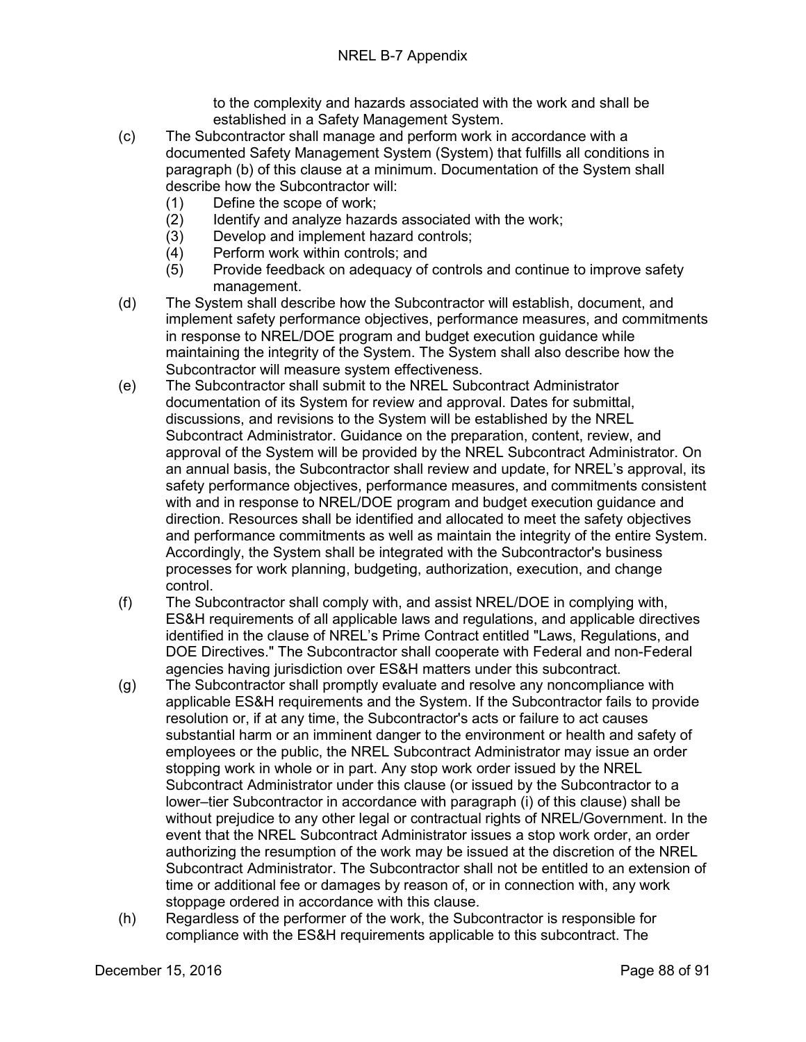to the complexity and hazards associated with the work and shall be established in a Safety Management System.

(c) The Subcontractor shall manage and perform work in accordance with a documented Safety Management System (System) that fulfills all conditions in paragraph (b) of this clause at a minimum. Documentation of the System shall describe how the Subcontractor will:

(1) Define the scope of work;

(2) Identify and analyze hazards associated with the work;

(3) Develop and implement hazard controls;

(4) Perform work within controls; and

(5) Provide feedback on adequacy of controls and continue to improve safety management.

(d) The System shall describe how the Subcontractor will establish, document, and implement safety performance objectives, performance measures, and commitments in response to NREL/DOE program and budget execution guidance while maintaining the integrity of the System. The System shall also describe how the Subcontractor will measure system effectiveness.

(e) The Subcontractor shall submit to the NREL Subcontract Administrator documentation of its System for review and approval. Dates for submittal, discussions, and revisions to the System will be established by the NREL Subcontract Administrator. Guidance on the preparation, content, review, and approval of the System will be provided by the NREL Subcontract Administrator. On an annual basis, the Subcontractor shall review and update, for NREL's approval, its safety performance objectives, performance measures, and commitments consistent with and in response to NREL/DOE program and budget execution guidance and direction. Resources shall be identified and allocated to meet the safety objectives and performance commitments as well as maintain the integrity of the entire System. Accordingly, the System shall be integrated with the Subcontractor's business processes for work planning, budgeting, authorization, execution, and change control.

(f) The Subcontractor shall comply with, and assist NREL/DOE in complying with, ES&H requirements of all applicable laws and regulations, and applicable directives identified in the clause of NREL's Prime Contract entitled "Laws, Regulations, and DOE Directives." The Subcontractor shall cooperate with Federal and non-Federal agencies having jurisdiction over ES&H matters under this subcontract.

(g) The Subcontractor shall promptly evaluate and resolve any noncompliance with applicable ES&H requirements and the System. If the Subcontractor fails to provide resolution or, if at any time, the Subcontractor's acts or failure to act causes substantial harm or an imminent danger to the environment or health and safety of employees or the public, the NREL Subcontract Administrator may issue an order stopping work in whole or in part. Any stop work order issued by the NREL Subcontract Administrator under this clause (or issued by the Subcontractor to a lower–tier Subcontractor in accordance with paragraph (i) of this clause) shall be without prejudice to any other legal or contractual rights of NREL/Government. In the event that the NREL Subcontract Administrator issues a stop work order, an order authorizing the resumption of the work may be issued at the discretion of the NREL Subcontract Administrator. The Subcontractor shall not be entitled to an extension of time or additional fee or damages by reason of, or in connection with, any work stoppage ordered in accordance with this clause.

(h) Regardless of the performer of the work, the Subcontractor is responsible for compliance with the ES&H requirements applicable to this subcontract. The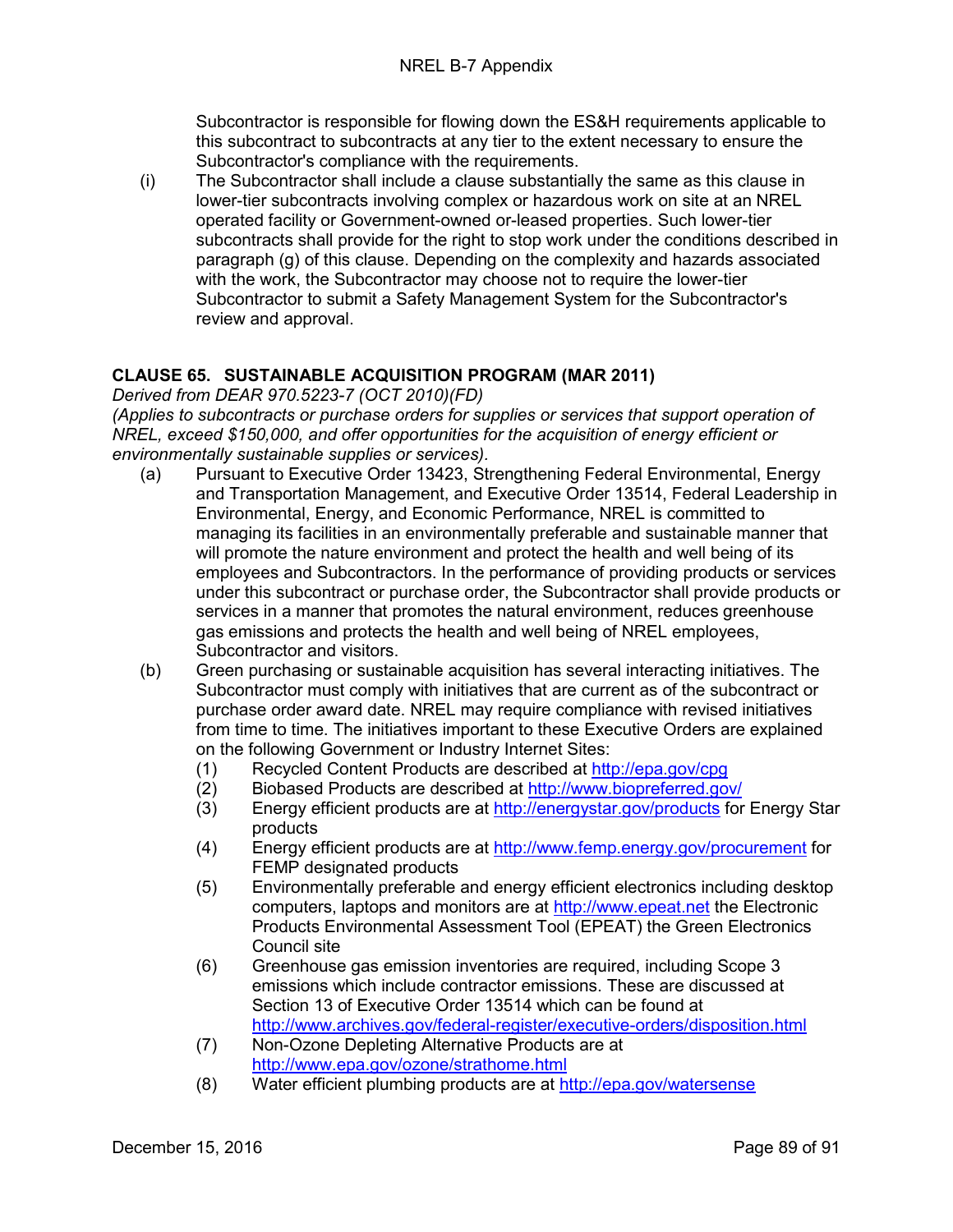Subcontractor is responsible for flowing down the ES&H requirements applicable to this subcontract to subcontracts at any tier to the extent necessary to ensure the Subcontractor's compliance with the requirements.

(i) The Subcontractor shall include a clause substantially the same as this clause in lower-tier subcontracts involving complex or hazardous work on site at an NREL operated facility or Government-owned or-leased properties. Such lower-tier subcontracts shall provide for the right to stop work under the conditions described in paragraph (g) of this clause. Depending on the complexity and hazards associated with the work, the Subcontractor may choose not to require the lower-tier Subcontractor to submit a Safety Management System for the Subcontractor's review and approval.

## CLAUSE 65. SUSTAINABLE ACQUISITION PROGRAM (MAR 2011)

*Derived from DEAR 970.5223-7 (OCT 2010)(FD)*

*(Applies to subcontracts or purchase orders for supplies or services that support operation of NREL, exceed $150,000, and offer opportunities for the acquisition of energy efficient or environmentally sustainable supplies or services).*

(a) Pursuant to Executive Order 13423, Strengthening Federal Environmental, Energy and Transportation Management, and Executive Order 13514, Federal Leadership in Environmental, Energy, and Economic Performance, NREL is committed to managing its facilities in an environmentally preferable and sustainable manner that will promote the nature environment and protect the health and well being of its employees and Subcontractors. In the performance of providing products or services under this subcontract or purchase order, the Subcontractor shall provide products or services in a manner that promotes the natural environment, reduces greenhouse gas emissions and protects the health and well being of NREL employees, Subcontractor and visitors.

(b) Green purchasing or sustainable acquisition has several interacting initiatives. The Subcontractor must comply with initiatives that are current as of the subcontract or purchase order award date. NREL may require compliance with revised initiatives from time to time. The initiatives important to these Executive Orders are explained on the following Government or Industry Internet Sites:

(1) Recycled Content Products are described at http://epa.gov/cpg
(2) Biobased Products are described at http://www.biopreferred.gov/
(3) Energy efficient products are at http://energystar.gov/products for Energy Star products
(4) Energy efficient products are at http://www.femp.energy.gov/procurement for FEMP designated products
(5) Environmentally preferable and energy efficient electronics including desktop computers, laptops and monitors are at http://www.epeat.net the Electronic Products Environmental Assessment Tool (EPEAT) the Green Electronics Council site
(6) Greenhouse gas emission inventories are required, including Scope 3 emissions which include contractor emissions. These are discussed at Section 13 of Executive Order 13514 which can be found at http://www.archives.gov/federal-register/executive-orders/disposition.html
(7) Non-Ozone Depleting Alternative Products are at http://www.epa.gov/ozone/strathome.html
(8) Water efficient plumbing products are at http://epa.gov/watersense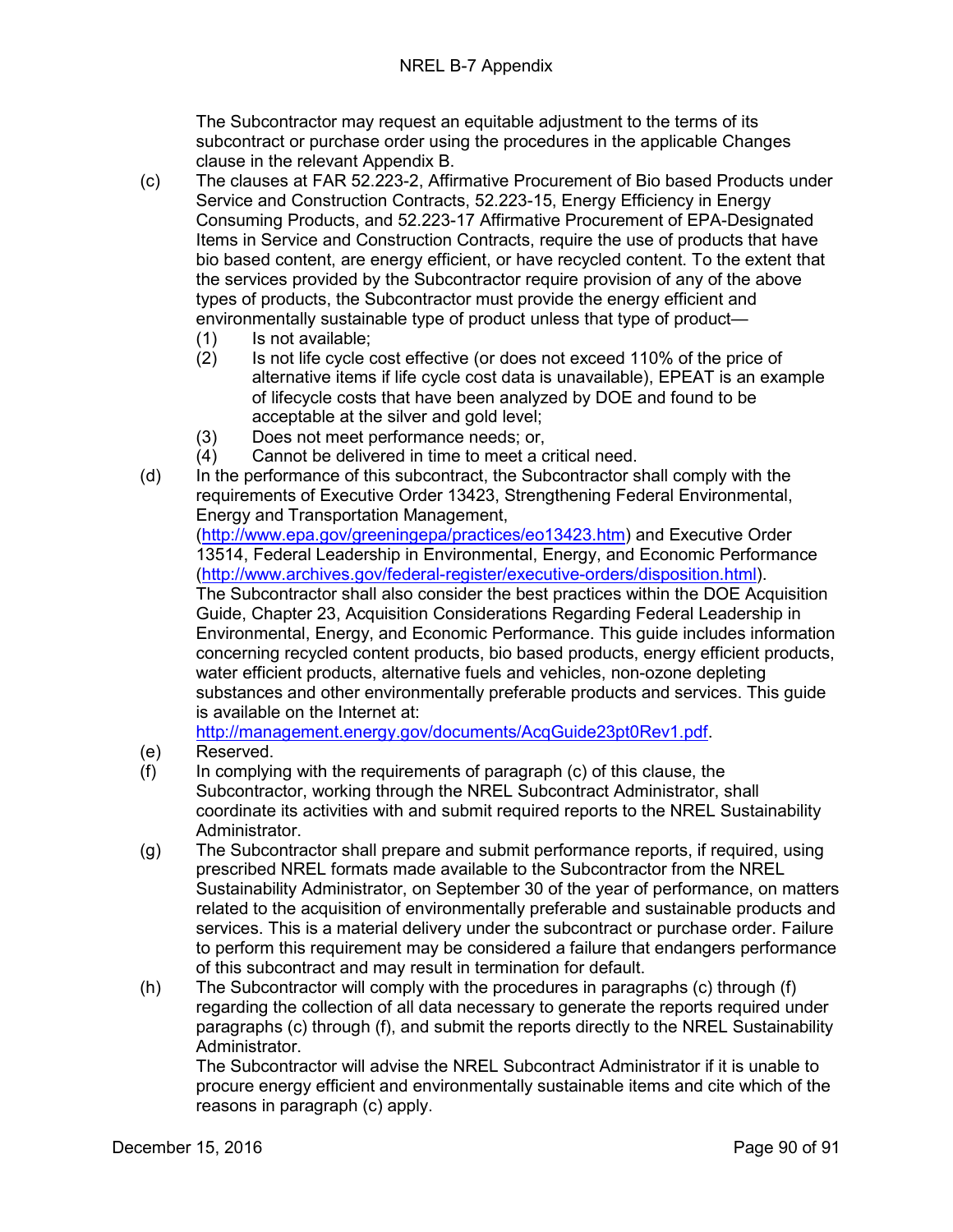The Subcontractor may request an equitable adjustment to the terms of its subcontract or purchase order using the procedures in the applicable Changes clause in the relevant Appendix B.

(c) The clauses at FAR 52.223-2, Affirmative Procurement of Bio based Products under Service and Construction Contracts, 52.223-15, Energy Efficiency in Energy Consuming Products, and 52.223-17 Affirmative Procurement of EPA-Designated Items in Service and Construction Contracts, require the use of products that have bio based content, are energy efficient, or have recycled content. To the extent that the services provided by the Subcontractor require provision of any of the above types of products, the Subcontractor must provide the energy efficient and environmentally sustainable type of product unless that type of product—

   (1) Is not available;
   (2) Is not life cycle cost effective (or does not exceed 110% of the price of alternative items if life cycle cost data is unavailable), EPEAT is an example of lifecycle costs that have been analyzed by DOE and found to be acceptable at the silver and gold level;
   (3) Does not meet performance needs; or,
   (4) Cannot be delivered in time to meet a critical need.

(d) In the performance of this subcontract, the Subcontractor shall comply with the requirements of Executive Order 13423, Strengthening Federal Environmental, Energy and Transportation Management, (http://www.epa.gov/greeningepa/practices/eo13423.htm) and Executive Order 13514, Federal Leadership in Environmental, Energy, and Economic Performance (http://www.archives.gov/federal-register/executive-orders/disposition.html). The Subcontractor shall also consider the best practices within the DOE Acquisition Guide, Chapter 23, Acquisition Considerations Regarding Federal Leadership in Environmental, Energy, and Economic Performance. This guide includes information concerning recycled content products, bio based products, energy efficient products, water efficient products, alternative fuels and vehicles, non-ozone depleting substances and other environmentally preferable products and services. This guide is available on the Internet at: http://management.energy.gov/documents/AcqGuide23pt0Rev1.pdf.

(e) Reserved.

(f) In complying with the requirements of paragraph (c) of this clause, the Subcontractor, working through the NREL Subcontract Administrator, shall coordinate its activities with and submit required reports to the NREL Sustainability Administrator.

(g) The Subcontractor shall prepare and submit performance reports, if required, using prescribed NREL formats made available to the Subcontractor from the NREL Sustainability Administrator, on September 30 of the year of performance, on matters related to the acquisition of environmentally preferable and sustainable products and services. This is a material delivery under the subcontract or purchase order. Failure to perform this requirement may be considered a failure that endangers performance of this subcontract and may result in termination for default.

(h) The Subcontractor will comply with the procedures in paragraphs (c) through (f) regarding the collection of all data necessary to generate the reports required under paragraphs (c) through (f), and submit the reports directly to the NREL Sustainability Administrator.

   The Subcontractor will advise the NREL Subcontract Administrator if it is unable to procure energy efficient and environmentally sustainable items and cite which of the reasons in paragraph (c) apply.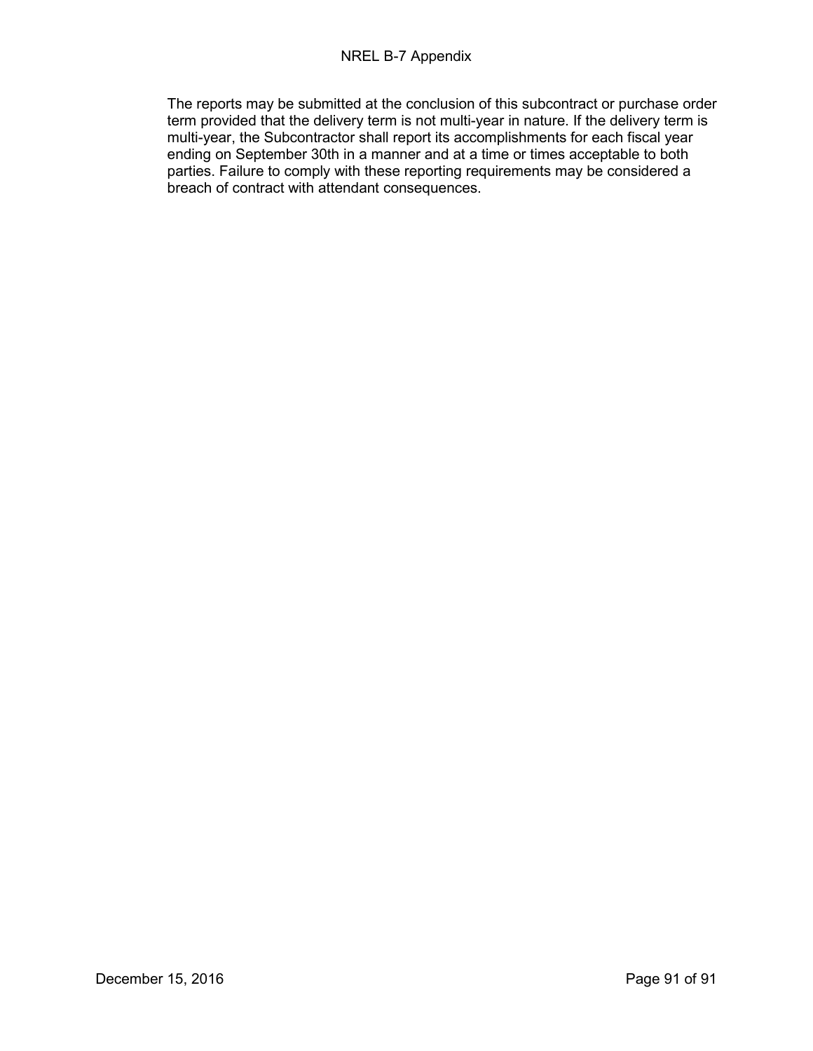The reports may be submitted at the conclusion of this subcontract or purchase order term provided that the delivery term is not multi-year in nature. If the delivery term is multi-year, the Subcontractor shall report its accomplishments for each fiscal year ending on September 30th in a manner and at a time or times acceptable to both parties. Failure to comply with these reporting requirements may be considered a breach of contract with attendant consequences.